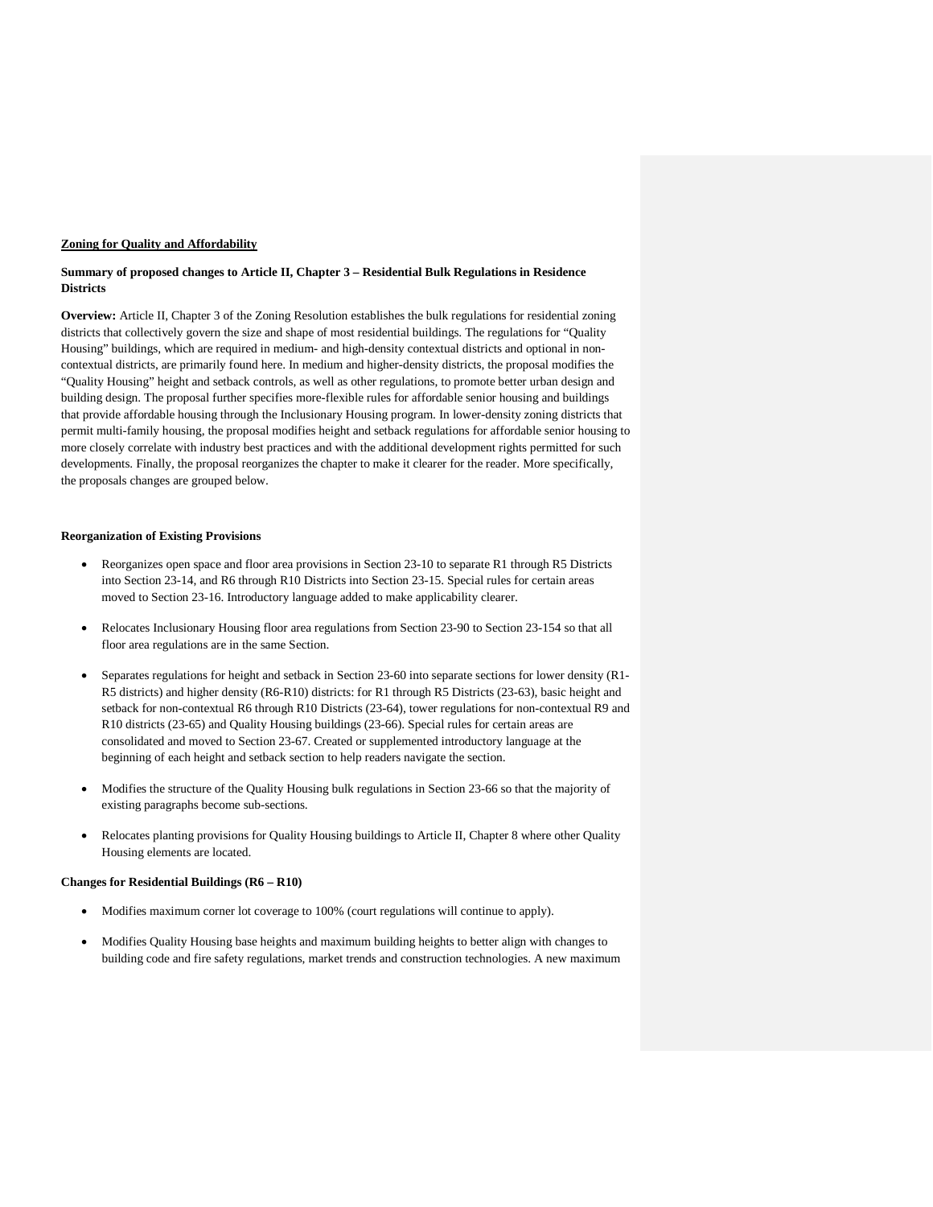**<u>Zoning for Quality and Affordability</u>**

**Summary of proposed changes to Article II, Chapter 3 – Residential Bulk Regulations in Residence Districts**

**Overview:** Article II, Chapter 3 of the Zoning Resolution establishes the bulk regulations for residential zoning districts that collectively govern the size and shape of most residential buildings. The regulations for "Quality Housing" buildings, which are required in medium- and high-density contextual districts and optional in non-contextual districts, are primarily found here. In medium and higher-density districts, the proposal modifies the "Quality Housing" height and setback controls, as well as other regulations, to promote better urban design and building design. The proposal further specifies more-flexible rules for affordable senior housing and buildings that provide affordable housing through the Inclusionary Housing program. In lower-density zoning districts that permit multi-family housing, the proposal modifies height and setback regulations for affordable senior housing to more closely correlate with industry best practices and with the additional development rights permitted for such developments. Finally, the proposal reorganizes the chapter to make it clearer for the reader. More specifically, the proposals changes are grouped below.

**Reorganization of Existing Provisions**

- Reorganizes open space and floor area provisions in Section 23-10 to separate R1 through R5 Districts into Section 23-14, and R6 through R10 Districts into Section 23-15. Special rules for certain areas moved to Section 23-16. Introductory language added to make applicability clearer.
- Relocates Inclusionary Housing floor area regulations from Section 23-90 to Section 23-154 so that all floor area regulations are in the same Section.
- Separates regulations for height and setback in Section 23-60 into separate sections for lower density (R1-R5 districts) and higher density (R6-R10) districts: for R1 through R5 Districts (23-63), basic height and setback for non-contextual R6 through R10 Districts (23-64), tower regulations for non-contextual R9 and R10 districts (23-65) and Quality Housing buildings (23-66). Special rules for certain areas are consolidated and moved to Section 23-67. Created or supplemented introductory language at the beginning of each height and setback section to help readers navigate the section.
- Modifies the structure of the Quality Housing bulk regulations in Section 23-66 so that the majority of existing paragraphs become sub-sections.
- Relocates planting provisions for Quality Housing buildings to Article II, Chapter 8 where other Quality Housing elements are located.

**Changes for Residential Buildings (R6 – R10)**

- Modifies maximum corner lot coverage to 100% (court regulations will continue to apply).
- Modifies Quality Housing base heights and maximum building heights to better align with changes to building code and fire safety regulations, market trends and construction technologies. A new maximum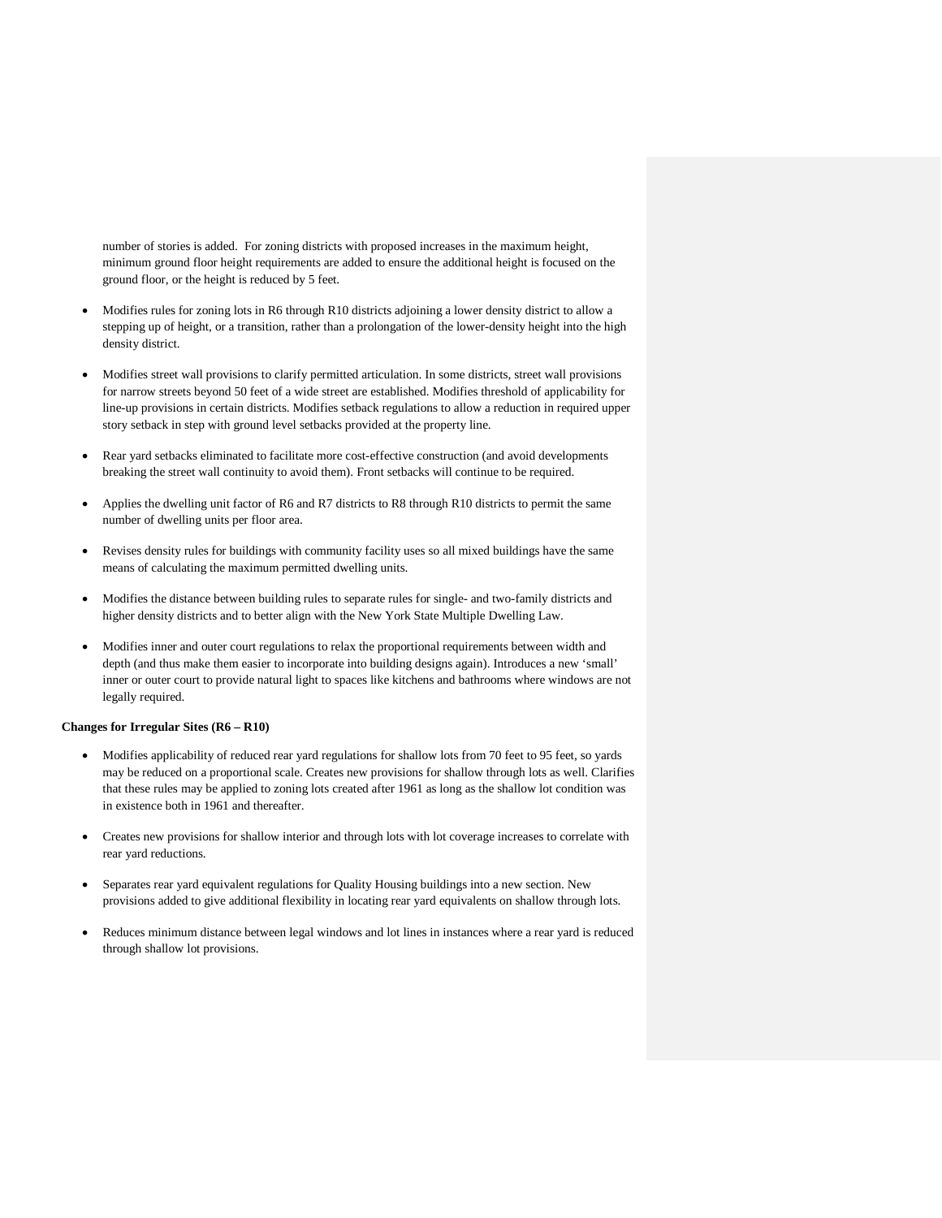number of stories is added. For zoning districts with proposed increases in the maximum height, minimum ground floor height requirements are added to ensure the additional height is focused on the ground floor, or the height is reduced by 5 feet.

- Modifies rules for zoning lots in R6 through R10 districts adjoining a lower density district to allow a stepping up of height, or a transition, rather than a prolongation of the lower-density height into the high density district.
- Modifies street wall provisions to clarify permitted articulation. In some districts, street wall provisions for narrow streets beyond 50 feet of a wide street are established. Modifies threshold of applicability for line-up provisions in certain districts. Modifies setback regulations to allow a reduction in required upper story setback in step with ground level setbacks provided at the property line.
- Rear yard setbacks eliminated to facilitate more cost-effective construction (and avoid developments breaking the street wall continuity to avoid them). Front setbacks will continue to be required.
- Applies the dwelling unit factor of R6 and R7 districts to R8 through R10 districts to permit the same number of dwelling units per floor area.
- Revises density rules for buildings with community facility uses so all mixed buildings have the same means of calculating the maximum permitted dwelling units.
- Modifies the distance between building rules to separate rules for single- and two-family districts and higher density districts and to better align with the New York State Multiple Dwelling Law.
- Modifies inner and outer court regulations to relax the proportional requirements between width and depth (and thus make them easier to incorporate into building designs again). Introduces a new 'small' inner or outer court to provide natural light to spaces like kitchens and bathrooms where windows are not legally required.

**Changes for Irregular Sites (R6 – R10)**

- Modifies applicability of reduced rear yard regulations for shallow lots from 70 feet to 95 feet, so yards may be reduced on a proportional scale. Creates new provisions for shallow through lots as well. Clarifies that these rules may be applied to zoning lots created after 1961 as long as the shallow lot condition was in existence both in 1961 and thereafter.
- Creates new provisions for shallow interior and through lots with lot coverage increases to correlate with rear yard reductions.
- Separates rear yard equivalent regulations for Quality Housing buildings into a new section. New provisions added to give additional flexibility in locating rear yard equivalents on shallow through lots.
- Reduces minimum distance between legal windows and lot lines in instances where a rear yard is reduced through shallow lot provisions.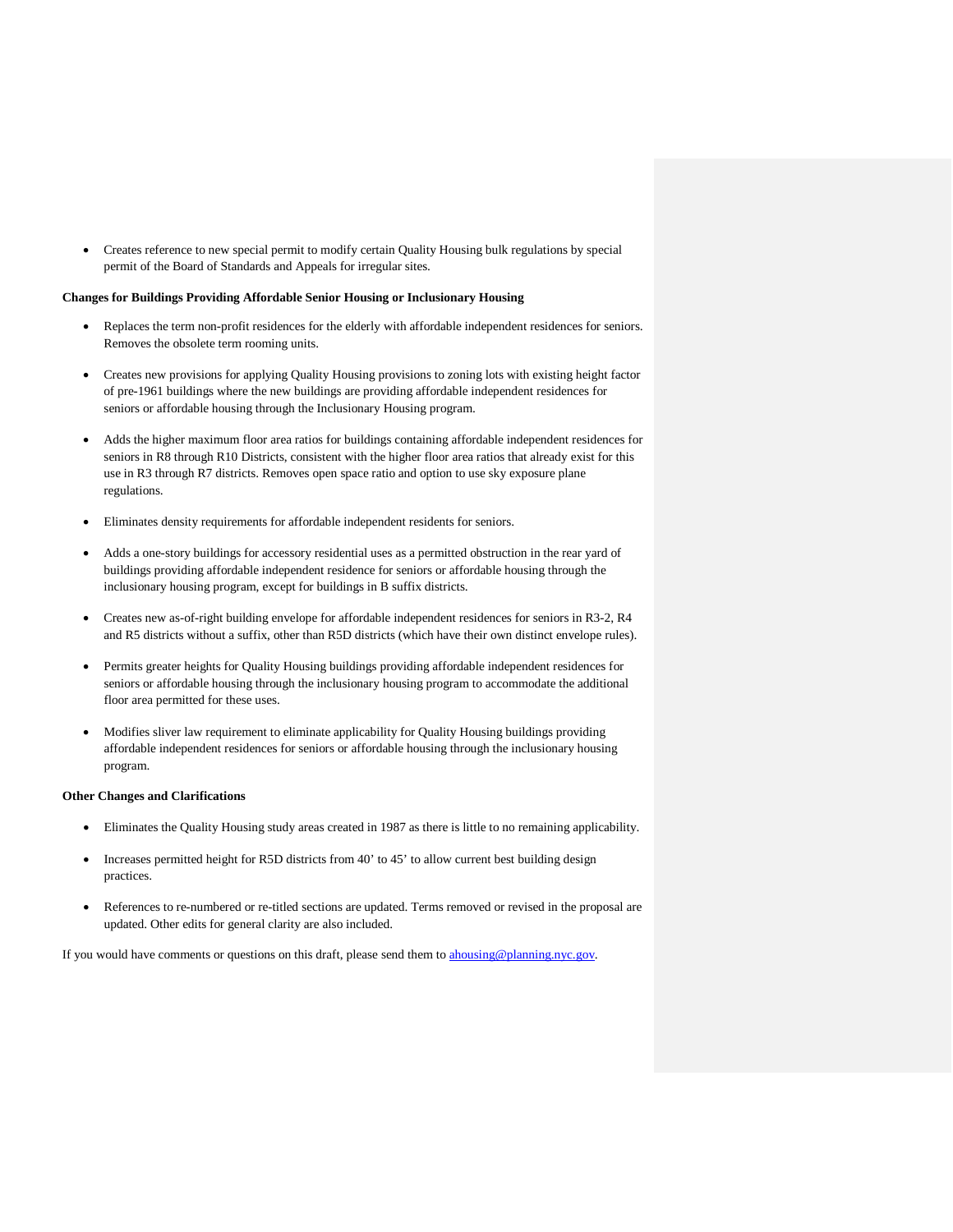- Creates reference to new special permit to modify certain Quality Housing bulk regulations by special permit of the Board of Standards and Appeals for irregular sites.

**Changes for Buildings Providing Affordable Senior Housing or Inclusionary Housing**

- Replaces the term non-profit residences for the elderly with affordable independent residences for seniors. Removes the obsolete term rooming units.

- Creates new provisions for applying Quality Housing provisions to zoning lots with existing height factor of pre-1961 buildings where the new buildings are providing affordable independent residences for seniors or affordable housing through the Inclusionary Housing program.

- Adds the higher maximum floor area ratios for buildings containing affordable independent residences for seniors in R8 through R10 Districts, consistent with the higher floor area ratios that already exist for this use in R3 through R7 districts. Removes open space ratio and option to use sky exposure plane regulations.

- Eliminates density requirements for affordable independent residents for seniors.

- Adds a one-story buildings for accessory residential uses as a permitted obstruction in the rear yard of buildings providing affordable independent residence for seniors or affordable housing through the inclusionary housing program, except for buildings in B suffix districts.

- Creates new as-of-right building envelope for affordable independent residences for seniors in R3-2, R4 and R5 districts without a suffix, other than R5D districts (which have their own distinct envelope rules).

- Permits greater heights for Quality Housing buildings providing affordable independent residences for seniors or affordable housing through the inclusionary housing program to accommodate the additional floor area permitted for these uses.

- Modifies sliver law requirement to eliminate applicability for Quality Housing buildings providing affordable independent residences for seniors or affordable housing through the inclusionary housing program.

**Other Changes and Clarifications**

- Eliminates the Quality Housing study areas created in 1987 as there is little to no remaining applicability.

- Increases permitted height for R5D districts from 40' to 45' to allow current best building design practices.

- References to re-numbered or re-titled sections are updated. Terms removed or revised in the proposal are updated. Other edits for general clarity are also included.

If you would have comments or questions on this draft, please send them to ahousing@planning.nyc.gov.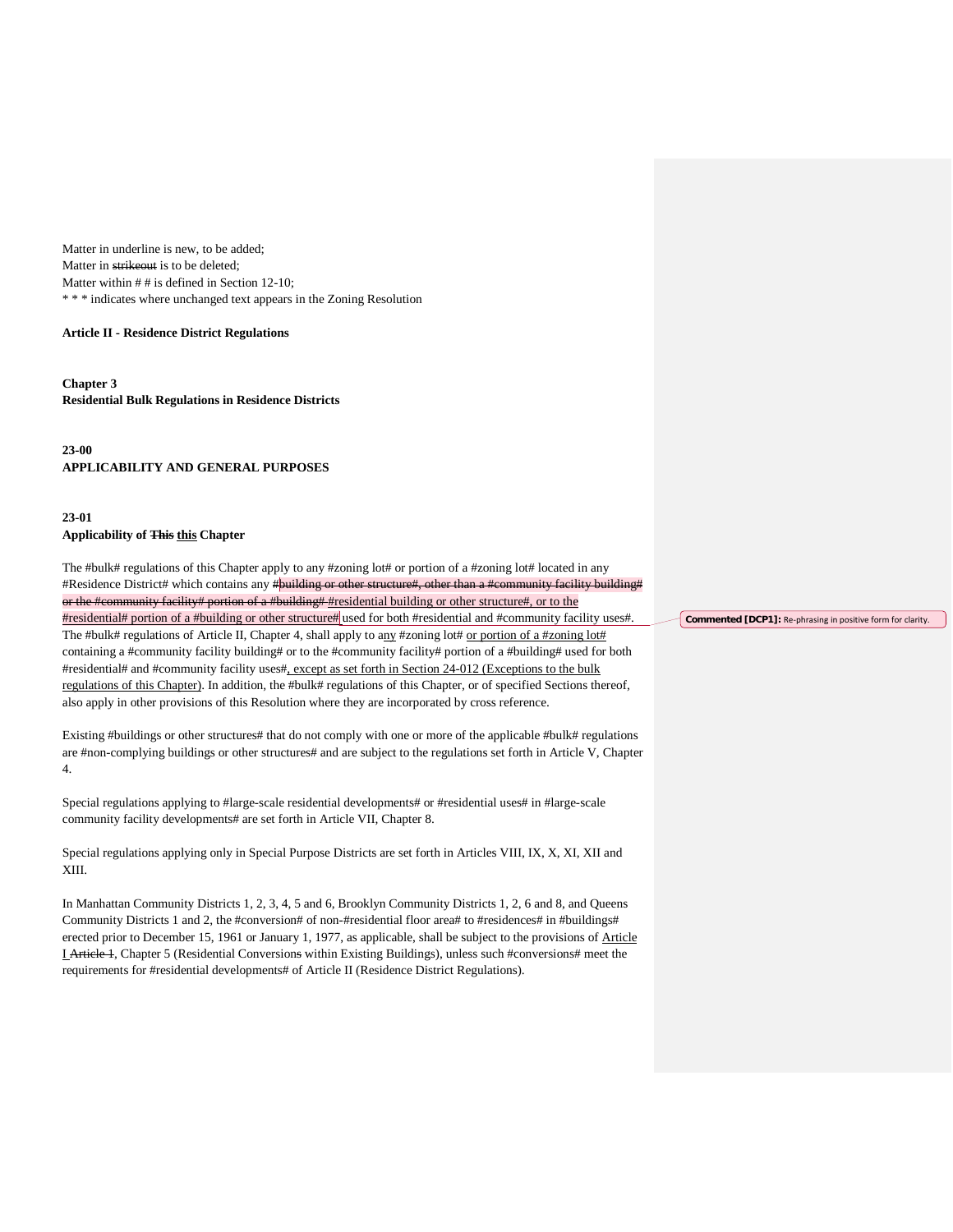Matter in underline is new, to be added;
Matter in ~~strikeout~~ is to be deleted;
Matter within # # is defined in Section 12-10;
\* \* \* indicates where unchanged text appears in the Zoning Resolution

**Article II - Residence District Regulations**

**Chapter 3**
**Residential Bulk Regulations in Residence Districts**

**23-00**
**APPLICABILITY AND GENERAL PURPOSES**

**23-01**
**Applicability of ~~This~~ <u>this</u> Chapter**

The #bulk# regulations of this Chapter apply to any #zoning lot# or portion of a #zoning lot# located in any #Residence District# which contains any ~~#building or other structure#, other than a #community facility building# or the #community facility# portion of a #building#~~ <u>#residential building or other structure#, or to the #residential# portion of a #building or other structure#</u> used for both #residential and #community facility uses#. The #bulk# regulations of Article II, Chapter 4, shall apply to a<u>ny</u> #zoning lot# <u>or portion of a #zoning lot#</u> containing a #community facility building# or to the #community facility# portion of a #building# used for both #residential# and #community facility uses#<u>, except as set forth in Section 24-012 (Exceptions to the bulk regulations of this Chapter)</u>. In addition, the #bulk# regulations of this Chapter, or of specified Sections thereof, also apply in other provisions of this Resolution where they are incorporated by cross reference.

Commented [DCP1]: Re-phrasing in positive form for clarity.

Existing #buildings or other structures# that do not comply with one or more of the applicable #bulk# regulations are #non-complying buildings or other structures# and are subject to the regulations set forth in Article V, Chapter 4.

Special regulations applying to #large-scale residential developments# or #residential uses# in #large-scale community facility developments# are set forth in Article VII, Chapter 8.

Special regulations applying only in Special Purpose Districts are set forth in Articles VIII, IX, X, XI, XII and XIII.

In Manhattan Community Districts 1, 2, 3, 4, 5 and 6, Brooklyn Community Districts 1, 2, 6 and 8, and Queens Community Districts 1 and 2, the #conversion# of non-#residential floor area# to #residences# in #buildings# erected prior to December 15, 1961 or January 1, 1977, as applicable, shall be subject to the provisions of <u>Article I</u> ~~Article 1~~, Chapter 5 (Residential Conversion~~s~~ within Existing Buildings), unless such #conversions# meet the requirements for #residential developments# of Article II (Residence District Regulations).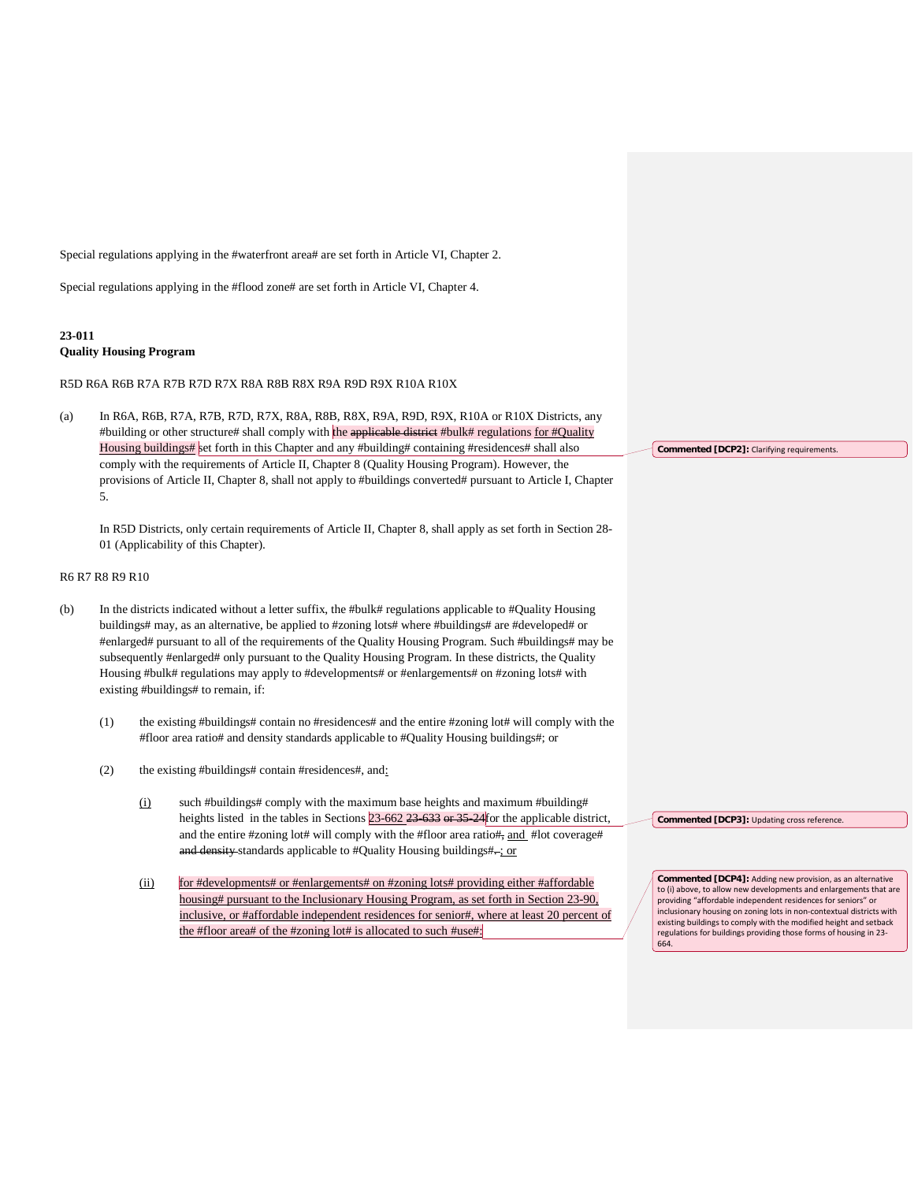Special regulations applying in the #waterfront area# are set forth in Article VI, Chapter 2.

Special regulations applying in the #flood zone# are set forth in Article VI, Chapter 4.

**23-011**
**Quality Housing Program**

R5D R6A R6B R7A R7B R7D R7X R8A R8B R8X R9A R9D R9X R10A R10X

(a) In R6A, R6B, R7A, R7B, R7D, R7X, R8A, R8B, R8X, R9A, R9D, R9X, R10A or R10X Districts, any #building or other structure# shall comply with the ~~applicable district~~ #bulk# regulations for #Quality Housing buildings# set forth in this Chapter and any #building# containing #residences# shall also comply with the requirements of Article II, Chapter 8 (Quality Housing Program). However, the provisions of Article II, Chapter 8, shall not apply to #buildings converted# pursuant to Article I, Chapter 5.

In R5D Districts, only certain requirements of Article II, Chapter 8, shall apply as set forth in Section 28-01 (Applicability of this Chapter).

R6 R7 R8 R9 R10

(b) In the districts indicated without a letter suffix, the #bulk# regulations applicable to #Quality Housing buildings# may, as an alternative, be applied to #zoning lots# where #buildings# are #developed# or #enlarged# pursuant to all of the requirements of the Quality Housing Program. Such #buildings# may be subsequently #enlarged# only pursuant to the Quality Housing Program. In these districts, the Quality Housing #bulk# regulations may apply to #developments# or #enlargements# on #zoning lots# with existing #buildings# to remain, if:

(1) the existing #buildings# contain no #residences# and the entire #zoning lot# will comply with the #floor area ratio# and density standards applicable to #Quality Housing buildings#; or

(2) the existing #buildings# contain #residences#, and:

(i) such #buildings# comply with the maximum base heights and maximum #building# heights listed in the tables in Sections 23-662 ~~23-633 or 35-24~~ for the applicable district, and the entire #zoning lot# will comply with the #floor area ratio#~~,~~ and #lot coverage# ~~and density~~ standards applicable to #Quality Housing buildings#~~.~~; or

(ii) for #developments# or #enlargements# on #zoning lots# providing either #affordable housing# pursuant to the Inclusionary Housing Program, as set forth in Section 23-90, inclusive, or #affordable independent residences for senior#, where at least 20 percent of the #floor area# of the #zoning lot# is allocated to such #use#:

**Commented [DCP2]:** Clarifying requirements.

**Commented [DCP3]:** Updating cross reference.

**Commented [DCP4]:** Adding new provision, as an alternative to (i) above, to allow new developments and enlargements that are providing "affordable independent residences for seniors" or inclusionary housing on zoning lots in non-contextual districts with existing buildings to comply with the modified height and setback regulations for buildings providing those forms of housing in 23-664.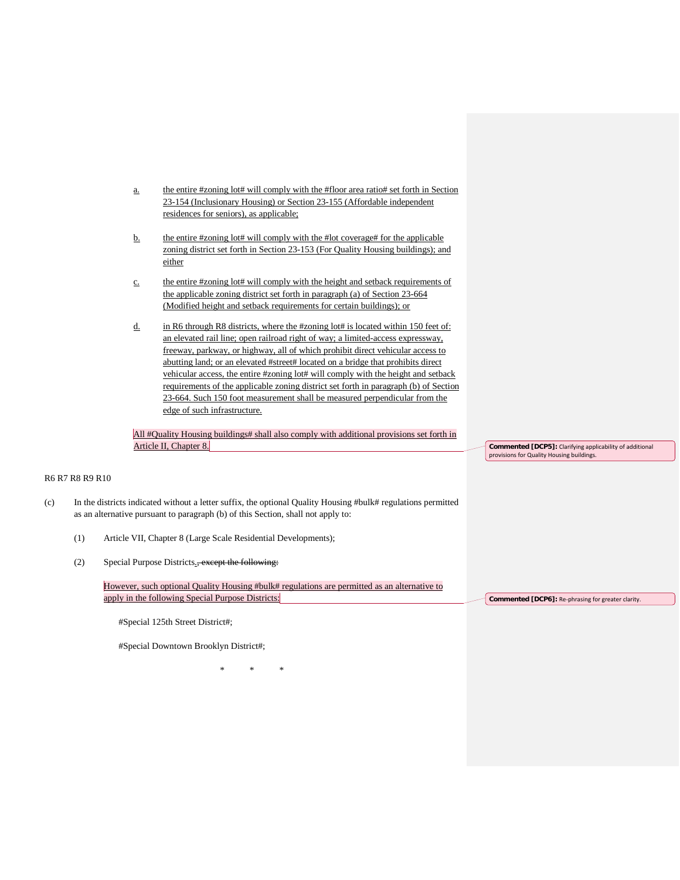a. the entire #zoning lot# will comply with the #floor area ratio# set forth in Section 23-154 (Inclusionary Housing) or Section 23-155 (Affordable independent residences for seniors), as applicable;

b. the entire #zoning lot# will comply with the #lot coverage# for the applicable zoning district set forth in Section 23-153 (For Quality Housing buildings); and either

c. the entire #zoning lot# will comply with the height and setback requirements of the applicable zoning district set forth in paragraph (a) of Section 23-664 (Modified height and setback requirements for certain buildings); or

d. in R6 through R8 districts, where the #zoning lot# is located within 150 feet of: an elevated rail line; open railroad right of way; a limited-access expressway, freeway, parkway, or highway, all of which prohibit direct vehicular access to abutting land; or an elevated #street# located on a bridge that prohibits direct vehicular access, the entire #zoning lot# will comply with the height and setback requirements of the applicable zoning district set forth in paragraph (b) of Section 23-664. Such 150 foot measurement shall be measured perpendicular from the edge of such infrastructure.

All #Quality Housing buildings# shall also comply with additional provisions set forth in Article II, Chapter 8.

**Commented [DCP5]:** Clarifying applicability of additional provisions for Quality Housing buildings.

R6 R7 R8 R9 R10

(c) In the districts indicated without a letter suffix, the optional Quality Housing #bulk# regulations permitted as an alternative pursuant to paragraph (b) of this Section, shall not apply to:

(1) Article VII, Chapter 8 (Large Scale Residential Developments);

(2) Special Purpose Districts., ~~except the following:~~

However, such optional Quality Housing #bulk# regulations are permitted as an alternative to apply in the following Special Purpose Districts:

**Commented [DCP6]:** Re-phrasing for greater clarity.

#Special 125th Street District#;

#Special Downtown Brooklyn District#;

\* \* \*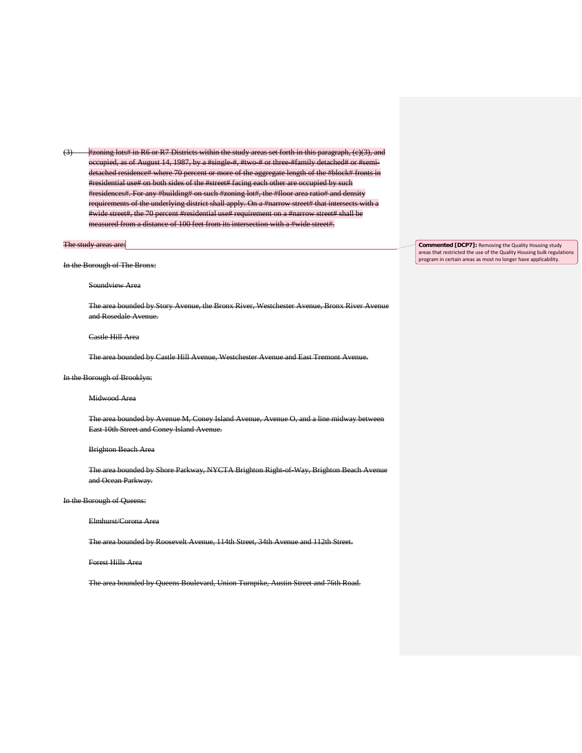(3) #zoning lots# in R6 or R7 Districts within the study areas set forth in this paragraph, (c)(3), and occupied, as of August 14, 1987, by a #single-#, #two-# or three-#family detached# or #semi-detached residence# where 70 percent or more of the aggregate length of the #block# fronts in #residential use# on both sides of the #street# facing each other are occupied by such #residences#. For any #building# on such #zoning lot#, the #floor area ratio# and density requirements of the underlying district shall apply. On a #narrow street# that intersects with a #wide street#, the 70 percent #residential use# requirement on a #narrow street# shall be measured from a distance of 100 feet from its intersection with a #wide street#.

The study areas are:

**Commented [DCP7]:** Removing the Quality Housing study areas that restricted the use of the Quality Housing bulk regulations program in certain areas as most no longer have applicability.

In the Borough of The Bronx:

Soundview Area

The area bounded by Story Avenue, the Bronx River, Westchester Avenue, Bronx River Avenue and Rosedale Avenue.

Castle Hill Area

The area bounded by Castle Hill Avenue, Westchester Avenue and East Tremont Avenue.

In the Borough of Brooklyn:

Midwood Area

The area bounded by Avenue M, Coney Island Avenue, Avenue O, and a line midway between East 10th Street and Coney Island Avenue.

Brighton Beach Area

The area bounded by Shore Parkway, NYCTA Brighton Right-of-Way, Brighton Beach Avenue and Ocean Parkway.

In the Borough of Queens:

Elmhurst/Corona Area

The area bounded by Roosevelt Avenue, 114th Street, 34th Avenue and 112th Street.

Forest Hills Area

The area bounded by Queens Boulevard, Union Turnpike, Austin Street and 76th Road.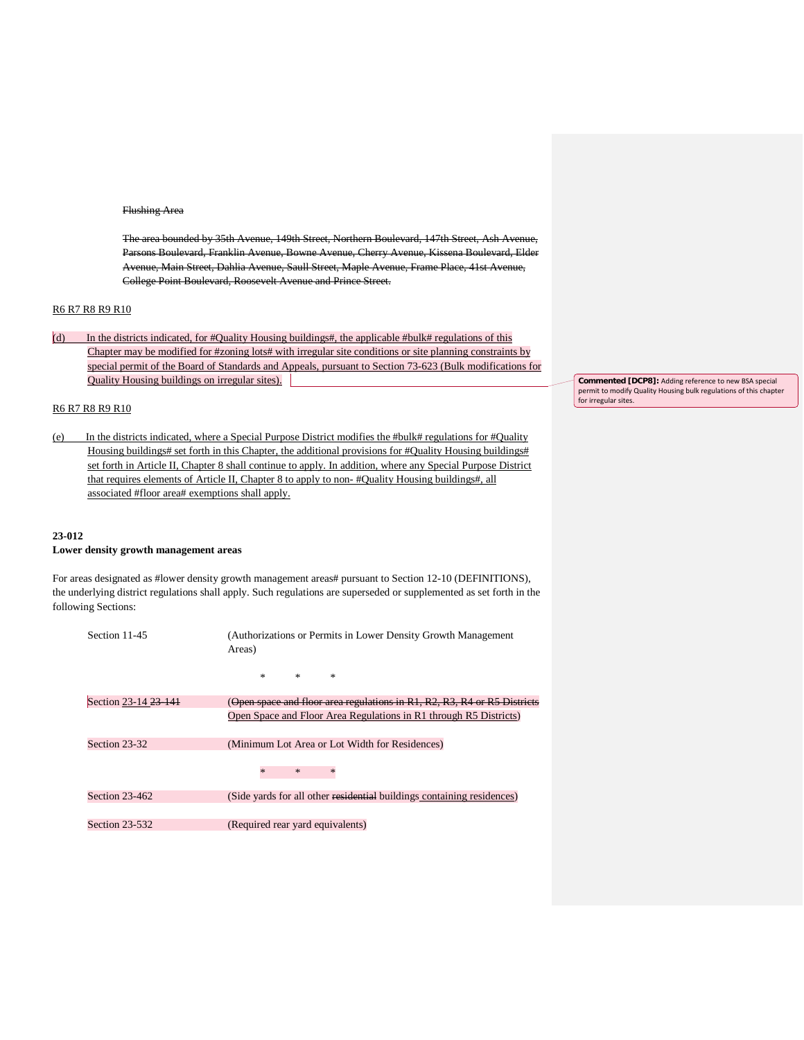~~Flushing Area~~

~~The area bounded by 35th Avenue, 149th Street, Northern Boulevard, 147th Street, Ash Avenue, Parsons Boulevard, Franklin Avenue, Bowne Avenue, Cherry Avenue, Kissena Boulevard, Elder Avenue, Main Street, Dahlia Avenue, Saull Street, Maple Avenue, Frame Place, 41st Avenue, College Point Boulevard, Roosevelt Avenue and Prince Street.~~

R6 R7 R8 R9 R10

(d) In the districts indicated, for #Quality Housing buildings#, the applicable #bulk# regulations of this Chapter may be modified for #zoning lots# with irregular site conditions or site planning constraints by special permit of the Board of Standards and Appeals, pursuant to Section 73-623 (Bulk modifications for Quality Housing buildings on irregular sites).

> **Commented [DCP8]:** Adding reference to new BSA special permit to modify Quality Housing bulk regulations of this chapter for irregular sites.

R6 R7 R8 R9 R10

(e) In the districts indicated, where a Special Purpose District modifies the #bulk# regulations for #Quality Housing buildings# set forth in this Chapter, the additional provisions for #Quality Housing buildings# set forth in Article II, Chapter 8 shall continue to apply. In addition, where any Special Purpose District that requires elements of Article II, Chapter 8 to apply to non- #Quality Housing buildings#, all associated #floor area# exemptions shall apply.

**23-012**
**Lower density growth management areas**

For areas designated as #lower density growth management areas# pursuant to Section 12-10 (DEFINITIONS), the underlying district regulations shall apply. Such regulations are superseded or supplemented as set forth in the following Sections:

| | |
|---|---|
| Section 11-45 | (Authorizations or Permits in Lower Density Growth Management Areas) |
| | * * * |
| Section 23-14 ~~23-141~~ | (~~Open space and floor area regulations in R1, R2, R3, R4 or R5 Districts~~ Open Space and Floor Area Regulations in R1 through R5 Districts) |
| Section 23-32 | (Minimum Lot Area or Lot Width for Residences) |
| | * * * |
| Section 23-462 | (Side yards for all other ~~residential~~ buildings containing residences) |
| Section 23-532 | (Required rear yard equivalents) |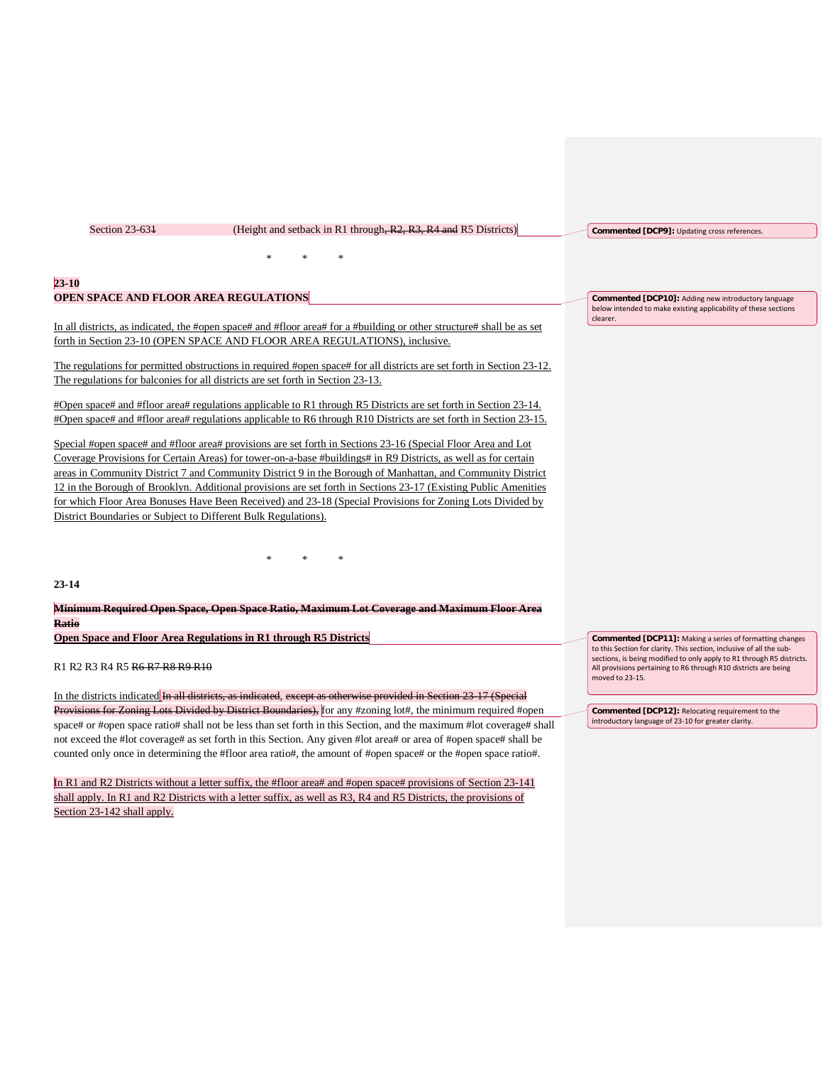Section 23-631 (Height and setback in R1 through, R2, R3, R4 and R5 Districts)

\* \* \*

**23-10**
**OPEN SPACE AND FLOOR AREA REGULATIONS**

In all districts, as indicated, the #open space# and #floor area# for a #building or other structure# shall be as set forth in Section 23-10 (OPEN SPACE AND FLOOR AREA REGULATIONS), inclusive.

The regulations for permitted obstructions in required #open space# for all districts are set forth in Section 23-12. The regulations for balconies for all districts are set forth in Section 23-13.

#Open space# and #floor area# regulations applicable to R1 through R5 Districts are set forth in Section 23-14. #Open space# and #floor area# regulations applicable to R6 through R10 Districts are set forth in Section 23-15.

Special #open space# and #floor area# provisions are set forth in Sections 23-16 (Special Floor Area and Lot Coverage Provisions for Certain Areas) for tower-on-a-base #buildings# in R9 Districts, as well as for certain areas in Community District 7 and Community District 9 in the Borough of Manhattan, and Community District 12 in the Borough of Brooklyn. Additional provisions are set forth in Sections 23-17 (Existing Public Amenities for which Floor Area Bonuses Have Been Received) and 23-18 (Special Provisions for Zoning Lots Divided by District Boundaries or Subject to Different Bulk Regulations).

\* \* \*

**23-14**

**~~Minimum Required Open Space, Open Space Ratio, Maximum Lot Coverage and Maximum Floor Area Ratio~~**
**Open Space and Floor Area Regulations in R1 through R5 Districts**

R1 R2 R3 R4 R5 ~~R6 R7 R8 R9 R10~~

In the districts indicated ~~In all districts, as indicated, except as otherwise provided in Section 23-17 (Special Provisions for Zoning Lots Divided by District Boundaries),~~ for any #zoning lot#, the minimum required #open space# or #open space ratio# shall not be less than set forth in this Section, and the maximum #lot coverage# shall not exceed the #lot coverage# as set forth in this Section. Any given #lot area# or area of #open space# shall be counted only once in determining the #floor area ratio#, the amount of #open space# or the #open space ratio#.

In R1 and R2 Districts without a letter suffix, the #floor area# and #open space# provisions of Section 23-141 shall apply. In R1 and R2 Districts with a letter suffix, as well as R3, R4 and R5 Districts, the provisions of Section 23-142 shall apply.

**Commented [DCP9]:** Updating cross references.

**Commented [DCP10]:** Adding new introductory language below intended to make existing applicability of these sections clearer.

**Commented [DCP11]:** Making a series of formatting changes to this Section for clarity. This section, inclusive of all the sub-sections, is being modified to only apply to R1 through R5 districts. All provisions pertaining to R6 through R10 districts are being moved to 23-15.

**Commented [DCP12]:** Relocating requirement to the introductory language of 23-10 for greater clarity.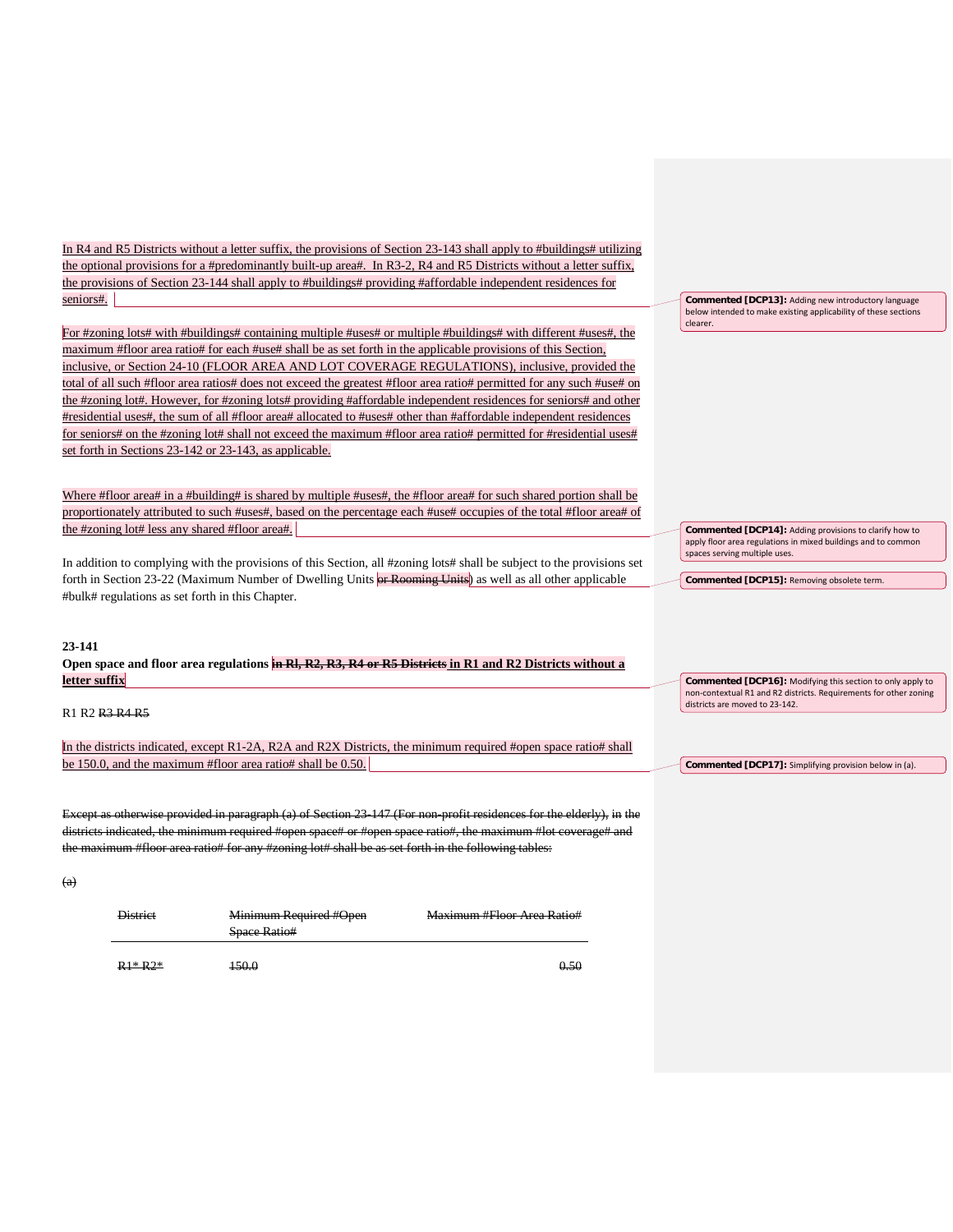In R4 and R5 Districts without a letter suffix, the provisions of Section 23-143 shall apply to #buildings# utilizing the optional provisions for a #predominantly built-up area#. In R3-2, R4 and R5 Districts without a letter suffix, the provisions of Section 23-144 shall apply to #buildings# providing #affordable independent residences for seniors#.

For #zoning lots# with #buildings# containing multiple #uses# or multiple #buildings# with different #uses#, the maximum #floor area ratio# for each #use# shall be as set forth in the applicable provisions of this Section, inclusive, or Section 24-10 (FLOOR AREA AND LOT COVERAGE REGULATIONS), inclusive, provided the total of all such #floor area ratios# does not exceed the greatest #floor area ratio# permitted for any such #use# on the #zoning lot#. However, for #zoning lots# providing #affordable independent residences for seniors# and other #residential uses#, the sum of all #floor area# allocated to #uses# other than #affordable independent residences for seniors# on the #zoning lot# shall not exceed the maximum #floor area ratio# permitted for #residential uses# set forth in Sections 23-142 or 23-143, as applicable.

Where #floor area# in a #building# is shared by multiple #uses#, the #floor area# for such shared portion shall be proportionately attributed to such #uses#, based on the percentage each #use# occupies of the total #floor area# of the #zoning lot# less any shared #floor area#.

In addition to complying with the provisions of this Section, all #zoning lots# shall be subject to the provisions set forth in Section 23-22 (Maximum Number of Dwelling Units ~~or Rooming Units~~) as well as all other applicable #bulk# regulations as set forth in this Chapter.

**23-141**
**Open space and floor area regulations ~~in Rl, R2, R3, R4 or R5 Districts~~ in R1 and R2 Districts without a letter suffix**

R1 R2 ~~R3 R4 R5~~

In the districts indicated, except R1-2A, R2A and R2X Districts, the minimum required #open space ratio# shall be 150.0, and the maximum #floor area ratio# shall be 0.50.

~~Except as otherwise provided in paragraph (a) of Section 23-147 (For non-profit residences for the elderly), in the districts indicated, the minimum required #open space# or #open space ratio#, the maximum #lot coverage# and the maximum #floor area ratio# for any #zoning lot# shall be as set forth in the following tables:~~

~~(a)~~

| ~~District~~ | ~~Minimum Required #Open Space Ratio#~~ | ~~Maximum #Floor Area Ratio#~~ |
|---|---|---|
| ~~R1\* R2\*~~ | ~~150.0~~ | ~~0.50~~ |

Commented [DCP13]: Adding new introductory language below intended to make existing applicability of these sections clearer.

Commented [DCP14]: Adding provisions to clarify how to apply floor area regulations in mixed buildings and to common spaces serving multiple uses.

Commented [DCP15]: Removing obsolete term.

Commented [DCP16]: Modifying this section to only apply to non-contextual R1 and R2 districts. Requirements for other zoning districts are moved to 23-142.

Commented [DCP17]: Simplifying provision below in (a).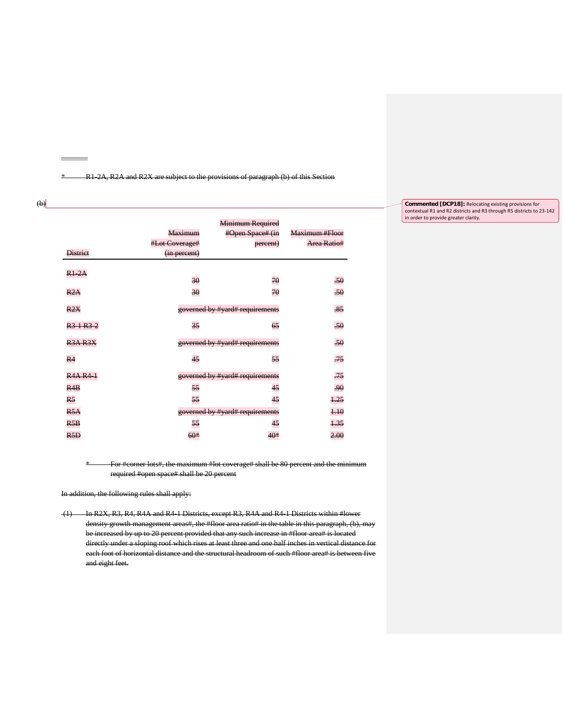---

\* R1-2A, R2A and R2X are subject to the provisions of paragraph (b) of this Section

(b)

Commented [DCP18]: Relocating existing provisions for contextual R1 and R2 districts and R3 through R5 districts to 23-142 in order to provide greater clarity.

| District | Maximum #Lot Coverage# (in percent) | Minimum Required #Open Space# (in percent) | Maximum #Floor Area Ratio# |
|---|---|---|---|
| R1-2A | 30 | 70 | .50 |
| R2A | 30 | 70 | .50 |
| R2X | governed by #yard# requirements | | .85 |
| R3-1 R3-2 | 35 | 65 | .50 |
| R3A R3X | governed by #yard# requirements | | .50 |
| R4 | 45 | 55 | .75 |
| R4A R4-1 | governed by #yard# requirements | | .75 |
| R4B | 55 | 45 | .90 |
| R5 | 55 | 45 | 1.25 |
| R5A | governed by #yard# requirements | | 1.10 |
| R5B | 55 | 45 | 1.35 |
| R5D | 60* | 40* | 2.00 |

\* For #corner lots#, the maximum #lot coverage# shall be 80 percent and the minimum required #open space# shall be 20 percent

In addition, the following rules shall apply:

(1) In R2X, R3, R4, R4A and R4-1 Districts, except R3, R4A and R4-1 Districts within #lower density growth management areas#, the #floor area ratio# in the table in this paragraph, (b), may be increased by up to 20 percent provided that any such increase in #floor area# is located directly under a sloping roof which rises at least three and one half inches in vertical distance for each foot of horizontal distance and the structural headroom of such #floor area# is between five and eight feet.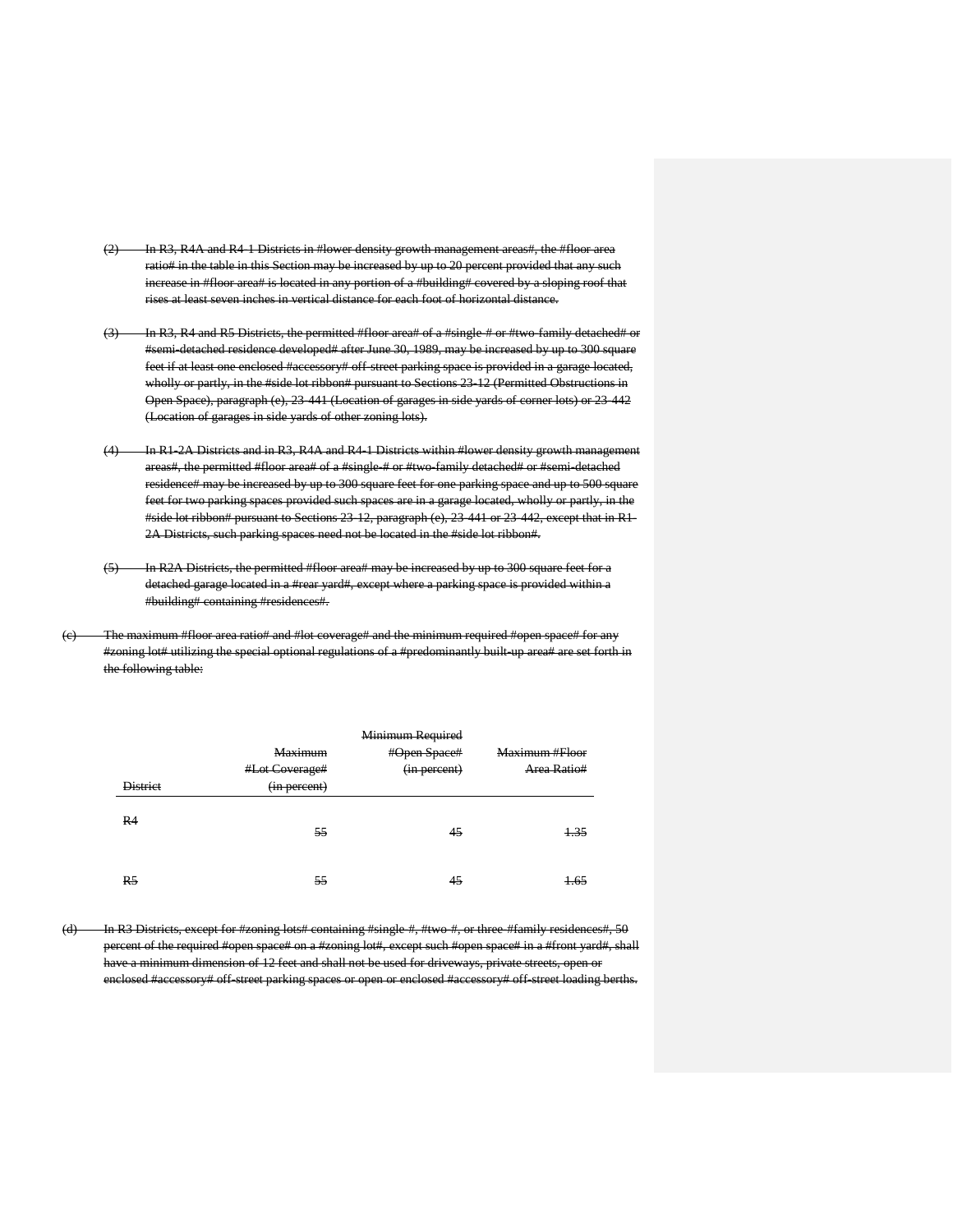~~(2) In R3, R4A and R4-1 Districts in #lower density growth management areas#, the #floor area ratio# in the table in this Section may be increased by up to 20 percent provided that any such increase in #floor area# is located in any portion of a #building# covered by a sloping roof that rises at least seven inches in vertical distance for each foot of horizontal distance.~~

~~(3) In R3, R4 and R5 Districts, the permitted #floor area# of a #single-# or #two-family detached# or #semi-detached residence developed# after June 30, 1989, may be increased by up to 300 square feet if at least one enclosed #accessory# off-street parking space is provided in a garage located, wholly or partly, in the #side lot ribbon# pursuant to Sections 23-12 (Permitted Obstructions in Open Space), paragraph (e), 23-441 (Location of garages in side yards of corner lots) or 23-442 (Location of garages in side yards of other zoning lots).~~

~~(4) In R1-2A Districts and in R3, R4A and R4-1 Districts within #lower density growth management areas#, the permitted #floor area# of a #single-# or #two-family detached# or #semi-detached residence# may be increased by up to 300 square feet for one parking space and up to 500 square feet for two parking spaces provided such spaces are in a garage located, wholly or partly, in the #side lot ribbon# pursuant to Sections 23-12, paragraph (e), 23-441 or 23-442, except that in R1-2A Districts, such parking spaces need not be located in the #side lot ribbon#.~~

~~(5) In R2A Districts, the permitted #floor area# may be increased by up to 300 square feet for a detached garage located in a #rear yard#, except where a parking space is provided within a #building# containing #residences#.~~

~~(c) The maximum #floor area ratio# and #lot coverage# and the minimum required #open space# for any #zoning lot# utilizing the special optional regulations of a #predominantly built-up area# are set forth in the following table:~~

| ~~District~~ | ~~Maximum #Lot Coverage# (in percent)~~ | ~~Minimum Required #Open Space# (in percent)~~ | ~~Maximum #Floor Area Ratio#~~ |
|---|---|---|---|
| ~~R4~~ | ~~55~~ | ~~45~~ | ~~1.35~~ |
| ~~R5~~ | ~~55~~ | ~~45~~ | ~~1.65~~ |

~~(d) In R3 Districts, except for #zoning lots# containing #single-#, #two-#, or three-#family residences#, 50 percent of the required #open space# on a #zoning lot#, except such #open space# in a #front yard#, shall have a minimum dimension of 12 feet and shall not be used for driveways, private streets, open or enclosed #accessory# off-street parking spaces or open or enclosed #accessory# off-street loading berths.~~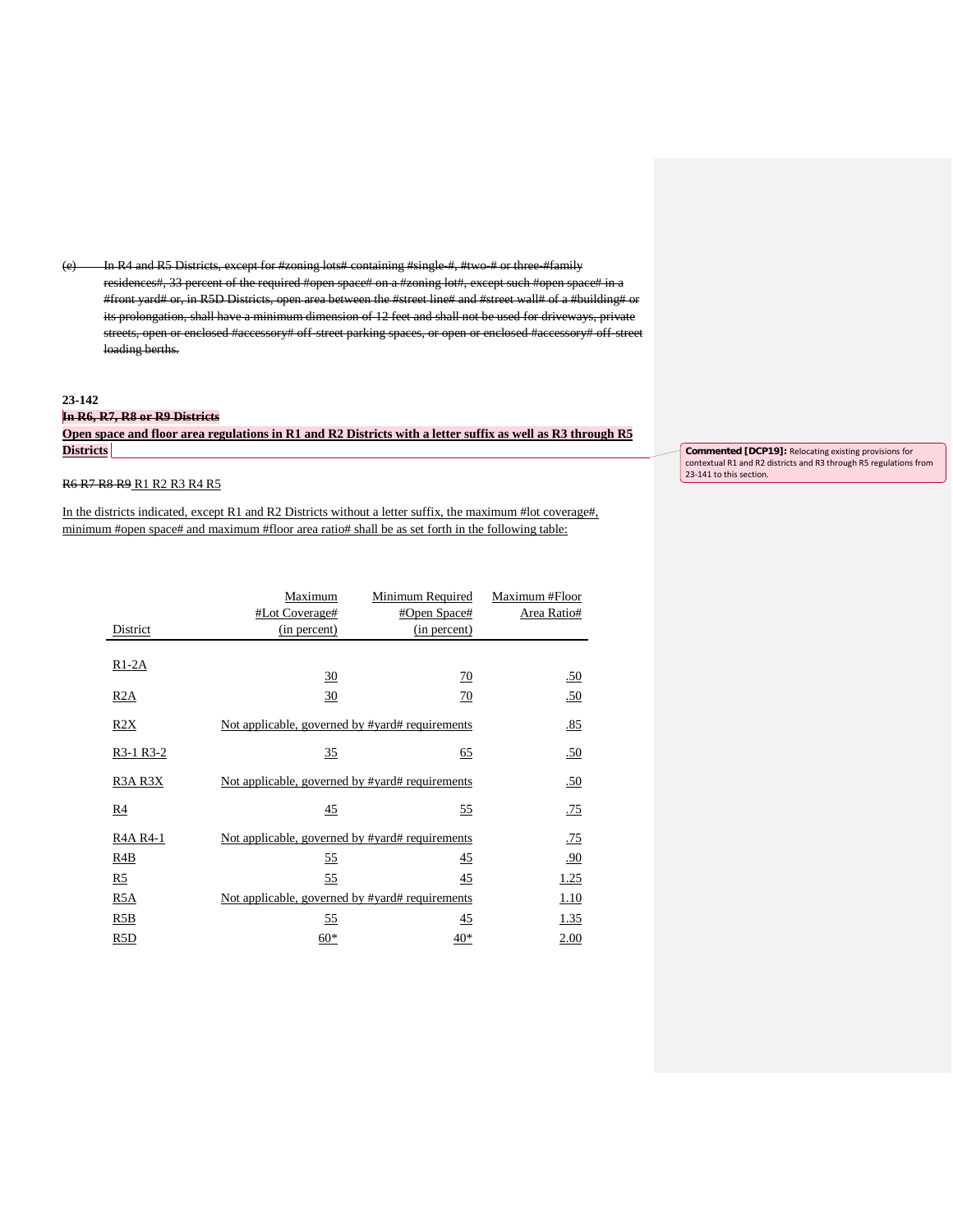~~(e) In R4 and R5 Districts, except for #zoning lots# containing #single-#, #two-# or three-#family residences#, 33 percent of the required #open space# on a #zoning lot#, except such #open space# in a #front yard# or, in R5D Districts, open area between the #street line# and #street wall# of a #building# or its prolongation, shall have a minimum dimension of 12 feet and shall not be used for driveways, private streets, open or enclosed #accessory# off-street parking spaces, or open or enclosed #accessory# off-street loading berths.~~

**23-142**

**~~In R6, R7, R8 or R9 Districts~~**

**Open space and floor area regulations in R1 and R2 Districts with a letter suffix as well as R3 through R5 Districts**

Commented [DCP19]: Relocating existing provisions for contextual R1 and R2 districts and R3 through R5 regulations from 23-141 to this section.

~~R6 R7 R8 R9~~ R1 R2 R3 R4 R5

In the districts indicated, except R1 and R2 Districts without a letter suffix, the maximum #lot coverage#, minimum #open space# and maximum #floor area ratio# shall be as set forth in the following table:

| District | Maximum #Lot Coverage# (in percent) | Minimum Required #Open Space# (in percent) | Maximum #Floor Area Ratio# |
|---|---|---|---|
| R1-2A | 30 | 70 | .50 |
| R2A | 30 | 70 | .50 |
| R2X | Not applicable, governed by #yard# requirements | | .85 |
| R3-1 R3-2 | 35 | 65 | .50 |
| R3A R3X | Not applicable, governed by #yard# requirements | | .50 |
| R4 | 45 | 55 | .75 |
| R4A R4-1 | Not applicable, governed by #yard# requirements | | .75 |
| R4B | 55 | 45 | .90 |
| R5 | 55 | 45 | 1.25 |
| R5A | Not applicable, governed by #yard# requirements | | 1.10 |
| R5B | 55 | 45 | 1.35 |
| R5D | 60* | 40* | 2.00 |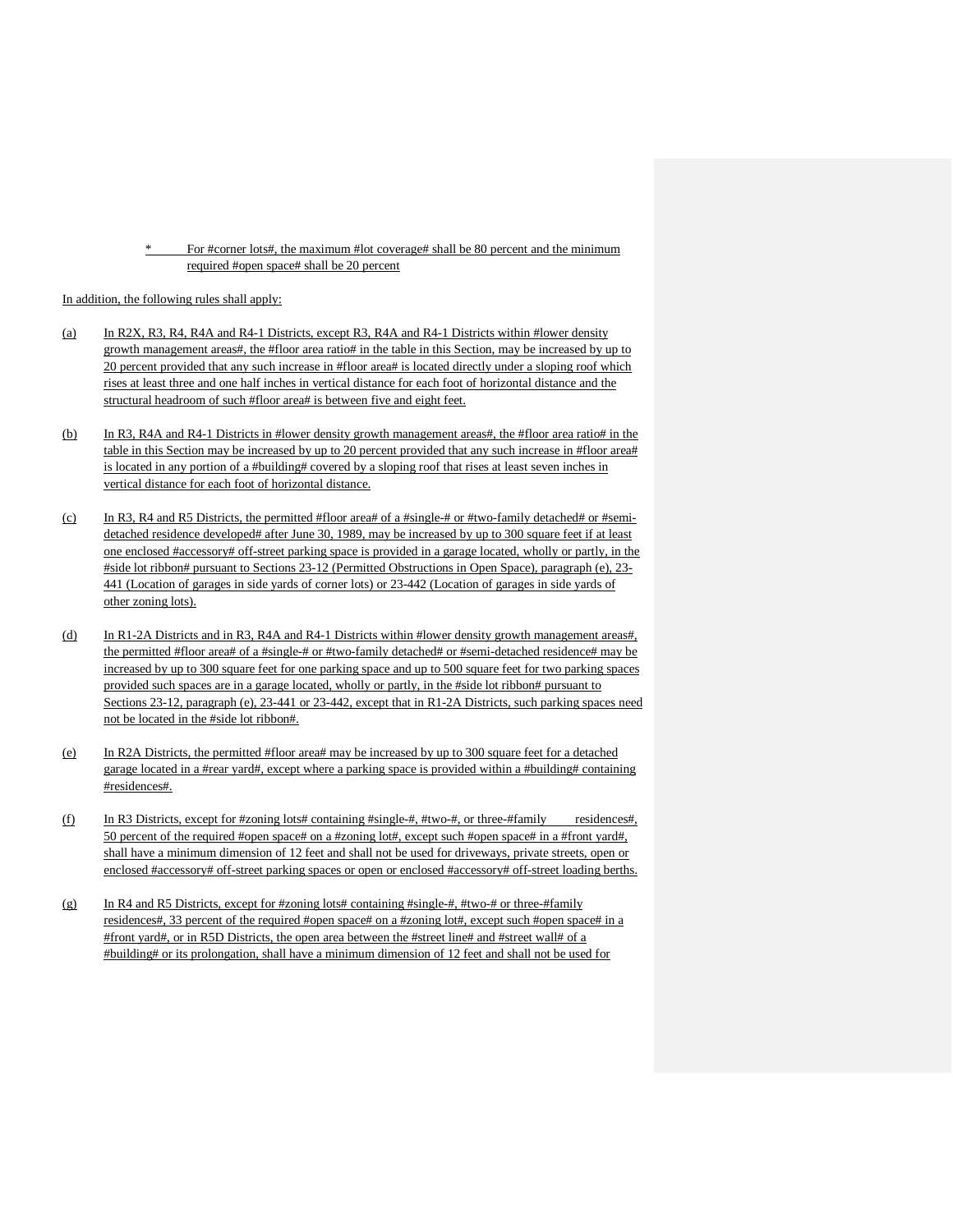\*     For #corner lots#, the maximum #lot coverage# shall be 80 percent and the minimum required #open space# shall be 20 percent

In addition, the following rules shall apply:

(a) In R2X, R3, R4, R4A and R4-1 Districts, except R3, R4A and R4-1 Districts within #lower density growth management areas#, the #floor area ratio# in the table in this Section, may be increased by up to 20 percent provided that any such increase in #floor area# is located directly under a sloping roof which rises at least three and one half inches in vertical distance for each foot of horizontal distance and the structural headroom of such #floor area# is between five and eight feet.

(b) In R3, R4A and R4-1 Districts in #lower density growth management areas#, the #floor area ratio# in the table in this Section may be increased by up to 20 percent provided that any such increase in #floor area# is located in any portion of a #building# covered by a sloping roof that rises at least seven inches in vertical distance for each foot of horizontal distance.

(c) In R3, R4 and R5 Districts, the permitted #floor area# of a #single-# or #two-family detached# or #semi-detached residence developed# after June 30, 1989, may be increased by up to 300 square feet if at least one enclosed #accessory# off-street parking space is provided in a garage located, wholly or partly, in the #side lot ribbon# pursuant to Sections 23-12 (Permitted Obstructions in Open Space), paragraph (e), 23-441 (Location of garages in side yards of corner lots) or 23-442 (Location of garages in side yards of other zoning lots).

(d) In R1-2A Districts and in R3, R4A and R4-1 Districts within #lower density growth management areas#, the permitted #floor area# of a #single-# or #two-family detached# or #semi-detached residence# may be increased by up to 300 square feet for one parking space and up to 500 square feet for two parking spaces provided such spaces are in a garage located, wholly or partly, in the #side lot ribbon# pursuant to Sections 23-12, paragraph (e), 23-441 or 23-442, except that in R1-2A Districts, such parking spaces need not be located in the #side lot ribbon#.

(e) In R2A Districts, the permitted #floor area# may be increased by up to 300 square feet for a detached garage located in a #rear yard#, except where a parking space is provided within a #building# containing #residences#.

(f) In R3 Districts, except for #zoning lots# containing #single-#, #two-#, or three-#family residences#, 50 percent of the required #open space# on a #zoning lot#, except such #open space# in a #front yard#, shall have a minimum dimension of 12 feet and shall not be used for driveways, private streets, open or enclosed #accessory# off-street parking spaces or open or enclosed #accessory# off-street loading berths.

(g) In R4 and R5 Districts, except for #zoning lots# containing #single-#, #two-# or three-#family residences#, 33 percent of the required #open space# on a #zoning lot#, except such #open space# in a #front yard#, or in R5D Districts, the open area between the #street line# and #street wall# of a #building# or its prolongation, shall have a minimum dimension of 12 feet and shall not be used for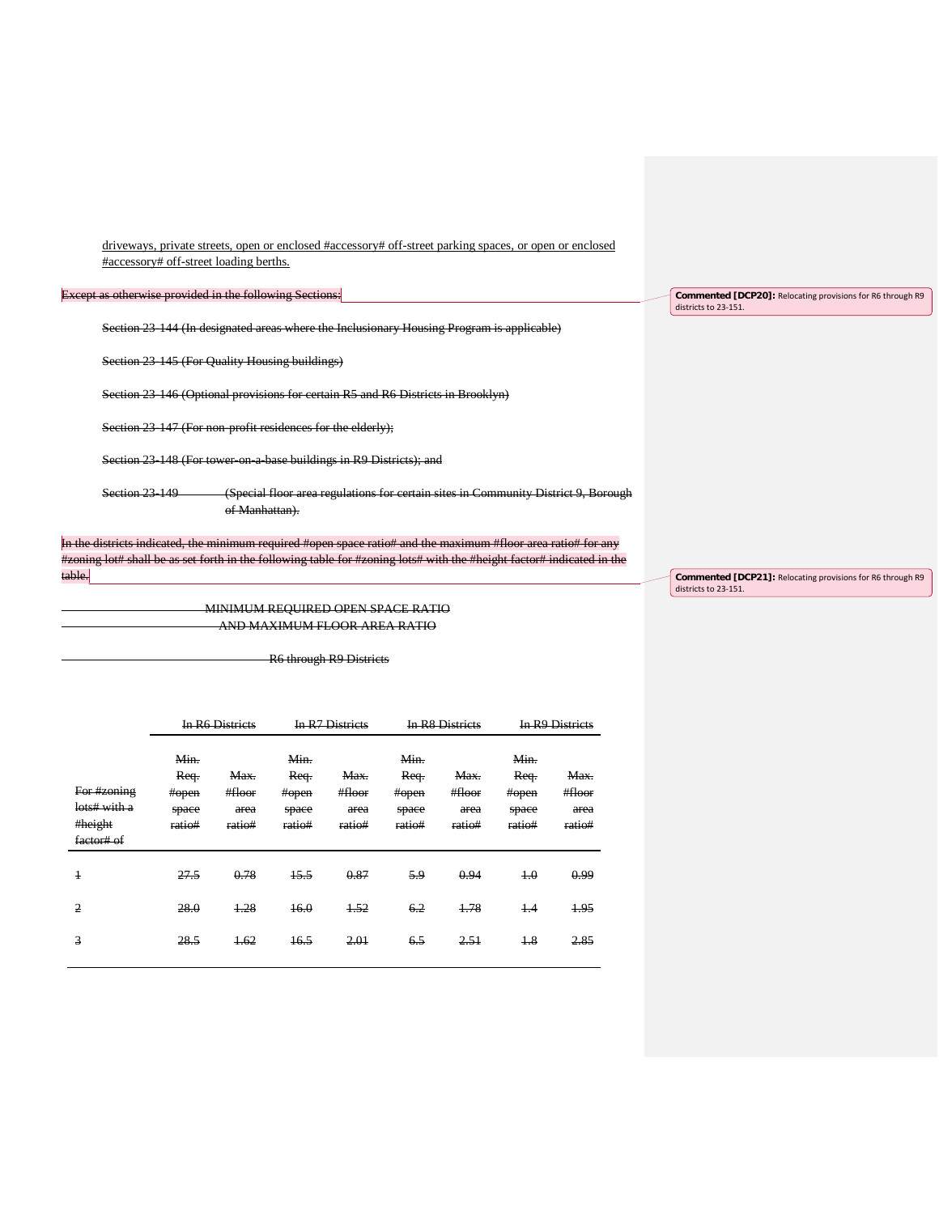driveways, private streets, open or enclosed #accessory# off-street parking spaces, or open or enclosed #accessory# off-street loading berths.

~~Except as otherwise provided in the following Sections:~~

**Commented [DCP20]:** Relocating provisions for R6 through R9 districts to 23-151.

~~Section 23-144 (In designated areas where the Inclusionary Housing Program is applicable)~~

~~Section 23-145 (For Quality Housing buildings)~~

~~Section 23-146 (Optional provisions for certain R5 and R6 Districts in Brooklyn)~~

~~Section 23-147 (For non-profit residences for the elderly);~~

~~Section 23-148 (For tower-on-a-base buildings in R9 Districts); and~~

~~Section 23-149 (Special floor area regulations for certain sites in Community District 9, Borough of Manhattan).~~

~~In the districts indicated, the minimum required #open space ratio# and the maximum #floor area ratio# for any #zoning lot# shall be as set forth in the following table for #zoning lots# with the #height factor# indicated in the table.~~

**Commented [DCP21]:** Relocating provisions for R6 through R9 districts to 23-151.

~~MINIMUM REQUIRED OPEN SPACE RATIO AND MAXIMUM FLOOR AREA RATIO~~

~~R6 through R9 Districts~~

| | ~~In R6 Districts~~ | | ~~In R7 Districts~~ | | ~~In R8 Districts~~ | | ~~In R9 Districts~~ | |
|---|---|---|---|---|---|---|---|---|
| ~~For #zoning lots# with a #height factor# of~~ | ~~Min. Req. #open space ratio#~~ | ~~Max. #floor area ratio#~~ | ~~Min. Req. #open space ratio#~~ | ~~Max. #floor area ratio#~~ | ~~Min. Req. #open space ratio#~~ | ~~Max. #floor area ratio#~~ | ~~Min. Req. #open space ratio#~~ | ~~Max. #floor area ratio#~~ |
| ~~1~~ | ~~27.5~~ | ~~0.78~~ | ~~15.5~~ | ~~0.87~~ | ~~5.9~~ | ~~0.94~~ | ~~1.0~~ | ~~0.99~~ |
| ~~2~~ | ~~28.0~~ | ~~1.28~~ | ~~16.0~~ | ~~1.52~~ | ~~6.2~~ | ~~1.78~~ | ~~1.4~~ | ~~1.95~~ |
| ~~3~~ | ~~28.5~~ | ~~1.62~~ | ~~16.5~~ | ~~2.01~~ | ~~6.5~~ | ~~2.51~~ | ~~1.8~~ | ~~2.85~~ |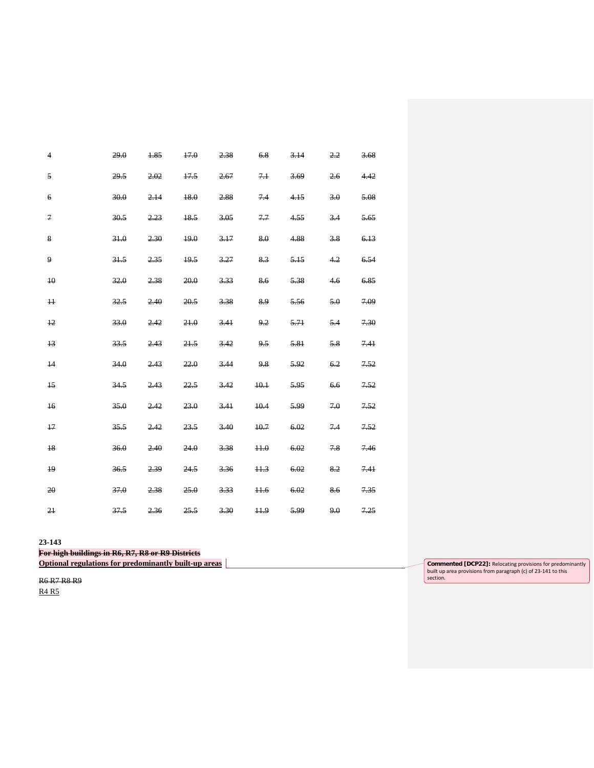| | | | | | | | | |
|---|---|---|---|---|---|---|---|---|
| ~~4~~ | ~~29.0~~ | ~~1.85~~ | ~~17.0~~ | ~~2.38~~ | ~~6.8~~ | ~~3.14~~ | ~~2.2~~ | ~~3.68~~ |
| ~~5~~ | ~~29.5~~ | ~~2.02~~ | ~~17.5~~ | ~~2.67~~ | ~~7.1~~ | ~~3.69~~ | ~~2.6~~ | ~~4.42~~ |
| ~~6~~ | ~~30.0~~ | ~~2.14~~ | ~~18.0~~ | ~~2.88~~ | ~~7.4~~ | ~~4.15~~ | ~~3.0~~ | ~~5.08~~ |
| ~~7~~ | ~~30.5~~ | ~~2.23~~ | ~~18.5~~ | ~~3.05~~ | ~~7.7~~ | ~~4.55~~ | ~~3.4~~ | ~~5.65~~ |
| ~~8~~ | ~~31.0~~ | ~~2.30~~ | ~~19.0~~ | ~~3.17~~ | ~~8.0~~ | ~~4.88~~ | ~~3.8~~ | ~~6.13~~ |
| ~~9~~ | ~~31.5~~ | ~~2.35~~ | ~~19.5~~ | ~~3.27~~ | ~~8.3~~ | ~~5.15~~ | ~~4.2~~ | ~~6.54~~ |
| ~~10~~ | ~~32.0~~ | ~~2.38~~ | ~~20.0~~ | ~~3.33~~ | ~~8.6~~ | ~~5.38~~ | ~~4.6~~ | ~~6.85~~ |
| ~~11~~ | ~~32.5~~ | ~~2.40~~ | ~~20.5~~ | ~~3.38~~ | ~~8.9~~ | ~~5.56~~ | ~~5.0~~ | ~~7.09~~ |
| ~~12~~ | ~~33.0~~ | ~~2.42~~ | ~~21.0~~ | ~~3.41~~ | ~~9.2~~ | ~~5.71~~ | ~~5.4~~ | ~~7.30~~ |
| ~~13~~ | ~~33.5~~ | ~~2.43~~ | ~~21.5~~ | ~~3.42~~ | ~~9.5~~ | ~~5.81~~ | ~~5.8~~ | ~~7.41~~ |
| ~~14~~ | ~~34.0~~ | ~~2.43~~ | ~~22.0~~ | ~~3.44~~ | ~~9.8~~ | ~~5.92~~ | ~~6.2~~ | ~~7.52~~ |
| ~~15~~ | ~~34.5~~ | ~~2.43~~ | ~~22.5~~ | ~~3.42~~ | ~~10.1~~ | ~~5.95~~ | ~~6.6~~ | ~~7.52~~ |
| ~~16~~ | ~~35.0~~ | ~~2.42~~ | ~~23.0~~ | ~~3.41~~ | ~~10.4~~ | ~~5.99~~ | ~~7.0~~ | ~~7.52~~ |
| ~~17~~ | ~~35.5~~ | ~~2.42~~ | ~~23.5~~ | ~~3.40~~ | ~~10.7~~ | ~~6.02~~ | ~~7.4~~ | ~~7.52~~ |
| ~~18~~ | ~~36.0~~ | ~~2.40~~ | ~~24.0~~ | ~~3.38~~ | ~~11.0~~ | ~~6.02~~ | ~~7.8~~ | ~~7.46~~ |
| ~~19~~ | ~~36.5~~ | ~~2.39~~ | ~~24.5~~ | ~~3.36~~ | ~~11.3~~ | ~~6.02~~ | ~~8.2~~ | ~~7.41~~ |
| ~~20~~ | ~~37.0~~ | ~~2.38~~ | ~~25.0~~ | ~~3.33~~ | ~~11.6~~ | ~~6.02~~ | ~~8.6~~ | ~~7.35~~ |
| ~~21~~ | ~~37.5~~ | ~~2.36~~ | ~~25.5~~ | ~~3.30~~ | ~~11.9~~ | ~~5.99~~ | ~~9.0~~ | ~~7.25~~ |

**23-143**
**~~For high buildings in R6, R7, R8 or R9 Districts~~**
**Optional regulations for predominantly built-up areas**

~~R6 R7 R8 R9~~
R4 R5

Commented [DCP22]: Relocating provisions for predominantly built up area provisions from paragraph (c) of 23-141 to this section.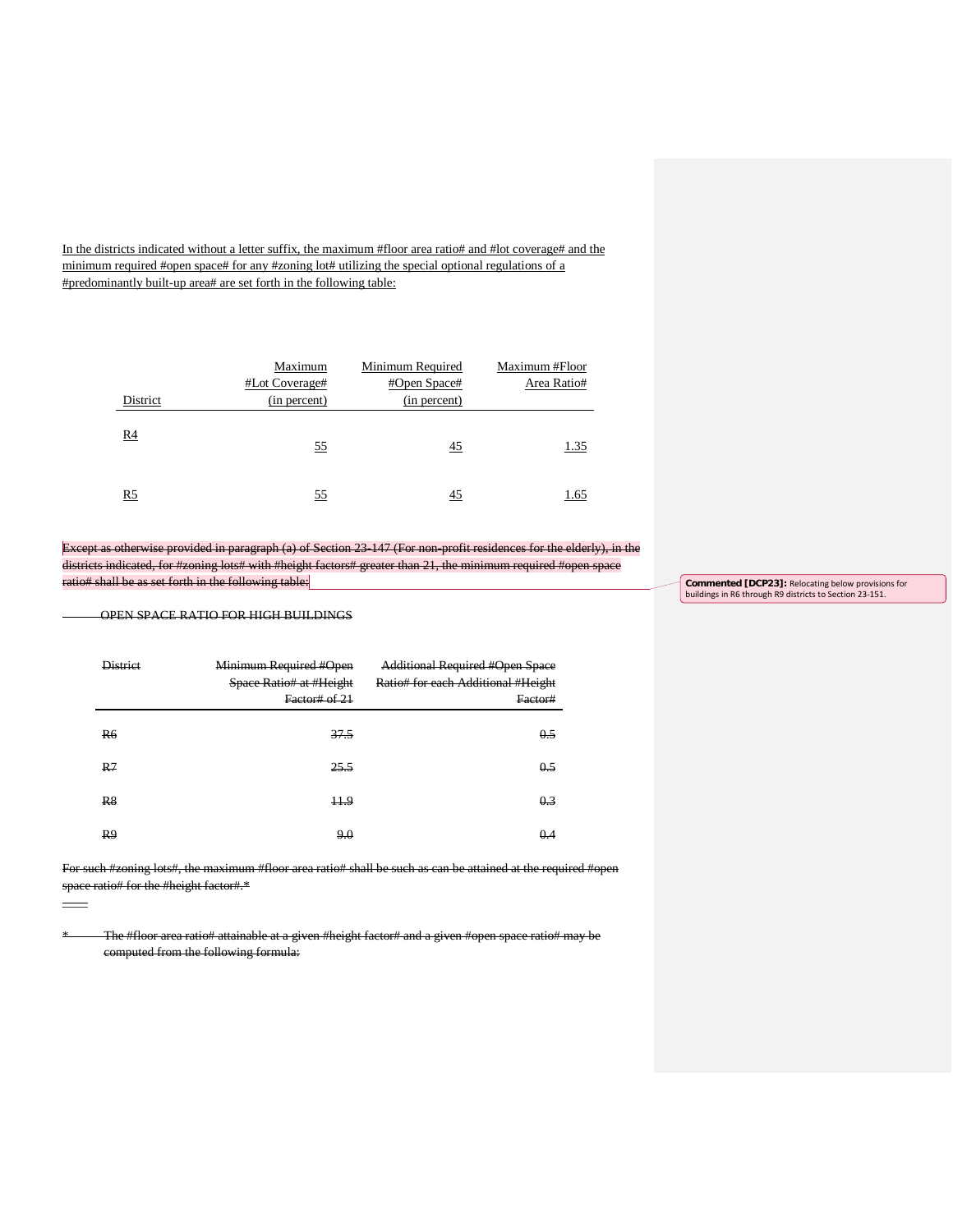In the districts indicated without a letter suffix, the maximum #floor area ratio# and #lot coverage# and the minimum required #open space# for any #zoning lot# utilizing the special optional regulations of a #predominantly built-up area# are set forth in the following table:

| District | Maximum #Lot Coverage# (in percent) | Minimum Required #Open Space# (in percent) | Maximum #Floor Area Ratio# |
|---|---|---|---|
| R4 | 55 | 45 | 1.35 |
| R5 | 55 | 45 | 1.65 |

~~Except as otherwise provided in paragraph (a) of Section 23-147 (For non-profit residences for the elderly), in the districts indicated, for #zoning lots# with #height factors# greater than 21, the minimum required #open space ratio# shall be as set forth in the following table:~~

Commented [DCP23]: Relocating below provisions for buildings in R6 through R9 districts to Section 23-151.

~~OPEN SPACE RATIO FOR HIGH BUILDINGS~~

| ~~District~~ | ~~Minimum Required #Open Space Ratio# at #Height Factor# of 21~~ | ~~Additional Required #Open Space Ratio# for each Additional #Height Factor#~~ |
|---|---|---|
| ~~R6~~ | ~~37.5~~ | ~~0.5~~ |
| ~~R7~~ | ~~25.5~~ | ~~0.5~~ |
| ~~R8~~ | ~~11.9~~ | ~~0.3~~ |
| ~~R9~~ | ~~9.0~~ | ~~0.4~~ |

~~For such #zoning lots#, the maximum #floor area ratio# shall be such as can be attained at the required #open space ratio# for the #height factor#.*~~

~~\* The #floor area ratio# attainable at a given #height factor# and a given #open space ratio# may be computed from the following formula:~~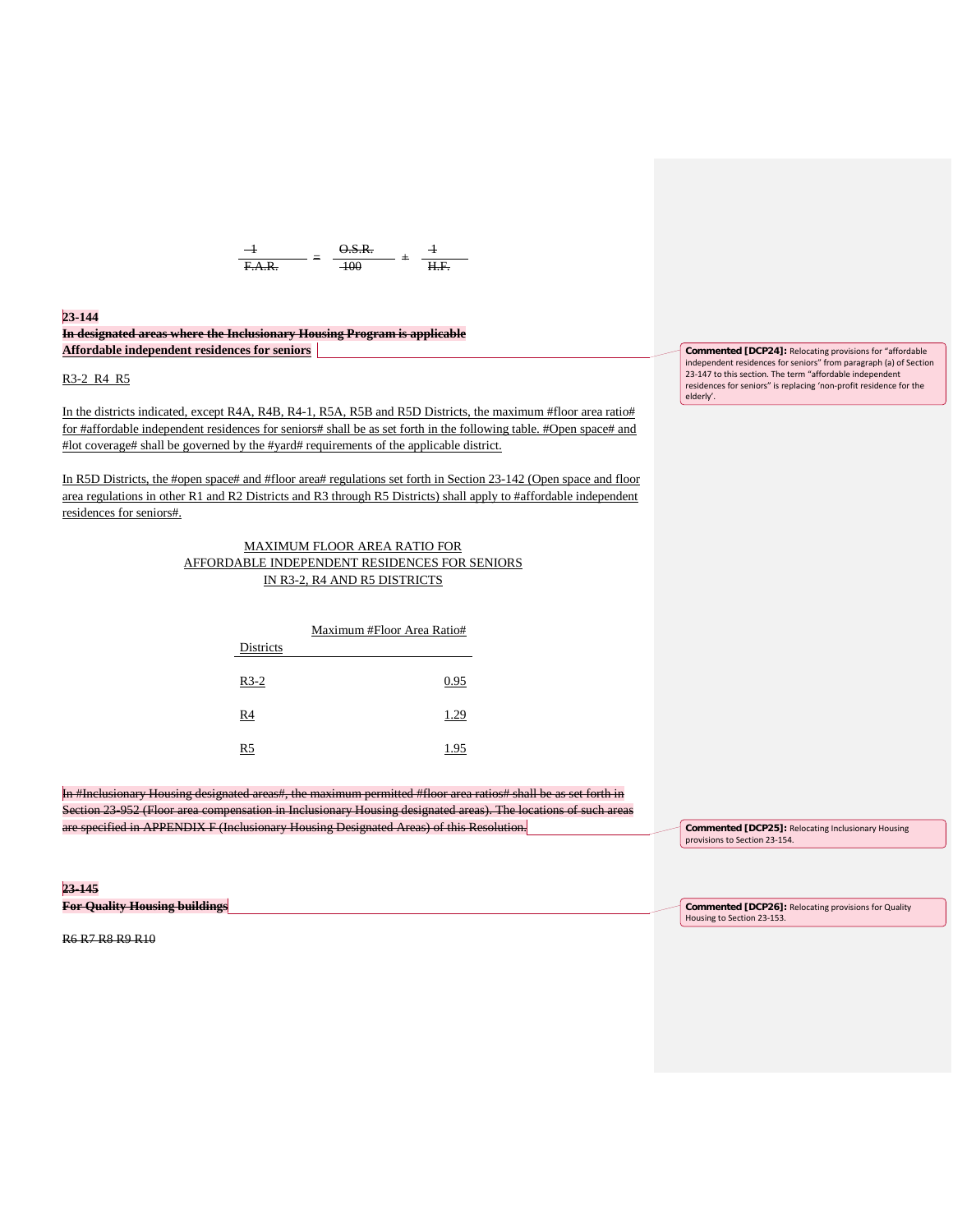$$\frac{1}{F.A.R.} = \frac{O.S.R.}{100} + \frac{1}{H.F.}$$

**23-144**
**In designated areas where the Inclusionary Housing Program is applicable**
**Affordable independent residences for seniors**

R3-2 R4 R5

In the districts indicated, except R4A, R4B, R4-1, R5A, R5B and R5D Districts, the maximum #floor area ratio# for #affordable independent residences for seniors# shall be as set forth in the following table. #Open space# and #lot coverage# shall be governed by the #yard# requirements of the applicable district.

In R5D Districts, the #open space# and #floor area# regulations set forth in Section 23-142 (Open space and floor area regulations in other R1 and R2 Districts and R3 through R5 Districts) shall apply to #affordable independent residences for seniors#.

MAXIMUM FLOOR AREA RATIO FOR
AFFORDABLE INDEPENDENT RESIDENCES FOR SENIORS
IN R3-2, R4 AND R5 DISTRICTS

| Districts | Maximum #Floor Area Ratio# |
|---|---|
| R3-2 | 0.95 |
| R4 | 1.29 |
| R5 | 1.95 |

In #Inclusionary Housing designated areas#, the maximum permitted #floor area ratios# shall be as set forth in Section 23-952 (Floor area compensation in Inclusionary Housing designated areas). The locations of such areas are specified in APPENDIX F (Inclusionary Housing Designated Areas) of this Resolution.

**23-145**
**For Quality Housing buildings**

R6 R7 R8 R9 R10

**Commented [DCP24]:** Relocating provisions for "affordable independent residences for seniors" from paragraph (a) of Section 23-147 to this section. The term "affordable independent residences for seniors" is replacing 'non-profit residence for the elderly'.

**Commented [DCP25]:** Relocating Inclusionary Housing provisions to Section 23-154.

**Commented [DCP26]:** Relocating provisions for Quality Housing to Section 23-153.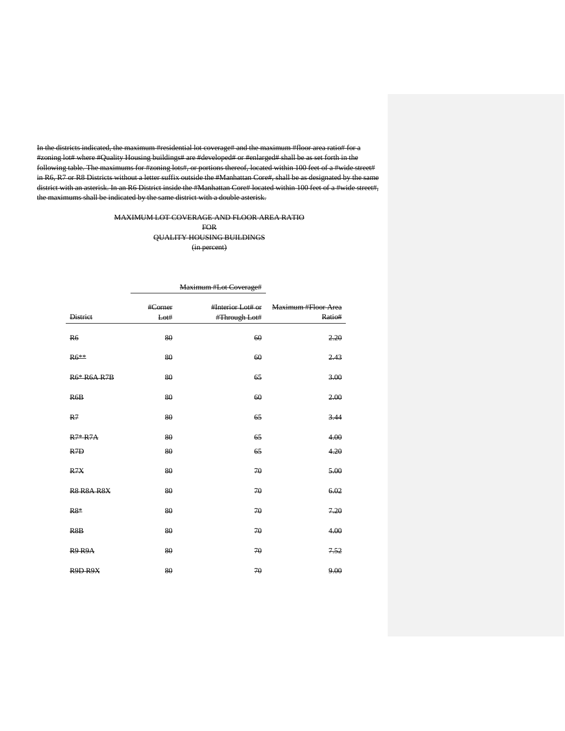~~In the districts indicated, the maximum #residential lot coverage# and the maximum #floor area ratio# for a #zoning lot# where #Quality Housing buildings# are #developed# or #enlarged# shall be as set forth in the following table. The maximums for #zoning lots#, or portions thereof, located within 100 feet of a #wide street# in R6, R7 or R8 Districts without a letter suffix outside the #Manhattan Core#, shall be as designated by the same district with an asterisk. In an R6 District inside the #Manhattan Core# located within 100 feet of a #wide street#, the maximums shall be indicated by the same district with a double asterisk.~~

~~MAXIMUM LOT COVERAGE AND FLOOR AREA RATIO~~
~~FOR~~
~~QUALITY HOUSING BUILDINGS~~
~~(in percent)~~

| | ~~Maximum #Lot Coverage#~~ | | |
|---|---|---|---|
| ~~District~~ | ~~#Corner Lot#~~ | ~~#Interior Lot# or #Through Lot#~~ | ~~Maximum #Floor Area Ratio#~~ |
| ~~R6~~ | ~~80~~ | ~~60~~ | ~~2.20~~ |
| ~~R6**~~ | ~~80~~ | ~~60~~ | ~~2.43~~ |
| ~~R6* R6A R7B~~ | ~~80~~ | ~~65~~ | ~~3.00~~ |
| ~~R6B~~ | ~~80~~ | ~~60~~ | ~~2.00~~ |
| ~~R7~~ | ~~80~~ | ~~65~~ | ~~3.44~~ |
| ~~R7* R7A~~ | ~~80~~ | ~~65~~ | ~~4.00~~ |
| ~~R7D~~ | ~~80~~ | ~~65~~ | ~~4.20~~ |
| ~~R7X~~ | ~~80~~ | ~~70~~ | ~~5.00~~ |
| ~~R8 R8A R8X~~ | ~~80~~ | ~~70~~ | ~~6.02~~ |
| ~~R8*~~ | ~~80~~ | ~~70~~ | ~~7.20~~ |
| ~~R8B~~ | ~~80~~ | ~~70~~ | ~~4.00~~ |
| ~~R9 R9A~~ | ~~80~~ | ~~70~~ | ~~7.52~~ |
| ~~R9D R9X~~ | ~~80~~ | ~~70~~ | ~~9.00~~ |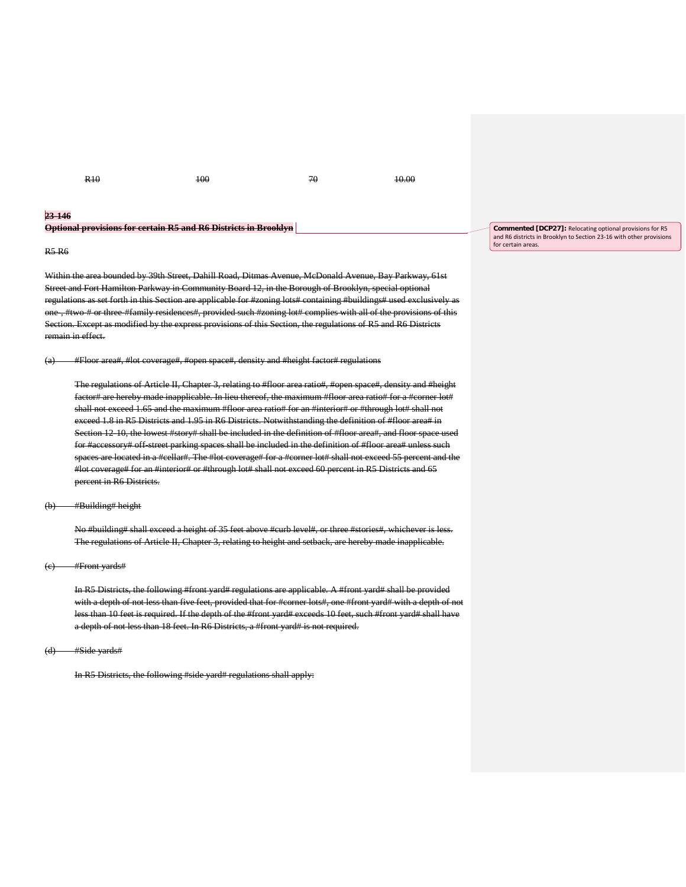| R10 | 100 | 70 | 10.00 |
|---|---|---|---|

**23-146**
**Optional provisions for certain R5 and R6 Districts in Brooklyn**

Commented [DCP27]: Relocating optional provisions for R5 and R6 districts in Brooklyn to Section 23-16 with other provisions for certain areas.

R5 R6

Within the area bounded by 39th Street, Dahill Road, Ditmas Avenue, McDonald Avenue, Bay Parkway, 61st Street and Fort Hamilton Parkway in Community Board 12, in the Borough of Brooklyn, special optional regulations as set forth in this Section are applicable for #zoning lots# containing #buildings# used exclusively as one-, #two-# or three-#family residences#, provided such #zoning lot# complies with all of the provisions of this Section. Except as modified by the express provisions of this Section, the regulations of R5 and R6 Districts remain in effect.

(a) #Floor area#, #lot coverage#, #open space#, density and #height factor# regulations

The regulations of Article II, Chapter 3, relating to #floor area ratio#, #open space#, density and #height factor# are hereby made inapplicable. In lieu thereof, the maximum #floor area ratio# for a #corner lot# shall not exceed 1.65 and the maximum #floor area ratio# for an #interior# or #through lot# shall not exceed 1.8 in R5 Districts and 1.95 in R6 Districts. Notwithstanding the definition of #floor area# in Section 12-10, the lowest #story# shall be included in the definition of #floor area#, and floor space used for #accessory# off-street parking spaces shall be included in the definition of #floor area# unless such spaces are located in a #cellar#. The #lot coverage# for a #corner lot# shall not exceed 55 percent and the #lot coverage# for an #interior# or #through lot# shall not exceed 60 percent in R5 Districts and 65 percent in R6 Districts.

(b) #Building# height

No #building# shall exceed a height of 35 feet above #curb level#, or three #stories#, whichever is less. The regulations of Article II, Chapter 3, relating to height and setback, are hereby made inapplicable.

(c) #Front yards#

In R5 Districts, the following #front yard# regulations are applicable. A #front yard# shall be provided with a depth of not less than five feet, provided that for #corner lots#, one #front yard# with a depth of not less than 10 feet is required. If the depth of the #front yard# exceeds 10 feet, such #front yard# shall have a depth of not less than 18 feet. In R6 Districts, a #front yard# is not required.

(d) #Side yards#

In R5 Districts, the following #side yard# regulations shall apply: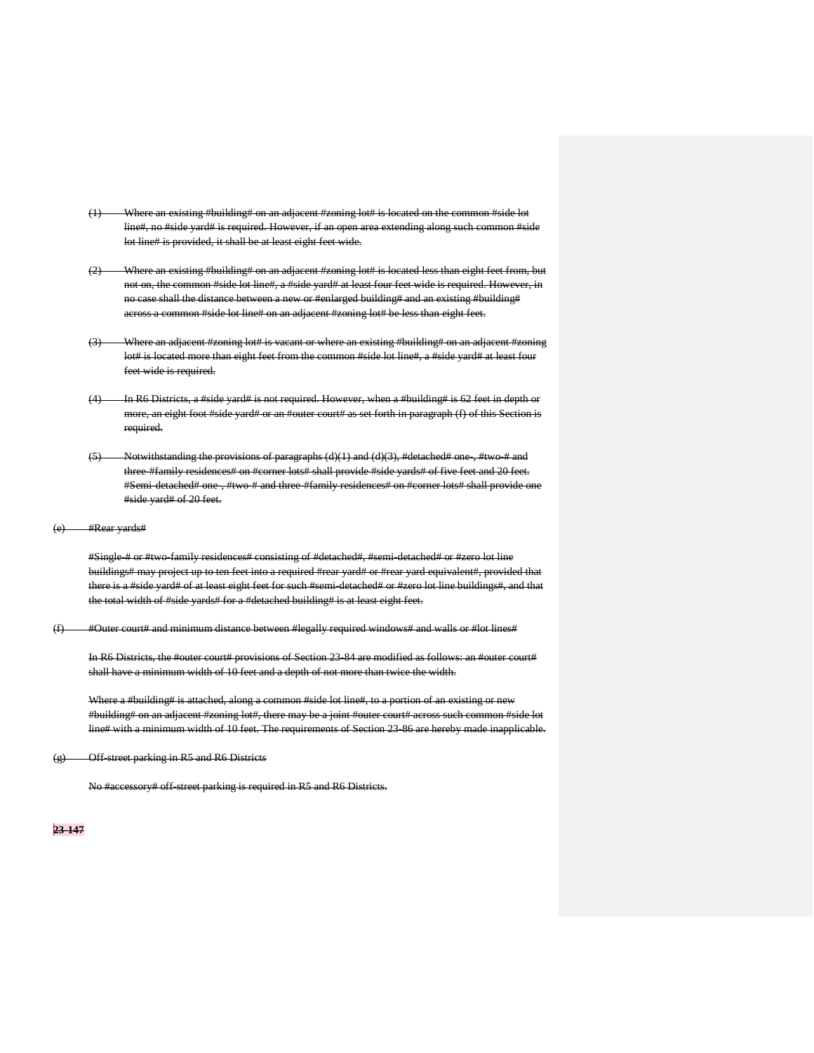~~(1) Where an existing #building# on an adjacent #zoning lot# is located on the common #side lot line#, no #side yard# is required. However, if an open area extending along such common #side lot line# is provided, it shall be at least eight feet wide.~~

~~(2) Where an existing #building# on an adjacent #zoning lot# is located less than eight feet from, but not on, the common #side lot line#, a #side yard# at least four feet wide is required. However, in no case shall the distance between a new or #enlarged building# and an existing #building# across a common #side lot line# on an adjacent #zoning lot# be less than eight feet.~~

~~(3) Where an adjacent #zoning lot# is vacant or where an existing #building# on an adjacent #zoning lot# is located more than eight feet from the common #side lot line#, a #side yard# at least four feet wide is required.~~

~~(4) In R6 Districts, a #side yard# is not required. However, when a #building# is 62 feet in depth or more, an eight foot #side yard# or an #outer court# as set forth in paragraph (f) of this Section is required.~~

~~(5) Notwithstanding the provisions of paragraphs (d)(1) and (d)(3), #detached# one-, #two-# and three-#family residences# on #corner lots# shall provide #side yards# of five feet and 20 feet. #Semi-detached# one-, #two-# and three-#family residences# on #corner lots# shall provide one #side yard# of 20 feet.~~

~~(e) #Rear yards#~~

~~#Single-# or #two-family residences# consisting of #detached#, #semi-detached# or #zero lot line buildings# may project up to ten feet into a required #rear yard# or #rear yard equivalent#, provided that there is a #side yard# of at least eight feet for such #semi-detached# or #zero lot line buildings#, and that the total width of #side yards# for a #detached building# is at least eight feet.~~

~~(f) #Outer court# and minimum distance between #legally required windows# and walls or #lot lines#~~

~~In R6 Districts, the #outer court# provisions of Section 23-84 are modified as follows: an #outer court# shall have a minimum width of 10 feet and a depth of not more than twice the width.~~

~~Where a #building# is attached, along a common #side lot line#, to a portion of an existing or new #building# on an adjacent #zoning lot#, there may be a joint #outer court# across such common #side lot line# with a minimum width of 10 feet. The requirements of Section 23-86 are hereby made inapplicable.~~

~~(g) Off-street parking in R5 and R6 Districts~~

~~No #accessory# off-street parking is required in R5 and R6 Districts.~~

~~**23-147**~~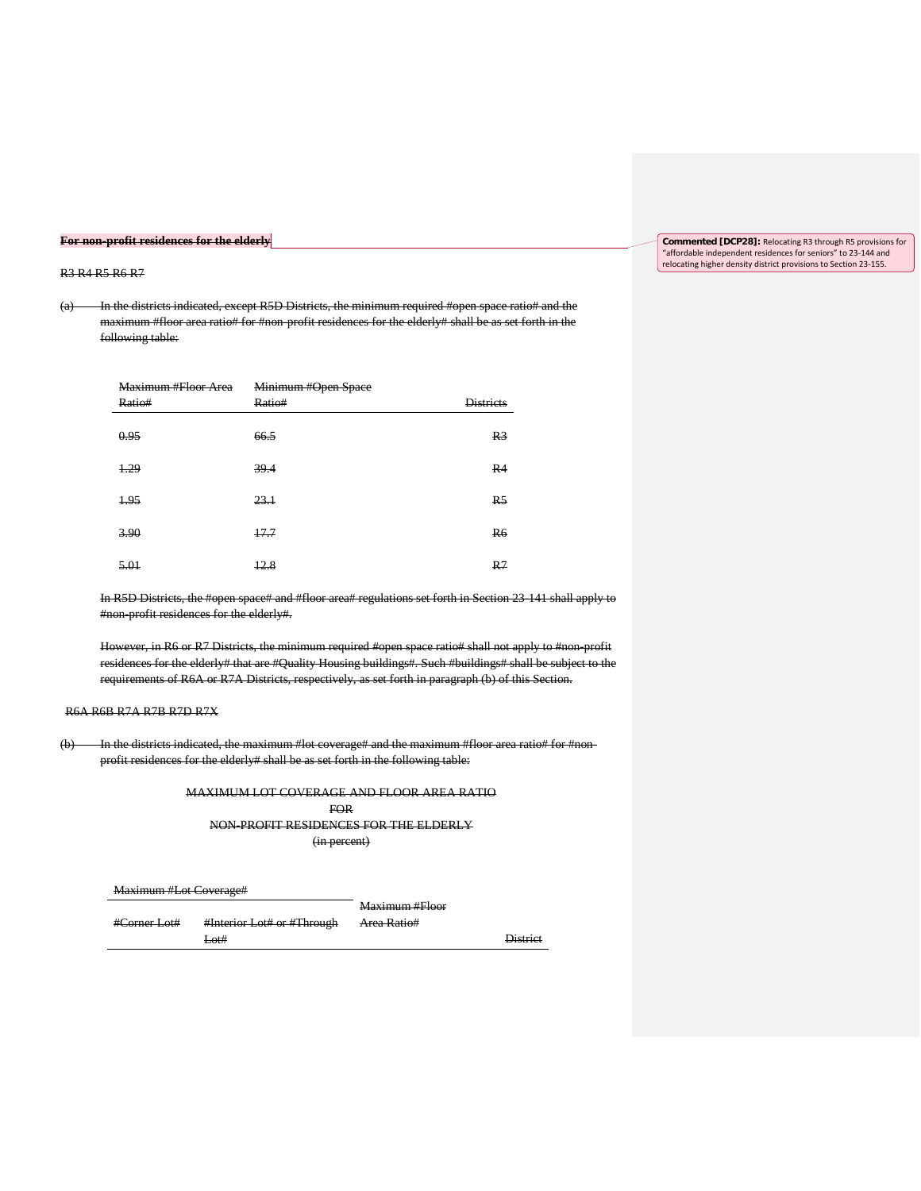~~**For non-profit residences for the elderly**~~

Commented [DCP28]: Relocating R3 through R5 provisions for "affordable independent residences for seniors" to 23-144 and relocating higher density district provisions to Section 23-155.

~~R3 R4 R5 R6 R7~~

~~(a) In the districts indicated, except R5D Districts, the minimum required #open space ratio# and the maximum #floor area ratio# for #non-profit residences for the elderly# shall be as set forth in the following table:~~

| ~~Maximum #Floor Area Ratio#~~ | ~~Minimum #Open Space Ratio#~~ | ~~Districts~~ |
|---|---|---|
| ~~0.95~~ | ~~66.5~~ | ~~R3~~ |
| ~~1.29~~ | ~~39.4~~ | ~~R4~~ |
| ~~1.95~~ | ~~23.1~~ | ~~R5~~ |
| ~~3.90~~ | ~~17.7~~ | ~~R6~~ |
| ~~5.01~~ | ~~12.8~~ | ~~R7~~ |

~~In R5D Districts, the #open space# and #floor area# regulations set forth in Section 23-141 shall apply to #non-profit residences for the elderly#.~~

~~However, in R6 or R7 Districts, the minimum required #open space ratio# shall not apply to #non-profit residences for the elderly# that are #Quality Housing buildings#. Such #buildings# shall be subject to the requirements of R6A or R7A Districts, respectively, as set forth in paragraph (b) of this Section.~~

~~R6A R6B R7A R7B R7D R7X~~

~~(b) In the districts indicated, the maximum #lot coverage# and the maximum #floor area ratio# for #non-profit residences for the elderly# shall be as set forth in the following table:~~

~~MAXIMUM LOT COVERAGE AND FLOOR AREA RATIO~~
~~FOR~~
~~NON-PROFIT RESIDENCES FOR THE ELDERLY~~
~~(in percent)~~

| ~~Maximum #Lot Coverage#~~ | | ~~Maximum #Floor Area Ratio#~~ | ~~District~~ |
|---|---|---|---|
| ~~#Corner Lot#~~ | ~~#Interior Lot# or #Through Lot#~~ | | |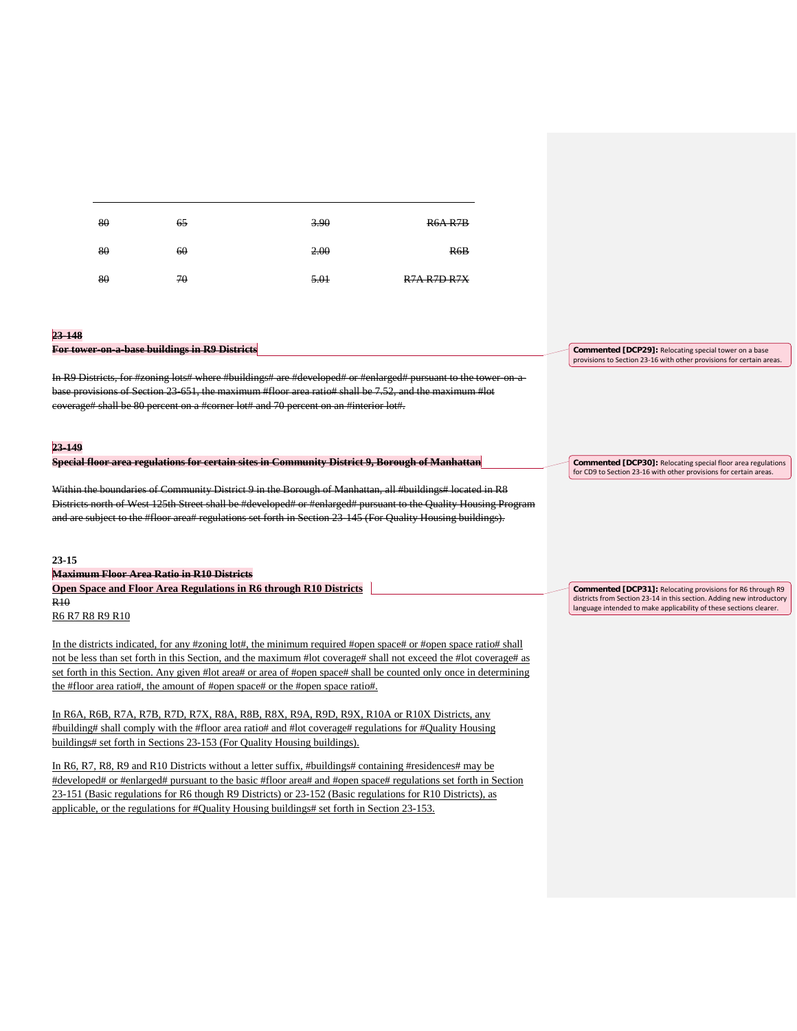| | | | |
|---|---|---|---|
| ~~80~~ | ~~65~~ | ~~3.90~~ | ~~R6A R7B~~ |
| ~~80~~ | ~~60~~ | ~~2.00~~ | ~~R6B~~ |
| ~~80~~ | ~~70~~ | ~~5.01~~ | ~~R7A R7D R7X~~ |

**~~23-148~~**

**~~For tower-on-a-base buildings in R9 Districts~~**

~~In R9 Districts, for #zoning lots# where #buildings# are #developed# or #enlarged# pursuant to the tower-on-a-base provisions of Section 23-651, the maximum #floor area ratio# shall be 7.52, and the maximum #lot coverage# shall be 80 percent on a #corner lot# and 70 percent on an #interior lot#.~~

**~~23-149~~**

**~~Special floor area regulations for certain sites in Community District 9, Borough of Manhattan~~**

~~Within the boundaries of Community District 9 in the Borough of Manhattan, all #buildings# located in R8 Districts north of West 125th Street shall be #developed# or #enlarged# pursuant to the Quality Housing Program and are subject to the #floor area# regulations set forth in Section 23-145 (For Quality Housing buildings).~~

**23-15**

**~~Maximum Floor Area Ratio in R10 Districts~~**

**Open Space and Floor Area Regulations in R6 through R10 Districts**

~~R10~~

R6 R7 R8 R9 R10

In the districts indicated, for any #zoning lot#, the minimum required #open space# or #open space ratio# shall not be less than set forth in this Section, and the maximum #lot coverage# shall not exceed the #lot coverage# as set forth in this Section. Any given #lot area# or area of #open space# shall be counted only once in determining the #floor area ratio#, the amount of #open space# or the #open space ratio#.

In R6A, R6B, R7A, R7B, R7D, R7X, R8A, R8B, R8X, R9A, R9D, R9X, R10A or R10X Districts, any #building# shall comply with the #floor area ratio# and #lot coverage# regulations for #Quality Housing buildings# set forth in Sections 23-153 (For Quality Housing buildings).

In R6, R7, R8, R9 and R10 Districts without a letter suffix, #buildings# containing #residences# may be #developed# or #enlarged# pursuant to the basic #floor area# and #open space# regulations set forth in Section 23-151 (Basic regulations for R6 though R9 Districts) or 23-152 (Basic regulations for R10 Districts), as applicable, or the regulations for #Quality Housing buildings# set forth in Section 23-153.

**Commented [DCP29]:** Relocating special tower on a base provisions to Section 23-16 with other provisions for certain areas.

**Commented [DCP30]:** Relocating special floor area regulations for CD9 to Section 23-16 with other provisions for certain areas.

**Commented [DCP31]:** Relocating provisions for R6 through R9 districts from Section 23-14 in this section. Adding new introductory language intended to make applicability of these sections clearer.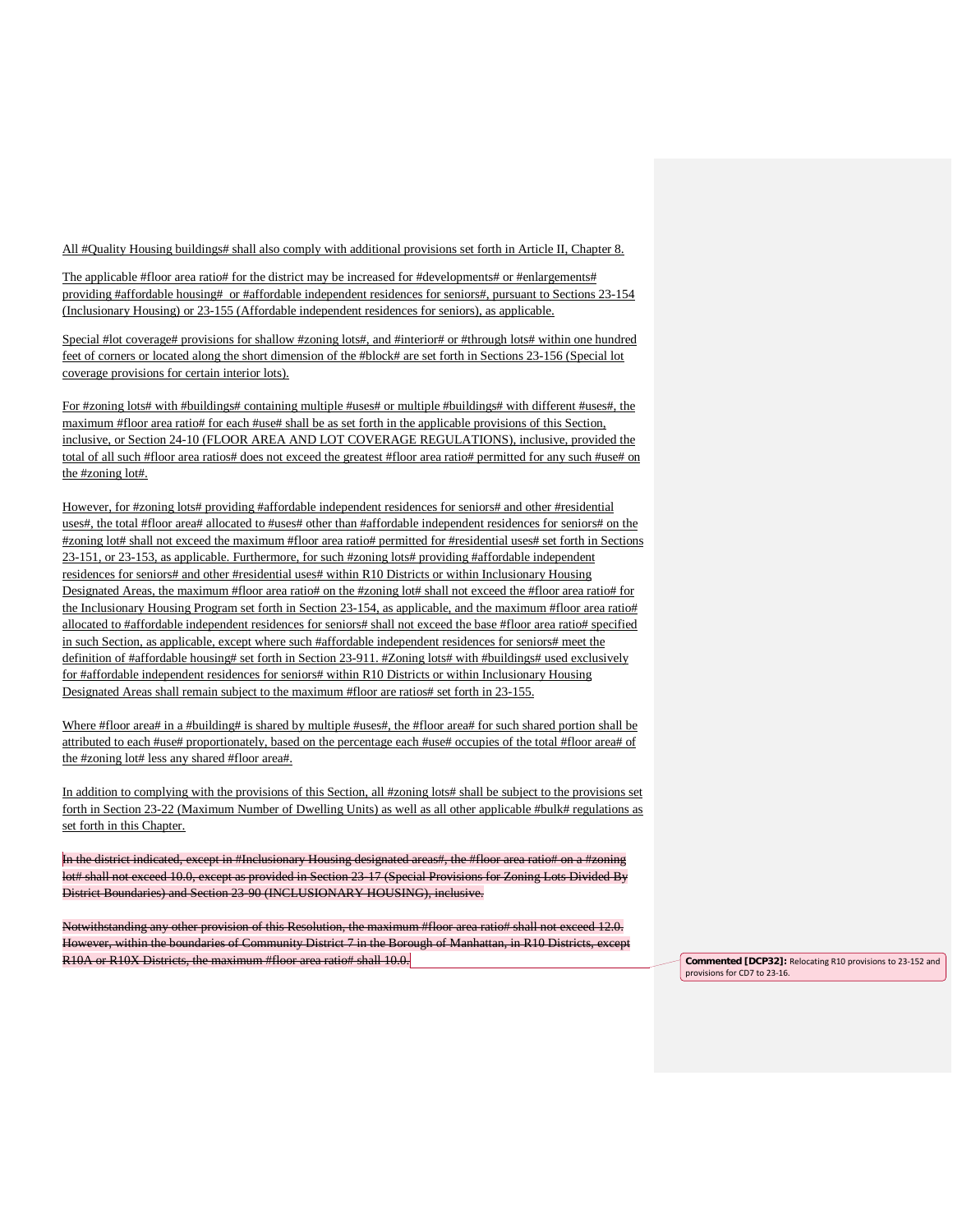All #Quality Housing buildings# shall also comply with additional provisions set forth in Article II, Chapter 8.

The applicable #floor area ratio# for the district may be increased for #developments# or #enlargements# providing #affordable housing# or #affordable independent residences for seniors#, pursuant to Sections 23-154 (Inclusionary Housing) or 23-155 (Affordable independent residences for seniors), as applicable.

Special #lot coverage# provisions for shallow #zoning lots#, and #interior# or #through lots# within one hundred feet of corners or located along the short dimension of the #block# are set forth in Sections 23-156 (Special lot coverage provisions for certain interior lots).

For #zoning lots# with #buildings# containing multiple #uses# or multiple #buildings# with different #uses#, the maximum #floor area ratio# for each #use# shall be as set forth in the applicable provisions of this Section, inclusive, or Section 24-10 (FLOOR AREA AND LOT COVERAGE REGULATIONS), inclusive, provided the total of all such #floor area ratios# does not exceed the greatest #floor area ratio# permitted for any such #use# on the #zoning lot#.

However, for #zoning lots# providing #affordable independent residences for seniors# and other #residential uses#, the total #floor area# allocated to #uses# other than #affordable independent residences for seniors# on the #zoning lot# shall not exceed the maximum #floor area ratio# permitted for #residential uses# set forth in Sections 23-151, or 23-153, as applicable. Furthermore, for such #zoning lots# providing #affordable independent residences for seniors# and other #residential uses# within R10 Districts or within Inclusionary Housing Designated Areas, the maximum #floor area ratio# on the #zoning lot# shall not exceed the #floor area ratio# for the Inclusionary Housing Program set forth in Section 23-154, as applicable, and the maximum #floor area ratio# allocated to #affordable independent residences for seniors# shall not exceed the base #floor area ratio# specified in such Section, as applicable, except where such #affordable independent residences for seniors# meet the definition of #affordable housing# set forth in Section 23-911. #Zoning lots# with #buildings# used exclusively for #affordable independent residences for seniors# within R10 Districts or within Inclusionary Housing Designated Areas shall remain subject to the maximum #floor are ratios# set forth in 23-155.

Where #floor area# in a #building# is shared by multiple #uses#, the #floor area# for such shared portion shall be attributed to each #use# proportionately, based on the percentage each #use# occupies of the total #floor area# of the #zoning lot# less any shared #floor area#.

In addition to complying with the provisions of this Section, all #zoning lots# shall be subject to the provisions set forth in Section 23-22 (Maximum Number of Dwelling Units) as well as all other applicable #bulk# regulations as set forth in this Chapter.

~~In the district indicated, except in #Inclusionary Housing designated areas#, the #floor area ratio# on a #zoning lot# shall not exceed 10.0, except as provided in Section 23-17 (Special Provisions for Zoning Lots Divided By District Boundaries) and Section 23-90 (INCLUSIONARY HOUSING), inclusive.~~

~~Notwithstanding any other provision of this Resolution, the maximum #floor area ratio# shall not exceed 12.0. However, within the boundaries of Community District 7 in the Borough of Manhattan, in R10 Districts, except R10A or R10X Districts, the maximum #floor area ratio# shall 10.0.~~

**Commented [DCP32]:** Relocating R10 provisions to 23-152 and provisions for CD7 to 23-16.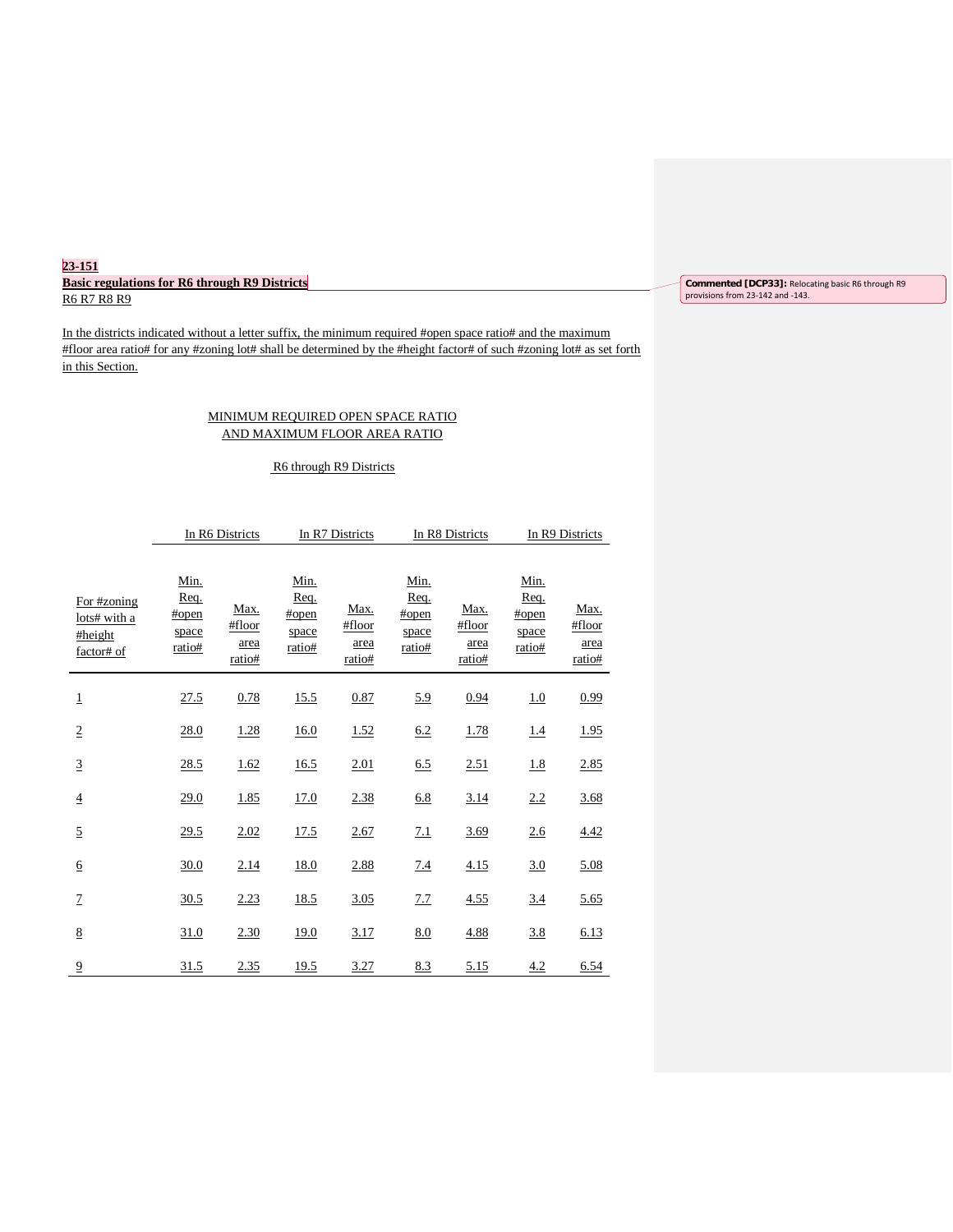**23-151**
**Basic regulations for R6 through R9 Districts**
R6 R7 R8 R9

Commented [DCP33]: Relocating basic R6 through R9 provisions from 23-142 and -143.

In the districts indicated without a letter suffix, the minimum required #open space ratio# and the maximum #floor area ratio# for any #zoning lot# shall be determined by the #height factor# of such #zoning lot# as set forth in this Section.

MINIMUM REQUIRED OPEN SPACE RATIO
AND MAXIMUM FLOOR AREA RATIO

R6 through R9 Districts

| | In R6 Districts | | In R7 Districts | | In R8 Districts | | In R9 Districts | |
|---|---|---|---|---|---|---|---|---|
| For #zoning lots# with a #height factor# of | Min. Req. #open space ratio# | Max. #floor area ratio# | Min. Req. #open space ratio# | Max. #floor area ratio# | Min. Req. #open space ratio# | Max. #floor area ratio# | Min. Req. #open space ratio# | Max. #floor area ratio# |
| 1 | 27.5 | 0.78 | 15.5 | 0.87 | 5.9 | 0.94 | 1.0 | 0.99 |
| 2 | 28.0 | 1.28 | 16.0 | 1.52 | 6.2 | 1.78 | 1.4 | 1.95 |
| 3 | 28.5 | 1.62 | 16.5 | 2.01 | 6.5 | 2.51 | 1.8 | 2.85 |
| 4 | 29.0 | 1.85 | 17.0 | 2.38 | 6.8 | 3.14 | 2.2 | 3.68 |
| 5 | 29.5 | 2.02 | 17.5 | 2.67 | 7.1 | 3.69 | 2.6 | 4.42 |
| 6 | 30.0 | 2.14 | 18.0 | 2.88 | 7.4 | 4.15 | 3.0 | 5.08 |
| 7 | 30.5 | 2.23 | 18.5 | 3.05 | 7.7 | 4.55 | 3.4 | 5.65 |
| 8 | 31.0 | 2.30 | 19.0 | 3.17 | 8.0 | 4.88 | 3.8 | 6.13 |
| 9 | 31.5 | 2.35 | 19.5 | 3.27 | 8.3 | 5.15 | 4.2 | 6.54 |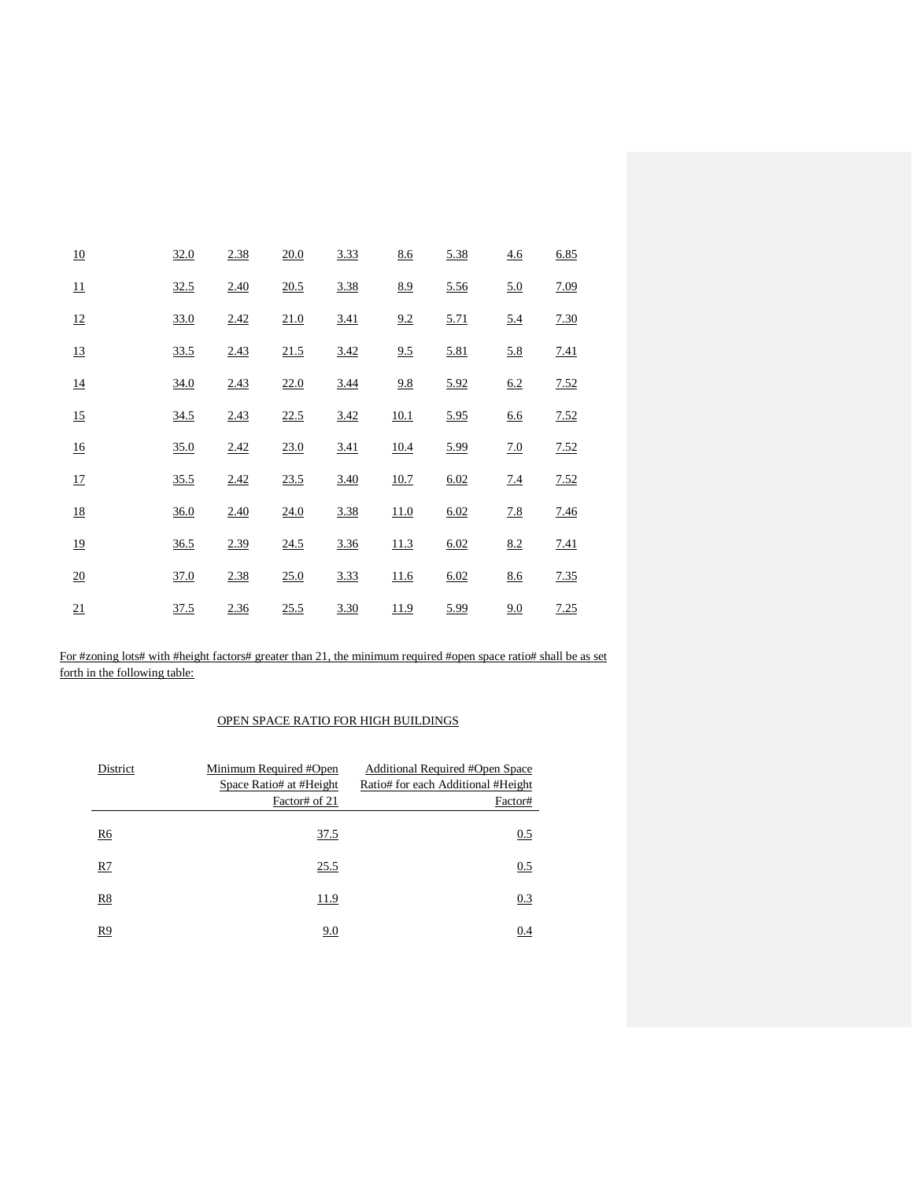| | | | | | | | | |
|---|---|---|---|---|---|---|---|---|
| 10 | 32.0 | 2.38 | 20.0 | 3.33 | 8.6 | 5.38 | 4.6 | 6.85 |
| 11 | 32.5 | 2.40 | 20.5 | 3.38 | 8.9 | 5.56 | 5.0 | 7.09 |
| 12 | 33.0 | 2.42 | 21.0 | 3.41 | 9.2 | 5.71 | 5.4 | 7.30 |
| 13 | 33.5 | 2.43 | 21.5 | 3.42 | 9.5 | 5.81 | 5.8 | 7.41 |
| 14 | 34.0 | 2.43 | 22.0 | 3.44 | 9.8 | 5.92 | 6.2 | 7.52 |
| 15 | 34.5 | 2.43 | 22.5 | 3.42 | 10.1 | 5.95 | 6.6 | 7.52 |
| 16 | 35.0 | 2.42 | 23.0 | 3.41 | 10.4 | 5.99 | 7.0 | 7.52 |
| 17 | 35.5 | 2.42 | 23.5 | 3.40 | 10.7 | 6.02 | 7.4 | 7.52 |
| 18 | 36.0 | 2.40 | 24.0 | 3.38 | 11.0 | 6.02 | 7.8 | 7.46 |
| 19 | 36.5 | 2.39 | 24.5 | 3.36 | 11.3 | 6.02 | 8.2 | 7.41 |
| 20 | 37.0 | 2.38 | 25.0 | 3.33 | 11.6 | 6.02 | 8.6 | 7.35 |
| 21 | 37.5 | 2.36 | 25.5 | 3.30 | 11.9 | 5.99 | 9.0 | 7.25 |

For #zoning lots# with #height factors# greater than 21, the minimum required #open space ratio# shall be as set forth in the following table:

OPEN SPACE RATIO FOR HIGH BUILDINGS

| District | Minimum Required #Open Space Ratio# at #Height Factor# of 21 | Additional Required #Open Space Ratio# for each Additional #Height Factor# |
|---|---|---|
| R6 | 37.5 | 0.5 |
| R7 | 25.5 | 0.5 |
| R8 | 11.9 | 0.3 |
| R9 | 9.0 | 0.4 |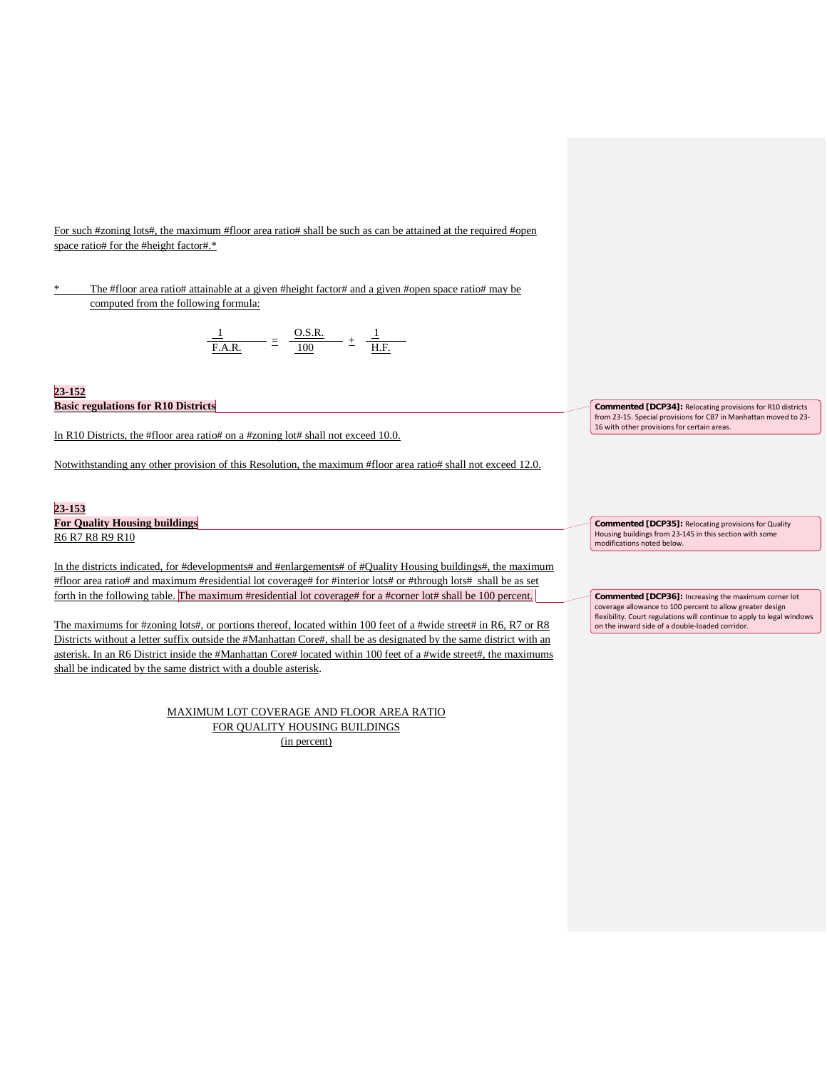For such #zoning lots#, the maximum #floor area ratio# shall be such as can be attained at the required #open space ratio# for the #height factor#.*

\* The #floor area ratio# attainable at a given #height factor# and a given #open space ratio# may be computed from the following formula:

$$\frac{1}{F.A.R.} = \frac{O.S.R.}{100} + \frac{1}{H.F.}$$

**23-152**
**Basic regulations for R10 Districts**

> Commented [DCP34]: Relocating provisions for R10 districts from 23-15. Special provisions for CB7 in Manhattan moved to 23-16 with other provisions for certain areas.

In R10 Districts, the #floor area ratio# on a #zoning lot# shall not exceed 10.0.

Notwithstanding any other provision of this Resolution, the maximum #floor area ratio# shall not exceed 12.0.

**23-153**
**For Quality Housing buildings**
R6 R7 R8 R9 R10

> Commented [DCP35]: Relocating provisions for Quality Housing buildings from 23-145 in this section with some modifications noted below.

In the districts indicated, for #developments# and #enlargements# of #Quality Housing buildings#, the maximum #floor area ratio# and maximum #residential lot coverage# for #interior lots# or #through lots# shall be as set forth in the following table. The maximum #residential lot coverage# for a #corner lot# shall be 100 percent.

> Commented [DCP36]: Increasing the maximum corner lot coverage allowance to 100 percent to allow greater design flexibility. Court regulations will continue to apply to legal windows on the inward side of a double-loaded corridor.

The maximums for #zoning lots#, or portions thereof, located within 100 feet of a #wide street# in R6, R7 or R8 Districts without a letter suffix outside the #Manhattan Core#, shall be as designated by the same district with an asterisk. In an R6 District inside the #Manhattan Core# located within 100 feet of a #wide street#, the maximums shall be indicated by the same district with a double asterisk.

MAXIMUM LOT COVERAGE AND FLOOR AREA RATIO
FOR QUALITY HOUSING BUILDINGS
(in percent)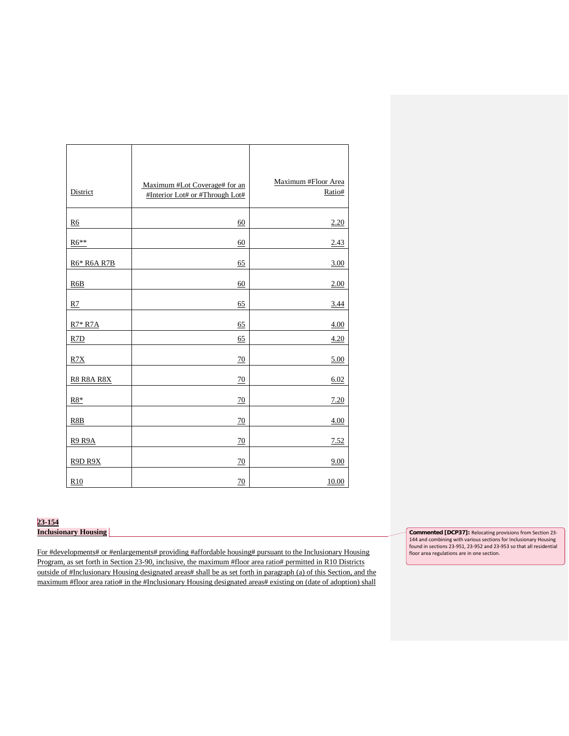| District | Maximum #Lot Coverage# for an #Interior Lot# or #Through Lot# | Maximum #Floor Area Ratio# |
|---|---|---|
| R6 | 60 | 2.20 |
| R6** | 60 | 2.43 |
| R6* R6A R7B | 65 | 3.00 |
| R6B | 60 | 2.00 |
| R7 | 65 | 3.44 |
| R7* R7A | 65 | 4.00 |
| R7D | 65 | 4.20 |
| R7X | 70 | 5.00 |
| R8 R8A R8X | 70 | 6.02 |
| R8* | 70 | 7.20 |
| R8B | 70 | 4.00 |
| R9 R9A | 70 | 7.52 |
| R9D R9X | 70 | 9.00 |
| R10 | 70 | 10.00 |

**23-154**
**Inclusionary Housing**

Commented [DCP37]: Relocating provisions from Section 23-144 and combining with various sections for Inclusionary Housing found in sections 23-951, 23-952 and 23-953 so that all residential floor area regulations are in one section.

For #developments# or #enlargements# providing #affordable housing# pursuant to the Inclusionary Housing Program, as set forth in Section 23-90, inclusive, the maximum #floor area ratio# permitted in R10 Districts outside of #Inclusionary Housing designated areas# shall be as set forth in paragraph (a) of this Section, and the maximum #floor area ratio# in the #Inclusionary Housing designated areas# existing on (date of adoption) shall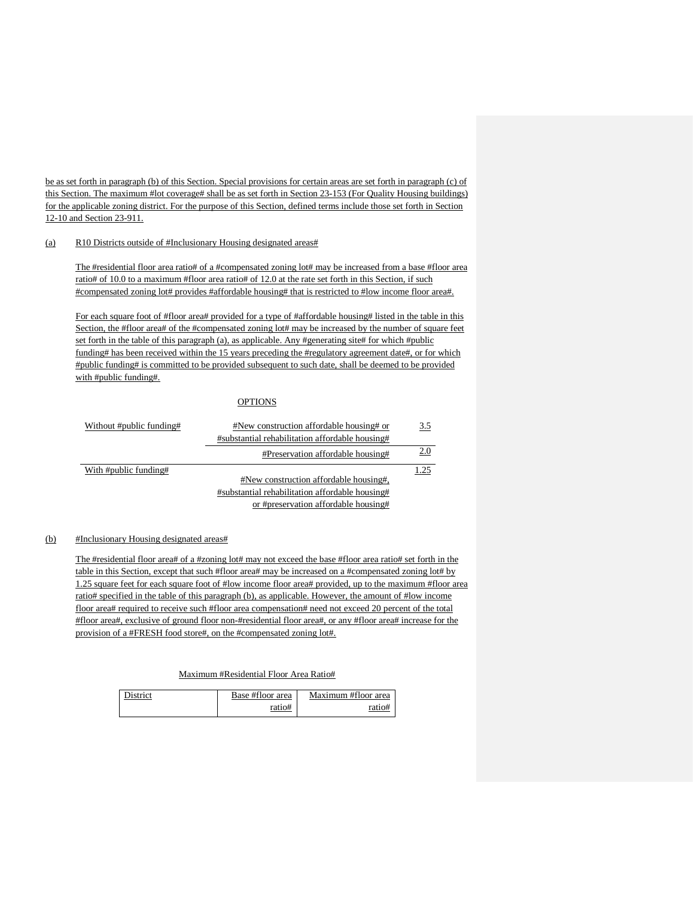be as set forth in paragraph (b) of this Section. Special provisions for certain areas are set forth in paragraph (c) of this Section. The maximum #lot coverage# shall be as set forth in Section 23-153 (For Quality Housing buildings) for the applicable zoning district. For the purpose of this Section, defined terms include those set forth in Section 12-10 and Section 23-911.

(a) R10 Districts outside of #Inclusionary Housing designated areas#

The #residential floor area ratio# of a #compensated zoning lot# may be increased from a base #floor area ratio# of 10.0 to a maximum #floor area ratio# of 12.0 at the rate set forth in this Section, if such #compensated zoning lot# provides #affordable housing# that is restricted to #low income floor area#.

For each square foot of #floor area# provided for a type of #affordable housing# listed in the table in this Section, the #floor area# of the #compensated zoning lot# may be increased by the number of square feet set forth in the table of this paragraph (a), as applicable. Any #generating site# for which #public funding# has been received within the 15 years preceding the #regulatory agreement date#, or for which #public funding# is committed to be provided subsequent to such date, shall be deemed to be provided with #public funding#.

OPTIONS

| | | |
|---|---|---|
| Without #public funding# | #New construction affordable housing# or #substantial rehabilitation affordable housing# | 3.5 |
| | #Preservation affordable housing# | 2.0 |
| With #public funding# | #New construction affordable housing#, #substantial rehabilitation affordable housing# or #preservation affordable housing# | 1.25 |

(b) #Inclusionary Housing designated areas#

The #residential floor area# of a #zoning lot# may not exceed the base #floor area ratio# set forth in the table in this Section, except that such #floor area# may be increased on a #compensated zoning lot# by 1.25 square feet for each square foot of #low income floor area# provided, up to the maximum #floor area ratio# specified in the table of this paragraph (b), as applicable. However, the amount of #low income floor area# required to receive such #floor area compensation# need not exceed 20 percent of the total #floor area#, exclusive of ground floor non-#residential floor area#, or any #floor area# increase for the provision of a #FRESH food store#, on the #compensated zoning lot#.

Maximum #Residential Floor Area Ratio#

| District | Base #floor area ratio# | Maximum #floor area ratio# |
|---|---|---|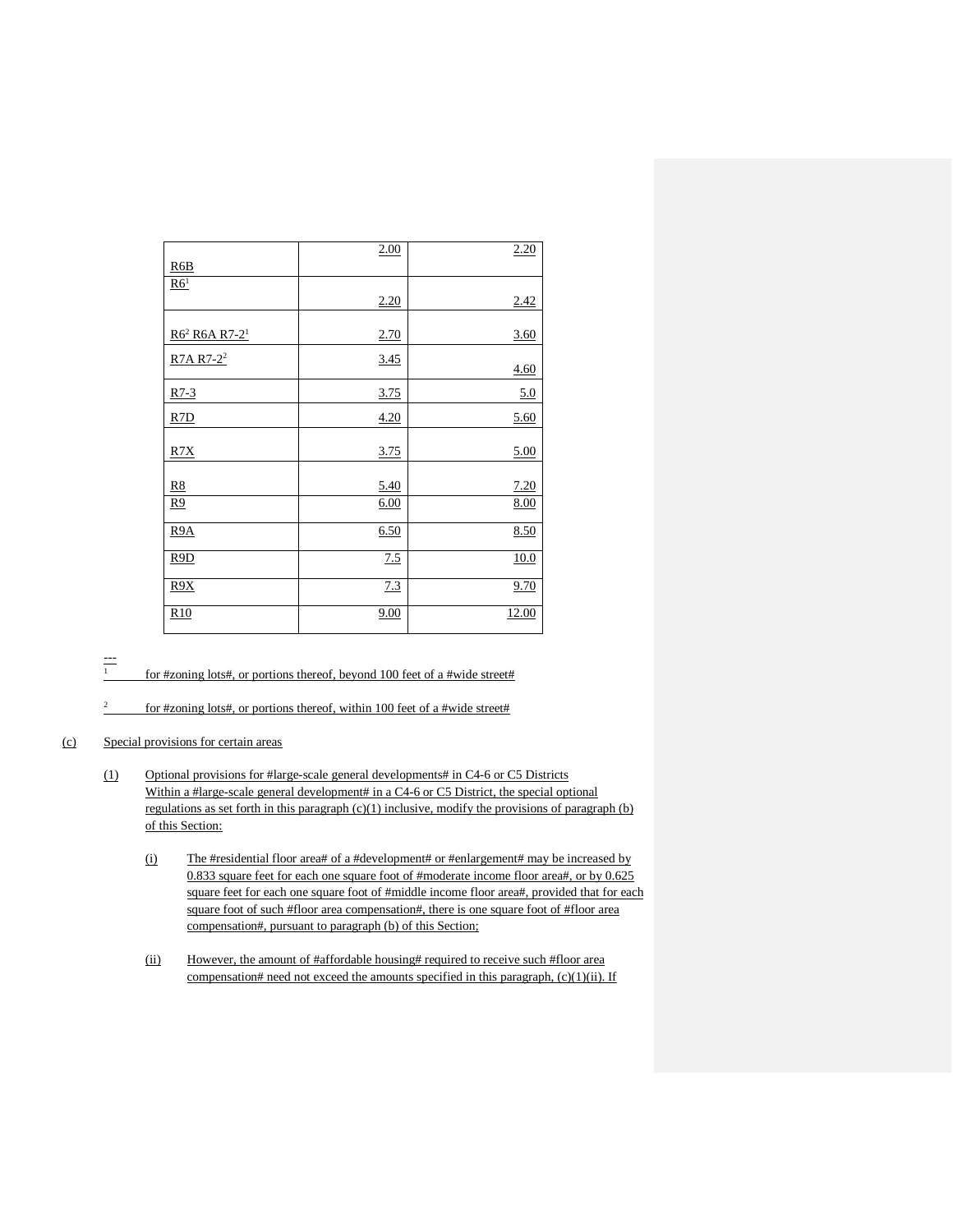| | | |
|---|---|---|
| R6B | 2.00 | 2.20 |
| R6[1] | 2.20 | 2.42 |
| R6[2] R6A R7-2[1] | 2.70 | 3.60 |
| R7A R7-2[2] | 3.45 | 4.60 |
| R7-3 | 3.75 | 5.0 |
| R7D | 4.20 | 5.60 |
| R7X | 3.75 | 5.00 |
| R8 | 5.40 | 7.20 |
| R9 | 6.00 | 8.00 |
| R9A | 6.50 | 8.50 |
| R9D | 7.5 | 10.0 |
| R9X | 7.3 | 9.70 |
| R10 | 9.00 | 12.00 |

---

[1] for #zoning lots#, or portions thereof, beyond 100 feet of a #wide street#

[2] for #zoning lots#, or portions thereof, within 100 feet of a #wide street#

(c) Special provisions for certain areas

(1) Optional provisions for #large-scale general developments# in C4-6 or C5 Districts
Within a #large-scale general development# in a C4-6 or C5 District, the special optional regulations as set forth in this paragraph (c)(1) inclusive, modify the provisions of paragraph (b) of this Section:

(i) The #residential floor area# of a #development# or #enlargement# may be increased by 0.833 square feet for each one square foot of #moderate income floor area#, or by 0.625 square feet for each one square foot of #middle income floor area#, provided that for each square foot of such #floor area compensation#, there is one square foot of #floor area compensation#, pursuant to paragraph (b) of this Section;

(ii) However, the amount of #affordable housing# required to receive such #floor area compensation# need not exceed the amounts specified in this paragraph, (c)(1)(ii). If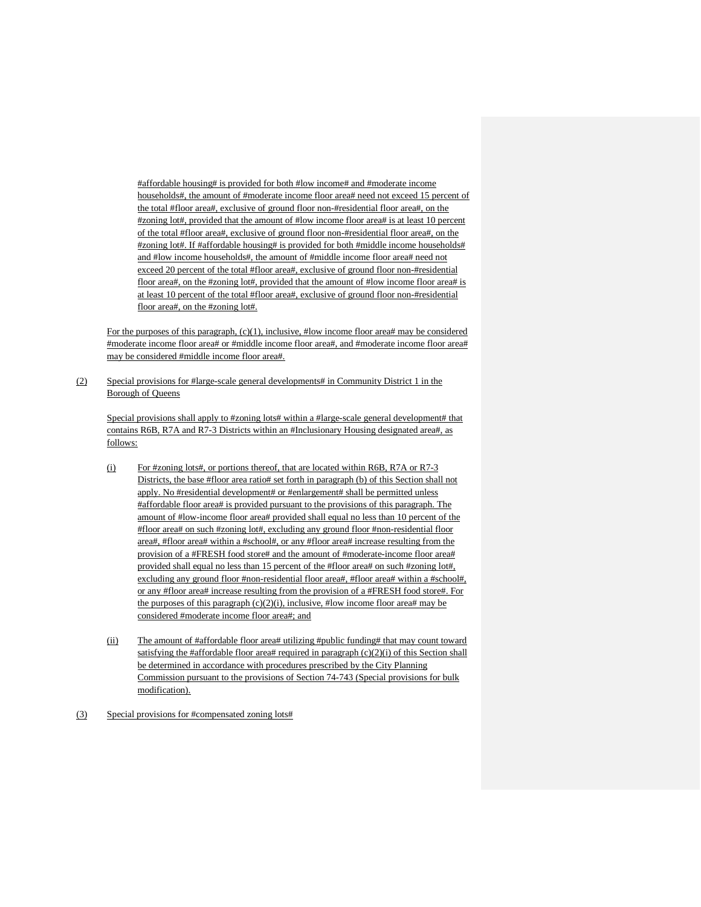#affordable housing# is provided for both #low income# and #moderate income households#, the amount of #moderate income floor area# need not exceed 15 percent of the total #floor area#, exclusive of ground floor non-#residential floor area#, on the #zoning lot#, provided that the amount of #low income floor area# is at least 10 percent of the total #floor area#, exclusive of ground floor non-#residential floor area#, on the #zoning lot#. If #affordable housing# is provided for both #middle income households# and #low income households#, the amount of #middle income floor area# need not exceed 20 percent of the total #floor area#, exclusive of ground floor non-#residential floor area#, on the #zoning lot#, provided that the amount of #low income floor area# is at least 10 percent of the total #floor area#, exclusive of ground floor non-#residential floor area#, on the #zoning lot#.

For the purposes of this paragraph, (c)(1), inclusive, #low income floor area# may be considered #moderate income floor area# or #middle income floor area#, and #moderate income floor area# may be considered #middle income floor area#.

(2) Special provisions for #large-scale general developments# in Community District 1 in the Borough of Queens

Special provisions shall apply to #zoning lots# within a #large-scale general development# that contains R6B, R7A and R7-3 Districts within an #Inclusionary Housing designated area#, as follows:

(i) For #zoning lots#, or portions thereof, that are located within R6B, R7A or R7-3 Districts, the base #floor area ratio# set forth in paragraph (b) of this Section shall not apply. No #residential development# or #enlargement# shall be permitted unless #affordable floor area# is provided pursuant to the provisions of this paragraph. The amount of #low-income floor area# provided shall equal no less than 10 percent of the #floor area# on such #zoning lot#, excluding any ground floor #non-residential floor area#, #floor area# within a #school#, or any #floor area# increase resulting from the provision of a #FRESH food store# and the amount of #moderate-income floor area# provided shall equal no less than 15 percent of the #floor area# on such #zoning lot#, excluding any ground floor #non-residential floor area#, #floor area# within a #school#, or any #floor area# increase resulting from the provision of a #FRESH food store#. For the purposes of this paragraph (c)(2)(i), inclusive, #low income floor area# may be considered #moderate income floor area#; and

(ii) The amount of #affordable floor area# utilizing #public funding# that may count toward satisfying the #affordable floor area# required in paragraph (c)(2)(i) of this Section shall be determined in accordance with procedures prescribed by the City Planning Commission pursuant to the provisions of Section 74-743 (Special provisions for bulk modification).

(3) Special provisions for #compensated zoning lots#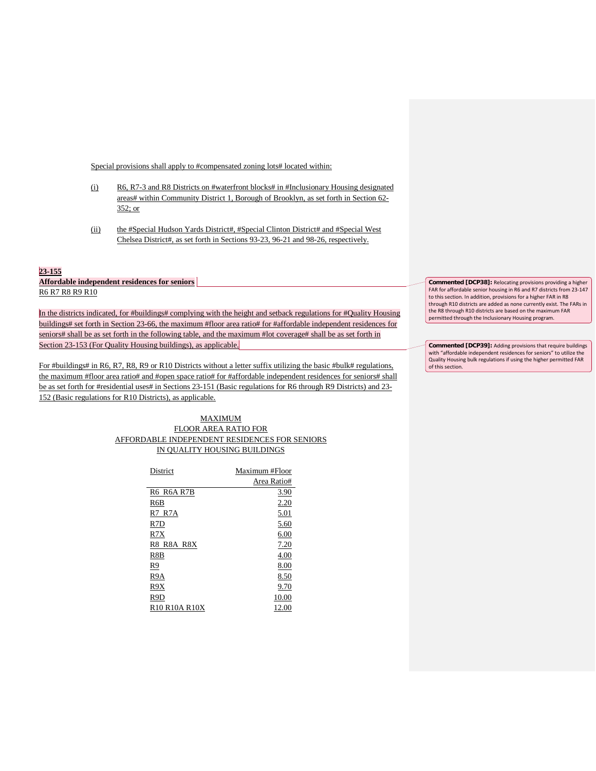Special provisions shall apply to #compensated zoning lots# located within:

(i) R6, R7-3 and R8 Districts on #waterfront blocks# in #Inclusionary Housing designated areas# within Community District 1, Borough of Brooklyn, as set forth in Section 62-352; or

(ii) the #Special Hudson Yards District#, #Special Clinton District# and #Special West Chelsea District#, as set forth in Sections 93-23, 96-21 and 98-26, respectively.

**23-155**
**Affordable independent residences for seniors**
R6 R7 R8 R9 R10

In the districts indicated, for #buildings# complying with the height and setback regulations for #Quality Housing buildings# set forth in Section 23-66, the maximum #floor area ratio# for #affordable independent residences for seniors# shall be as set forth in the following table, and the maximum #lot coverage# shall be as set forth in Section 23-153 (For Quality Housing buildings), as applicable.

For #buildings# in R6, R7, R8, R9 or R10 Districts without a letter suffix utilizing the basic #bulk# regulations, the maximum #floor area ratio# and #open space ratio# for #affordable independent residences for seniors# shall be as set forth for #residential uses# in Sections 23-151 (Basic regulations for R6 through R9 Districts) and 23-152 (Basic regulations for R10 Districts), as applicable.

MAXIMUM
FLOOR AREA RATIO FOR
AFFORDABLE INDEPENDENT RESIDENCES FOR SENIORS
IN QUALITY HOUSING BUILDINGS

| District | Maximum #Floor Area Ratio# |
|---|---|
| R6 R6A R7B | 3.90 |
| R6B | 2.20 |
| R7 R7A | 5.01 |
| R7D | 5.60 |
| R7X | 6.00 |
| R8 R8A R8X | 7.20 |
| R8B | 4.00 |
| R9 | 8.00 |
| R9A | 8.50 |
| R9X | 9.70 |
| R9D | 10.00 |
| R10 R10A R10X | 12.00 |

**Commented [DCP38]:** Relocating provisions providing a higher FAR for affordable senior housing in R6 and R7 districts from 23-147 to this section. In addition, provisions for a higher FAR in R8 through R10 districts are added as none currently exist. The FARs in the R8 through R10 districts are based on the maximum FAR permitted through the Inclusionary Housing program.

**Commented [DCP39]:** Adding provisions that require buildings with "affordable independent residences for seniors" to utilize the Quality Housing bulk regulations if using the higher permitted FAR of this section.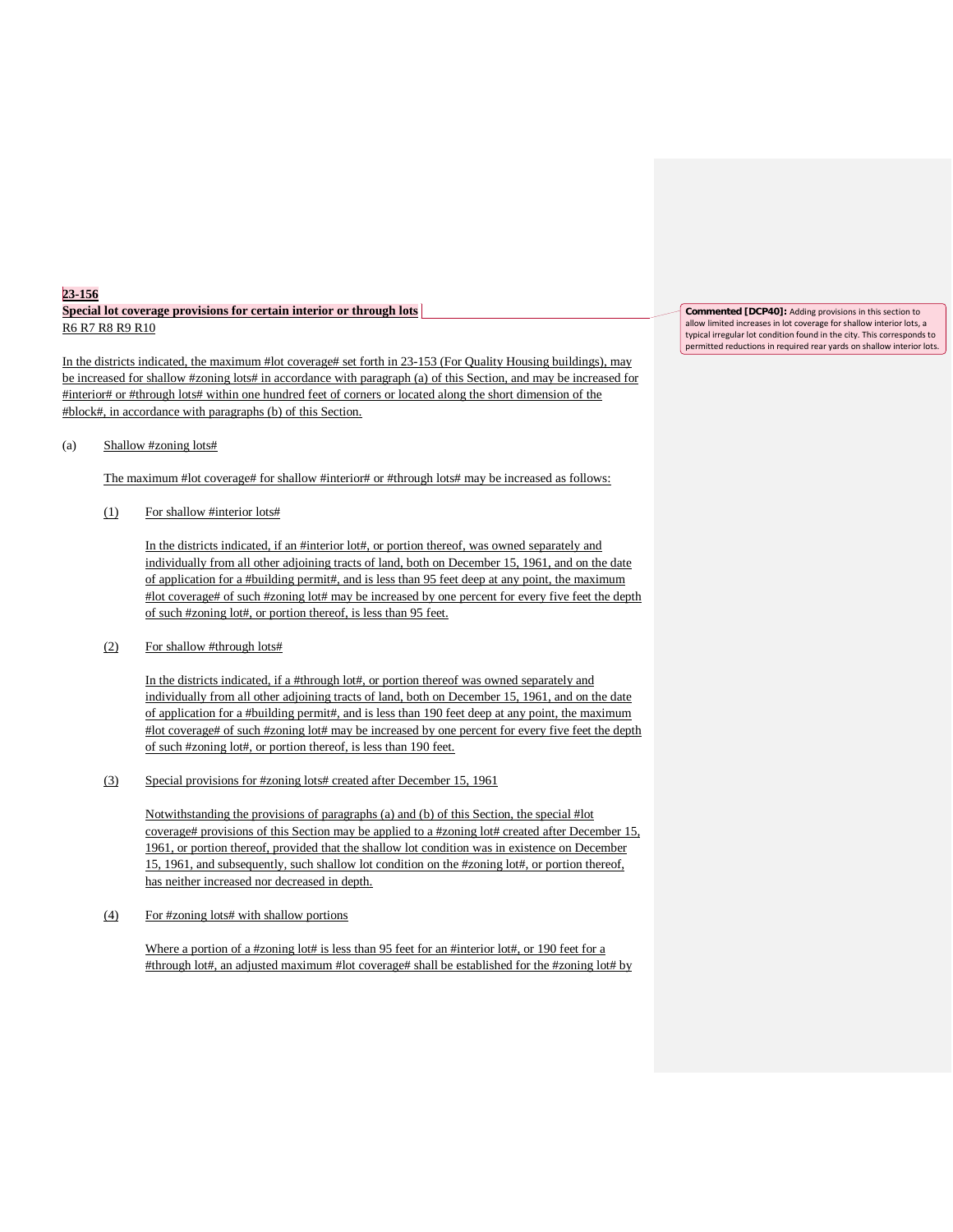**23-156**

**Special lot coverage provisions for certain interior or through lots**

R6 R7 R8 R9 R10

In the districts indicated, the maximum #lot coverage# set forth in 23-153 (For Quality Housing buildings), may be increased for shallow #zoning lots# in accordance with paragraph (a) of this Section, and may be increased for #interior# or #through lots# within one hundred feet of corners or located along the short dimension of the #block#, in accordance with paragraphs (b) of this Section.

(a) Shallow #zoning lots#

The maximum #lot coverage# for shallow #interior# or #through lots# may be increased as follows:

(1) For shallow #interior lots#

In the districts indicated, if an #interior lot#, or portion thereof, was owned separately and individually from all other adjoining tracts of land, both on December 15, 1961, and on the date of application for a #building permit#, and is less than 95 feet deep at any point, the maximum #lot coverage# of such #zoning lot# may be increased by one percent for every five feet the depth of such #zoning lot#, or portion thereof, is less than 95 feet.

(2) For shallow #through lots#

In the districts indicated, if a #through lot#, or portion thereof was owned separately and individually from all other adjoining tracts of land, both on December 15, 1961, and on the date of application for a #building permit#, and is less than 190 feet deep at any point, the maximum #lot coverage# of such #zoning lot# may be increased by one percent for every five feet the depth of such #zoning lot#, or portion thereof, is less than 190 feet.

(3) Special provisions for #zoning lots# created after December 15, 1961

Notwithstanding the provisions of paragraphs (a) and (b) of this Section, the special #lot coverage# provisions of this Section may be applied to a #zoning lot# created after December 15, 1961, or portion thereof, provided that the shallow lot condition was in existence on December 15, 1961, and subsequently, such shallow lot condition on the #zoning lot#, or portion thereof, has neither increased nor decreased in depth.

(4) For #zoning lots# with shallow portions

Where a portion of a #zoning lot# is less than 95 feet for an #interior lot#, or 190 feet for a #through lot#, an adjusted maximum #lot coverage# shall be established for the #zoning lot# by

**Commented [DCP40]:** Adding provisions in this section to allow limited increases in lot coverage for shallow interior lots, a typical irregular lot condition found in the city. This corresponds to permitted reductions in required rear yards on shallow interior lots.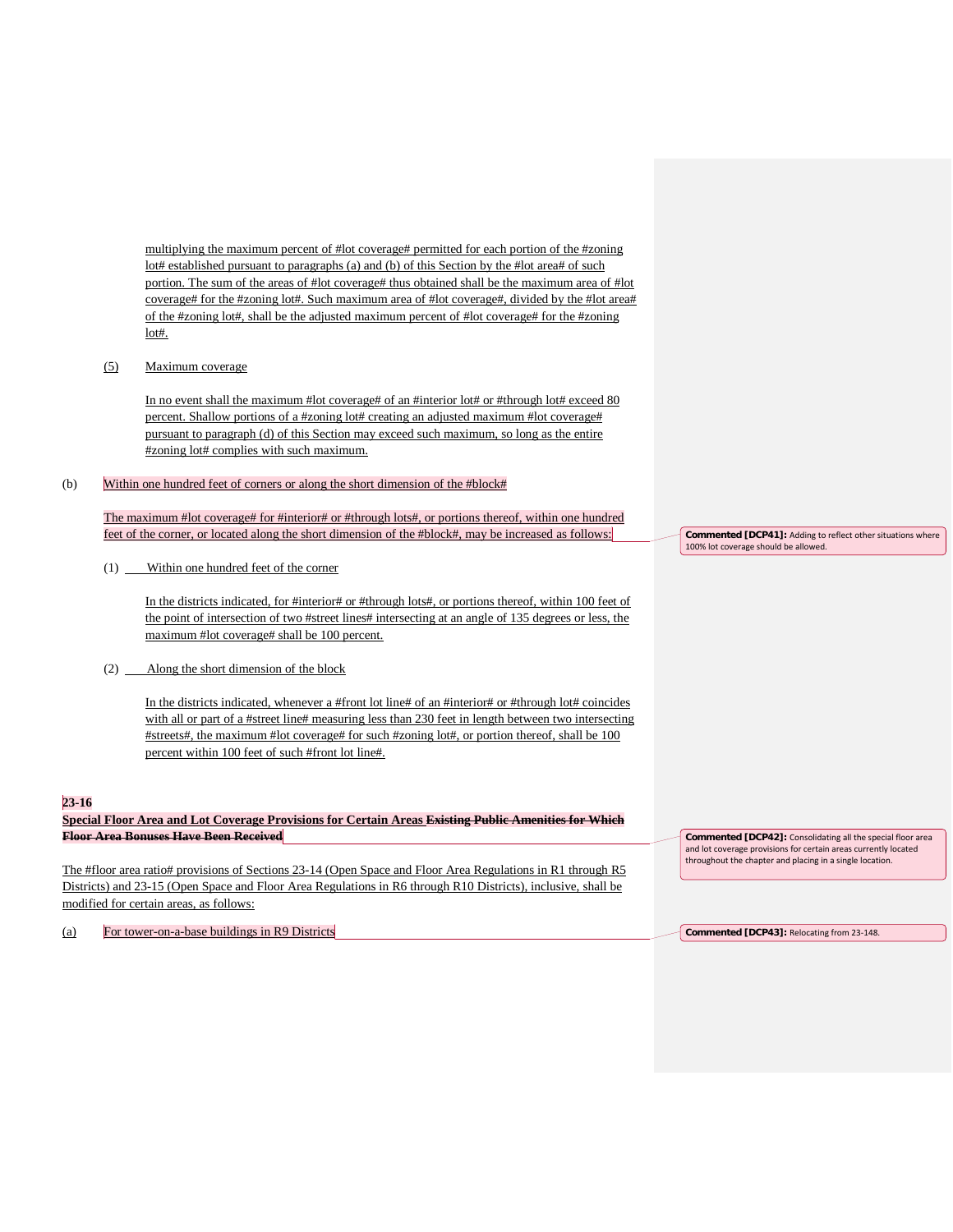multiplying the maximum percent of #lot coverage# permitted for each portion of the #zoning lot# established pursuant to paragraphs (a) and (b) of this Section by the #lot area# of such portion. The sum of the areas of #lot coverage# thus obtained shall be the maximum area of #lot coverage# for the #zoning lot#. Such maximum area of #lot coverage#, divided by the #lot area# of the #zoning lot#, shall be the adjusted maximum percent of #lot coverage# for the #zoning lot#.

(5) Maximum coverage

In no event shall the maximum #lot coverage# of an #interior lot# or #through lot# exceed 80 percent. Shallow portions of a #zoning lot# creating an adjusted maximum #lot coverage# pursuant to paragraph (d) of this Section may exceed such maximum, so long as the entire #zoning lot# complies with such maximum.

(b) Within one hundred feet of corners or along the short dimension of the #block#

The maximum #lot coverage# for #interior# or #through lots#, or portions thereof, within one hundred feet of the corner, or located along the short dimension of the #block#, may be increased as follows:

> **Commented [DCP41]:** Adding to reflect other situations where 100% lot coverage should be allowed.

(1) Within one hundred feet of the corner

In the districts indicated, for #interior# or #through lots#, or portions thereof, within 100 feet of the point of intersection of two #street lines# intersecting at an angle of 135 degrees or less, the maximum #lot coverage# shall be 100 percent.

(2) Along the short dimension of the block

In the districts indicated, whenever a #front lot line# of an #interior# or #through lot# coincides with all or part of a #street line# measuring less than 230 feet in length between two intersecting #streets#, the maximum #lot coverage# for such #zoning lot#, or portion thereof, shall be 100 percent within 100 feet of such #front lot line#.

### 23-16

### Special Floor Area and Lot Coverage Provisions for Certain Areas ~~Existing Public Amenities for Which Floor Area Bonuses Have Been Received~~

> **Commented [DCP42]:** Consolidating all the special floor area and lot coverage provisions for certain areas currently located throughout the chapter and placing in a single location.

The #floor area ratio# provisions of Sections 23-14 (Open Space and Floor Area Regulations in R1 through R5 Districts) and 23-15 (Open Space and Floor Area Regulations in R6 through R10 Districts), inclusive, shall be modified for certain areas, as follows:

(a) For tower-on-a-base buildings in R9 Districts

> **Commented [DCP43]:** Relocating from 23-148.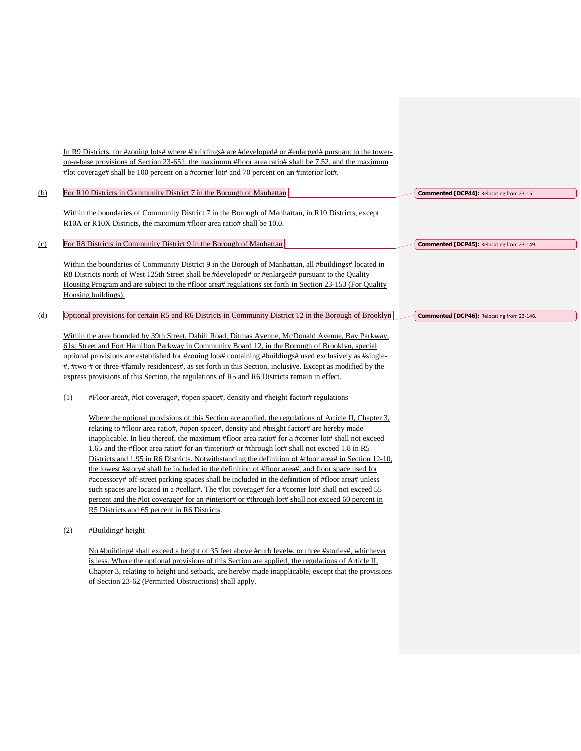In R9 Districts, for #zoning lots# where #buildings# are #developed# or #enlarged# pursuant to the tower-on-a-base provisions of Section 23-651, the maximum #floor area ratio# shall be 7.52, and the maximum #lot coverage# shall be 100 percent on a #corner lot# and 70 percent on an #interior lot#.

(b) For R10 Districts in Community District 7 in the Borough of Manhattan

Commented [DCP44]: Relocating from 23-15.

Within the boundaries of Community District 7 in the Borough of Manhattan, in R10 Districts, except R10A or R10X Districts, the maximum #floor area ratio# shall be 10.0.

(c) For R8 Districts in Community District 9 in the Borough of Manhattan

Commented [DCP45]: Relocating from 23-149.

Within the boundaries of Community District 9 in the Borough of Manhattan, all #buildings# located in R8 Districts north of West 125th Street shall be #developed# or #enlarged# pursuant to the Quality Housing Program and are subject to the #floor area# regulations set forth in Section 23-153 (For Quality Housing buildings).

(d) Optional provisions for certain R5 and R6 Districts in Community District 12 in the Borough of Brooklyn

Commented [DCP46]: Relocating from 23-146.

Within the area bounded by 39th Street, Dahill Road, Ditmas Avenue, McDonald Avenue, Bay Parkway, 61st Street and Fort Hamilton Parkway in Community Board 12, in the Borough of Brooklyn, special optional provisions are established for #zoning lots# containing #buildings# used exclusively as #single-#, #two-# or three-#family residences#, as set forth in this Section, inclusive. Except as modified by the express provisions of this Section, the regulations of R5 and R6 Districts remain in effect.

(1) #Floor area#, #lot coverage#, #open space#, density and #height factor# regulations

Where the optional provisions of this Section are applied, the regulations of Article II, Chapter 3, relating to #floor area ratio#, #open space#, density and #height factor# are hereby made inapplicable. In lieu thereof, the maximum #floor area ratio# for a #corner lot# shall not exceed 1.65 and the #floor area ratio# for an #interior# or #through lot# shall not exceed 1.8 in R5 Districts and 1.95 in R6 Districts. Notwithstanding the definition of #floor area# in Section 12-10, the lowest #story# shall be included in the definition of #floor area#, and floor space used for #accessory# off-street parking spaces shall be included in the definition of #floor area# unless such spaces are located in a #cellar#. The #lot coverage# for a #corner lot# shall not exceed 55 percent and the #lot coverage# for an #interior# or #through lot# shall not exceed 60 percent in R5 Districts and 65 percent in R6 Districts.

(2) #Building# height

No #building# shall exceed a height of 35 feet above #curb level#, or three #stories#, whichever is less. Where the optional provisions of this Section are applied, the regulations of Article II, Chapter 3, relating to height and setback, are hereby made inapplicable, except that the provisions of Section 23-62 (Permitted Obstructions) shall apply.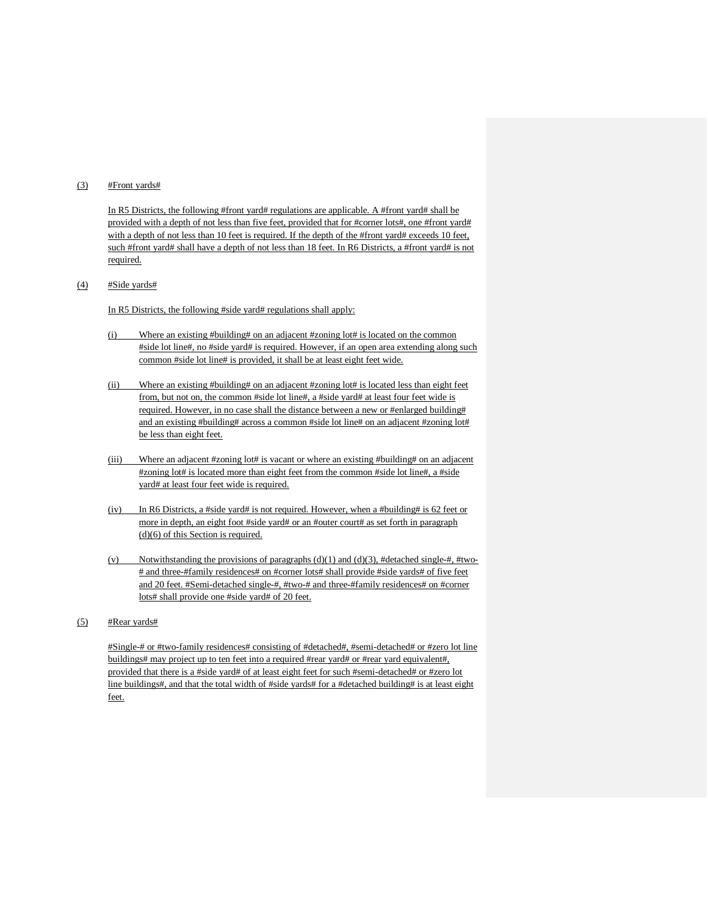(3) #Front yards#

In R5 Districts, the following #front yard# regulations are applicable. A #front yard# shall be provided with a depth of not less than five feet, provided that for #corner lots#, one #front yard# with a depth of not less than 10 feet is required. If the depth of the #front yard# exceeds 10 feet, such #front yard# shall have a depth of not less than 18 feet. In R6 Districts, a #front yard# is not required.

(4) #Side yards#

In R5 Districts, the following #side yard# regulations shall apply:

(i) Where an existing #building# on an adjacent #zoning lot# is located on the common #side lot line#, no #side yard# is required. However, if an open area extending along such common #side lot line# is provided, it shall be at least eight feet wide.

(ii) Where an existing #building# on an adjacent #zoning lot# is located less than eight feet from, but not on, the common #side lot line#, a #side yard# at least four feet wide is required. However, in no case shall the distance between a new or #enlarged building# and an existing #building# across a common #side lot line# on an adjacent #zoning lot# be less than eight feet.

(iii) Where an adjacent #zoning lot# is vacant or where an existing #building# on an adjacent #zoning lot# is located more than eight feet from the common #side lot line#, a #side yard# at least four feet wide is required.

(iv) In R6 Districts, a #side yard# is not required. However, when a #building# is 62 feet or more in depth, an eight foot #side yard# or an #outer court# as set forth in paragraph (d)(6) of this Section is required.

(v) Notwithstanding the provisions of paragraphs (d)(1) and (d)(3), #detached single-#, #two-# and three-#family residences# on #corner lots# shall provide #side yards# of five feet and 20 feet. #Semi-detached single-#, #two-# and three-#family residences# on #corner lots# shall provide one #side yard# of 20 feet.

(5) #Rear yards#

#Single-# or #two-family residences# consisting of #detached#, #semi-detached# or #zero lot line buildings# may project up to ten feet into a required #rear yard# or #rear yard equivalent#, provided that there is a #side yard# of at least eight feet for such #semi-detached# or #zero lot line buildings#, and that the total width of #side yards# for a #detached building# is at least eight feet.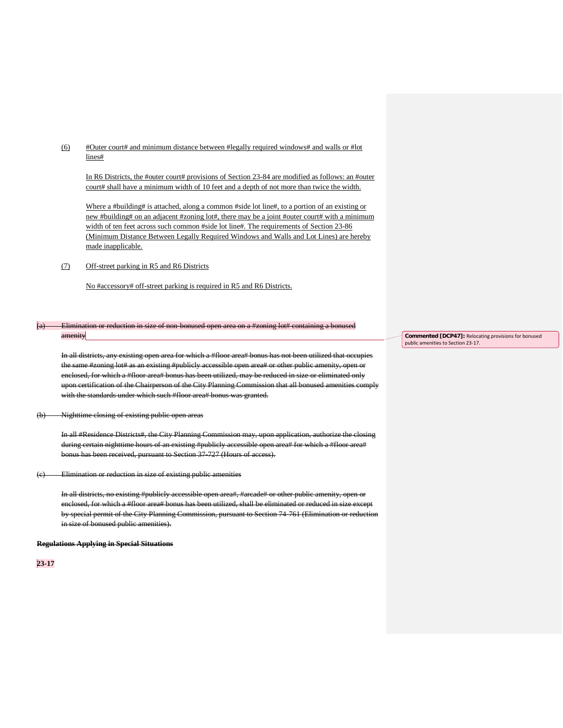(6) #Outer court# and minimum distance between #legally required windows# and walls or #lot lines#

In R6 Districts, the #outer court# provisions of Section 23-84 are modified as follows: an #outer court# shall have a minimum width of 10 feet and a depth of not more than twice the width.

Where a #building# is attached, along a common #side lot line#, to a portion of an existing or new #building# on an adjacent #zoning lot#, there may be a joint #outer court# with a minimum width of ten feet across such common #side lot line#. The requirements of Section 23-86 (Minimum Distance Between Legally Required Windows and Walls and Lot Lines) are hereby made inapplicable.

(7) Off-street parking in R5 and R6 Districts

No #accessory# off-street parking is required in R5 and R6 Districts.

~~(a) Elimination or reduction in size of non-bonused open area on a #zoning lot# containing a bonused amenity~~

**Commented [DCP47]:** Relocating provisions for bonused public amenities to Section 23-17.

~~In all districts, any existing open area for which a #floor area# bonus has not been utilized that occupies the same #zoning lot# as an existing #publicly accessible open area# or other public amenity, open or enclosed, for which a #floor area# bonus has been utilized, may be reduced in size or eliminated only upon certification of the Chairperson of the City Planning Commission that all bonused amenities comply with the standards under which such #floor area# bonus was granted.~~

~~(b) Nighttime closing of existing public open areas~~

~~In all #Residence Districts#, the City Planning Commission may, upon application, authorize the closing during certain nighttime hours of an existing #publicly accessible open area# for which a #floor area# bonus has been received, pursuant to Section 37-727 (Hours of access).~~

~~(c) Elimination or reduction in size of existing public amenities~~

~~In all districts, no existing #publicly accessible open area#, #arcade# or other public amenity, open or enclosed, for which a #floor area# bonus has been utilized, shall be eliminated or reduced in size except by special permit of the City Planning Commission, pursuant to Section 74-761 (Elimination or reduction in size of bonused public amenities).~~

~~**Regulations Applying in Special Situations**~~

**23-17**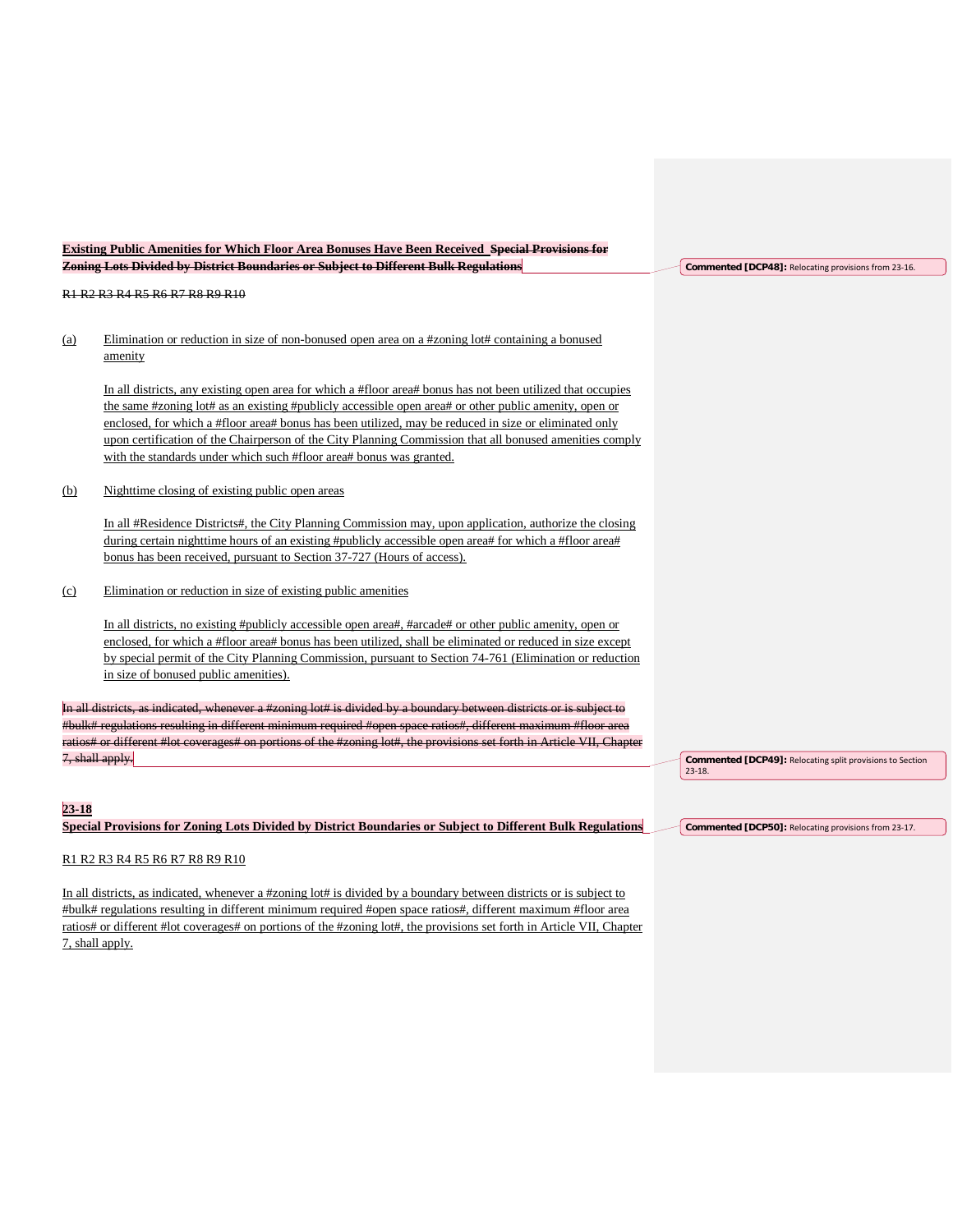**Existing Public Amenities for Which Floor Area Bonuses Have Been Received** ~~**Special Provisions for Zoning Lots Divided by District Boundaries or Subject to Different Bulk Regulations**~~

~~R1 R2 R3 R4 R5 R6 R7 R8 R9 R10~~

(a) Elimination or reduction in size of non-bonused open area on a #zoning lot# containing a bonused amenity

In all districts, any existing open area for which a #floor area# bonus has not been utilized that occupies the same #zoning lot# as an existing #publicly accessible open area# or other public amenity, open or enclosed, for which a #floor area# bonus has been utilized, may be reduced in size or eliminated only upon certification of the Chairperson of the City Planning Commission that all bonused amenities comply with the standards under which such #floor area# bonus was granted.

(b) Nighttime closing of existing public open areas

In all #Residence Districts#, the City Planning Commission may, upon application, authorize the closing during certain nighttime hours of an existing #publicly accessible open area# for which a #floor area# bonus has been received, pursuant to Section 37-727 (Hours of access).

(c) Elimination or reduction in size of existing public amenities

In all districts, no existing #publicly accessible open area#, #arcade# or other public amenity, open or enclosed, for which a #floor area# bonus has been utilized, shall be eliminated or reduced in size except by special permit of the City Planning Commission, pursuant to Section 74-761 (Elimination or reduction in size of bonused public amenities).

~~In all districts, as indicated, whenever a #zoning lot# is divided by a boundary between districts or is subject to #bulk# regulations resulting in different minimum required #open space ratios#, different maximum #floor area ratios# or different #lot coverages# on portions of the #zoning lot#, the provisions set forth in Article VII, Chapter 7, shall apply.~~

**23-18**
**Special Provisions for Zoning Lots Divided by District Boundaries or Subject to Different Bulk Regulations**

R1 R2 R3 R4 R5 R6 R7 R8 R9 R10

In all districts, as indicated, whenever a #zoning lot# is divided by a boundary between districts or is subject to #bulk# regulations resulting in different minimum required #open space ratios#, different maximum #floor area ratios# or different #lot coverages# on portions of the #zoning lot#, the provisions set forth in Article VII, Chapter 7, shall apply.

Commented [DCP48]: Relocating provisions from 23-16.

Commented [DCP49]: Relocating split provisions to Section 23-18.

Commented [DCP50]: Relocating provisions from 23-17.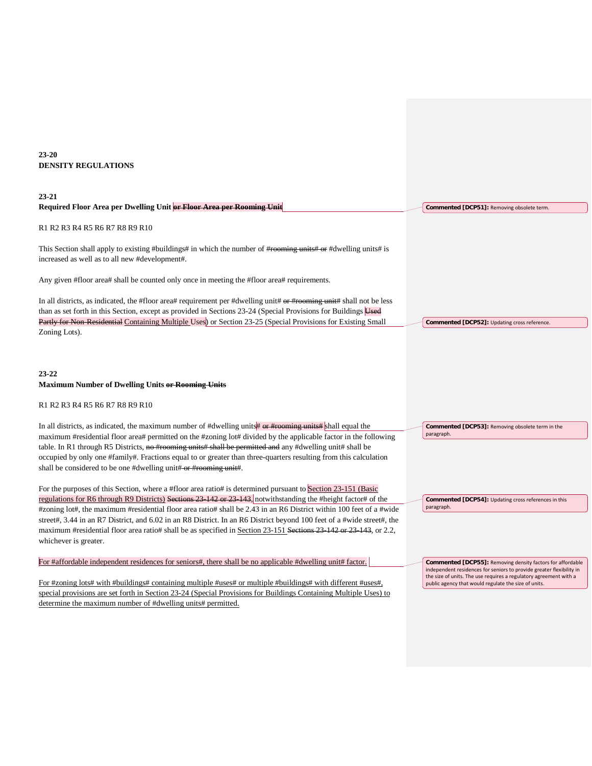**23-20**
**DENSITY REGULATIONS**

**23-21**
**Required Floor Area per Dwelling Unit ~~or Floor Area per Rooming Unit~~**

R1 R2 R3 R4 R5 R6 R7 R8 R9 R10

This Section shall apply to existing #buildings# in which the number of ~~#rooming units# or~~ #dwelling units# is increased as well as to all new #development#.

Any given #floor area# shall be counted only once in meeting the #floor area# requirements.

In all districts, as indicated, the #floor area# requirement per #dwelling unit# ~~or #rooming unit#~~ shall not be less than as set forth in this Section, except as provided in Sections 23-24 (Special Provisions for Buildings ~~Used Partly for Non-Residential~~ <u>Containing Multiple Uses</u>) or Section 23-25 (Special Provisions for Existing Small Zoning Lots).

**23-22**
**Maximum Number of Dwelling Units ~~or Rooming Units~~**

R1 R2 R3 R4 R5 R6 R7 R8 R9 R10

In all districts, as indicated, the maximum number of #dwelling units# ~~or #rooming units#~~ shall equal the maximum #residential floor area# permitted on the #zoning lot# divided by the applicable factor in the following table. In R1 through R5 Districts, ~~no #rooming units# shall be permitted and~~ any #dwelling unit# shall be occupied by only one #family#. Fractions equal to or greater than three-quarters resulting from this calculation shall be considered to be one #dwelling unit# ~~or #rooming unit#~~.

For the purposes of this Section, where a #floor area ratio# is determined pursuant to <u>Section 23-151 (Basic regulations for R6 through R9 Districts)</u> ~~Sections 23-142 or 23-143,~~ notwithstanding the #height factor# of the #zoning lot#, the maximum #residential floor area ratio# shall be 2.43 in an R6 District within 100 feet of a #wide street#, 3.44 in an R7 District, and 6.02 in an R8 District. In an R6 District beyond 100 feet of a #wide street#, the maximum #residential floor area ratio# shall be as specified in <u>Section 23-151</u> ~~Sections 23-142 or 23-143~~, or 2.2, whichever is greater.

<u>For #affordable independent residences for seniors#, there shall be no applicable #dwelling unit# factor.</u>

<u>For #zoning lots# with #buildings# containing multiple #uses# or multiple #buildings# with different #uses#, special provisions are set forth in Section 23-24 (Special Provisions for Buildings Containing Multiple Uses) to determine the maximum number of #dwelling units# permitted.</u>

**Commented [DCP51]:** Removing obsolete term.

**Commented [DCP52]:** Updating cross reference.

**Commented [DCP53]:** Removing obsolete term in the paragraph.

**Commented [DCP54]:** Updating cross references in this paragraph.

**Commented [DCP55]:** Removing density factors for affordable independent residences for seniors to provide greater flexibility in the size of units. The use requires a regulatory agreement with a public agency that would regulate the size of units.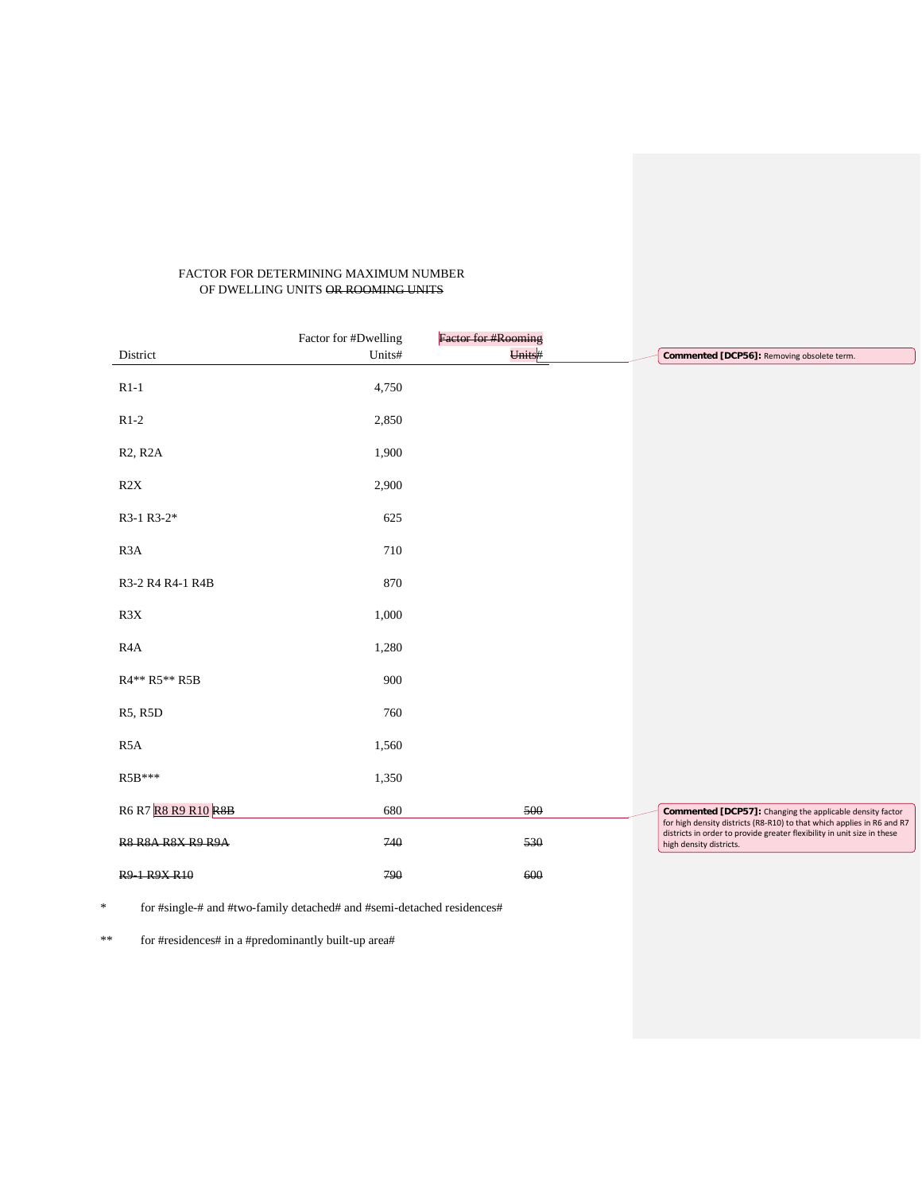FACTOR FOR DETERMINING MAXIMUM NUMBER
OF DWELLING UNITS ~~OR ROOMING UNITS~~

| District | Factor for #Dwelling Units# | ~~Factor for #Rooming Units#~~ |
|---|---|---|
| R1-1 | 4,750 | |
| R1-2 | 2,850 | |
| R2, R2A | 1,900 | |
| R2X | 2,900 | |
| R3-1 R3-2* | 625 | |
| R3A | 710 | |
| R3-2 R4 R4-1 R4B | 870 | |
| R3X | 1,000 | |
| R4A | 1,280 | |
| R4** R5** R5B | 900 | |
| R5, R5D | 760 | |
| R5A | 1,560 | |
| R5B*** | 1,350 | |
| R6 R7 R8 R9 R10 ~~R8B~~ | 680 | ~~500~~ |
| ~~R8 R8A R8X R9 R9A~~ | ~~740~~ | ~~530~~ |
| ~~R9-1 R9X R10~~ | ~~790~~ | ~~600~~ |

\* for #single-# and #two-family detached# and #semi-detached residences#

\** for #residences# in a #predominantly built-up area#

**Commented [DCP56]:** Removing obsolete term.

**Commented [DCP57]:** Changing the applicable density factor for high density districts (R8-R10) to that which applies in R6 and R7 districts in order to provide greater flexibility in unit size in these high density districts.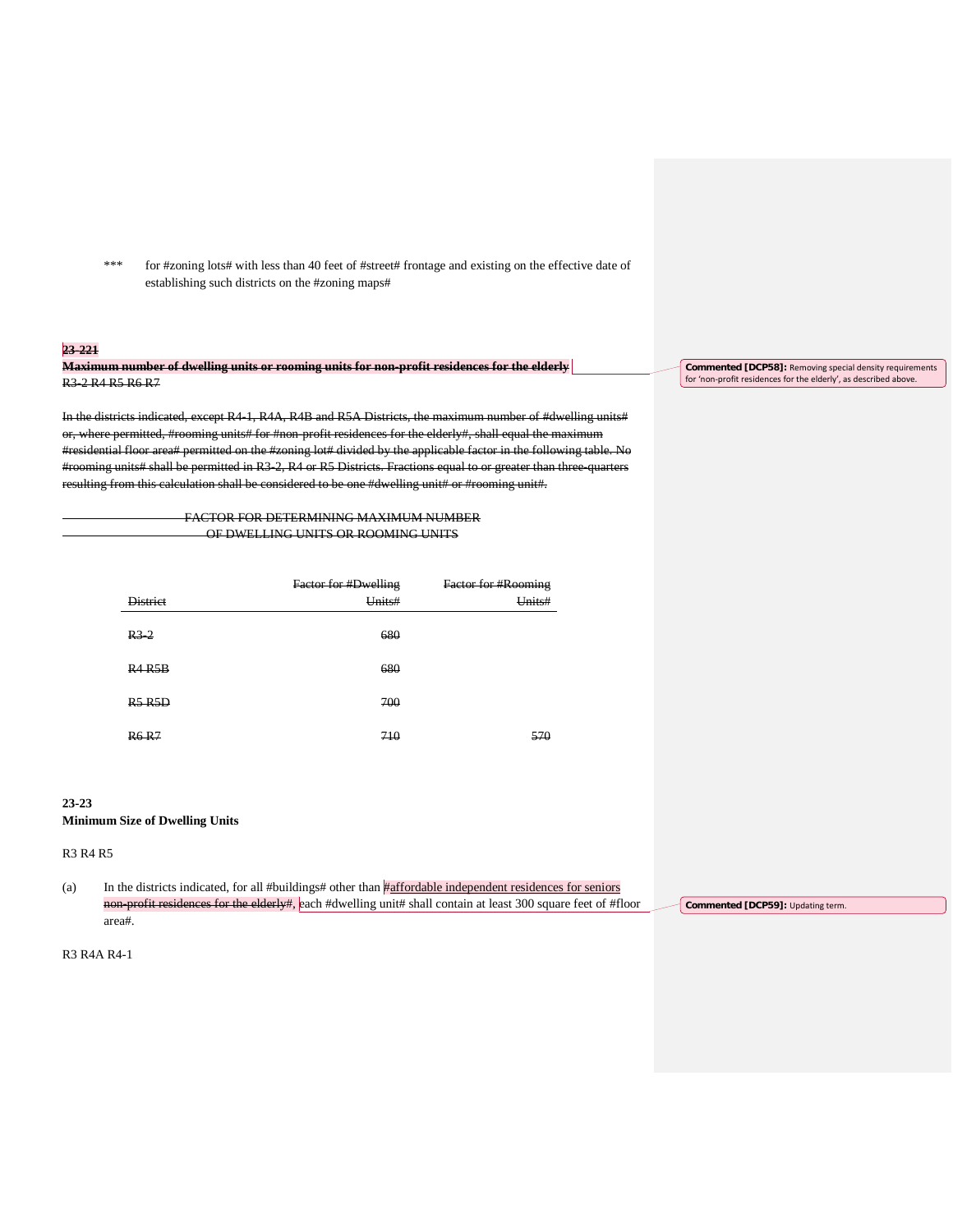*** for #zoning lots# with less than 40 feet of #street# frontage and existing on the effective date of establishing such districts on the #zoning maps#

~~**23-221**~~

~~**Maximum number of dwelling units or rooming units for non-profit residences for the elderly**~~

~~R3-2 R4 R5 R6 R7~~

Commented [DCP58]: Removing special density requirements for 'non-profit residences for the elderly', as described above.

~~In the districts indicated, except R4-1, R4A, R4B and R5A Districts, the maximum number of #dwelling units# or, where permitted, #rooming units# for #non-profit residences for the elderly#, shall equal the maximum #residential floor area# permitted on the #zoning lot# divided by the applicable factor in the following table. No #rooming units# shall be permitted in R3-2, R4 or R5 Districts. Fractions equal to or greater than three-quarters resulting from this calculation shall be considered to be one #dwelling unit# or #rooming unit#.~~

~~FACTOR FOR DETERMINING MAXIMUM NUMBER OF DWELLING UNITS OR ROOMING UNITS~~

| ~~District~~ | ~~Factor for #Dwelling Units#~~ | ~~Factor for #Rooming Units#~~ |
|---|---|---|
| ~~R3-2~~ | ~~680~~ | |
| ~~R4 R5B~~ | ~~680~~ | |
| ~~R5 R5D~~ | ~~700~~ | |
| ~~R6 R7~~ | ~~710~~ | ~~570~~ |

**23-23**

**Minimum Size of Dwelling Units**

R3 R4 R5

(a) In the districts indicated, for all #buildings# other than #affordable independent residences for seniors ~~non-profit residences for the elderly~~#, each #dwelling unit# shall contain at least 300 square feet of #floor area#.

Commented [DCP59]: Updating term.

R3 R4A R4-1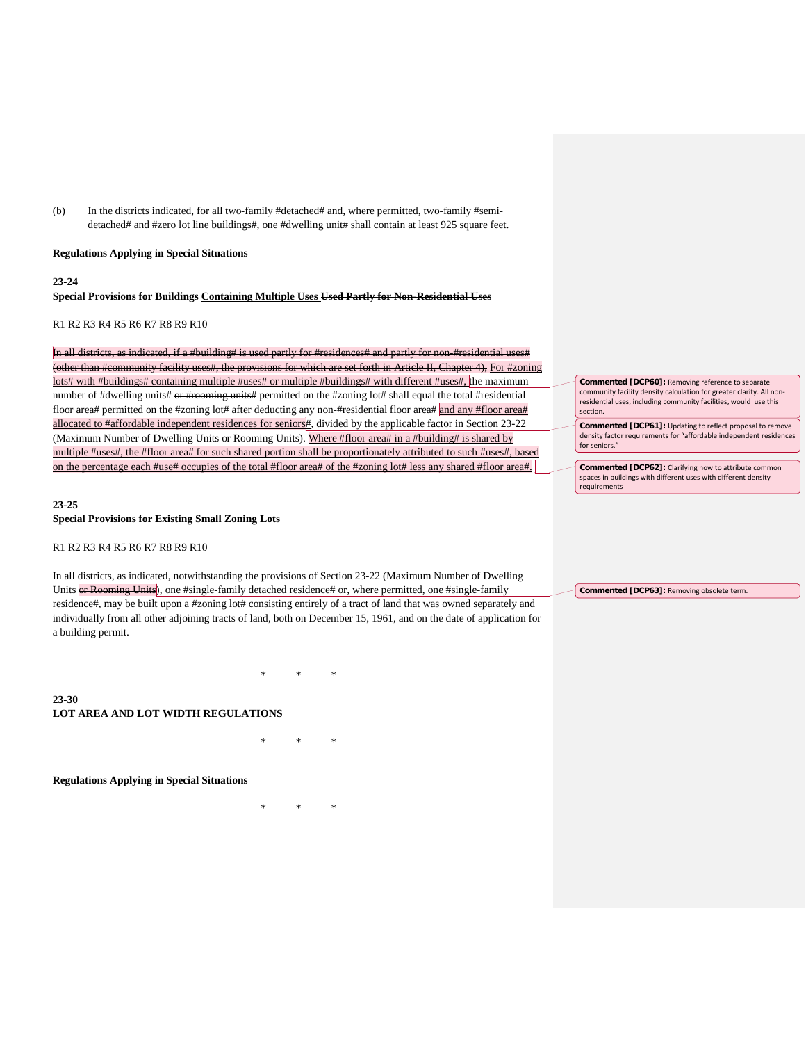(b) In the districts indicated, for all two-family #detached# and, where permitted, two-family #semi-detached# and #zero lot line buildings#, one #dwelling unit# shall contain at least 925 square feet.

**Regulations Applying in Special Situations**

**23-24**
**Special Provisions for Buildings <u>Containing Multiple Uses</u> ~~Used Partly for Non-Residential Uses~~**

R1 R2 R3 R4 R5 R6 R7 R8 R9 R10

~~In all districts, as indicated, if a #building# is used partly for #residences# and partly for non-#residential uses# (other than #community facility uses#, the provisions for which are set forth in Article II, Chapter 4),~~ <u>For #zoning lots# with #buildings# containing multiple #uses# or multiple #buildings# with different #uses#,</u> the maximum number of #dwelling units# ~~or #rooming units#~~ permitted on the #zoning lot# shall equal the total #residential floor area# permitted on the #zoning lot# after deducting any non-#residential floor area# <u>and any #floor area# allocated to #affordable independent residences for seniors#</u>, divided by the applicable factor in Section 23-22 (Maximum Number of Dwelling Units ~~or Rooming Units~~). <u>Where #floor area# in a #building# is shared by multiple #uses#, the #floor area# for such shared portion shall be proportionately attributed to such #uses#, based on the percentage each #use# occupies of the total #floor area# of the #zoning lot# less any shared #floor area#.</u>

**Commented [DCP60]:** Removing reference to separate community facility density calculation for greater clarity. All non-residential uses, including community facilities, would use this section.

**Commented [DCP61]:** Updating to reflect proposal to remove density factor requirements for "affordable independent residences for seniors."

**Commented [DCP62]:** Clarifying how to attribute common spaces in buildings with different uses with different density requirements

**23-25**
**Special Provisions for Existing Small Zoning Lots**

R1 R2 R3 R4 R5 R6 R7 R8 R9 R10

In all districts, as indicated, notwithstanding the provisions of Section 23-22 (Maximum Number of Dwelling Units ~~or Rooming Units~~), one #single-family detached residence# or, where permitted, one #single-family residence#, may be built upon a #zoning lot# consisting entirely of a tract of land that was owned separately and individually from all other adjoining tracts of land, both on December 15, 1961, and on the date of application for a building permit.

**Commented [DCP63]:** Removing obsolete term.

\* \* \*

**23-30**
**LOT AREA AND LOT WIDTH REGULATIONS**

\* \* \*

**Regulations Applying in Special Situations**

\* \* \*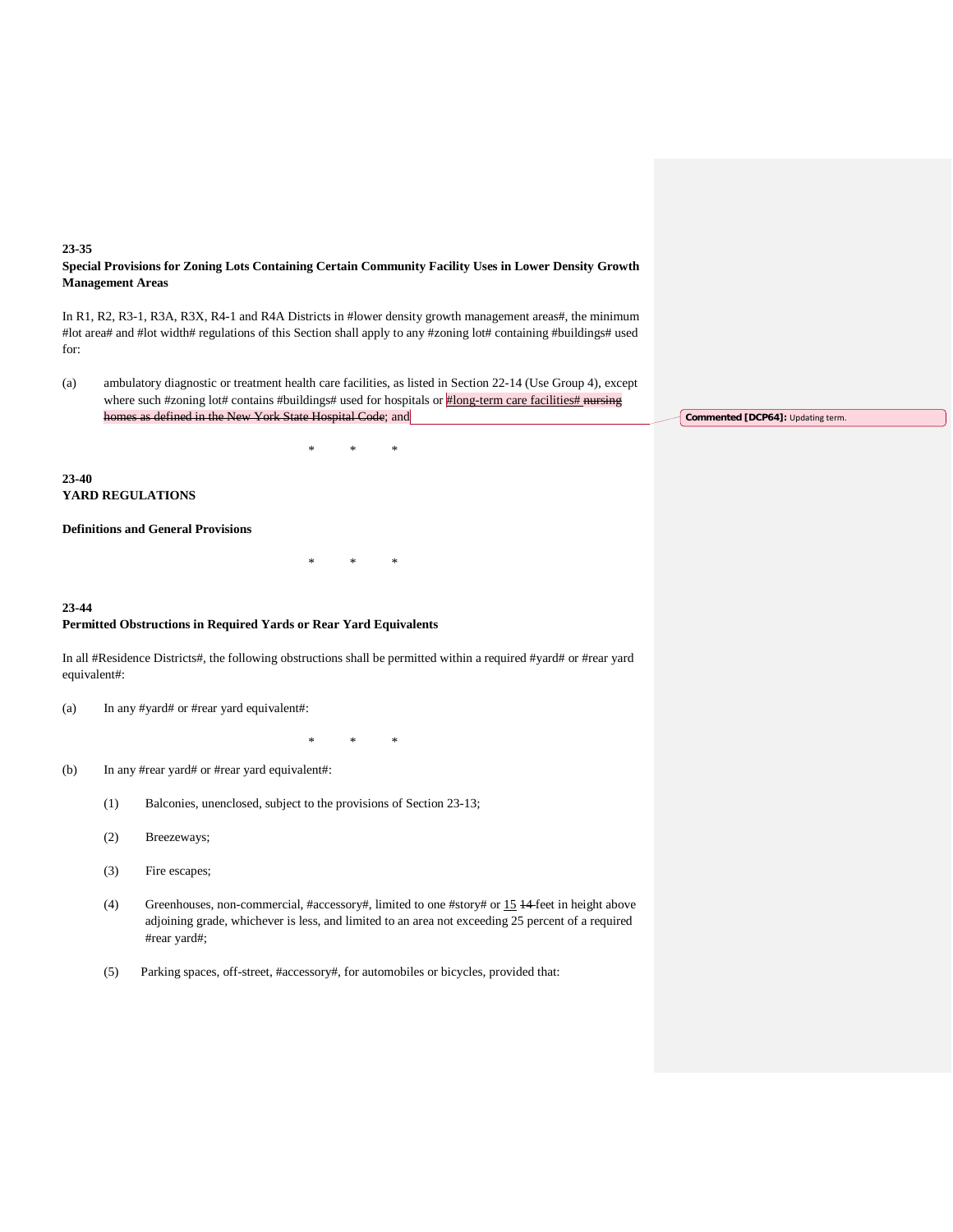**23-35**
**Special Provisions for Zoning Lots Containing Certain Community Facility Uses in Lower Density Growth Management Areas**

In R1, R2, R3-1, R3A, R3X, R4-1 and R4A Districts in #lower density growth management areas#, the minimum #lot area# and #lot width# regulations of this Section shall apply to any #zoning lot# containing #buildings# used for:

(a) ambulatory diagnostic or treatment health care facilities, as listed in Section 22-14 (Use Group 4), except where such #zoning lot# contains #buildings# used for hospitals or #long-term care facilities# ~~nursing homes as defined in the New York State Hospital Code~~; and

**Commented [DCP64]:** Updating term.

\* \* \*

**23-40**
**YARD REGULATIONS**

**Definitions and General Provisions**

\* \* \*

**23-44**
**Permitted Obstructions in Required Yards or Rear Yard Equivalents**

In all #Residence Districts#, the following obstructions shall be permitted within a required #yard# or #rear yard equivalent#:

(a) In any #yard# or #rear yard equivalent#:

\* \* \*

(b) In any #rear yard# or #rear yard equivalent#:

(1) Balconies, unenclosed, subject to the provisions of Section 23-13;

(2) Breezeways;

(3) Fire escapes;

(4) Greenhouses, non-commercial, #accessory#, limited to one #story# or 15 ~~14~~ feet in height above adjoining grade, whichever is less, and limited to an area not exceeding 25 percent of a required #rear yard#;

(5) Parking spaces, off-street, #accessory#, for automobiles or bicycles, provided that: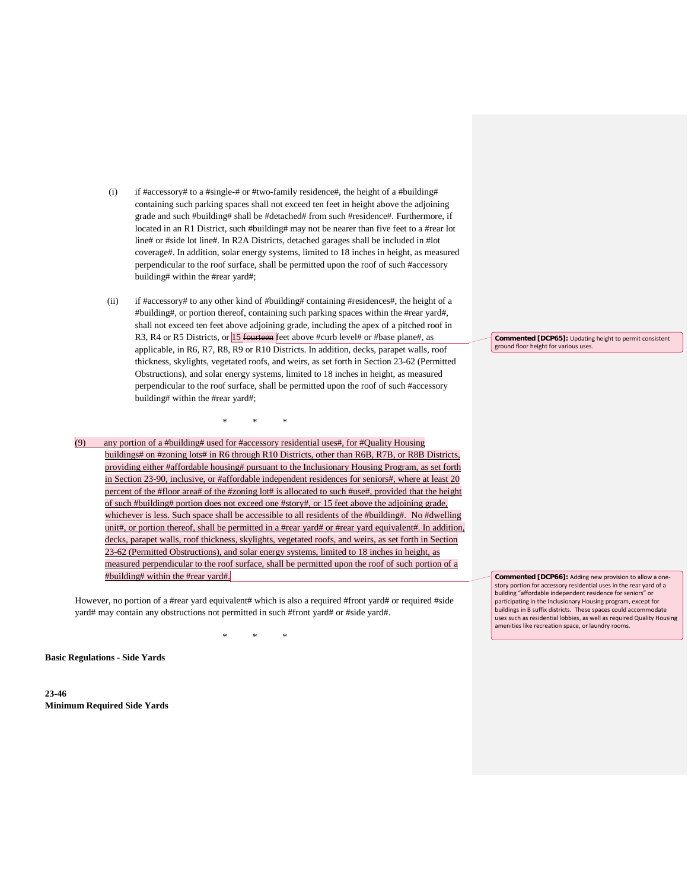(i) if #accessory# to a #single-# or #two-family residence#, the height of a #building# containing such parking spaces shall not exceed ten feet in height above the adjoining grade and such #building# shall be #detached# from such #residence#. Furthermore, if located in an R1 District, such #building# may not be nearer than five feet to a #rear lot line# or #side lot line#. In R2A Districts, detached garages shall be included in #lot coverage#. In addition, solar energy systems, limited to 18 inches in height, as measured perpendicular to the roof surface, shall be permitted upon the roof of such #accessory building# within the #rear yard#;

(ii) if #accessory# to any other kind of #building# containing #residences#, the height of a #building#, or portion thereof, containing such parking spaces within the #rear yard#, shall not exceed ten feet above adjoining grade, including the apex of a pitched roof in R3, R4 or R5 Districts, or 15 ~~fourteen~~ feet above #curb level# or #base plane#, as applicable, in R6, R7, R8, R9 or R10 Districts. In addition, decks, parapet walls, roof thickness, skylights, vegetated roofs, and weirs, as set forth in Section 23-62 (Permitted Obstructions), and solar energy systems, limited to 18 inches in height, as measured perpendicular to the roof surface, shall be permitted upon the roof of such #accessory building# within the #rear yard#;

\* \* \*

(9) any portion of a #building# used for #accessory residential uses#, for #Quality Housing buildings# on #zoning lots# in R6 through R10 Districts, other than R6B, R7B, or R8B Districts, providing either #affordable housing# pursuant to the Inclusionary Housing Program, as set forth in Section 23-90, inclusive, or #affordable independent residences for seniors#, where at least 20 percent of the #floor area# of the #zoning lot# is allocated to such #use#, provided that the height of such #building# portion does not exceed one #story#, or 15 feet above the adjoining grade, whichever is less. Such space shall be accessible to all residents of the #building#. No #dwelling unit#, or portion thereof, shall be permitted in a #rear yard# or #rear yard equivalent#. In addition, decks, parapet walls, roof thickness, skylights, vegetated roofs, and weirs, as set forth in Section 23-62 (Permitted Obstructions), and solar energy systems, limited to 18 inches in height, as measured perpendicular to the roof surface, shall be permitted upon the roof of such portion of a #building# within the #rear yard#.

However, no portion of a #rear yard equivalent# which is also a required #front yard# or required #side yard# may contain any obstructions not permitted in such #front yard# or #side yard#.

\* \* \*

**Basic Regulations - Side Yards**

**23-46**
**Minimum Required Side Yards**

> **Commented [DCP65]:** Updating height to permit consistent ground floor height for various uses.

> **Commented [DCP66]:** Adding new provision to allow a one-story portion for accessory residential uses in the rear yard of a building "affordable independent residence for seniors" or participating in the Inclusionary Housing program, except for buildings in B suffix districts. These spaces could accommodate uses such as residential lobbies, as well as required Quality Housing amenities like recreation space, or laundry rooms.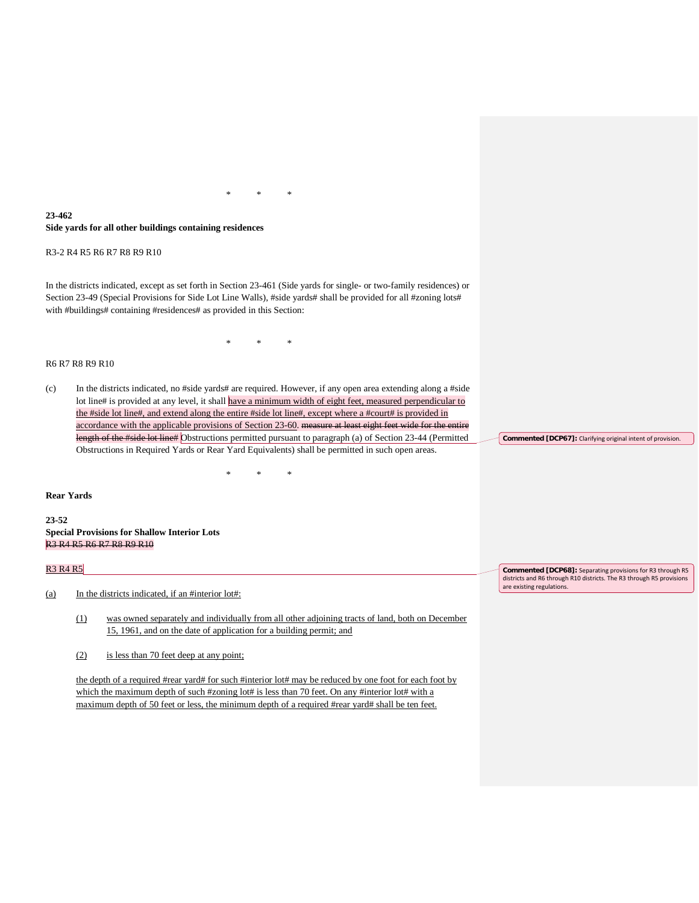\*    \*    \*

**23-462**
**Side yards for all other buildings containing residences**

R3-2 R4 R5 R6 R7 R8 R9 R10

In the districts indicated, except as set forth in Section 23-461 (Side yards for single- or two-family residences) or Section 23-49 (Special Provisions for Side Lot Line Walls), #side yards# shall be provided for all #zoning lots# with #buildings# containing #residences# as provided in this Section:

\*    \*    \*

R6 R7 R8 R9 R10

(c) In the districts indicated, no #side yards# are required. However, if any open area extending along a #side lot line# is provided at any level, it shall <ins>have a minimum width of eight feet, measured perpendicular to the #side lot line#, and extend along the entire #side lot line#, except where a #court# is provided in accordance with the applicable provisions of Section 23-60.</ins> ~~measure at least eight feet wide for the entire length of the #side lot line#~~ Obstructions permitted pursuant to paragraph (a) of Section 23-44 (Permitted Obstructions in Required Yards or Rear Yard Equivalents) shall be permitted in such open areas.

**Commented [DCP67]:** Clarifying original intent of provision.

\*    \*    \*

**Rear Yards**

**23-52**
**Special Provisions for Shallow Interior Lots**
~~R3 R4 R5 R6 R7 R8 R9 R10~~

<ins>R3 R4 R5</ins>

**Commented [DCP68]:** Separating provisions for R3 through R5 districts and R6 through R10 districts. The R3 through R5 provisions are existing regulations.

<ins>(a)</ins> <ins>In the districts indicated, if an #interior lot#:</ins>

<ins>(1)</ins> <ins>was owned separately and individually from all other adjoining tracts of land, both on December 15, 1961, and on the date of application for a building permit; and</ins>

<ins>(2)</ins> <ins>is less than 70 feet deep at any point;</ins>

<ins>the depth of a required #rear yard# for such #interior lot# may be reduced by one foot for each foot by which the maximum depth of such #zoning lot# is less than 70 feet. On any #interior lot# with a maximum depth of 50 feet or less, the minimum depth of a required #rear yard# shall be ten feet.</ins>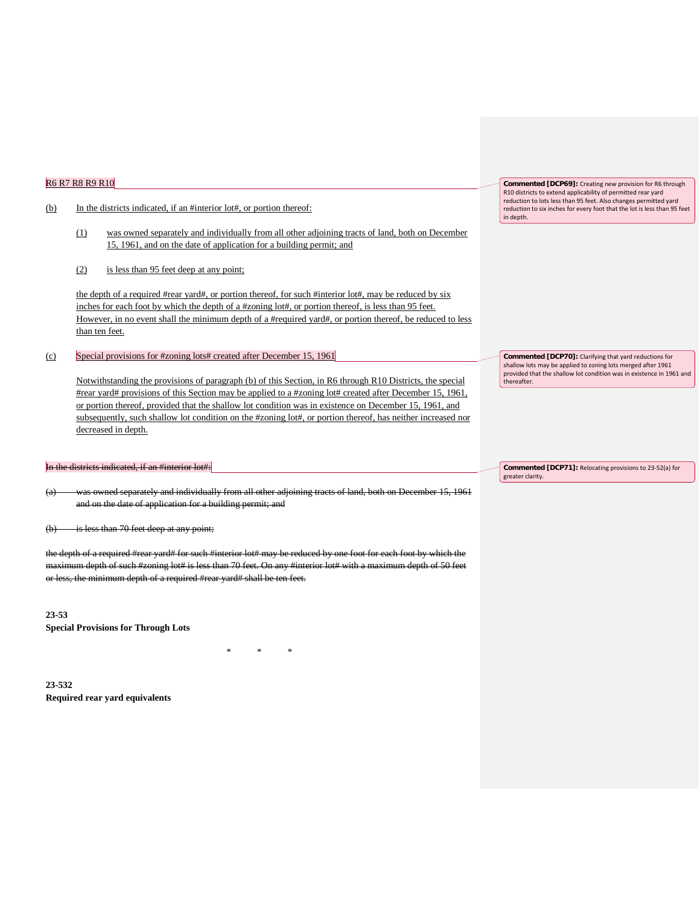R6 R7 R8 R9 R10

(b) In the districts indicated, if an #interior lot#, or portion thereof:

> (1) was owned separately and individually from all other adjoining tracts of land, both on December 15, 1961, and on the date of application for a building permit; and
>
> (2) is less than 95 feet deep at any point;

the depth of a required #rear yard#, or portion thereof, for such #interior lot#, may be reduced by six inches for each foot by which the depth of a #zoning lot#, or portion thereof, is less than 95 feet. However, in no event shall the minimum depth of a #required yard#, or portion thereof, be reduced to less than ten feet.

(c) Special provisions for #zoning lots# created after December 15, 1961

Notwithstanding the provisions of paragraph (b) of this Section, in R6 through R10 Districts, the special #rear yard# provisions of this Section may be applied to a #zoning lot# created after December 15, 1961, or portion thereof, provided that the shallow lot condition was in existence on December 15, 1961, and subsequently, such shallow lot condition on the #zoning lot#, or portion thereof, has neither increased nor decreased in depth.

~~In the districts indicated, if an #interior lot#:~~

~~(a) was owned separately and individually from all other adjoining tracts of land, both on December 15, 1961 and on the date of application for a building permit; and~~

~~(b) is less than 70 feet deep at any point;~~

~~the depth of a required #rear yard# for such #interior lot# may be reduced by one foot for each foot by which the maximum depth of such #zoning lot# is less than 70 feet. On any #interior lot# with a maximum depth of 50 feet or less, the minimum depth of a required #rear yard# shall be ten feet.~~

**23-53**
**Special Provisions for Through Lots**

\* \* \*

**23-532**
**Required rear yard equivalents**

**Commented [DCP69]:** Creating new provision for R6 through R10 districts to extend applicability of permitted rear yard reduction to lots less than 95 feet. Also changes permitted yard reduction to six inches for every foot that the lot is less than 95 feet in depth.

**Commented [DCP70]:** Clarifying that yard reductions for shallow lots may be applied to zoning lots merged after 1961 provided that the shallow lot condition was in existence in 1961 and thereafter.

**Commented [DCP71]:** Relocating provisions to 23-52(a) for greater clarity.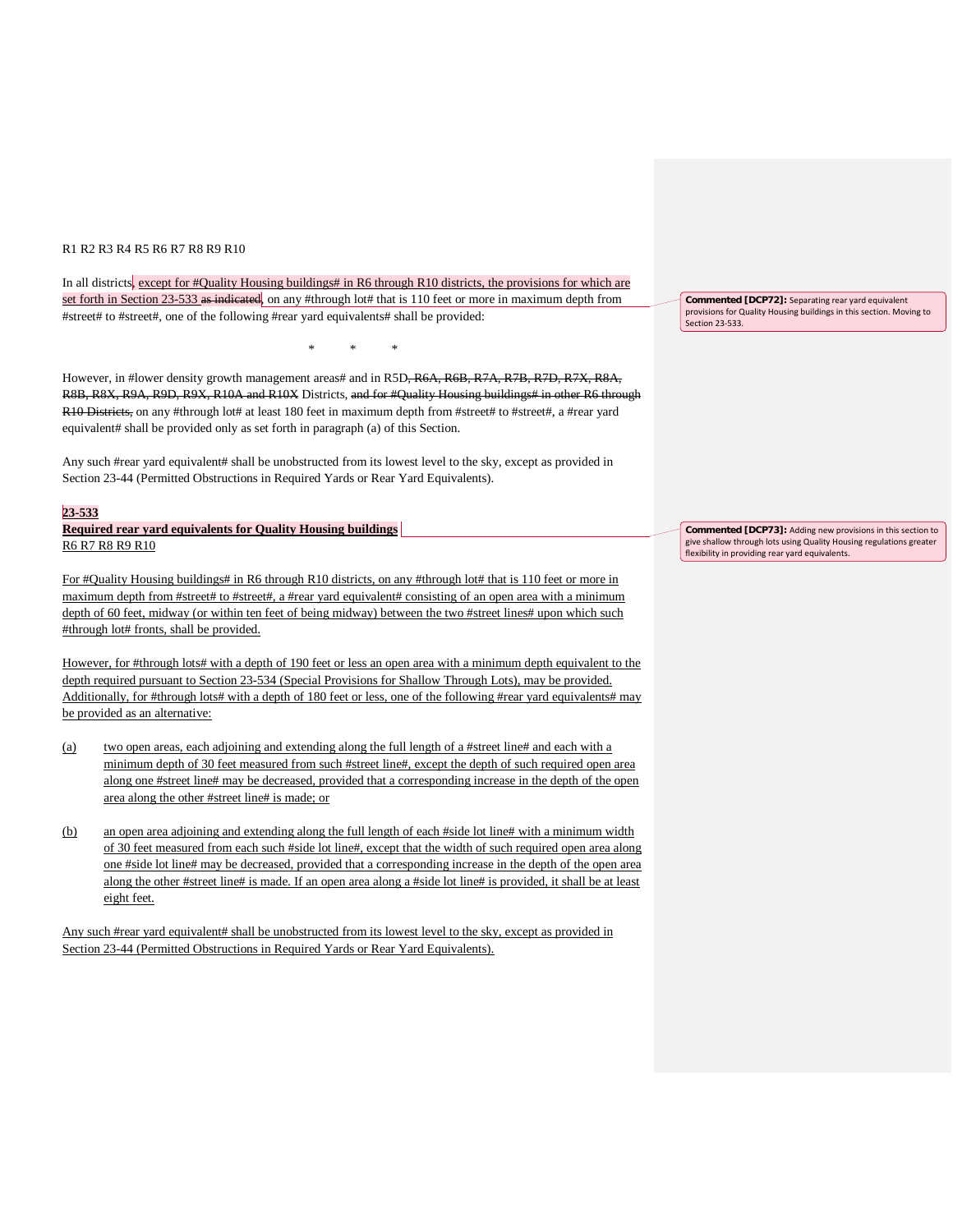R1 R2 R3 R4 R5 R6 R7 R8 R9 R10

In all districts, except for #Quality Housing buildings# in R6 through R10 districts, the provisions for which are set forth in Section 23-533 ~~as indicated~~, on any #through lot# that is 110 feet or more in maximum depth from #street# to #street#, one of the following #rear yard equivalents# shall be provided:

\*     \*     \*

However, in #lower density growth management areas# and in R5D~~, R6A, R6B, R7A, R7B, R7D, R7X, R8A, R8B, R8X, R9A, R9D, R9X, R10A and R10X~~ Districts, ~~and for #Quality Housing buildings# in other R6 through R10 Districts,~~ on any #through lot# at least 180 feet in maximum depth from #street# to #street#, a #rear yard equivalent# shall be provided only as set forth in paragraph (a) of this Section.

Any such #rear yard equivalent# shall be unobstructed from its lowest level to the sky, except as provided in Section 23-44 (Permitted Obstructions in Required Yards or Rear Yard Equivalents).

**23-533**
**Required rear yard equivalents for Quality Housing buildings**
R6 R7 R8 R9 R10

For #Quality Housing buildings# in R6 through R10 districts, on any #through lot# that is 110 feet or more in maximum depth from #street# to #street#, a #rear yard equivalent# consisting of an open area with a minimum depth of 60 feet, midway (or within ten feet of being midway) between the two #street lines# upon which such #through lot# fronts, shall be provided.

However, for #through lots# with a depth of 190 feet or less an open area with a minimum depth equivalent to the depth required pursuant to Section 23-534 (Special Provisions for Shallow Through Lots), may be provided. Additionally, for #through lots# with a depth of 180 feet or less, one of the following #rear yard equivalents# may be provided as an alternative:

(a) two open areas, each adjoining and extending along the full length of a #street line# and each with a minimum depth of 30 feet measured from such #street line#, except the depth of such required open area along one #street line# may be decreased, provided that a corresponding increase in the depth of the open area along the other #street line# is made; or

(b) an open area adjoining and extending along the full length of each #side lot line# with a minimum width of 30 feet measured from each such #side lot line#, except that the width of such required open area along one #side lot line# may be decreased, provided that a corresponding increase in the depth of the open area along the other #street line# is made. If an open area along a #side lot line# is provided, it shall be at least eight feet.

Any such #rear yard equivalent# shall be unobstructed from its lowest level to the sky, except as provided in Section 23-44 (Permitted Obstructions in Required Yards or Rear Yard Equivalents).

**Commented [DCP72]:** Separating rear yard equivalent provisions for Quality Housing buildings in this section. Moving to Section 23-533.

**Commented [DCP73]:** Adding new provisions in this section to give shallow through lots using Quality Housing regulations greater flexibility in providing rear yard equivalents.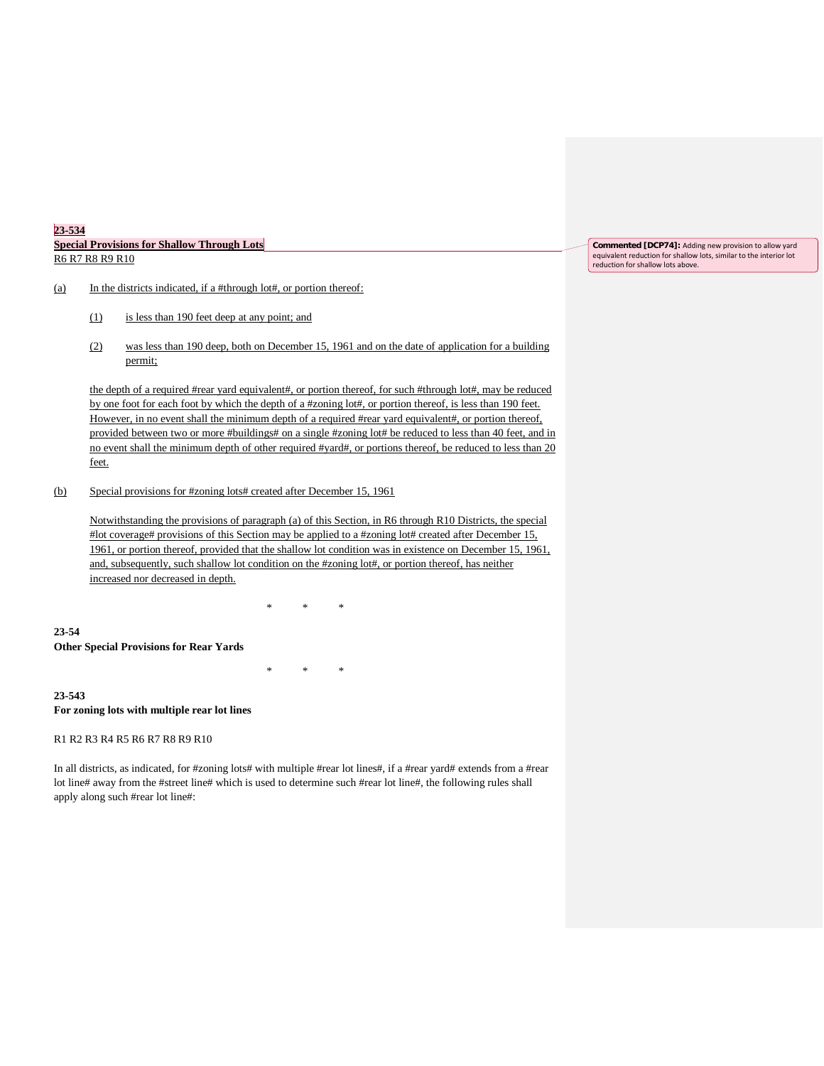**23-534**
**Special Provisions for Shallow Through Lots**
R6 R7 R8 R9 R10

(a) In the districts indicated, if a #through lot#, or portion thereof:

(1) is less than 190 feet deep at any point; and

(2) was less than 190 deep, both on December 15, 1961 and on the date of application for a building permit;

the depth of a required #rear yard equivalent#, or portion thereof, for such #through lot#, may be reduced by one foot for each foot by which the depth of a #zoning lot#, or portion thereof, is less than 190 feet. However, in no event shall the minimum depth of a required #rear yard equivalent#, or portion thereof, provided between two or more #buildings# on a single #zoning lot# be reduced to less than 40 feet, and in no event shall the minimum depth of other required #yard#, or portions thereof, be reduced to less than 20 feet.

(b) Special provisions for #zoning lots# created after December 15, 1961

Notwithstanding the provisions of paragraph (a) of this Section, in R6 through R10 Districts, the special #lot coverage# provisions of this Section may be applied to a #zoning lot# created after December 15, 1961, or portion thereof, provided that the shallow lot condition was in existence on December 15, 1961, and, subsequently, such shallow lot condition on the #zoning lot#, or portion thereof, has neither increased nor decreased in depth.

Commented [DCP74]: Adding new provision to allow yard equivalent reduction for shallow lots, similar to the interior lot reduction for shallow lots above.

\*　　\*　　\*

**23-54**
**Other Special Provisions for Rear Yards**

\*　　\*　　\*

**23-543**
**For zoning lots with multiple rear lot lines**

R1 R2 R3 R4 R5 R6 R7 R8 R9 R10

In all districts, as indicated, for #zoning lots# with multiple #rear lot lines#, if a #rear yard# extends from a #rear lot line# away from the #street line# which is used to determine such #rear lot line#, the following rules shall apply along such #rear lot line#: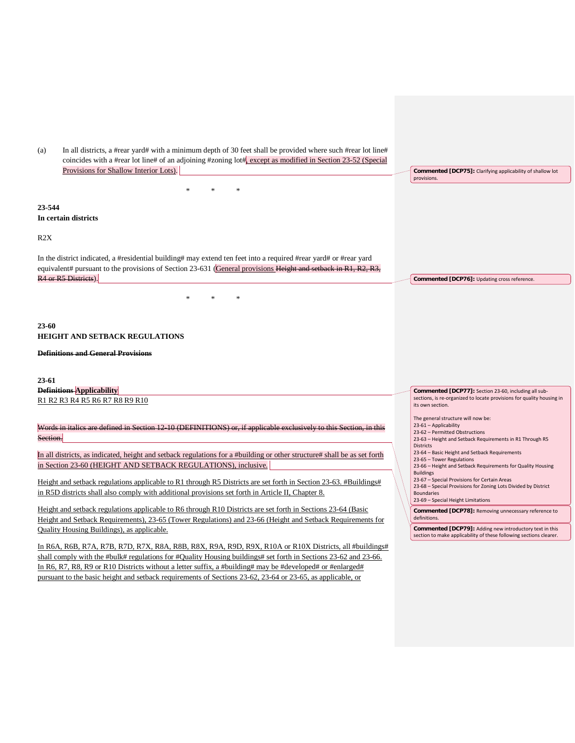(a) In all districts, a #rear yard# with a minimum depth of 30 feet shall be provided where such #rear lot line# coincides with a #rear lot line# of an adjoining #zoning lot#, except as modified in Section 23-52 (Special Provisions for Shallow Interior Lots).

\* \* \*

**23-544**
**In certain districts**

R2X

In the district indicated, a #residential building# may extend ten feet into a required #rear yard# or #rear yard equivalent# pursuant to the provisions of Section 23-631 (General provisions ~~Height and setback in R1, R2, R3, R4 or R5 Districts~~).

\* \* \*

**23-60**
**HEIGHT AND SETBACK REGULATIONS**

~~**Definitions and General Provisions**~~

**23-61**
~~**Definitions**~~ **Applicability**
R1 R2 R3 R4 R5 R6 R7 R8 R9 R10

~~Words in italics are defined in Section 12-10 (DEFINITIONS) or, if applicable exclusively to this Section, in this Section.~~

In all districts, as indicated, height and setback regulations for a #building or other structure# shall be as set forth in Section 23-60 (HEIGHT AND SETBACK REGULATIONS), inclusive.

Height and setback regulations applicable to R1 through R5 Districts are set forth in Section 23-63. #Buildings# in R5D districts shall also comply with additional provisions set forth in Article II, Chapter 8.

Height and setback regulations applicable to R6 through R10 Districts are set forth in Sections 23-64 (Basic Height and Setback Requirements), 23-65 (Tower Regulations) and 23-66 (Height and Setback Requirements for Quality Housing Buildings), as applicable.

In R6A, R6B, R7A, R7B, R7D, R7X, R8A, R8B, R8X, R9A, R9D, R9X, R10A or R10X Districts, all #buildings# shall comply with the #bulk# regulations for #Quality Housing buildings# set forth in Sections 23-62 and 23-66. In R6, R7, R8, R9 or R10 Districts without a letter suffix, a #building# may be #developed# or #enlarged# pursuant to the basic height and setback requirements of Sections 23-62, 23-64 or 23-65, as applicable, or

**Commented [DCP75]:** Clarifying applicability of shallow lot provisions.

**Commented [DCP76]:** Updating cross reference.

**Commented [DCP77]:** Section 23-60, including all sub-sections, is re-organized to locate provisions for quality housing in its own section.

The general structure will now be:
23-61 – Applicability
23-62 – Permitted Obstructions
23-63 – Height and Setback Requirements in R1 Through R5 Districts
23-64 – Basic Height and Setback Requirements
23-65 – Tower Regulations
23-66 – Height and Setback Requirements for Quality Housing Buildings
23-67 – Special Provisions for Certain Areas
23-68 – Special Provisions for Zoning Lots Divided by District Boundaries
23-69 – Special Height Limitations

**Commented [DCP78]:** Removing unnecessary reference to definitions.

**Commented [DCP79]:** Adding new introductory text in this section to make applicability of these following sections clearer.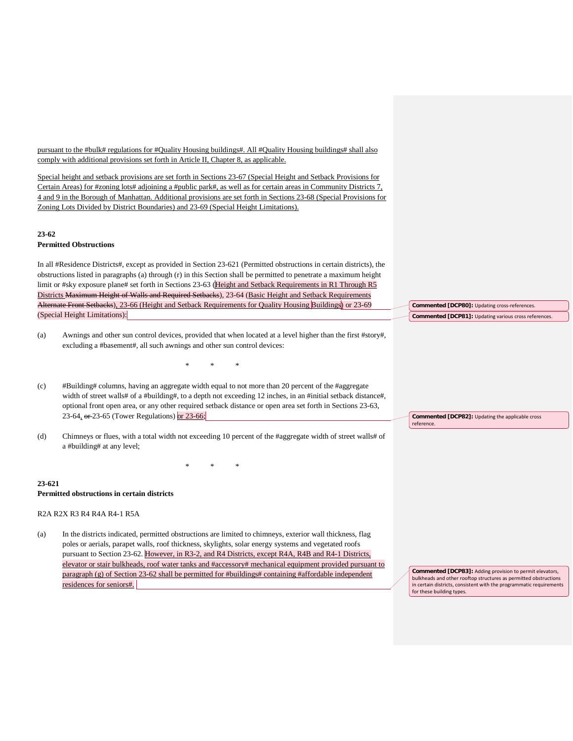pursuant to the #bulk# regulations for #Quality Housing buildings#. All #Quality Housing buildings# shall also comply with additional provisions set forth in Article II, Chapter 8, as applicable.

Special height and setback provisions are set forth in Sections 23-67 (Special Height and Setback Provisions for Certain Areas) for #zoning lots# adjoining a #public park#, as well as for certain areas in Community Districts 7, 4 and 9 in the Borough of Manhattan. Additional provisions are set forth in Sections 23-68 (Special Provisions for Zoning Lots Divided by District Boundaries) and 23-69 (Special Height Limitations).

**23-62**
**Permitted Obstructions**

In all #Residence Districts#, except as provided in Section 23-621 (Permitted obstructions in certain districts), the obstructions listed in paragraphs (a) through (r) in this Section shall be permitted to penetrate a maximum height limit or #sky exposure plane# set forth in Sections 23-63 (Height and Setback Requirements in R1 Through R5 Districts ~~Maximum Height of Walls and Required Setbacks~~), 23-64 (Basic Height and Setback Requirements ~~Alternate Front Setbacks~~), 23-66 (Height and Setback Requirements for Quality Housing Buildings) or 23-69 (Special Height Limitations):

**Commented [DCP80]:** Updating cross-references.

**Commented [DCP81]:** Updating various cross references.

(a) Awnings and other sun control devices, provided that when located at a level higher than the first #story#, excluding a #basement#, all such awnings and other sun control devices:

\* \* \*

(c) #Building# columns, having an aggregate width equal to not more than 20 percent of the #aggregate width of street walls# of a #building#, to a depth not exceeding 12 inches, in an #initial setback distance#, optional front open area, or any other required setback distance or open area set forth in Sections 23-63, 23-64, ~~or~~ 23-65 (Tower Regulations) or 23-66;

**Commented [DCP82]:** Updating the applicable cross reference.

(d) Chimneys or flues, with a total width not exceeding 10 percent of the #aggregate width of street walls# of a #building# at any level;

\* \* \*

**23-621**
**Permitted obstructions in certain districts**

R2A R2X R3 R4 R4A R4-1 R5A

(a) In the districts indicated, permitted obstructions are limited to chimneys, exterior wall thickness, flag poles or aerials, parapet walls, roof thickness, skylights, solar energy systems and vegetated roofs pursuant to Section 23-62. However, in R3-2, and R4 Districts, except R4A, R4B and R4-1 Districts, elevator or stair bulkheads, roof water tanks and #accessory# mechanical equipment provided pursuant to paragraph (g) of Section 23-62 shall be permitted for #buildings# containing #affordable independent residences for seniors#.

**Commented [DCP83]:** Adding provision to permit elevators, bulkheads and other rooftop structures as permitted obstructions in certain districts, consistent with the programmatic requirements for these building types.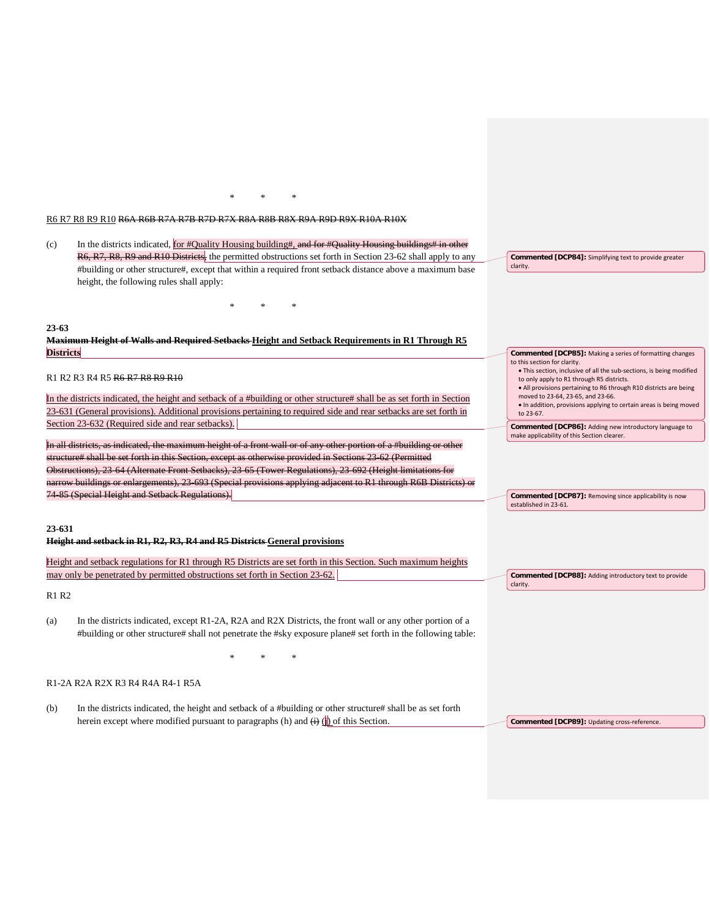\* \* \*

R6 R7 R8 R9 R10 ~~R6A R6B R7A R7B R7D R7X R8A R8B R8X R9A R9D R9X R10A R10X~~

(c) In the districts indicated, for #Quality Housing building#, ~~and for #Quality Housing buildings# in other R6, R7, R8, R9 and R10 Districts,~~ the permitted obstructions set forth in Section 23-62 shall apply to any #building or other structure#, except that within a required front setback distance above a maximum base height, the following rules shall apply:

> **Commented [DCP84]:** Simplifying text to provide greater clarity.

\* \* \*

**23-63**

**~~Maximum Height of Walls and Required Setbacks~~ Height and Setback Requirements in R1 Through R5 Districts**

> **Commented [DCP85]:** Making a series of formatting changes to this section for clarity.
> - This section, inclusive of all the sub-sections, is being modified to only apply to R1 through R5 districts.
> - All provisions pertaining to R6 through R10 districts are being moved to 23-64, 23-65, and 23-66.
> - In addition, provisions applying to certain areas is being moved to 23-67.

R1 R2 R3 R4 R5 ~~R6 R7 R8 R9 R10~~

In the districts indicated, the height and setback of a #building or other structure# shall be as set forth in Section 23-631 (General provisions). Additional provisions pertaining to required side and rear setbacks are set forth in Section 23-632 (Required side and rear setbacks).

> **Commented [DCP86]:** Adding new introductory language to make applicability of this Section clearer.

~~In all districts, as indicated, the maximum height of a front wall or of any other portion of a #building or other structure# shall be set forth in this Section, except as otherwise provided in Sections 23-62 (Permitted Obstructions), 23-64 (Alternate Front Setbacks), 23-65 (Tower Regulations), 23-692 (Height limitations for narrow buildings or enlargements), 23-693 (Special provisions applying adjacent to R1 through R6B Districts) or 74-85 (Special Height and Setback Regulations).~~

> **Commented [DCP87]:** Removing since applicability is now established in 23-61.

**23-631**

**~~Height and setback in R1, R2, R3, R4 and R5 Districts~~ General provisions**

Height and setback regulations for R1 through R5 Districts are set forth in this Section. Such maximum heights may only be penetrated by permitted obstructions set forth in Section 23-62.

> **Commented [DCP88]:** Adding introductory text to provide clarity.

R1 R2

(a) In the districts indicated, except R1-2A, R2A and R2X Districts, the front wall or any other portion of a #building or other structure# shall not penetrate the #sky exposure plane# set forth in the following table:

\* \* \*

R1-2A R2A R2X R3 R4 R4A R4-1 R5A

(b) In the districts indicated, the height and setback of a #building or other structure# shall be as set forth herein except where modified pursuant to paragraphs (h) and ~~(i)~~ (j) of this Section.

> **Commented [DCP89]:** Updating cross-reference.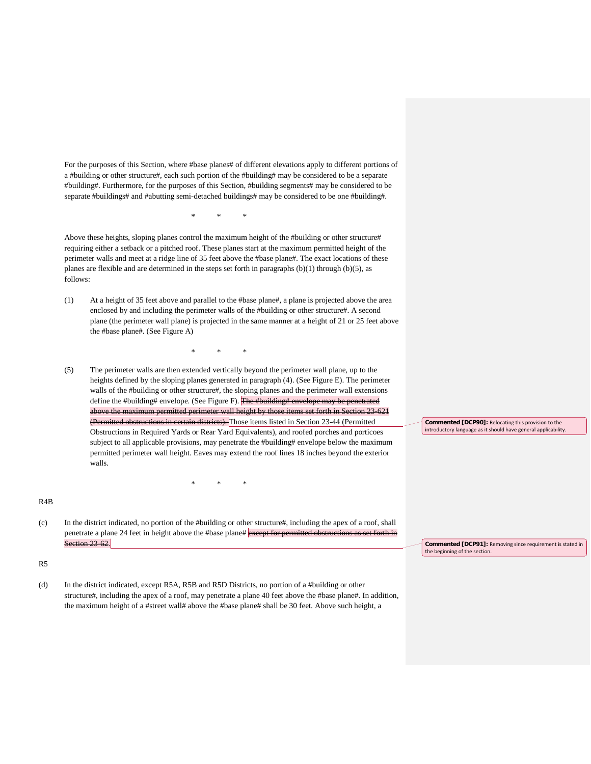For the purposes of this Section, where #base planes# of different elevations apply to different portions of a #building or other structure#, each such portion of the #building# may be considered to be a separate #building#. Furthermore, for the purposes of this Section, #building segments# may be considered to be separate #buildings# and #abutting semi-detached buildings# may be considered to be one #building#.

\*   \*   \*

Above these heights, sloping planes control the maximum height of the #building or other structure# requiring either a setback or a pitched roof. These planes start at the maximum permitted height of the perimeter walls and meet at a ridge line of 35 feet above the #base plane#. The exact locations of these planes are flexible and are determined in the steps set forth in paragraphs (b)(1) through (b)(5), as follows:

(1) At a height of 35 feet above and parallel to the #base plane#, a plane is projected above the area enclosed by and including the perimeter walls of the #building or other structure#. A second plane (the perimeter wall plane) is projected in the same manner at a height of 21 or 25 feet above the #base plane#. (See Figure A)

\*   \*   \*

(5) The perimeter walls are then extended vertically beyond the perimeter wall plane, up to the heights defined by the sloping planes generated in paragraph (4). (See Figure E). The perimeter walls of the #building or other structure#, the sloping planes and the perimeter wall extensions define the #building# envelope. (See Figure F). ~~The #building# envelope may be penetrated above the maximum permitted perimeter wall height by those items set forth in Section 23-621 (Permitted obstructions in certain districts).~~ Those items listed in Section 23-44 (Permitted Obstructions in Required Yards or Rear Yard Equivalents), and roofed porches and porticoes subject to all applicable provisions, may penetrate the #building# envelope below the maximum permitted perimeter wall height. Eaves may extend the roof lines 18 inches beyond the exterior walls.

> **Commented [DCP90]:** Relocating this provision to the introductory language as it should have general applicability.

\*   \*   \*

R4B

(c) In the district indicated, no portion of the #building or other structure#, including the apex of a roof, shall penetrate a plane 24 feet in height above the #base plane# ~~except for permitted obstructions as set forth in Section 23-62~~.

> **Commented [DCP91]:** Removing since requirement is stated in the beginning of the section.

R5

(d) In the district indicated, except R5A, R5B and R5D Districts, no portion of a #building or other structure#, including the apex of a roof, may penetrate a plane 40 feet above the #base plane#. In addition, the maximum height of a #street wall# above the #base plane# shall be 30 feet. Above such height, a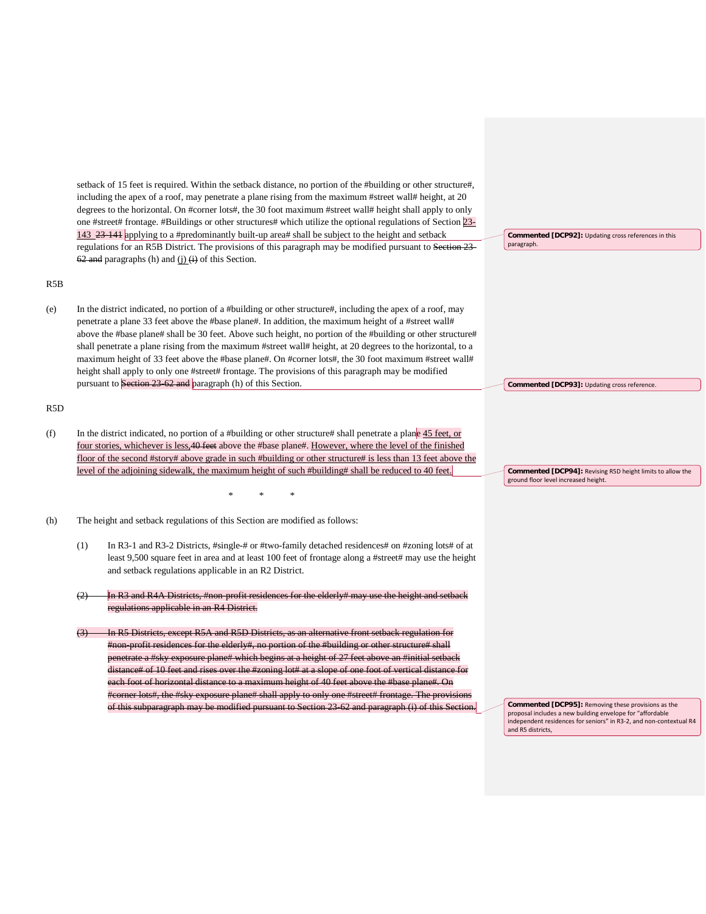setback of 15 feet is required. Within the setback distance, no portion of the #building or other structure#, including the apex of a roof, may penetrate a plane rising from the maximum #street wall# height, at 20 degrees to the horizontal. On #corner lots#, the 30 foot maximum #street wall# height shall apply to only one #street# frontage. #Buildings or other structures# which utilize the optional regulations of Section 23-143 ~~23-141~~ applying to a #predominantly built-up area# shall be subject to the height and setback regulations for an R5B District. The provisions of this paragraph may be modified pursuant to ~~Section 23-62 and~~ paragraphs (h) and (j) ~~(i)~~ of this Section.

> **Commented [DCP92]:** Updating cross references in this paragraph.

R5B

(e) In the district indicated, no portion of a #building or other structure#, including the apex of a roof, may penetrate a plane 33 feet above the #base plane#. In addition, the maximum height of a #street wall# above the #base plane# shall be 30 feet. Above such height, no portion of the #building or other structure# shall penetrate a plane rising from the maximum #street wall# height, at 20 degrees to the horizontal, to a maximum height of 33 feet above the #base plane#. On #corner lots#, the 30 foot maximum #street wall# height shall apply to only one #street# frontage. The provisions of this paragraph may be modified pursuant to ~~Section 23-62 and~~ paragraph (h) of this Section.

> **Commented [DCP93]:** Updating cross reference.

R5D

(f) In the district indicated, no portion of a #building or other structure# shall penetrate a plane 45 feet, or four stories, whichever is less,~~40 feet~~ above the #base plane#. However, where the level of the finished floor of the second #story# above grade in such #building or other structure# is less than 13 feet above the level of the adjoining sidewalk, the maximum height of such #building# shall be reduced to 40 feet.

> **Commented [DCP94]:** Revising R5D height limits to allow the ground floor level increased height.

\* \* \*

(h) The height and setback regulations of this Section are modified as follows:

(1) In R3-1 and R3-2 Districts, #single-# or #two-family detached residences# on #zoning lots# of at least 9,500 square feet in area and at least 100 feet of frontage along a #street# may use the height and setback regulations applicable in an R2 District.

~~(2) In R3 and R4A Districts, #non-profit residences for the elderly# may use the height and setback regulations applicable in an R4 District.~~

~~(3) In R5 Districts, except R5A and R5D Districts, as an alternative front setback regulation for #non-profit residences for the elderly#, no portion of the #building or other structure# shall penetrate a #sky exposure plane# which begins at a height of 27 feet above an #initial setback distance# of 10 feet and rises over the #zoning lot# at a slope of one foot of vertical distance for each foot of horizontal distance to a maximum height of 40 feet above the #base plane#. On #corner lots#, the #sky exposure plane# shall apply to only one #street# frontage. The provisions of this subparagraph may be modified pursuant to Section 23-62 and paragraph (i) of this Section.~~

> **Commented [DCP95]:** Removing these provisions as the proposal includes a new building envelope for "affordable independent residences for seniors" in R3-2, and non-contextual R4 and R5 districts,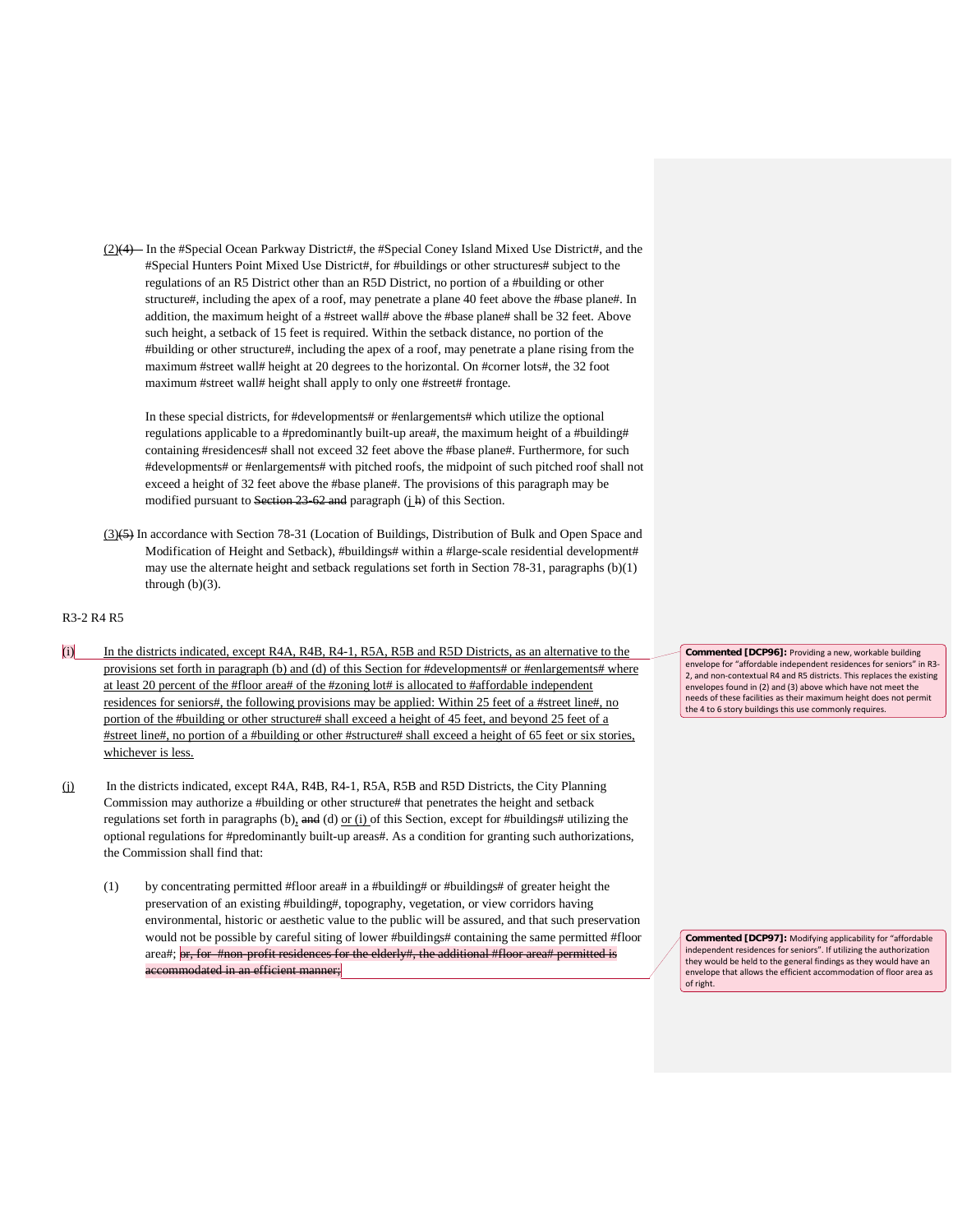(2)~~(4)~~ In the #Special Ocean Parkway District#, the #Special Coney Island Mixed Use District#, and the #Special Hunters Point Mixed Use District#, for #buildings or other structures# subject to the regulations of an R5 District other than an R5D District, no portion of a #building or other structure#, including the apex of a roof, may penetrate a plane 40 feet above the #base plane#. In addition, the maximum height of a #street wall# above the #base plane# shall be 32 feet. Above such height, a setback of 15 feet is required. Within the setback distance, no portion of the #building or other structure#, including the apex of a roof, may penetrate a plane rising from the maximum #street wall# height at 20 degrees to the horizontal. On #corner lots#, the 32 foot maximum #street wall# height shall apply to only one #street# frontage.

In these special districts, for #developments# or #enlargements# which utilize the optional regulations applicable to a #predominantly built-up area#, the maximum height of a #building# containing #residences# shall not exceed 32 feet above the #base plane#. Furthermore, for such #developments# or #enlargements# with pitched roofs, the midpoint of such pitched roof shall not exceed a height of 32 feet above the #base plane#. The provisions of this paragraph may be modified pursuant to ~~Section 23-62 and~~ paragraph (j ~~h~~) of this Section.

(3)~~(5)~~ In accordance with Section 78-31 (Location of Buildings, Distribution of Bulk and Open Space and Modification of Height and Setback), #buildings# within a #large-scale residential development# may use the alternate height and setback regulations set forth in Section 78-31, paragraphs (b)(1) through (b)(3).

R3-2 R4 R5

(i) In the districts indicated, except R4A, R4B, R4-1, R5A, R5B and R5D Districts, as an alternative to the provisions set forth in paragraph (b) and (d) of this Section for #developments# or #enlargements# where at least 20 percent of the #floor area# of the #zoning lot# is allocated to #affordable independent residences for seniors#, the following provisions may be applied: Within 25 feet of a #street line#, no portion of the #building or other structure# shall exceed a height of 45 feet, and beyond 25 feet of a #street line#, no portion of a #building or other #structure# shall exceed a height of 65 feet or six stories, whichever is less.

(j) In the districts indicated, except R4A, R4B, R4-1, R5A, R5B and R5D Districts, the City Planning Commission may authorize a #building or other structure# that penetrates the height and setback regulations set forth in paragraphs (b), ~~and~~ (d) or (i) of this Section, except for #buildings# utilizing the optional regulations for #predominantly built-up areas#. As a condition for granting such authorizations, the Commission shall find that:

(1) by concentrating permitted #floor area# in a #building# or #buildings# of greater height the preservation of an existing #building#, topography, vegetation, or view corridors having environmental, historic or aesthetic value to the public will be assured, and that such preservation would not be possible by careful siting of lower #buildings# containing the same permitted #floor area#; ~~or, for #non-profit residences for the elderly#, the additional #floor area# permitted is accommodated in an efficient manner;~~

**Commented [DCP96]:** Providing a new, workable building envelope for "affordable independent residences for seniors" in R3-2, and non-contextual R4 and R5 districts. This replaces the existing envelopes found in (2) and (3) above which have not meet the needs of these facilities as their maximum height does not permit the 4 to 6 story buildings this use commonly requires.

**Commented [DCP97]:** Modifying applicability for "affordable independent residences for seniors". If utilizing the authorization they would be held to the general findings as they would have an envelope that allows the efficient accommodation of floor area as of right.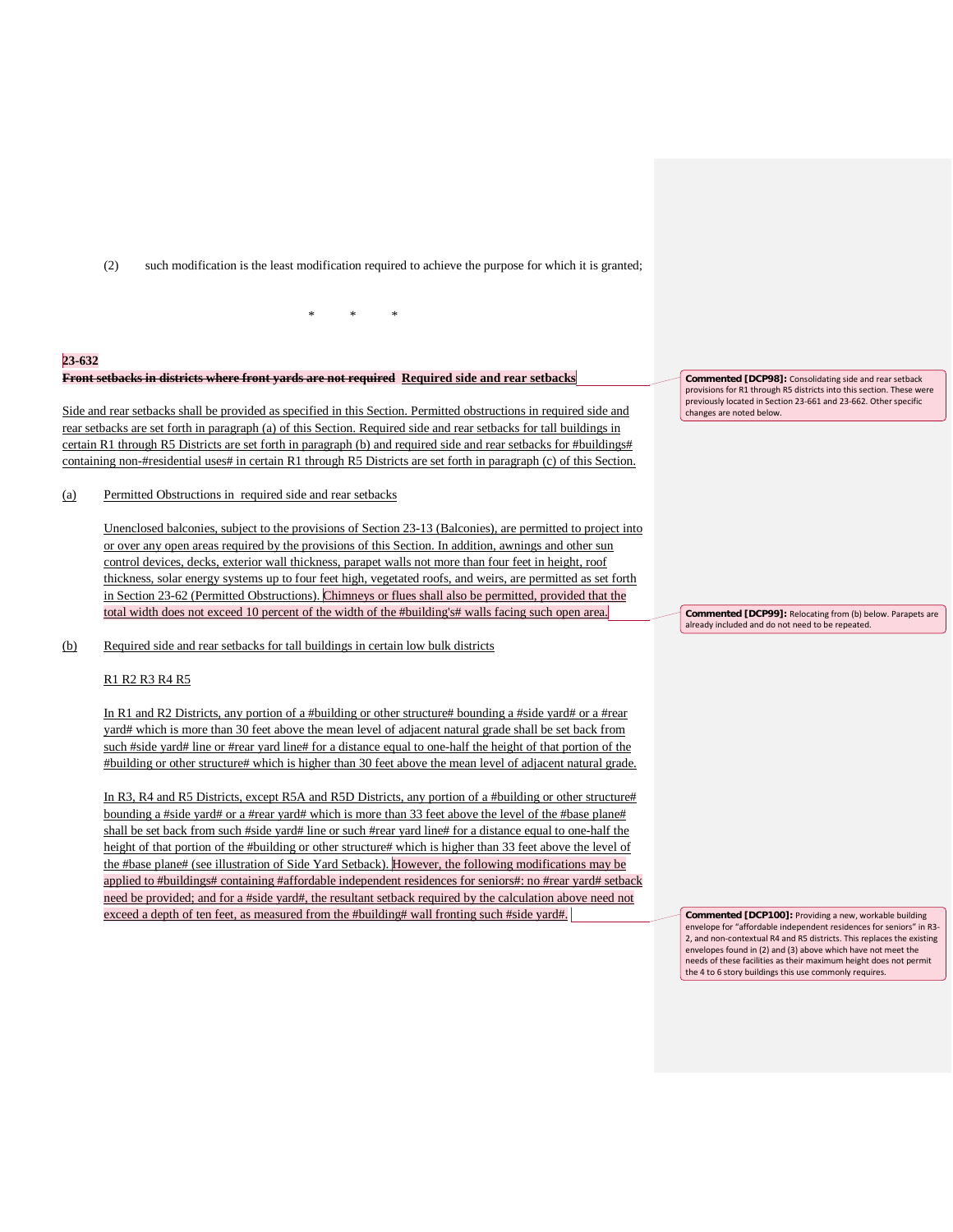(2) such modification is the least modification required to achieve the purpose for which it is granted;

\* \* \*

**23-632**

~~**Front setbacks in districts where front yards are not required**~~ **Required side and rear setbacks**

Side and rear setbacks shall be provided as specified in this Section. Permitted obstructions in required side and rear setbacks are set forth in paragraph (a) of this Section. Required side and rear setbacks for tall buildings in certain R1 through R5 Districts are set forth in paragraph (b) and required side and rear setbacks for #buildings# containing non-#residential uses# in certain R1 through R5 Districts are set forth in paragraph (c) of this Section.

(a) Permitted Obstructions in required side and rear setbacks

Unenclosed balconies, subject to the provisions of Section 23-13 (Balconies), are permitted to project into or over any open areas required by the provisions of this Section. In addition, awnings and other sun control devices, decks, exterior wall thickness, parapet walls not more than four feet in height, roof thickness, solar energy systems up to four feet high, vegetated roofs, and weirs, are permitted as set forth in Section 23-62 (Permitted Obstructions). Chimneys or flues shall also be permitted, provided that the total width does not exceed 10 percent of the width of the #building's# walls facing such open area.

(b) Required side and rear setbacks for tall buildings in certain low bulk districts

R1 R2 R3 R4 R5

In R1 and R2 Districts, any portion of a #building or other structure# bounding a #side yard# or a #rear yard# which is more than 30 feet above the mean level of adjacent natural grade shall be set back from such #side yard# line or #rear yard line# for a distance equal to one-half the height of that portion of the #building or other structure# which is higher than 30 feet above the mean level of adjacent natural grade.

In R3, R4 and R5 Districts, except R5A and R5D Districts, any portion of a #building or other structure# bounding a #side yard# or a #rear yard# which is more than 33 feet above the level of the #base plane# shall be set back from such #side yard# line or such #rear yard line# for a distance equal to one-half the height of that portion of the #building or other structure# which is higher than 33 feet above the level of the #base plane# (see illustration of Side Yard Setback). However, the following modifications may be applied to #buildings# containing #affordable independent residences for seniors#: no #rear yard# setback need be provided; and for a #side yard#, the resultant setback required by the calculation above need not exceed a depth of ten feet, as measured from the #building# wall fronting such #side yard#.

**Commented [DCP98]:** Consolidating side and rear setback provisions for R1 through R5 districts into this section. These were previously located in Section 23-661 and 23-662. Other specific changes are noted below.

**Commented [DCP99]:** Relocating from (b) below. Parapets are already included and do not need to be repeated.

**Commented [DCP100]:** Providing a new, workable building envelope for "affordable independent residences for seniors" in R3-2, and non-contextual R4 and R5 districts. This replaces the existing envelopes found in (2) and (3) above which have not met the needs of these facilities as their maximum height does not permit the 4 to 6 story buildings this use commonly requires.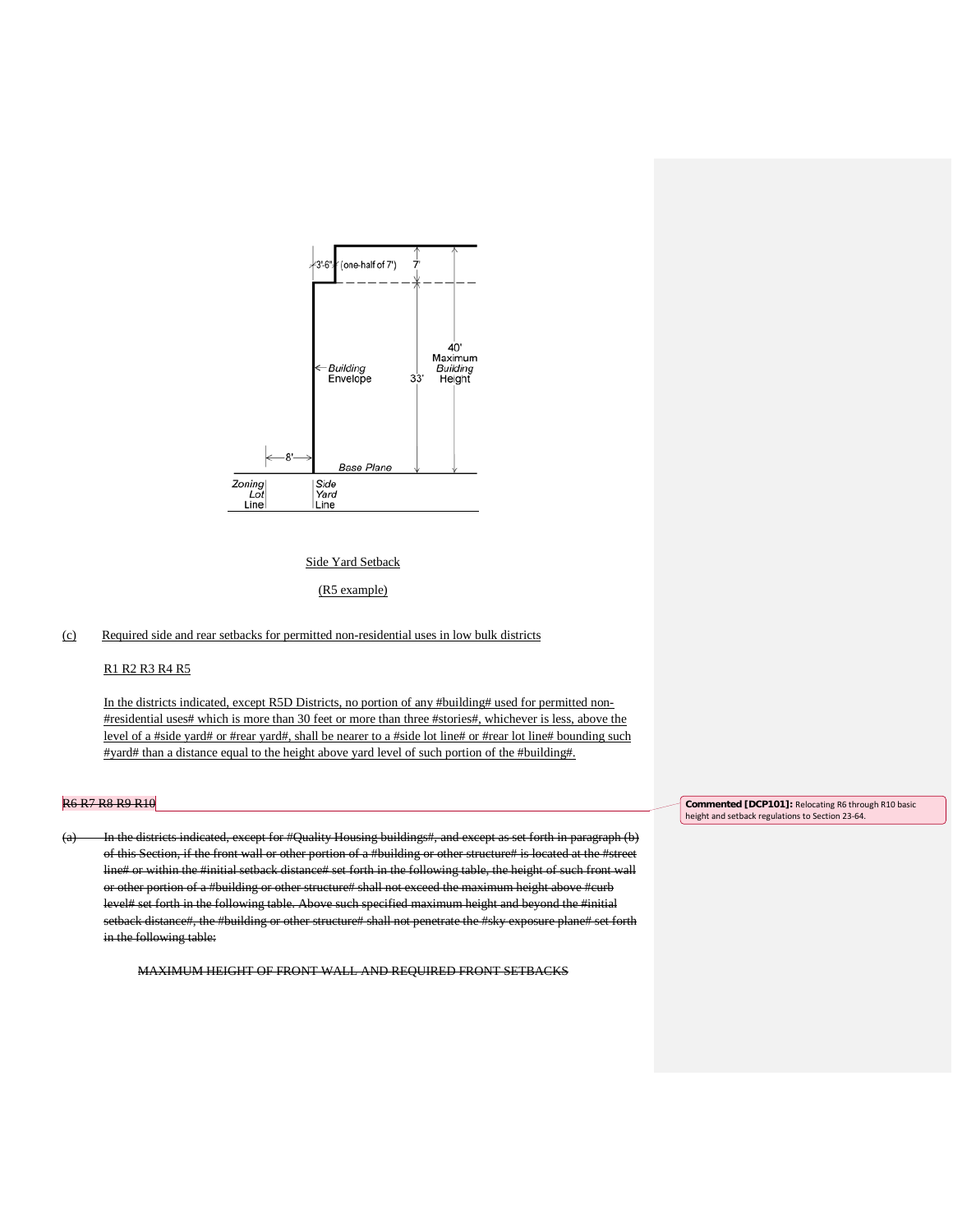Side Yard Setback

(R5 example)

(c) Required side and rear setbacks for permitted non-residential uses in low bulk districts

R1 R2 R3 R4 R5

In the districts indicated, except R5D Districts, no portion of any #building# used for permitted non-#residential uses# which is more than 30 feet or more than three #stories#, whichever is less, above the level of a #side yard# or #rear yard#, shall be nearer to a #side lot line# or #rear lot line# bounding such #yard# than a distance equal to the height above yard level of such portion of the #building#.

~~R6 R7 R8 R9 R10~~

**Commented [DCP101]:** Relocating R6 through R10 basic height and setback regulations to Section 23-64.

~~(a) In the districts indicated, except for #Quality Housing buildings#, and except as set forth in paragraph (b) of this Section, if the front wall or other portion of a #building or other structure# is located at the #street line# or within the #initial setback distance# set forth in the following table, the height of such front wall or other portion of a #building or other structure# shall not exceed the maximum height above #curb level# set forth in the following table. Above such specified maximum height and beyond the #initial setback distance#, the #building or other structure# shall not penetrate the #sky exposure plane# set forth in the following table:~~

~~MAXIMUM HEIGHT OF FRONT WALL AND REQUIRED FRONT SETBACKS~~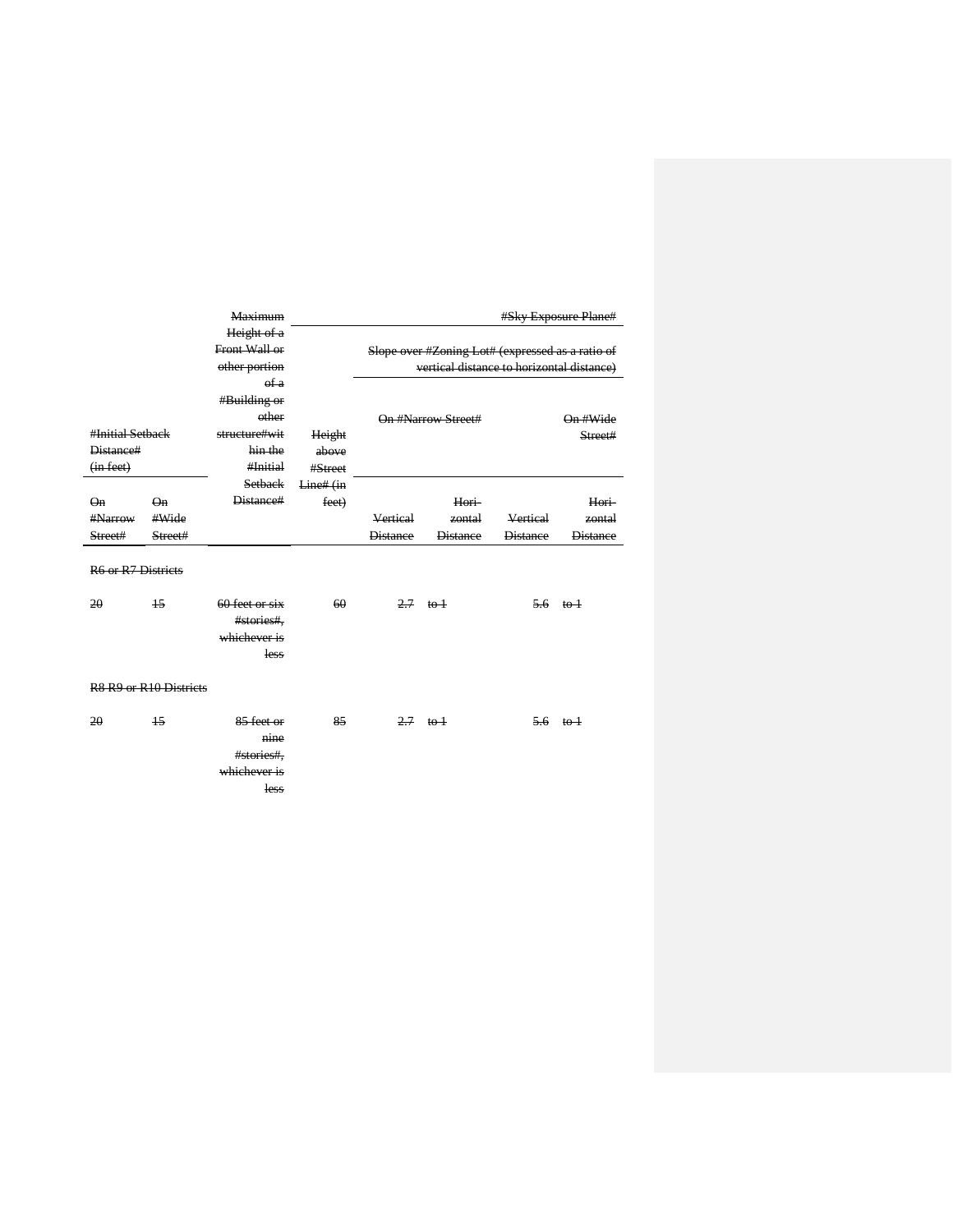| #Initial Setback Distance# (in feet) | | Maximum Height of a Front Wall or other portion of a #Building or other structure#within the #Initial Setback Distance# | Height above #Street Line# (in feet) | #Sky Exposure Plane# | | | |
|---|---|---|---|---|---|---|---|
| | | | | Slope over #Zoning Lot# (expressed as a ratio of vertical distance to horizontal distance) | | | |
| | | | | On #Narrow Street# | | On #Wide Street# | |
| On #Narrow Street# | On #Wide Street# | | | Vertical Distance | Hori-zontal Distance | Vertical Distance | Hori-zontal Distance |
| R6 or R7 Districts | | | | | | | |
| 20 | 15 | 60 feet or six #stories#, whichever is less | 60 | 2.7 | to 1 | 5.6 | to 1 |
| R8 R9 or R10 Districts | | | | | | | |
| 20 | 15 | 85 feet or nine #stories#, whichever is less | 85 | 2.7 | to 1 | 5.6 | to 1 |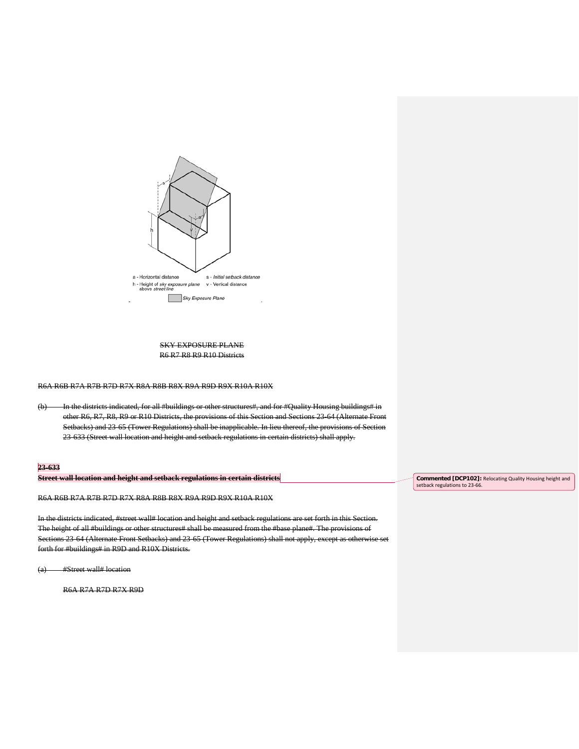a - Horizontal distance
h - Height of *sky exposure plane* above *street line*
s - *Initial setback distance*
v - Vertical distance

Sky Exposure Plane

~~SKY EXPOSURE PLANE~~
~~R6 R7 R8 R9 R10 Districts~~

~~R6A R6B R7A R7B R7D R7X R8A R8B R8X R9A R9D R9X R10A R10X~~

~~(b) In the districts indicated, for all #buildings or other structures#, and for #Quality Housing buildings# in other R6, R7, R8, R9 or R10 Districts, the provisions of this Section and Sections 23-64 (Alternate Front Setbacks) and 23-65 (Tower Regulations) shall be inapplicable. In lieu thereof, the provisions of Section 23-633 (Street wall location and height and setback regulations in certain districts) shall apply.~~

**~~23-633~~**
**~~Street wall location and height and setback regulations in certain districts~~**

~~R6A R6B R7A R7B R7D R7X R8A R8B R8X R9A R9D R9X R10A R10X~~

~~In the districts indicated, #street wall# location and height and setback regulations are set forth in this Section. The height of all #buildings or other structures# shall be measured from the #base plane#. The provisions of Sections 23-64 (Alternate Front Setbacks) and 23-65 (Tower Regulations) shall not apply, except as otherwise set forth for #buildings# in R9D and R10X Districts.~~

~~(a) #Street wall# location~~

~~R6A R7A R7D R7X R9D~~

**Commented [DCP102]:** Relocating Quality Housing height and setback regulations to 23-66.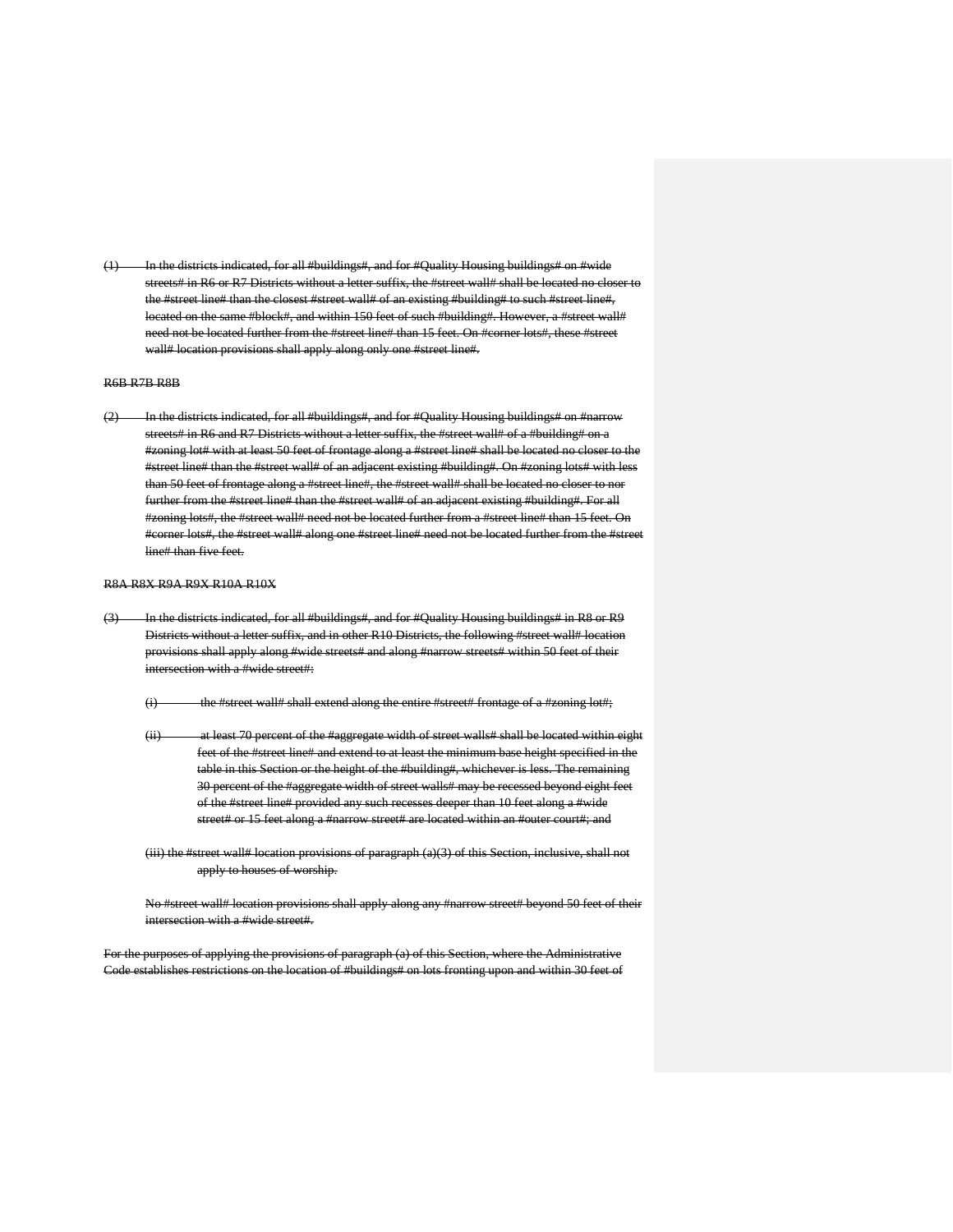~~(1) In the districts indicated, for all #buildings#, and for #Quality Housing buildings# on #wide streets# in R6 or R7 Districts without a letter suffix, the #street wall# shall be located no closer to the #street line# than the closest #street wall# of an existing #building# to such #street line#, located on the same #block#, and within 150 feet of such #building#. However, a #street wall# need not be located further from the #street line# than 15 feet. On #corner lots#, these #street wall# location provisions shall apply along only one #street line#.~~

~~R6B R7B R8B~~

~~(2) In the districts indicated, for all #buildings#, and for #Quality Housing buildings# on #narrow streets# in R6 and R7 Districts without a letter suffix, the #street wall# of a #building# on a #zoning lot# with at least 50 feet of frontage along a #street line# shall be located no closer to the #street line# than the #street wall# of an adjacent existing #building#. On #zoning lots# with less than 50 feet of frontage along a #street line#, the #street wall# shall be located no closer to nor further from the #street line# than the #street wall# of an adjacent existing #building#. For all #zoning lots#, the #street wall# need not be located further from a #street line# than 15 feet. On #corner lots#, the #street wall# along one #street line# need not be located further from the #street line# than five feet.~~

~~R8A R8X R9A R9X R10A R10X~~

~~(3) In the districts indicated, for all #buildings#, and for #Quality Housing buildings# in R8 or R9 Districts without a letter suffix, and in other R10 Districts, the following #street wall# location provisions shall apply along #wide streets# and along #narrow streets# within 50 feet of their intersection with a #wide street#:~~

~~(i) the #street wall# shall extend along the entire #street# frontage of a #zoning lot#;~~

~~(ii) at least 70 percent of the #aggregate width of street walls# shall be located within eight feet of the #street line# and extend to at least the minimum base height specified in the table in this Section or the height of the #building#, whichever is less. The remaining 30 percent of the #aggregate width of street walls# may be recessed beyond eight feet of the #street line# provided any such recesses deeper than 10 feet along a #wide street# or 15 feet along a #narrow street# are located within an #outer court#; and~~

~~(iii) the #street wall# location provisions of paragraph (a)(3) of this Section, inclusive, shall not apply to houses of worship.~~

~~No #street wall# location provisions shall apply along any #narrow street# beyond 50 feet of their intersection with a #wide street#.~~

~~For the purposes of applying the provisions of paragraph (a) of this Section, where the Administrative Code establishes restrictions on the location of #buildings# on lots fronting upon and within 30 feet of~~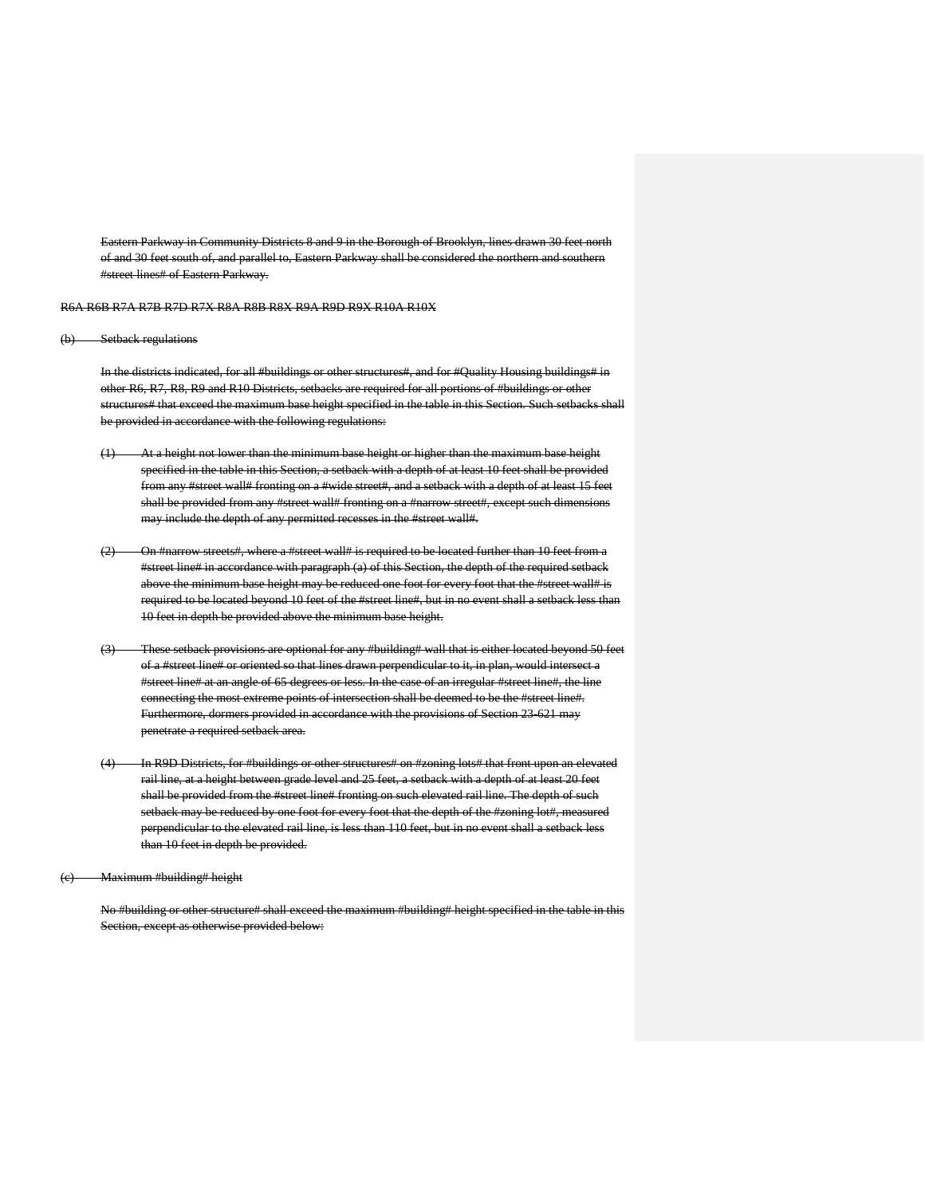Eastern Parkway in Community Districts 8 and 9 in the Borough of Brooklyn, lines drawn 30 feet north of and 30 feet south of, and parallel to, Eastern Parkway shall be considered the northern and southern #street lines# of Eastern Parkway.

R6A R6B R7A R7B R7D R7X R8A R8B R8X R9A R9D R9X R10A R10X

(b) Setback regulations

In the districts indicated, for all #buildings or other structures#, and for #Quality Housing buildings# in other R6, R7, R8, R9 and R10 Districts, setbacks are required for all portions of #buildings or other structures# that exceed the maximum base height specified in the table in this Section. Such setbacks shall be provided in accordance with the following regulations:

(1) At a height not lower than the minimum base height or higher than the maximum base height specified in the table in this Section, a setback with a depth of at least 10 feet shall be provided from any #street wall# fronting on a #wide street#, and a setback with a depth of at least 15 feet shall be provided from any #street wall# fronting on a #narrow street#, except such dimensions may include the depth of any permitted recesses in the #street wall#.

(2) On #narrow streets#, where a #street wall# is required to be located further than 10 feet from a #street line# in accordance with paragraph (a) of this Section, the depth of the required setback above the minimum base height may be reduced one foot for every foot that the #street wall# is required to be located beyond 10 feet of the #street line#, but in no event shall a setback less than 10 feet in depth be provided above the minimum base height.

(3) These setback provisions are optional for any #building# wall that is either located beyond 50 feet of a #street line# or oriented so that lines drawn perpendicular to it, in plan, would intersect a #street line# at an angle of 65 degrees or less. In the case of an irregular #street line#, the line connecting the most extreme points of intersection shall be deemed to be the #street line#. Furthermore, dormers provided in accordance with the provisions of Section 23-621 may penetrate a required setback area.

(4) In R9D Districts, for #buildings or other structures# on #zoning lots# that front upon an elevated rail line, at a height between grade level and 25 feet, a setback with a depth of at least 20 feet shall be provided from the #street line# fronting on such elevated rail line. The depth of such setback may be reduced by one foot for every foot that the depth of the #zoning lot#, measured perpendicular to the elevated rail line, is less than 110 feet, but in no event shall a setback less than 10 feet in depth be provided.

(c) Maximum #building# height

No #building or other structure# shall exceed the maximum #building# height specified in the table in this Section, except as otherwise provided below: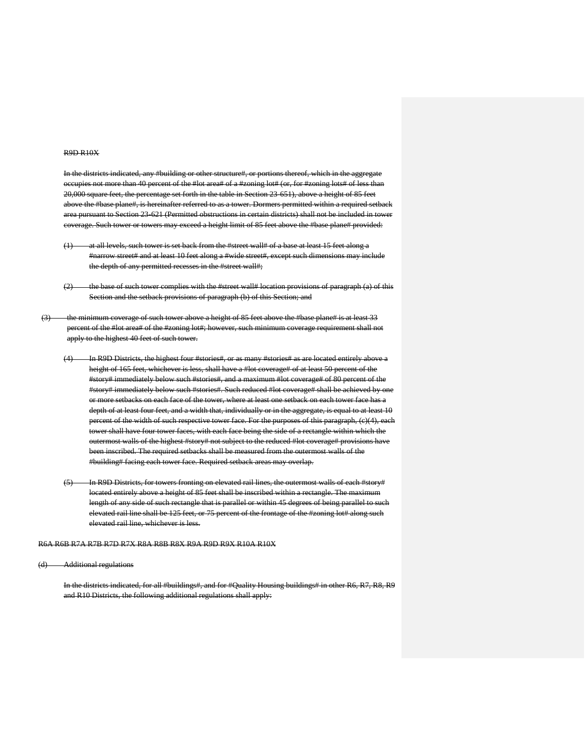~~R9D R10X~~

~~In the districts indicated, any #building or other structure#, or portions thereof, which in the aggregate occupies not more than 40 percent of the #lot area# of a #zoning lot# (or, for #zoning lots# of less than 20,000 square feet, the percentage set forth in the table in Section 23-651), above a height of 85 feet above the #base plane#, is hereinafter referred to as a tower. Dormers permitted within a required setback area pursuant to Section 23-621 (Permitted obstructions in certain districts) shall not be included in tower coverage. Such tower or towers may exceed a height limit of 85 feet above the #base plane# provided:~~

~~(1) at all levels, such tower is set back from the #street wall# of a base at least 15 feet along a #narrow street# and at least 10 feet along a #wide street#, except such dimensions may include the depth of any permitted recesses in the #street wall#;~~

~~(2) the base of such tower complies with the #street wall# location provisions of paragraph (a) of this Section and the setback provisions of paragraph (b) of this Section; and~~

~~(3) the minimum coverage of such tower above a height of 85 feet above the #base plane# is at least 33 percent of the #lot area# of the #zoning lot#; however, such minimum coverage requirement shall not apply to the highest 40 feet of such tower.~~

~~(4) In R9D Districts, the highest four #stories#, or as many #stories# as are located entirely above a height of 165 feet, whichever is less, shall have a #lot coverage# of at least 50 percent of the #story# immediately below such #stories#, and a maximum #lot coverage# of 80 percent of the #story# immediately below such #stories#. Such reduced #lot coverage# shall be achieved by one or more setbacks on each face of the tower, where at least one setback on each tower face has a depth of at least four feet, and a width that, individually or in the aggregate, is equal to at least 10 percent of the width of such respective tower face. For the purposes of this paragraph, (c)(4), each tower shall have four tower faces, with each face being the side of a rectangle within which the outermost walls of the highest #story# not subject to the reduced #lot coverage# provisions have been inscribed. The required setbacks shall be measured from the outermost walls of the #building# facing each tower face. Required setback areas may overlap.~~

~~(5) In R9D Districts, for towers fronting on elevated rail lines, the outermost walls of each #story# located entirely above a height of 85 feet shall be inscribed within a rectangle. The maximum length of any side of such rectangle that is parallel or within 45 degrees of being parallel to such elevated rail line shall be 125 feet, or 75 percent of the frontage of the #zoning lot# along such elevated rail line, whichever is less.~~

~~R6A R6B R7A R7B R7D R7X R8A R8B R8X R9A R9D R9X R10A R10X~~

~~(d) Additional regulations~~

~~In the districts indicated, for all #buildings#, and for #Quality Housing buildings# in other R6, R7, R8, R9 and R10 Districts, the following additional regulations shall apply:~~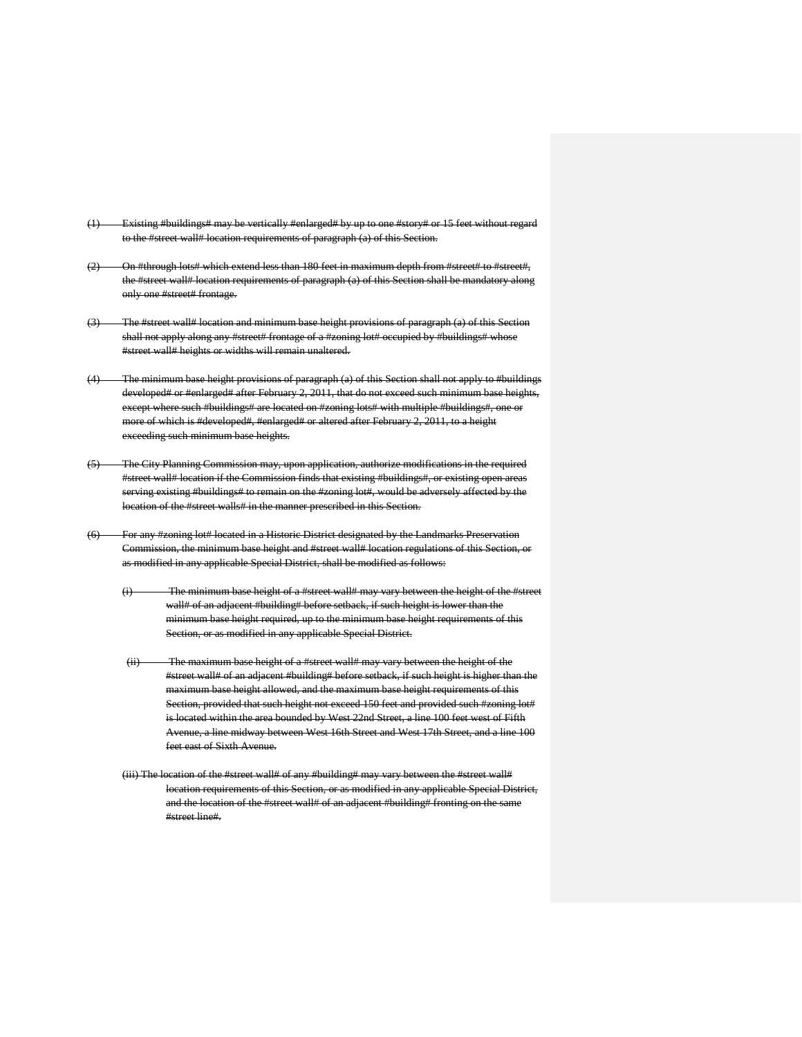~~(1) Existing #buildings# may be vertically #enlarged# by up to one #story# or 15 feet without regard to the #street wall# location requirements of paragraph (a) of this Section.~~

~~(2) On #through lots# which extend less than 180 feet in maximum depth from #street# to #street#, the #street wall# location requirements of paragraph (a) of this Section shall be mandatory along only one #street# frontage.~~

~~(3) The #street wall# location and minimum base height provisions of paragraph (a) of this Section shall not apply along any #street# frontage of a #zoning lot# occupied by #buildings# whose #street wall# heights or widths will remain unaltered.~~

~~(4) The minimum base height provisions of paragraph (a) of this Section shall not apply to #buildings developed# or #enlarged# after February 2, 2011, that do not exceed such minimum base heights, except where such #buildings# are located on #zoning lots# with multiple #buildings#, one or more of which is #developed#, #enlarged# or altered after February 2, 2011, to a height exceeding such minimum base heights.~~

~~(5) The City Planning Commission may, upon application, authorize modifications in the required #street wall# location if the Commission finds that existing #buildings#, or existing open areas serving existing #buildings# to remain on the #zoning lot#, would be adversely affected by the location of the #street walls# in the manner prescribed in this Section.~~

~~(6) For any #zoning lot# located in a Historic District designated by the Landmarks Preservation Commission, the minimum base height and #street wall# location regulations of this Section, or as modified in any applicable Special District, shall be modified as follows:~~

~~(i) The minimum base height of a #street wall# may vary between the height of the #street wall# of an adjacent #building# before setback, if such height is lower than the minimum base height required, up to the minimum base height requirements of this Section, or as modified in any applicable Special District.~~

~~(ii) The maximum base height of a #street wall# may vary between the height of the #street wall# of an adjacent #building# before setback, if such height is higher than the maximum base height allowed, and the maximum base height requirements of this Section, provided that such height not exceed 150 feet and provided such #zoning lot# is located within the area bounded by West 22nd Street, a line 100 feet west of Fifth Avenue, a line midway between West 16th Street and West 17th Street, and a line 100 feet east of Sixth Avenue.~~

~~(iii) The location of the #street wall# of any #building# may vary between the #street wall# location requirements of this Section, or as modified in any applicable Special District, and the location of the #street wall# of an adjacent #building# fronting on the same #street line#.~~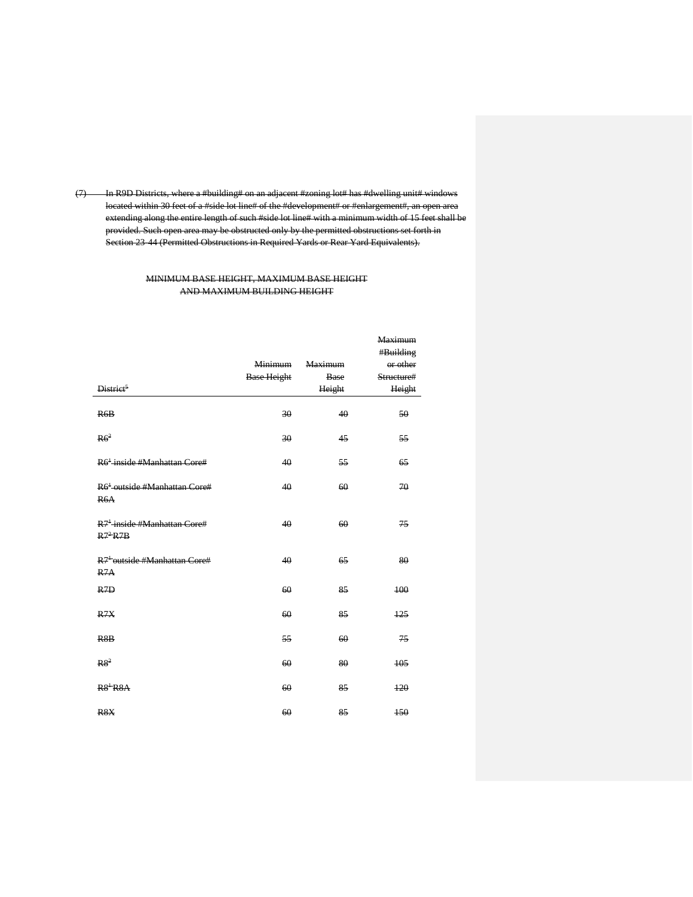(7) In R9D Districts, where a #building# on an adjacent #zoning lot# has #dwelling unit# windows located within 30 feet of a #side lot line# of the #development# or #enlargement#, an open area extending along the entire length of such #side lot line# with a minimum width of 15 feet shall be provided. Such open area may be obstructed only by the permitted obstructions set forth in Section 23-44 (Permitted Obstructions in Required Yards or Rear Yard Equivalents).

MINIMUM BASE HEIGHT, MAXIMUM BASE HEIGHT AND MAXIMUM BUILDING HEIGHT

| District[5] | Minimum Base Height | Maximum Base Height | Maximum #Building or other Structure# Height |
|---|---|---|---|
| R6B | 30 | 40 | 50 |
| R6[2] | 30 | 45 | 55 |
| R6[1] inside #Manhattan Core# | 40 | 55 | 65 |
| R6[1] outside #Manhattan Core# R6A | 40 | 60 | 70 |
| R7[1] inside #Manhattan Core# R7[2] R7B | 40 | 60 | 75 |
| R7[1] outside #Manhattan Core# R7A | 40 | 65 | 80 |
| R7D | 60 | 85 | 100 |
| R7X | 60 | 85 | 125 |
| R8B | 55 | 60 | 75 |
| R8[2] | 60 | 80 | 105 |
| R8[1] R8A | 60 | 85 | 120 |
| R8X | 60 | 85 | 150 |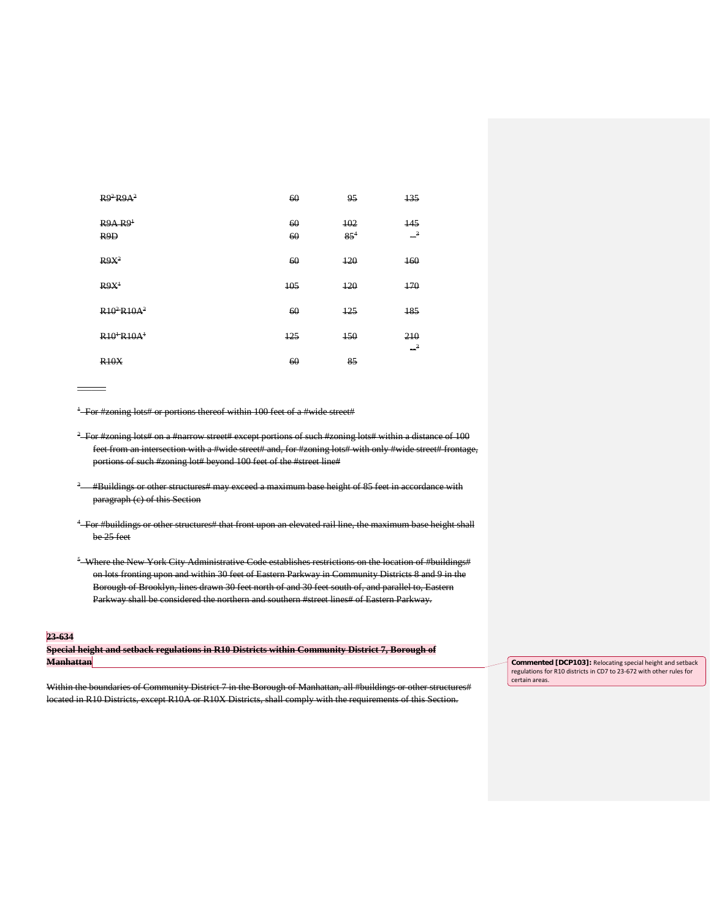| | | | |
|---|---|---|---|
| R9[2] R9A[2] | 60 | 95 | 135 |
| R9A R9[1] | 60 | 102 | 145 |
| R9D | 60 | 85[4] | –[3] |
| R9X[2] | 60 | 120 | 160 |
| R9X[1] | 105 | 120 | 170 |
| R10[2] R10A[2] | 60 | 125 | 185 |
| R10[1] R10A[1] | 125 | 150 | 210 |
| | | | –[3] |
| R10X | 60 | 85 | |

---

[1] For #zoning lots# or portions thereof within 100 feet of a #wide street#

[2] For #zoning lots# on a #narrow street# except portions of such #zoning lots# within a distance of 100 feet from an intersection with a #wide street# and, for #zoning lots# with only #wide street# frontage, portions of such #zoning lot# beyond 100 feet of the #street line#

[3] #Buildings or other structures# may exceed a maximum base height of 85 feet in accordance with paragraph (c) of this Section

[4] For #buildings or other structures# that front upon an elevated rail line, the maximum base height shall be 25 feet

[5] Where the New York City Administrative Code establishes restrictions on the location of #buildings# on lots fronting upon and within 30 feet of Eastern Parkway in Community Districts 8 and 9 in the Borough of Brooklyn, lines drawn 30 feet north of and 30 feet south of, and parallel to, Eastern Parkway shall be considered the northern and southern #street lines# of Eastern Parkway.

**23-634**
**Special height and setback regulations in R10 Districts within Community District 7, Borough of Manhattan**

Commented [DCP103]: Relocating special height and setback regulations for R10 districts in CD7 to 23-672 with other rules for certain areas.

Within the boundaries of Community District 7 in the Borough of Manhattan, all #buildings or other structures# located in R10 Districts, except R10A or R10X Districts, shall comply with the requirements of this Section.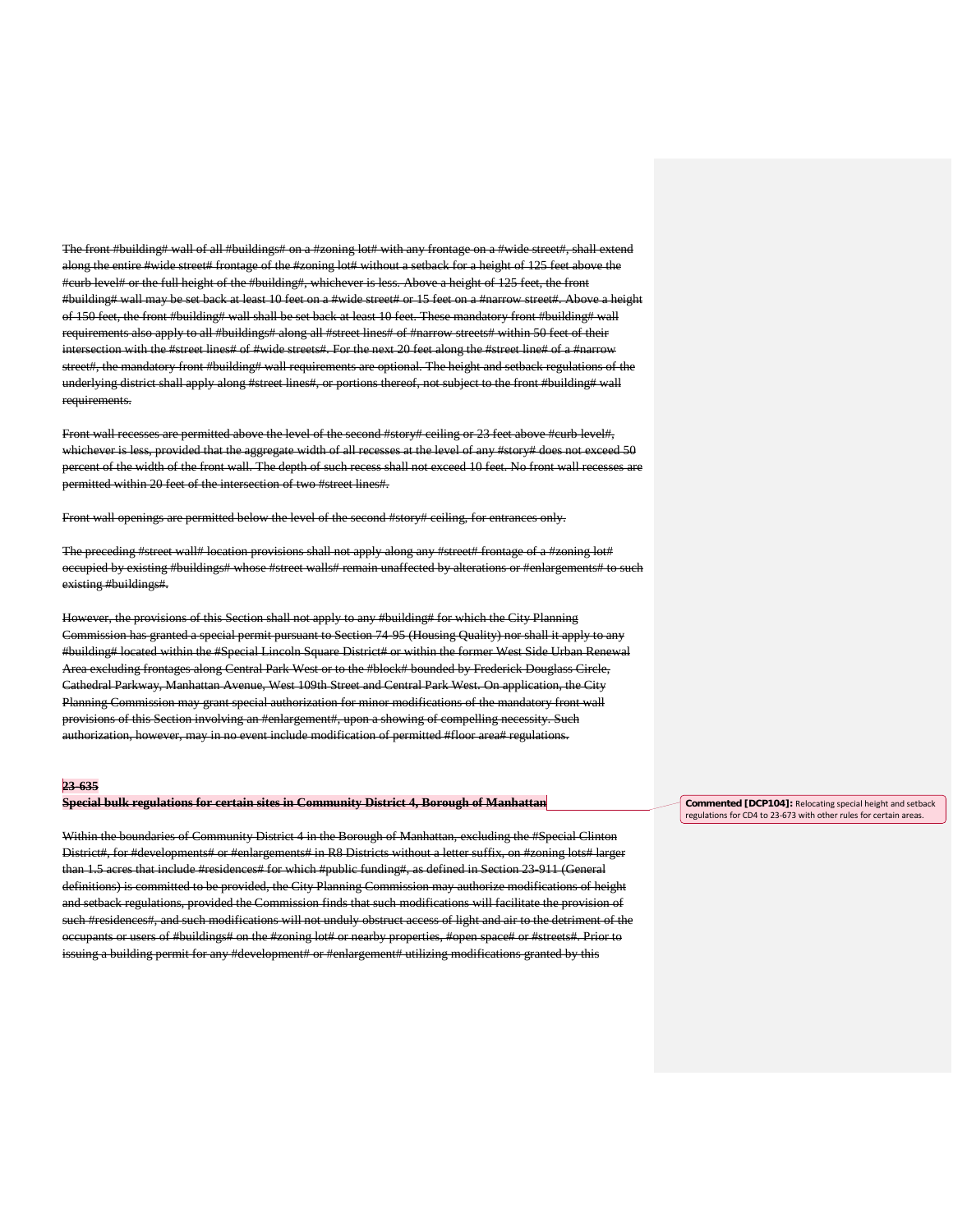~~The front #building# wall of all #buildings# on a #zoning lot# with any frontage on a #wide street#, shall extend along the entire #wide street# frontage of the #zoning lot# without a setback for a height of 125 feet above the #curb level# or the full height of the #building#, whichever is less. Above a height of 125 feet, the front #building# wall may be set back at least 10 feet on a #wide street# or 15 feet on a #narrow street#. Above a height of 150 feet, the front #building# wall shall be set back at least 10 feet. These mandatory front #building# wall requirements also apply to all #buildings# along all #street lines# of #narrow streets# within 50 feet of their intersection with the #street lines# of #wide streets#. For the next 20 feet along the #street line# of a #narrow street#, the mandatory front #building# wall requirements are optional. The height and setback regulations of the underlying district shall apply along #street lines#, or portions thereof, not subject to the front #building# wall requirements.~~

~~Front wall recesses are permitted above the level of the second #story# ceiling or 23 feet above #curb level#, whichever is less, provided that the aggregate width of all recesses at the level of any #story# does not exceed 50 percent of the width of the front wall. The depth of such recess shall not exceed 10 feet. No front wall recesses are permitted within 20 feet of the intersection of two #street lines#.~~

~~Front wall openings are permitted below the level of the second #story# ceiling, for entrances only.~~

~~The preceding #street wall# location provisions shall not apply along any #street# frontage of a #zoning lot# occupied by existing #buildings# whose #street walls# remain unaffected by alterations or #enlargements# to such existing #buildings#.~~

~~However, the provisions of this Section shall not apply to any #building# for which the City Planning Commission has granted a special permit pursuant to Section 74-95 (Housing Quality) nor shall it apply to any #building# located within the #Special Lincoln Square District# or within the former West Side Urban Renewal Area excluding frontages along Central Park West or to the #block# bounded by Frederick Douglass Circle, Cathedral Parkway, Manhattan Avenue, West 109th Street and Central Park West. On application, the City Planning Commission may grant special authorization for minor modifications of the mandatory front wall provisions of this Section involving an #enlargement#, upon a showing of compelling necessity. Such authorization, however, may in no event include modification of permitted #floor area# regulations.~~

**~~23-635~~**
**~~Special bulk regulations for certain sites in Community District 4, Borough of Manhattan~~**

Commented [DCP104]: Relocating special height and setback regulations for CD4 to 23-673 with other rules for certain areas.

~~Within the boundaries of Community District 4 in the Borough of Manhattan, excluding the #Special Clinton District#, for #developments# or #enlargements# in R8 Districts without a letter suffix, on #zoning lots# larger than 1.5 acres that include #residences# for which #public funding#, as defined in Section 23-911 (General definitions) is committed to be provided, the City Planning Commission may authorize modifications of height and setback regulations, provided the Commission finds that such modifications will facilitate the provision of such #residences#, and such modifications will not unduly obstruct access of light and air to the detriment of the occupants or users of #buildings# on the #zoning lot# or nearby properties, #open space# or #streets#. Prior to issuing a building permit for any #development# or #enlargement# utilizing modifications granted by this~~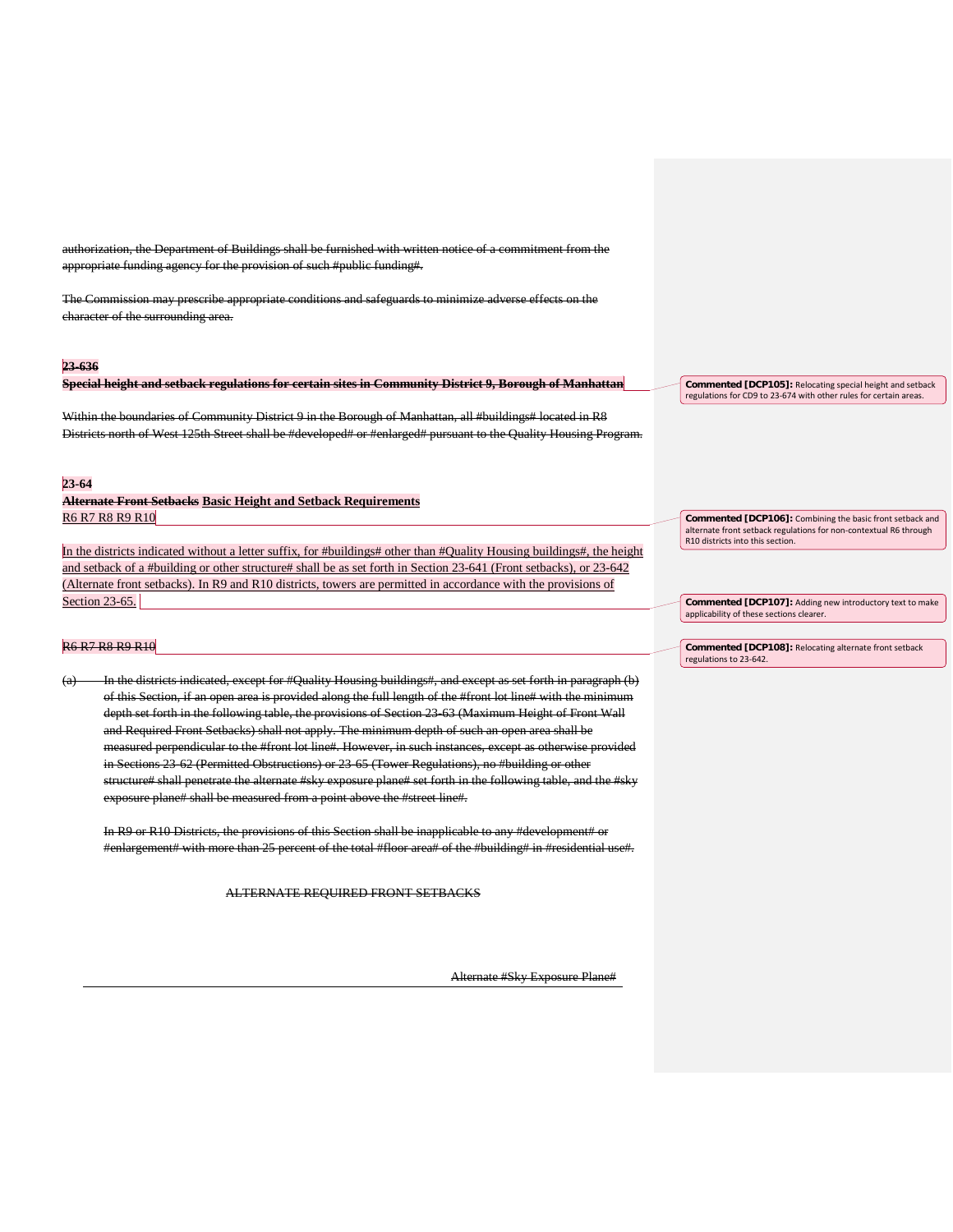~~authorization, the Department of Buildings shall be furnished with written notice of a commitment from the appropriate funding agency for the provision of such #public funding#.~~

~~The Commission may prescribe appropriate conditions and safeguards to minimize adverse effects on the character of the surrounding area.~~

~~**23-636**~~

~~**Special height and setback regulations for certain sites in Community District 9, Borough of Manhattan**~~

~~Within the boundaries of Community District 9 in the Borough of Manhattan, all #buildings# located in R8 Districts north of West 125th Street shall be #developed# or #enlarged# pursuant to the Quality Housing Program.~~

**23-64**

**~~Alternate Front Setbacks~~ Basic Height and Setback Requirements**

R6 R7 R8 R9 R10

In the districts indicated without a letter suffix, for #buildings# other than #Quality Housing buildings#, the height and setback of a #building or other structure# shall be as set forth in Section 23-641 (Front setbacks), or 23-642 (Alternate front setbacks). In R9 and R10 districts, towers are permitted in accordance with the provisions of Section 23-65.

~~R6 R7 R8 R9 R10~~

~~(a) In the districts indicated, except for #Quality Housing buildings#, and except as set forth in paragraph (b) of this Section, if an open area is provided along the full length of the #front lot line# with the minimum depth set forth in the following table, the provisions of Section 23-63 (Maximum Height of Front Wall and Required Front Setbacks) shall not apply. The minimum depth of such an open area shall be measured perpendicular to the #front lot line#. However, in such instances, except as otherwise provided in Sections 23-62 (Permitted Obstructions) or 23-65 (Tower Regulations), no #building or other structure# shall penetrate the alternate #sky exposure plane# set forth in the following table, and the #sky exposure plane# shall be measured from a point above the #street line#.~~

~~In R9 or R10 Districts, the provisions of this Section shall be inapplicable to any #development# or #enlargement# with more than 25 percent of the total #floor area# of the #building# in #residential use#.~~

~~ALTERNATE REQUIRED FRONT SETBACKS~~

~~Alternate #Sky Exposure Plane#~~

**Commented [DCP105]:** Relocating special height and setback regulations for CD9 to 23-674 with other rules for certain areas.

**Commented [DCP106]:** Combining the basic front setback and alternate front setback regulations for non-contextual R6 through R10 districts into this section.

**Commented [DCP107]:** Adding new introductory text to make applicability of these sections clearer.

**Commented [DCP108]:** Relocating alternate front setback regulations to 23-642.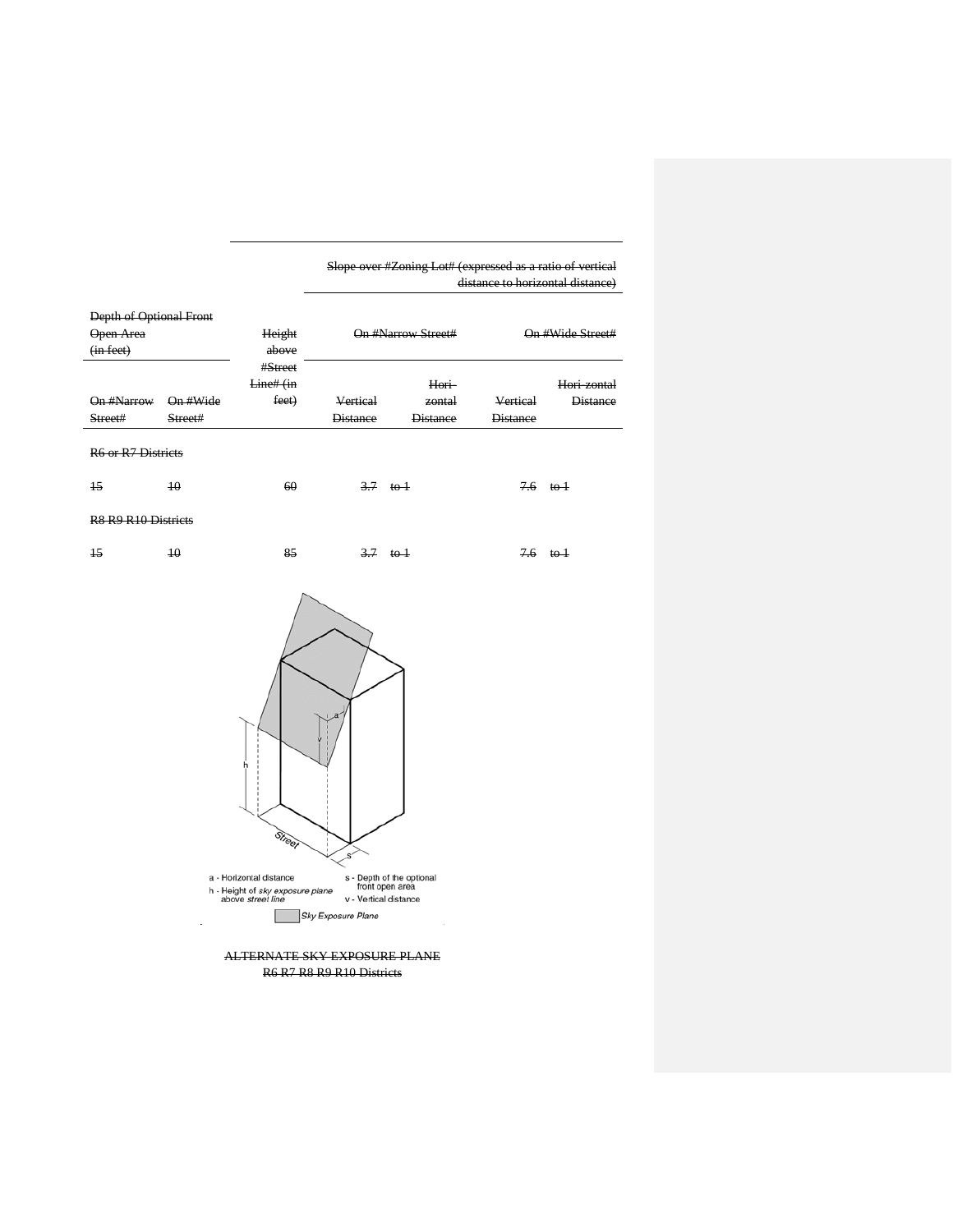| Depth of Optional Front Open Area (in feet) | | Height above #Street Line# (in feet) | Slope over #Zoning Lot# (expressed as a ratio of vertical distance to horizontal distance) | | | |
|---|---|---|---|---|---|---|
| | | | On #Narrow Street# | | On #Wide Street# | |
| On #Narrow Street# | On #Wide Street# | | Vertical Distance | Hori-zontal Distance | Vertical Distance | Hori-zontal Distance |
| R6 or R7 Districts | | | | | | |
| 15 | 10 | 60 | 3.7 | to 1 | 7.6 | to 1 |
| R8 R9 R10 Districts | | | | | | |
| 15 | 10 | 85 | 3.7 | to 1 | 7.6 | to 1 |

a - Horizontal distance
h - Height of *sky exposure plane* above *street line*
s - Depth of the optional front open area
v - Vertical distance
*Sky Exposure Plane*

ALTERNATE SKY EXPOSURE PLANE
R6 R7 R8 R9 R10 Districts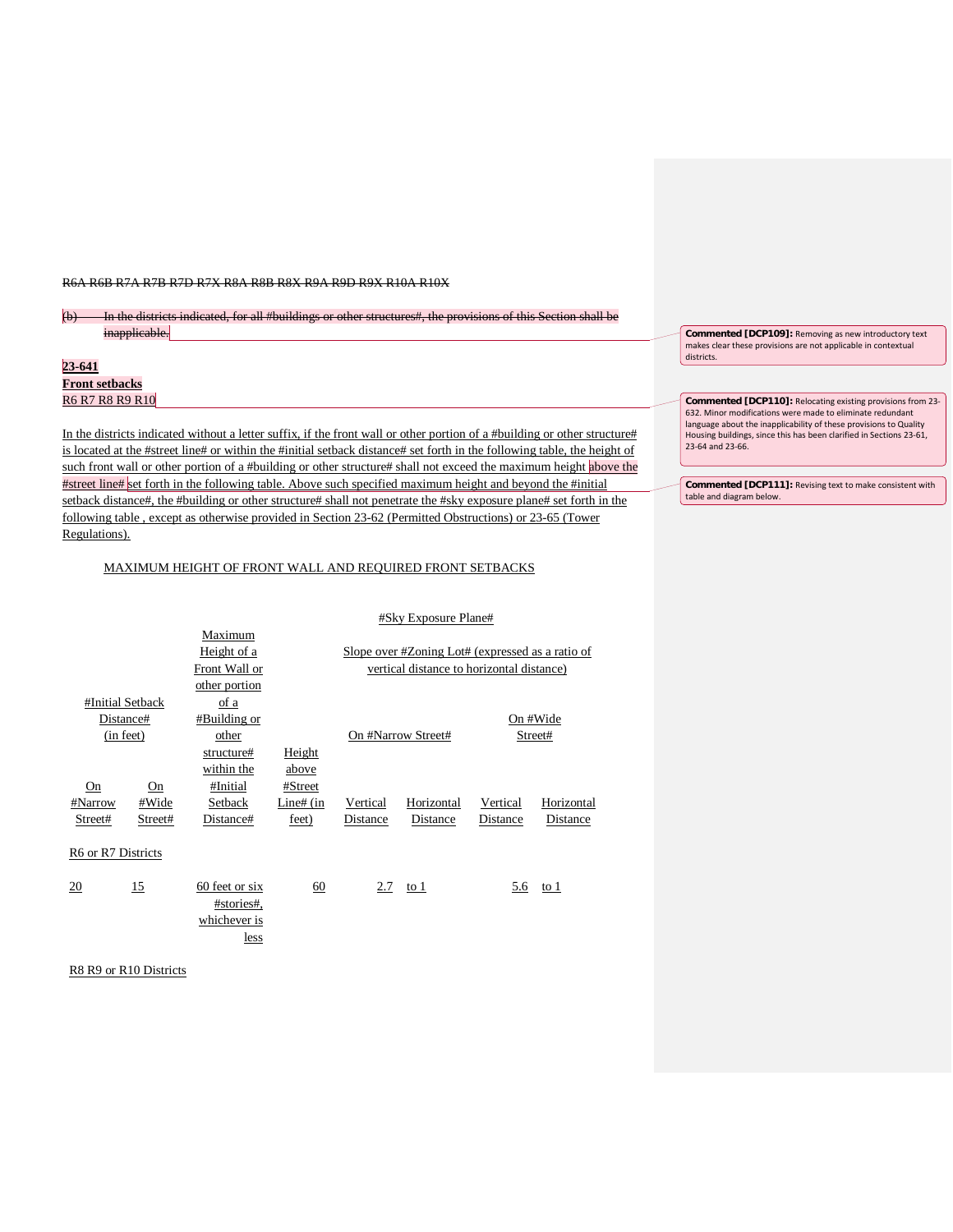~~R6A R6B R7A R7B R7D R7X R8A R8B R8X R9A R9D R9X R10A R10X~~

~~(b) In the districts indicated, for all #buildings or other structures#, the provisions of this Section shall be inapplicable.~~

**Commented [DCP109]:** Removing as new introductory text makes clear these provisions are not applicable in contextual districts.

**23-641**
**Front setbacks**
R6 R7 R8 R9 R10

**Commented [DCP110]:** Relocating existing provisions from 23-632. Minor modifications were made to eliminate redundant language about the inapplicability of these provisions to Quality Housing buildings, since this has been clarified in Sections 23-61, 23-64 and 23-66.

In the districts indicated without a letter suffix, if the front wall or other portion of a #building or other structure# is located at the #street line# or within the #initial setback distance# set forth in the following table, the height of such front wall or other portion of a #building or other structure# shall not exceed the maximum height above the #street line# set forth in the following table. Above such specified maximum height and beyond the #initial setback distance#, the #building or other structure# shall not penetrate the #sky exposure plane# set forth in the following table , except as otherwise provided in Section 23-62 (Permitted Obstructions) or 23-65 (Tower Regulations).

**Commented [DCP111]:** Revising text to make consistent with table and diagram below.

MAXIMUM HEIGHT OF FRONT WALL AND REQUIRED FRONT SETBACKS

| #Initial Setback Distance# (in feet) | | Maximum Height of a Front Wall or other portion of a #Building or other structure# within the #Initial Setback Distance# | #Sky Exposure Plane# | | | | |
|---|---|---|---|---|---|---|---|
| | | | Height above #Street Line# (in feet) | Slope over #Zoning Lot# (expressed as a ratio of vertical distance to horizontal distance) | | | |
| | | | | On #Narrow Street# | | On #Wide Street# | |
| On #Narrow Street# | On #Wide Street# | | | Vertical Distance | Horizontal Distance | Vertical Distance | Horizontal Distance |
| R6 or R7 Districts | | | | | | | |
| 20 | 15 | 60 feet or six #stories#, whichever is less | 60 | 2.7 | to 1 | 5.6 | to 1 |
| R8 R9 or R10 Districts | | | | | | | |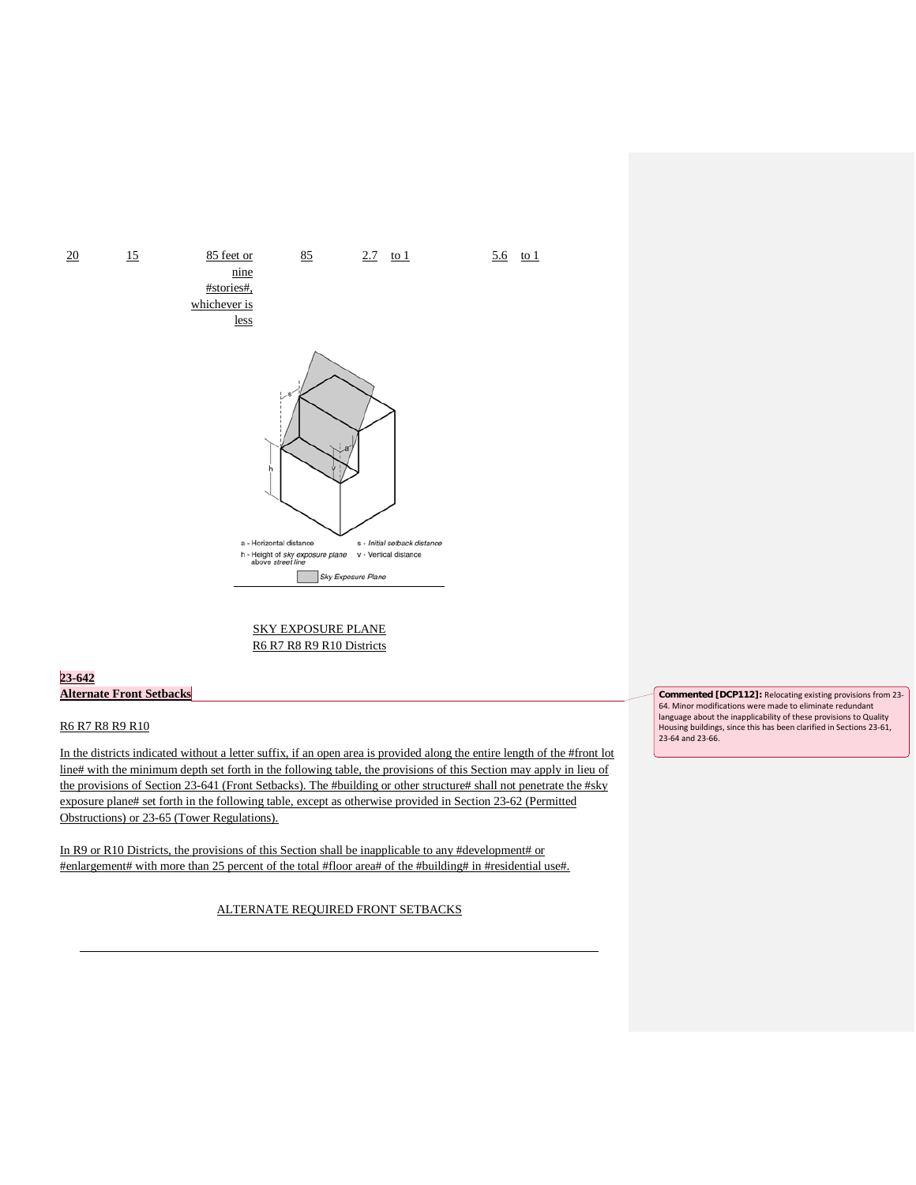| 20 | 15 | 85 feet or nine #stories#, whichever is less | 85 | 2.7 to 1 | 5.6 to 1 |
|---|---|---|---|---|---|

a - Horizontal distance
s - Initial setback distance
h - Height of sky exposure plane above street line
v - Vertical distance
Sky Exposure Plane

SKY EXPOSURE PLANE
R6 R7 R8 R9 R10 Districts

**23-642**
**Alternate Front Setbacks**

Commented [DCP112]: Relocating existing provisions from 23-64. Minor modifications were made to eliminate redundant language about the inapplicability of these provisions to Quality Housing buildings, since this has been clarified in Sections 23-61, 23-64 and 23-66.

R6 R7 R8 R9 R10

In the districts indicated without a letter suffix, if an open area is provided along the entire length of the #front lot line# with the minimum depth set forth in the following table, the provisions of this Section may apply in lieu of the provisions of Section 23-641 (Front Setbacks). The #building or other structure# shall not penetrate the #sky exposure plane# set forth in the following table, except as otherwise provided in Section 23-62 (Permitted Obstructions) or 23-65 (Tower Regulations).

In R9 or R10 Districts, the provisions of this Section shall be inapplicable to any #development# or #enlargement# with more than 25 percent of the total #floor area# of the #building# in #residential use#.

ALTERNATE REQUIRED FRONT SETBACKS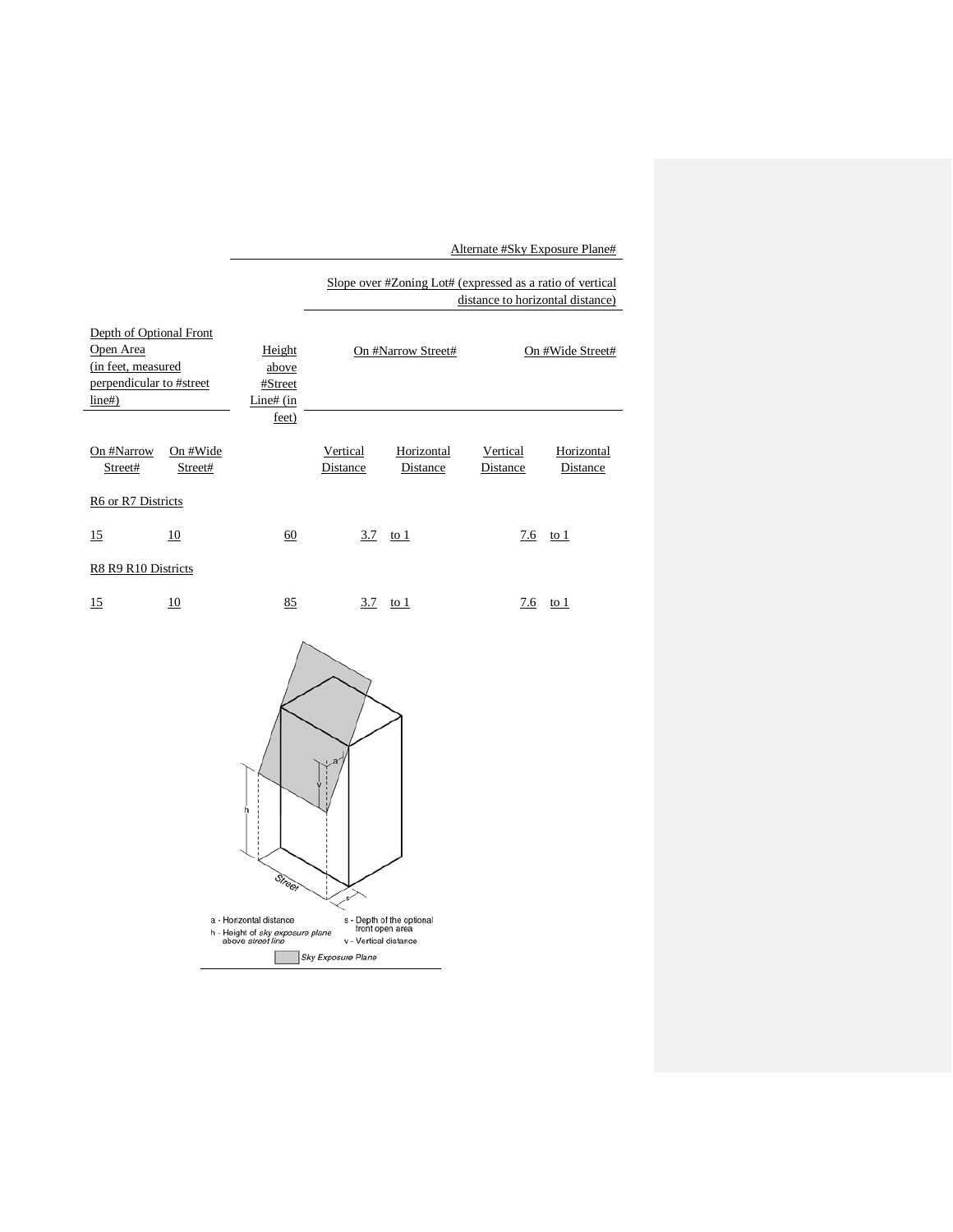| Depth of Optional Front Open Area (in feet, measured perpendicular to #street line#) | | Height above #Street Line# (in feet) | Alternate #Sky Exposure Plane# Slope over #Zoning Lot# (expressed as a ratio of vertical distance to horizontal distance) | | | |
|---|---|---|---|---|---|---|
| | | | On #Narrow Street# | | On #Wide Street# | |
| On #Narrow Street# | On #Wide Street# | | Vertical Distance | Horizontal Distance | Vertical Distance | Horizontal Distance |
| R6 or R7 Districts | | | | | | |
| 15 | 10 | 60 | 3.7 | to 1 | 7.6 | to 1 |
| R8 R9 R10 Districts | | | | | | |
| 15 | 10 | 85 | 3.7 | to 1 | 7.6 | to 1 |

a - Horizontal distance
h - Height of *sky exposure plane* above *street line*
s - Depth of the optional front open area
v - Vertical distance

Sky Exposure Plane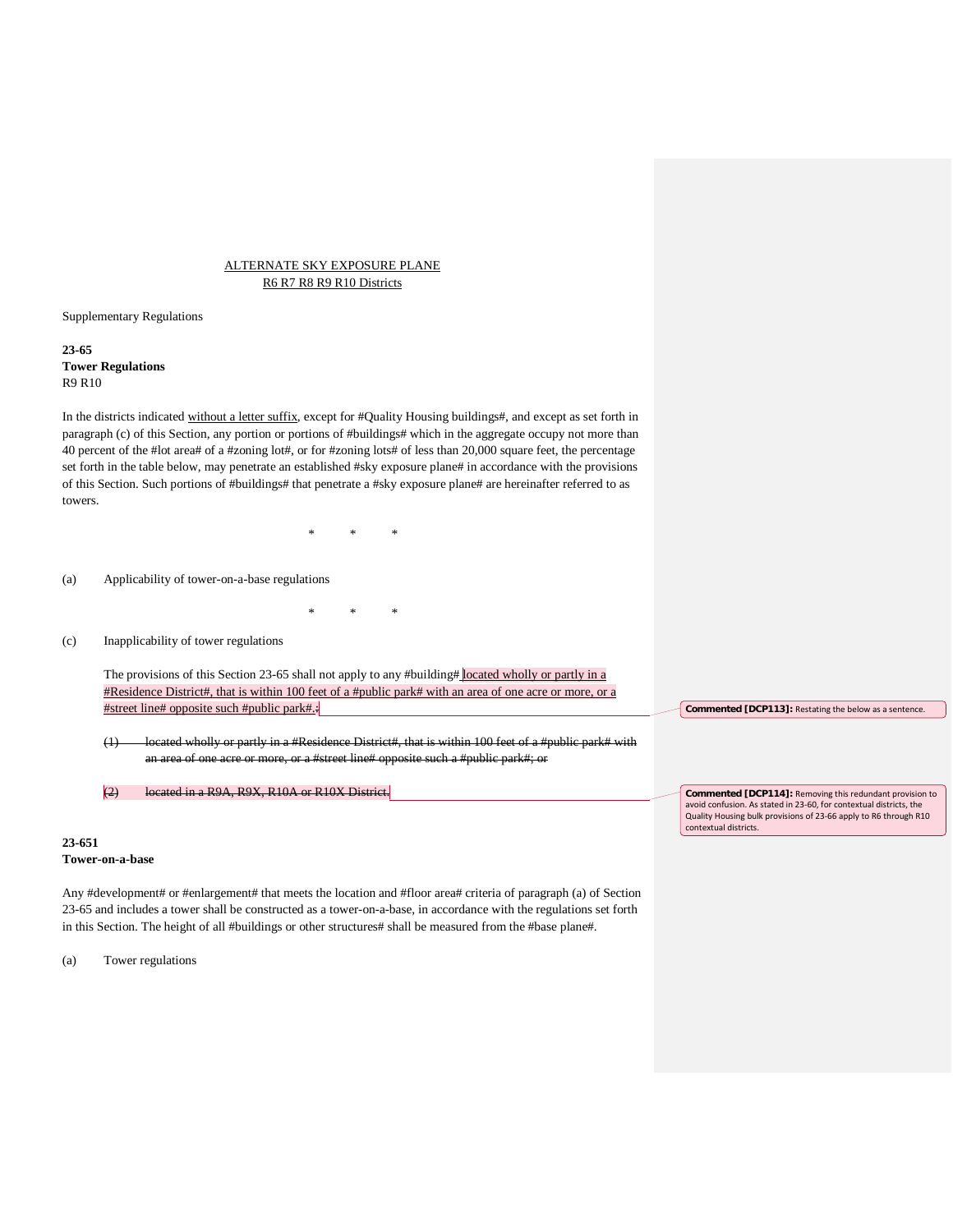ALTERNATE SKY EXPOSURE PLANE
R6 R7 R8 R9 R10 Districts

Supplementary Regulations

**23-65**
**Tower Regulations**
R9 R10

In the districts indicated without a letter suffix, except for #Quality Housing buildings#, and except as set forth in paragraph (c) of this Section, any portion or portions of #buildings# which in the aggregate occupy not more than 40 percent of the #lot area# of a #zoning lot#, or for #zoning lots# of less than 20,000 square feet, the percentage set forth in the table below, may penetrate an established #sky exposure plane# in accordance with the provisions of this Section. Such portions of #buildings# that penetrate a #sky exposure plane# are hereinafter referred to as towers.

\* \* \*

(a) Applicability of tower-on-a-base regulations

\* \* \*

(c) Inapplicability of tower regulations

The provisions of this Section 23-65 shall not apply to any #building# located wholly or partly in a #Residence District#, that is within 100 feet of a #public park# with an area of one acre or more, or a #street line# opposite such #public park#. ~~:~~

~~(1) located wholly or partly in a #Residence District#, that is within 100 feet of a #public park# with an area of one acre or more, or a #street line# opposite such #public park#; or~~

~~(2) located in a R9A, R9X, R10A or R10X District.~~

**Commented [DCP113]:** Restating the below as a sentence.

**Commented [DCP114]:** Removing this redundant provision to avoid confusion. As stated in 23-60, for contextual districts, the Quality Housing bulk provisions of 23-66 apply to R6 through R10 contextual districts.

**23-651**
**Tower-on-a-base**

Any #development# or #enlargement# that meets the location and #floor area# criteria of paragraph (a) of Section 23-65 and includes a tower shall be constructed as a tower-on-a-base, in accordance with the regulations set forth in this Section. The height of all #buildings or other structures# shall be measured from the #base plane#.

(a) Tower regulations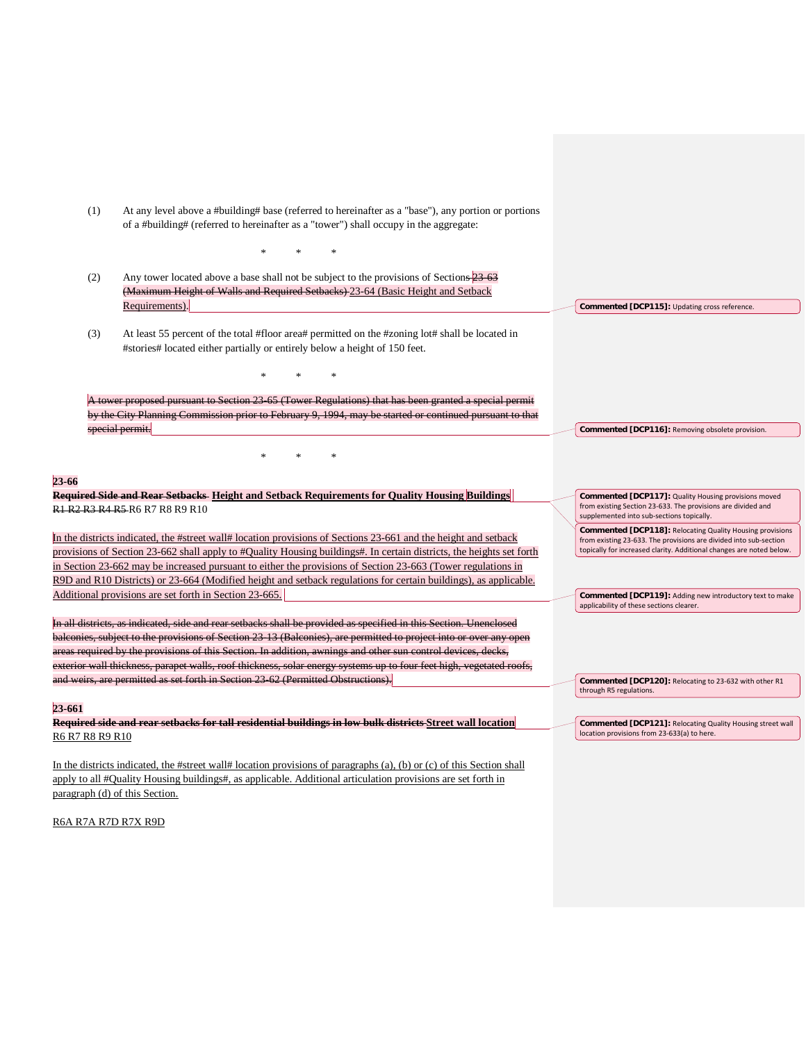(1) At any level above a #building# base (referred to hereinafter as a "base"), any portion or portions of a #building# (referred to hereinafter as a "tower") shall occupy in the aggregate:

\* \* \*

(2) Any tower located above a base shall not be subject to the provisions of Sections ~~23-63 (Maximum Height of Walls and Required Setbacks)~~ 23-64 (Basic Height and Setback Requirements).

(3) At least 55 percent of the total #floor area# permitted on the #zoning lot# shall be located in #stories# located either partially or entirely below a height of 150 feet.

\* \* \*

~~A tower proposed pursuant to Section 23-65 (Tower Regulations) that has been granted a special permit by the City Planning Commission prior to February 9, 1994, may be started or continued pursuant to that special permit.~~

\* \* \*

**23-66**

**~~Required Side and Rear Setbacks~~ Height and Setback Requirements for Quality Housing Buildings**

~~R1 R2 R3 R4 R5~~ R6 R7 R8 R9 R10

In the districts indicated, the #street wall# location provisions of Sections 23-661 and the height and setback provisions of Section 23-662 shall apply to #Quality Housing buildings#. In certain districts, the heights set forth in Section 23-662 may be increased pursuant to either the provisions of Section 23-663 (Tower regulations in R9D and R10 Districts) or 23-664 (Modified height and setback regulations for certain buildings), as applicable. Additional provisions are set forth in Section 23-665.

~~In all districts, as indicated, side and rear setbacks shall be provided as specified in this Section. Unenclosed balconies, subject to the provisions of Section 23-13 (Balconies), are permitted to project into or over any open areas required by the provisions of this Section. In addition, awnings and other sun control devices, decks, exterior wall thickness, parapet walls, roof thickness, solar energy systems up to four feet high, vegetated roofs, and weirs, are permitted as set forth in Section 23-62 (Permitted Obstructions).~~

**23-661**

**~~Required side and rear setbacks for tall residential buildings in low bulk districts~~ Street wall location**

R6 R7 R8 R9 R10

In the districts indicated, the #street wall# location provisions of paragraphs (a), (b) or (c) of this Section shall apply to all #Quality Housing buildings#, as applicable. Additional articulation provisions are set forth in paragraph (d) of this Section.

R6A R7A R7D R7X R9D

Commented [DCP115]: Updating cross reference.

Commented [DCP116]: Removing obsolete provision.

Commented [DCP117]: Quality Housing provisions moved from existing Section 23-633. The provisions are divided and supplemented into sub-sections topically.

Commented [DCP118]: Relocating Quality Housing provisions from existing 23-633. The provisions are divided into sub-section topically for increased clarity. Additional changes are noted below.

Commented [DCP119]: Adding new introductory text to make applicability of these sections clearer.

Commented [DCP120]: Relocating to 23-632 with other R1 through R5 regulations.

Commented [DCP121]: Relocating Quality Housing street wall location provisions from 23-633(a) to here.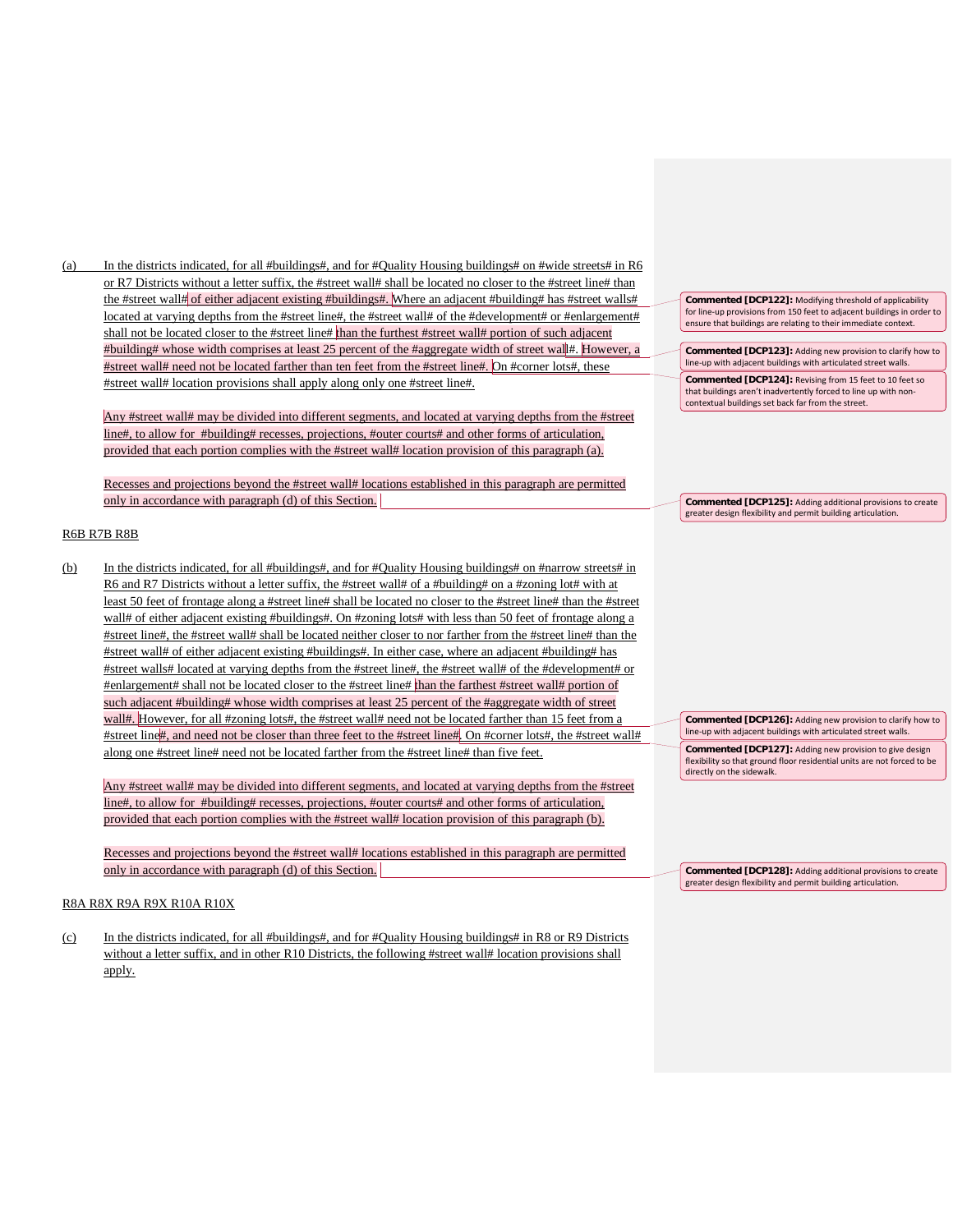(a) In the districts indicated, for all #buildings#, and for #Quality Housing buildings# on #wide streets# in R6 or R7 Districts without a letter suffix, the #street wall# shall be located no closer to the #street line# than the #street wall# of either adjacent existing #buildings#. Where an adjacent #building# has #street walls# located at varying depths from the #street line#, the #street wall# of the #development# or #enlargement# shall not be located closer to the #street line# than the furthest #street wall# portion of such adjacent #building# whose width comprises at least 25 percent of the #aggregate width of street wall#. However, a #street wall# need not be located farther than ten feet from the #street line#. On #corner lots#, these #street wall# location provisions shall apply along only one #street line#.

Any #street wall# may be divided into different segments, and located at varying depths from the #street line#, to allow for #building# recesses, projections, #outer courts# and other forms of articulation, provided that each portion complies with the #street wall# location provision of this paragraph (a).

Recesses and projections beyond the #street wall# locations established in this paragraph are permitted only in accordance with paragraph (d) of this Section.

R6B R7B R8B

(b) In the districts indicated, for all #buildings#, and for #Quality Housing buildings# on #narrow streets# in R6 and R7 Districts without a letter suffix, the #street wall# of a #building# on a #zoning lot# with at least 50 feet of frontage along a #street line# shall be located no closer to the #street line# than the #street wall# of either adjacent existing #buildings#. On #zoning lots# with less than 50 feet of frontage along a #street line#, the #street wall# shall be located neither closer to nor farther from the #street line# than the #street wall# of either adjacent existing #buildings#. In either case, where an adjacent #building# has #street walls# located at varying depths from the #street line#, the #street wall# of the #development# or #enlargement# shall not be located closer to the #street line# than the farthest #street wall# portion of such adjacent #building# whose width comprises at least 25 percent of the #aggregate width of street wall#. However, for all #zoning lots#, the #street wall# need not be located farther than 15 feet from a #street line#, and need not be closer than three feet to the #street line#. On #corner lots#, the #street wall# along one #street line# need not be located farther from the #street line# than five feet.

Any #street wall# may be divided into different segments, and located at varying depths from the #street line#, to allow for #building# recesses, projections, #outer courts# and other forms of articulation, provided that each portion complies with the #street wall# location provision of this paragraph (b).

Recesses and projections beyond the #street wall# locations established in this paragraph are permitted only in accordance with paragraph (d) of this Section.

R8A R8X R9A R9X R10A R10X

(c) In the districts indicated, for all #buildings#, and for #Quality Housing buildings# in R8 or R9 Districts without a letter suffix, and in other R10 Districts, the following #street wall# location provisions shall apply.

**Commented [DCP122]:** Modifying threshold of applicability for line-up provisions from 150 feet to adjacent buildings in order to ensure that buildings are relating to their immediate context.

**Commented [DCP123]:** Adding new provision to clarify how to line-up with adjacent buildings with articulated street walls.

**Commented [DCP124]:** Revising from 15 feet to 10 feet so that buildings aren't inadvertently forced to line up with non-contextual buildings set back far from the street.

**Commented [DCP125]:** Adding additional provisions to create greater design flexibility and permit building articulation.

**Commented [DCP126]:** Adding new provision to clarify how to line-up with adjacent buildings with articulated street walls.

**Commented [DCP127]:** Adding new provision to give design flexibility so that ground floor residential units are not forced to be directly on the sidewalk.

**Commented [DCP128]:** Adding additional provisions to create greater design flexibility and permit building articulation.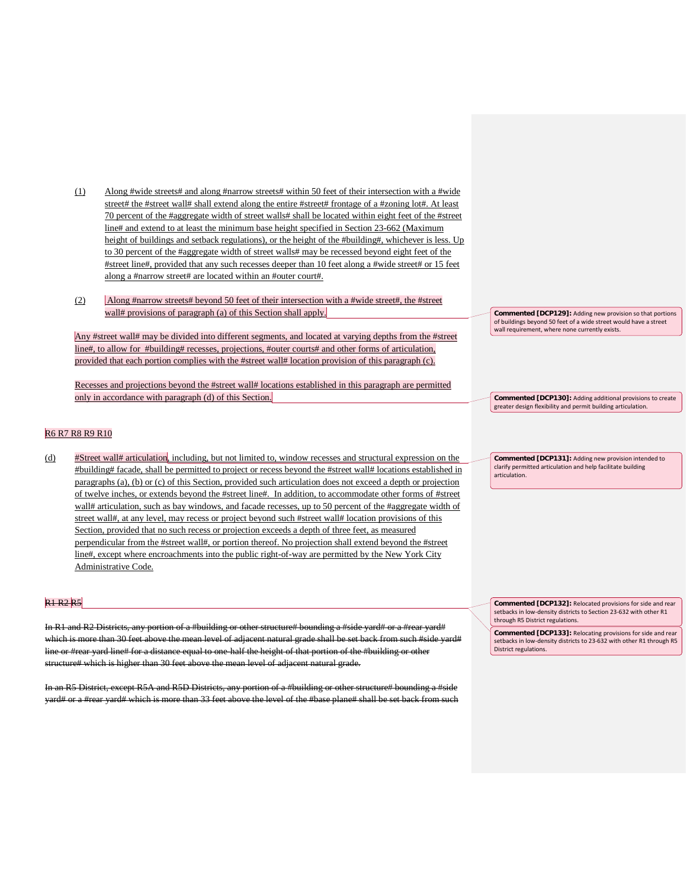(1) Along #wide streets# and along #narrow streets# within 50 feet of their intersection with a #wide street# the #street wall# shall extend along the entire #street# frontage of a #zoning lot#. At least 70 percent of the #aggregate width of street walls# shall be located within eight feet of the #street line# and extend to at least the minimum base height specified in Section 23-662 (Maximum height of buildings and setback regulations), or the height of the #building#, whichever is less. Up to 30 percent of the #aggregate width of street walls# may be recessed beyond eight feet of the #street line#, provided that any such recesses deeper than 10 feet along a #wide street# or 15 feet along a #narrow street# are located within an #outer court#.

(2) Along #narrow streets# beyond 50 feet of their intersection with a #wide street#, the #street wall# provisions of paragraph (a) of this Section shall apply.

Any #street wall# may be divided into different segments, and located at varying depths from the #street line#, to allow for #building# recesses, projections, #outer courts# and other forms of articulation, provided that each portion complies with the #street wall# location provision of this paragraph (c).

Recesses and projections beyond the #street wall# locations established in this paragraph are permitted only in accordance with paragraph (d) of this Section.

R6 R7 R8 R9 R10

(d) #Street wall# articulation, including, but not limited to, window recesses and structural expression on the #building# facade, shall be permitted to project or recess beyond the #street wall# locations established in paragraphs (a), (b) or (c) of this Section, provided such articulation does not exceed a depth or projection of twelve inches, or extends beyond the #street line#. In addition, to accommodate other forms of #street wall# articulation, such as bay windows, and facade recesses, up to 50 percent of the #aggregate width of street wall#, at any level, may recess or project beyond such #street wall# location provisions of this Section, provided that no such recess or projection exceeds a depth of three feet, as measured perpendicular from the #street wall#, or portion thereof. No projection shall extend beyond the #street line#, except where encroachments into the public right-of-way are permitted by the New York City Administrative Code.

~~R1 R2 R5~~

~~In R1 and R2 Districts, any portion of a #building or other structure# bounding a #side yard# or a #rear yard# which is more than 30 feet above the mean level of adjacent natural grade shall be set back from such #side yard# line or #rear yard line# for a distance equal to one-half the height of that portion of the #building or other structure# which is higher than 30 feet above the mean level of adjacent natural grade.~~

~~In an R5 District, except R5A and R5D Districts, any portion of a #building or other structure# bounding a #side yard# or a #rear yard# which is more than 33 feet above the level of the #base plane# shall be set back from such~~

**Commented [DCP129]:** Adding new provision so that portions of buildings beyond 50 feet of a wide street would have a street wall requirement, where none currently exists.

**Commented [DCP130]:** Adding additional provisions to create greater design flexibility and permit building articulation.

**Commented [DCP131]:** Adding new provision intended to clarify permitted articulation and help facilitate building articulation.

**Commented [DCP132]:** Relocated provisions for side and rear setbacks in low-density districts to Section 23-632 with other R1 through R5 District regulations.

**Commented [DCP133]:** Relocating provisions for side and rear setbacks in low-density districts to 23-632 with other R1 through R5 District regulations.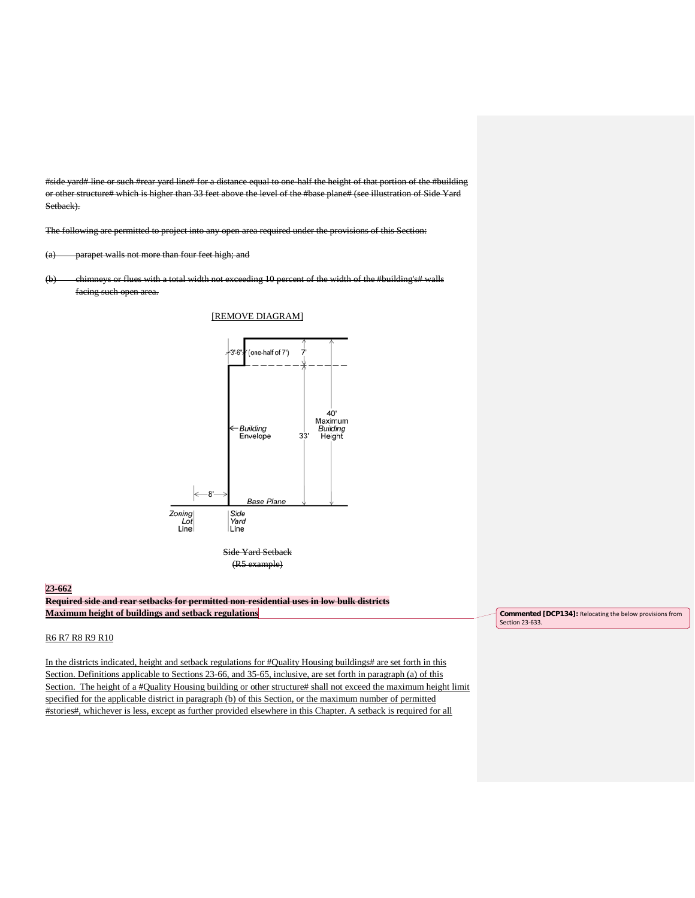~~#side yard# line or such #rear yard line# for a distance equal to one-half the height of that portion of the #building or other structure# which is higher than 33 feet above the level of the #base plane# (see illustration of Side Yard Setback).~~

~~The following are permitted to project into any open area required under the provisions of this Section:~~

~~(a) parapet walls not more than four feet high; and~~

~~(b) chimneys or flues with a total width not exceeding 10 percent of the width of the #building's# walls facing such open area.~~

[REMOVE DIAGRAM]

~~Side Yard Setback~~
~~(R5 example)~~

**23-662**

~~**Required side and rear setbacks for permitted non-residential uses in low bulk districts**~~

**Maximum height of buildings and setback regulations**

Commented [DCP134]: Relocating the below provisions from Section 23-633.

R6 R7 R8 R9 R10

In the districts indicated, height and setback regulations for #Quality Housing buildings# are set forth in this Section. Definitions applicable to Sections 23-66, and 35-65, inclusive, are set forth in paragraph (a) of this Section. The height of a #Quality Housing building or other structure# shall not exceed the maximum height limit specified for the applicable district in paragraph (b) of this Section, or the maximum number of permitted #stories#, whichever is less, except as further provided elsewhere in this Chapter. A setback is required for all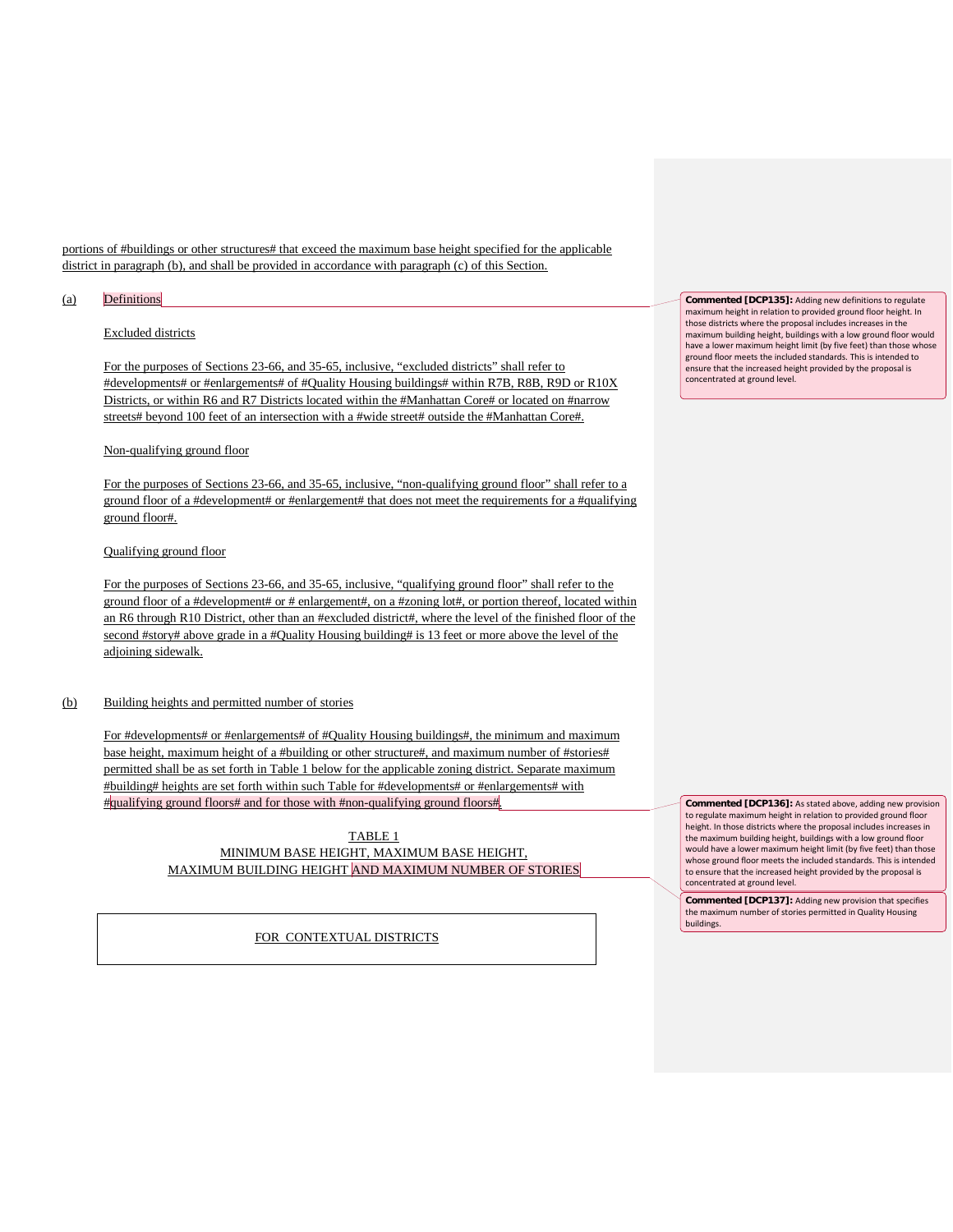portions of #buildings or other structures# that exceed the maximum base height specified for the applicable district in paragraph (b), and shall be provided in accordance with paragraph (c) of this Section.

(a) Definitions

Excluded districts

For the purposes of Sections 23-66, and 35-65, inclusive, "excluded districts" shall refer to #developments# or #enlargements# of #Quality Housing buildings# within R7B, R8B, R9D or R10X Districts, or within R6 and R7 Districts located within the #Manhattan Core# or located on #narrow streets# beyond 100 feet of an intersection with a #wide street# outside the #Manhattan Core#.

Non-qualifying ground floor

For the purposes of Sections 23-66, and 35-65, inclusive, "non-qualifying ground floor" shall refer to a ground floor of a #development# or #enlargement# that does not meet the requirements for a #qualifying ground floor#.

Qualifying ground floor

For the purposes of Sections 23-66, and 35-65, inclusive, "qualifying ground floor" shall refer to the ground floor of a #development# or # enlargement#, on a #zoning lot#, or portion thereof, located within an R6 through R10 District, other than an #excluded district#, where the level of the finished floor of the second #story# above grade in a #Quality Housing building# is 13 feet or more above the level of the adjoining sidewalk.

(b) Building heights and permitted number of stories

For #developments# or #enlargements# of #Quality Housing buildings#, the minimum and maximum base height, maximum height of a #building or other structure#, and maximum number of #stories# permitted shall be as set forth in Table 1 below for the applicable zoning district. Separate maximum #building# heights are set forth within such Table for #developments# or #enlargements# with #qualifying ground floors# and for those with #non-qualifying ground floors#.

TABLE 1
MINIMUM BASE HEIGHT, MAXIMUM BASE HEIGHT,
MAXIMUM BUILDING HEIGHT AND MAXIMUM NUMBER OF STORIES

| FOR CONTEXTUAL DISTRICTS |
|---|

**Commented [DCP135]:** Adding new definitions to regulate maximum height in relation to provided ground floor height. In those districts where the proposal includes increases in the maximum building height, buildings with a low ground floor would have a lower maximum height limit (by five feet) than those whose ground floor meets the included standards. This is intended to ensure that the increased height provided by the proposal is concentrated at ground level.

**Commented [DCP136]:** As stated above, adding new provision to regulate maximum height in relation to provided ground floor height. In those districts where the proposal includes increases in the maximum building height, buildings with a low ground floor would have a lower maximum height limit (by five feet) than those whose ground floor meets the included standards. This is intended to ensure that the increased height provided by the proposal is concentrated at ground level.

**Commented [DCP137]:** Adding new provision that specifies the maximum number of stories permitted in Quality Housing buildings.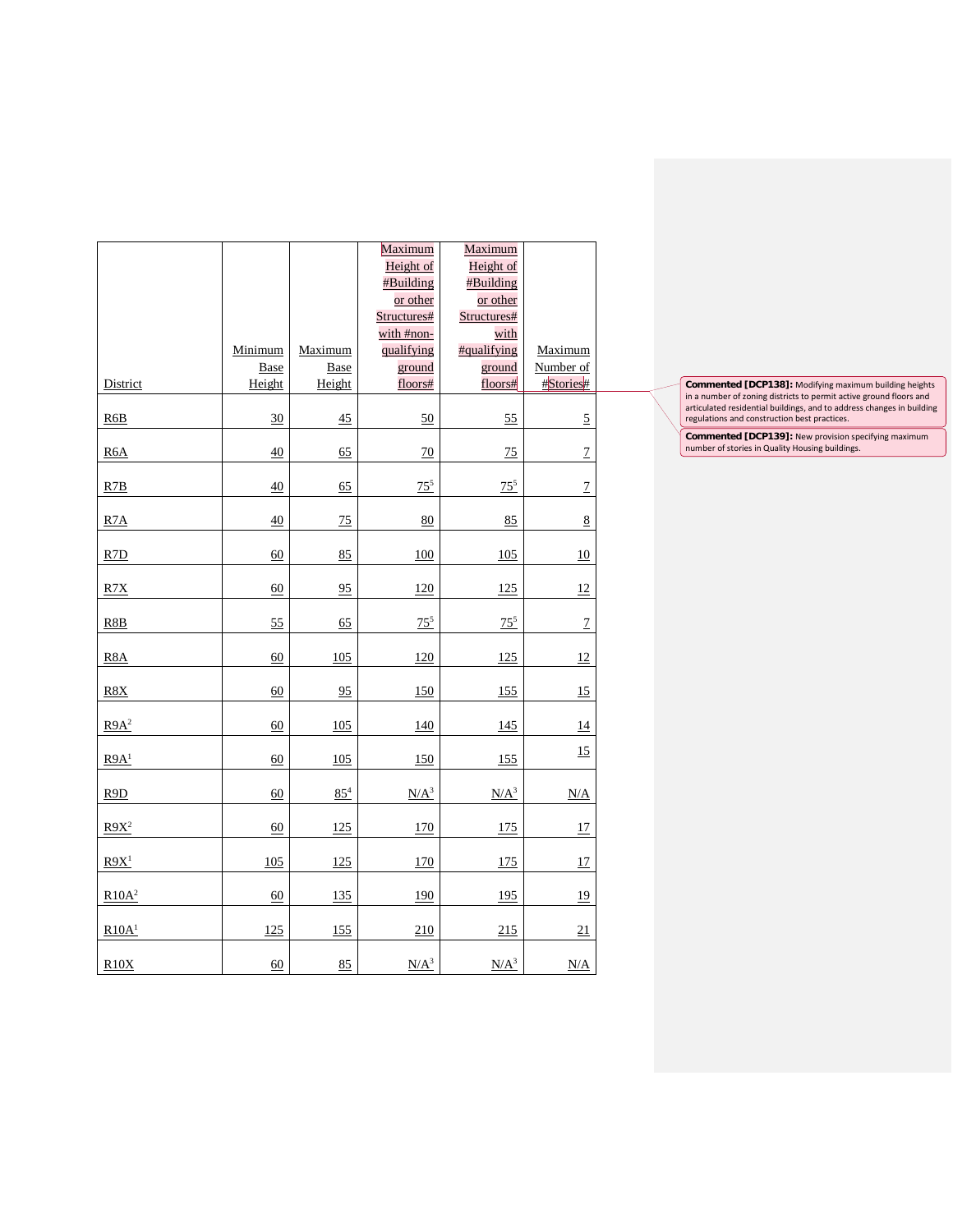| District | Minimum Base Height | Maximum Base Height | Maximum Height of #Building or other Structures# with #non-qualifying ground floors# | Maximum Height of #Building or other Structures# with #qualifying ground floors# | Maximum Number of #Stories# |
|---|---|---|---|---|---|
| R6B | 30 | 45 | 50 | 55 | 5 |
| R6A | 40 | 65 | 70 | 75 | 7 |
| R7B | 40 | 65 | 75[5] | 75[5] | 7 |
| R7A | 40 | 75 | 80 | 85 | 8 |
| R7D | 60 | 85 | 100 | 105 | 10 |
| R7X | 60 | 95 | 120 | 125 | 12 |
| R8B | 55 | 65 | 75[5] | 75[5] | 7 |
| R8A | 60 | 105 | 120 | 125 | 12 |
| R8X | 60 | 95 | 150 | 155 | 15 |
| R9A[2] | 60 | 105 | 140 | 145 | 14 |
| R9A[1] | 60 | 105 | 150 | 155 | 15 |
| R9D | 60 | 85[4] | N/A[3] | N/A[3] | N/A |
| R9X[2] | 60 | 125 | 170 | 175 | 17 |
| R9X[1] | 105 | 125 | 170 | 175 | 17 |
| R10A[2] | 60 | 135 | 190 | 195 | 19 |
| R10A[1] | 125 | 155 | 210 | 215 | 21 |
| R10X | 60 | 85 | N/A[3] | N/A[3] | N/A |

**Commented [DCP138]:** Modifying maximum building heights in a number of zoning districts to permit active ground floors and articulated residential buildings, and to address changes in building regulations and construction best practices.

**Commented [DCP139]:** New provision specifying maximum number of stories in Quality Housing buildings.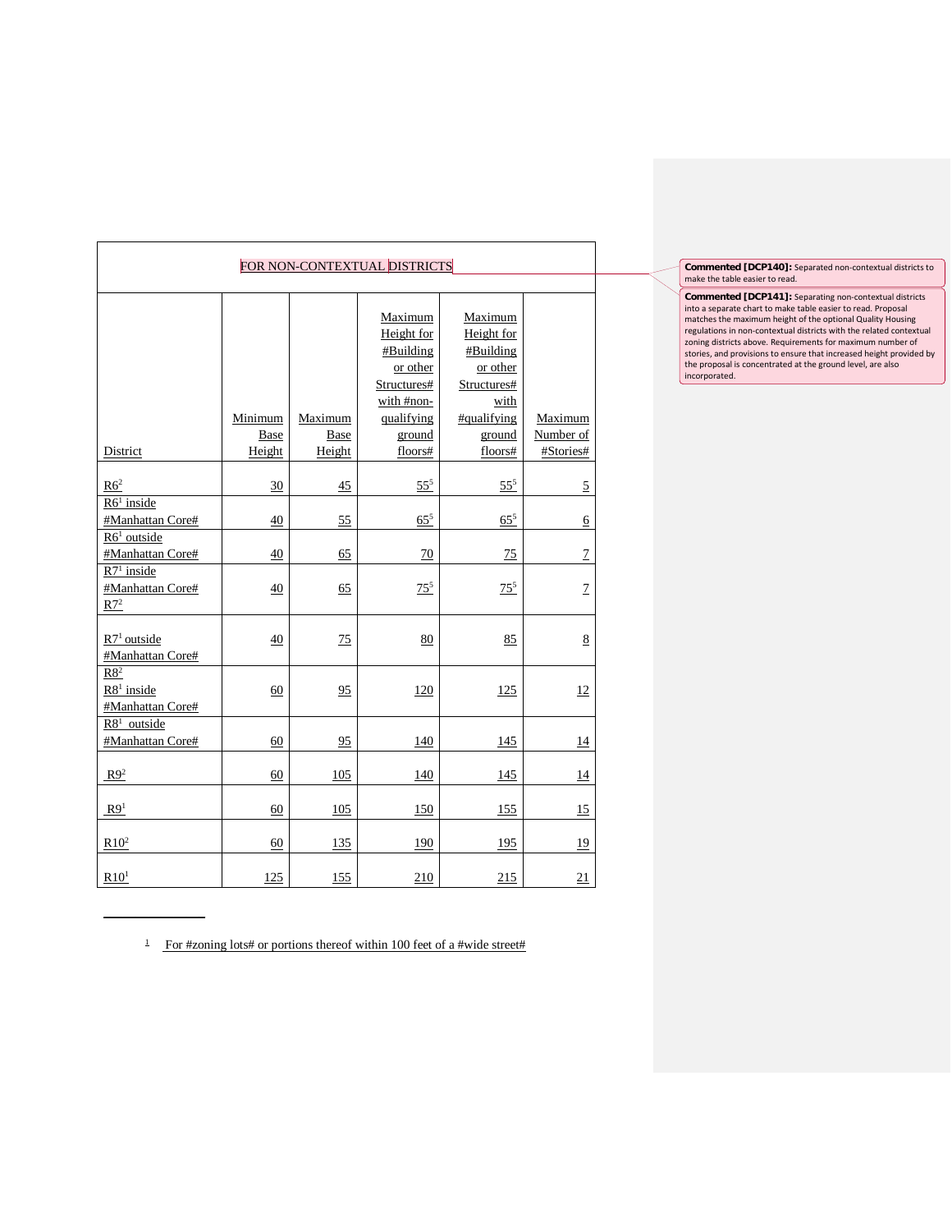| FOR NON-CONTEXTUAL DISTRICTS | | | | | |
|---|---|---|---|---|---|
| District | Minimum Base Height | Maximum Base Height | Maximum Height for #Building or other Structures# with #non-qualifying ground floors# | Maximum Height for #Building or other Structures# with #qualifying ground floors# | Maximum Number of #Stories# |
| R6[2] | 30 | 45 | 55[5] | 55[5] | 5 |
| R6[1] inside #Manhattan Core# | 40 | 55 | 65[5] | 65[5] | 6 |
| R6[1] outside #Manhattan Core# | 40 | 65 | 70 | 75 | 7 |
| R7[1] inside #Manhattan Core# R7[2] | 40 | 65 | 75[5] | 75[5] | 7 |
| R7[1] outside #Manhattan Core# | 40 | 75 | 80 | 85 | 8 |
| R8[2] R8[1] inside #Manhattan Core# | 60 | 95 | 120 | 125 | 12 |
| R8[1] outside #Manhattan Core# | 60 | 95 | 140 | 145 | 14 |
| R9[2] | 60 | 105 | 140 | 145 | 14 |
| R9[1] | 60 | 105 | 150 | 155 | 15 |
| R10[2] | 60 | 135 | 190 | 195 | 19 |
| R10[1] | 125 | 155 | 210 | 215 | 21 |

[1] For #zoning lots# or portions thereof within 100 feet of a #wide street#

**Commented [DCP140]:** Separated non-contextual districts to make the table easier to read.

**Commented [DCP141]:** Separating non-contextual districts into a separate chart to make table easier to read. Proposal matches the maximum height of the optional Quality Housing regulations in non-contextual districts with the related contextual zoning districts above. Requirements for maximum number of stories, and provisions to ensure that increased height provided by the proposal is concentrated at the ground level, are also incorporated.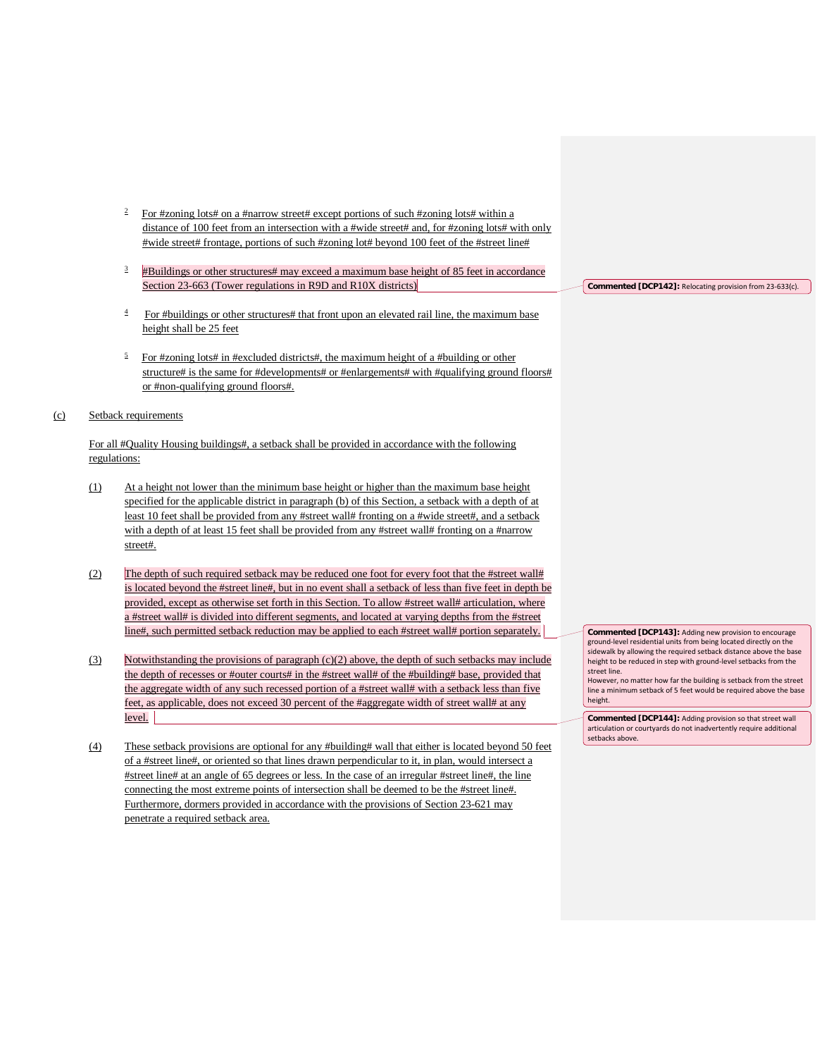[2] For #zoning lots# on a #narrow street# except portions of such #zoning lots# within a distance of 100 feet from an intersection with a #wide street# and, for #zoning lots# with only #wide street# frontage, portions of such #zoning lot# beyond 100 feet of the #street line#

[3] #Buildings or other structures# may exceed a maximum base height of 85 feet in accordance Section 23-663 (Tower regulations in R9D and R10X districts)

[4] For #buildings or other structures# that front upon an elevated rail line, the maximum base height shall be 25 feet

[5] For #zoning lots# in #excluded districts#, the maximum height of a #building or other structure# is the same for #developments# or #enlargements# with #qualifying ground floors# or #non-qualifying ground floors#.

(c) Setback requirements

For all #Quality Housing buildings#, a setback shall be provided in accordance with the following regulations:

(1) At a height not lower than the minimum base height or higher than the maximum base height specified for the applicable district in paragraph (b) of this Section, a setback with a depth of at least 10 feet shall be provided from any #street wall# fronting on a #wide street#, and a setback with a depth of at least 15 feet shall be provided from any #street wall# fronting on a #narrow street#.

(2) The depth of such required setback may be reduced one foot for every foot that the #street wall# is located beyond the #street line#, but in no event shall a setback of less than five feet in depth be provided, except as otherwise set forth in this Section. To allow #street wall# articulation, where a #street wall# is divided into different segments, and located at varying depths from the #street line#, such permitted setback reduction may be applied to each #street wall# portion separately.

(3) Notwithstanding the provisions of paragraph (c)(2) above, the depth of such setbacks may include the depth of recesses or #outer courts# in the #street wall# of the #building# base, provided that the aggregate width of any such recessed portion of a #street wall# with a setback less than five feet, as applicable, does not exceed 30 percent of the #aggregate width of street wall# at any level.

(4) These setback provisions are optional for any #building# wall that either is located beyond 50 feet of a #street line#, or oriented so that lines drawn perpendicular to it, in plan, would intersect a #street line# at an angle of 65 degrees or less. In the case of an irregular #street line#, the line connecting the most extreme points of intersection shall be deemed to be the #street line#. Furthermore, dormers provided in accordance with the provisions of Section 23-621 may penetrate a required setback area.

**Commented [DCP142]:** Relocating provision from 23-633(c).

**Commented [DCP143]:** Adding new provision to encourage ground-level residential units from being located directly on the sidewalk by allowing the required setback distance above the base height to be reduced in step with ground-level setbacks from the street line.
However, no matter how far the building is setback from the street line a minimum setback of 5 feet would be required above the base height.

**Commented [DCP144]:** Adding provision so that street wall articulation or courtyards do not inadvertently require additional setbacks above.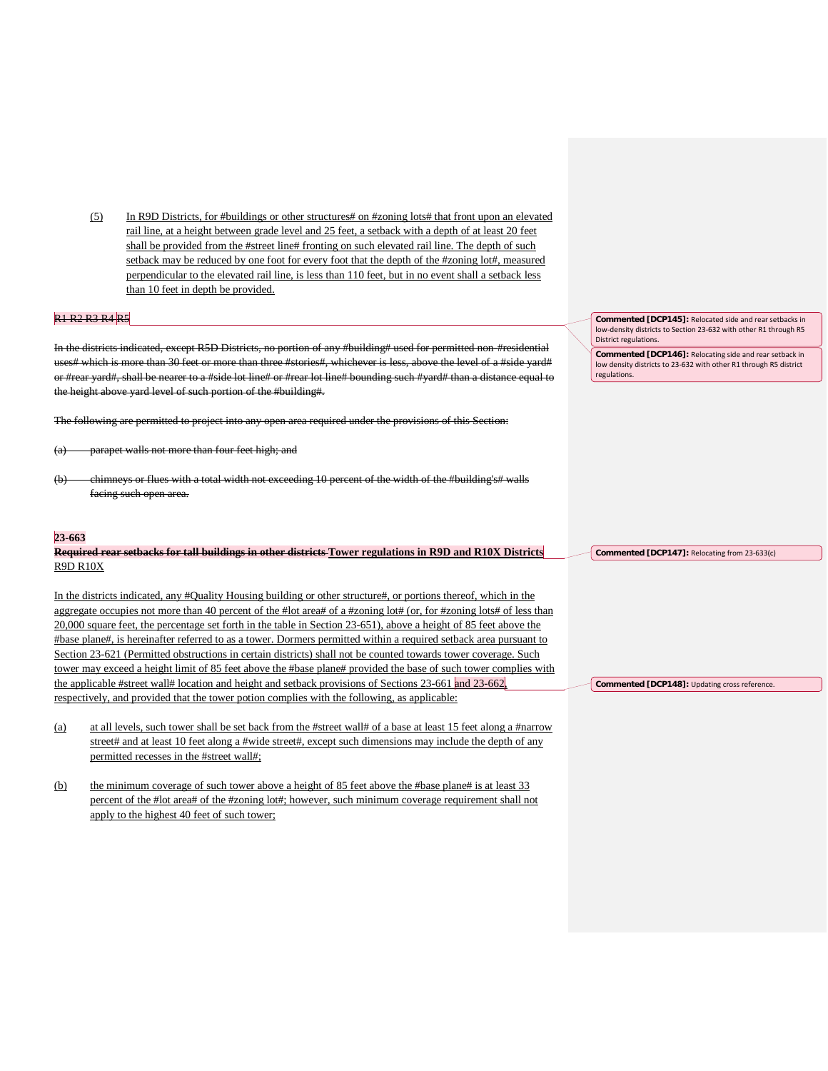(5) In R9D Districts, for #buildings or other structures# on #zoning lots# that front upon an elevated rail line, at a height between grade level and 25 feet, a setback with a depth of at least 20 feet shall be provided from the #street line# fronting on such elevated rail line. The depth of such setback may be reduced by one foot for every foot that the depth of the #zoning lot#, measured perpendicular to the elevated rail line, is less than 110 feet, but in no event shall a setback less than 10 feet in depth be provided.

~~R1 R2 R3 R4 R5~~

~~In the districts indicated, except R5D Districts, no portion of any #building# used for permitted non-#residential uses# which is more than 30 feet or more than three #stories#, whichever is less, above the level of a #side yard# or #rear yard#, shall be nearer to a #side lot line# or #rear lot line# bounding such #yard# than a distance equal to the height above yard level of such portion of the #building#.~~

~~The following are permitted to project into any open area required under the provisions of this Section:~~

~~(a) parapet walls not more than four feet high; and~~

~~(b) chimneys or flues with a total width not exceeding 10 percent of the width of the #building's# walls facing such open area.~~

**23-663**

**~~Required rear setbacks for tall buildings in other districts~~ Tower regulations in R9D and R10X Districts**

R9D R10X

In the districts indicated, any #Quality Housing building or other structure#, or portions thereof, which in the aggregate occupies not more than 40 percent of the #lot area# of a #zoning lot# (or, for #zoning lots# of less than 20,000 square feet, the percentage set forth in the table in Section 23-651), above a height of 85 feet above the #base plane#, is hereinafter referred to as a tower. Dormers permitted within a required setback area pursuant to Section 23-621 (Permitted obstructions in certain districts) shall not be counted towards tower coverage. Such tower may exceed a height limit of 85 feet above the #base plane# provided the base of such tower complies with the applicable #street wall# location and height and setback provisions of Sections 23-661 and 23-662, respectively, and provided that the tower potion complies with the following, as applicable:

(a) at all levels, such tower shall be set back from the #street wall# of a base at least 15 feet along a #narrow street# and at least 10 feet along a #wide street#, except such dimensions may include the depth of any permitted recesses in the #street wall#;

(b) the minimum coverage of such tower above a height of 85 feet above the #base plane# is at least 33 percent of the #lot area# of the #zoning lot#; however, such minimum coverage requirement shall not apply to the highest 40 feet of such tower;

> **Commented [DCP145]:** Relocated side and rear setbacks in low-density districts to Section 23-632 with other R1 through R5 District regulations.

> **Commented [DCP146]:** Relocating side and rear setback in low density districts to 23-632 with other R1 through R5 district regulations.

> **Commented [DCP147]:** Relocating from 23-633(c)

> **Commented [DCP148]:** Updating cross reference.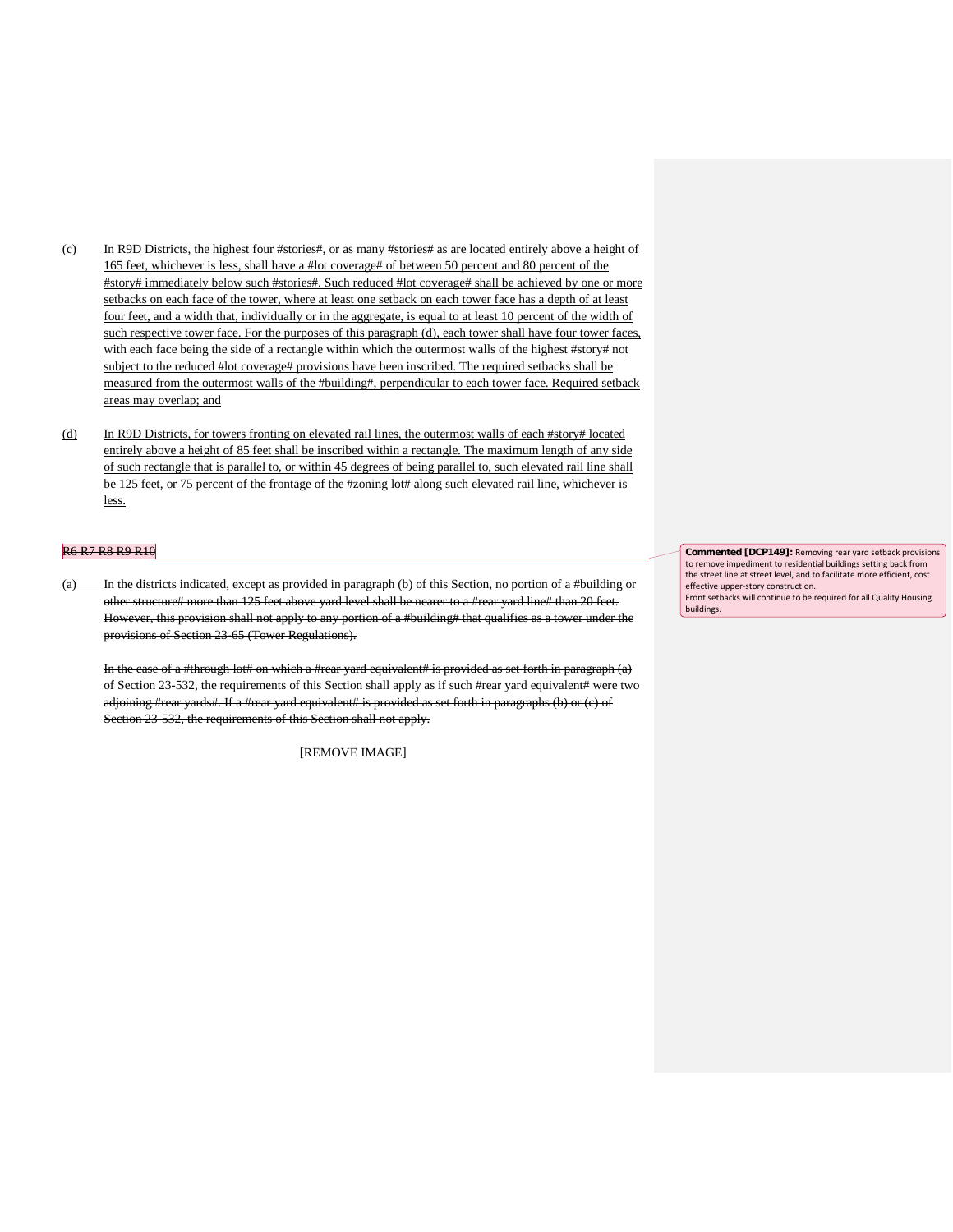(c) In R9D Districts, the highest four #stories#, or as many #stories# as are located entirely above a height of 165 feet, whichever is less, shall have a #lot coverage# of between 50 percent and 80 percent of the #story# immediately below such #stories#. Such reduced #lot coverage# shall be achieved by one or more setbacks on each face of the tower, where at least one setback on each tower face has a depth of at least four feet, and a width that, individually or in the aggregate, is equal to at least 10 percent of the width of such respective tower face. For the purposes of this paragraph (d), each tower shall have four tower faces, with each face being the side of a rectangle within which the outermost walls of the highest #story# not subject to the reduced #lot coverage# provisions have been inscribed. The required setbacks shall be measured from the outermost walls of the #building#, perpendicular to each tower face. Required setback areas may overlap; and

(d) In R9D Districts, for towers fronting on elevated rail lines, the outermost walls of each #story# located entirely above a height of 85 feet shall be inscribed within a rectangle. The maximum length of any side of such rectangle that is parallel to, or within 45 degrees of being parallel to, such elevated rail line shall be 125 feet, or 75 percent of the frontage of the #zoning lot# along such elevated rail line, whichever is less.

~~R6 R7 R8 R9 R10~~

~~(a) In the districts indicated, except as provided in paragraph (b) of this Section, no portion of a #building or other structure# more than 125 feet above yard level shall be nearer to a #rear yard line# than 20 feet. However, this provision shall not apply to any portion of a #building# that qualifies as a tower under the provisions of Section 23-65 (Tower Regulations).~~

~~In the case of a #through lot# on which a #rear yard equivalent# is provided as set forth in paragraph (a) of Section 23-532, the requirements of this Section shall apply as if such #rear yard equivalent# were two adjoining #rear yards#. If a #rear yard equivalent# is provided as set forth in paragraphs (b) or (c) of Section 23-532, the requirements of this Section shall not apply.~~

[REMOVE IMAGE]

**Commented [DCP149]:** Removing rear yard setback provisions to remove impediment to residential buildings setting back from the street line at street level, and to facilitate more efficient, cost effective upper-story construction.
Front setbacks will continue to be required for all Quality Housing buildings.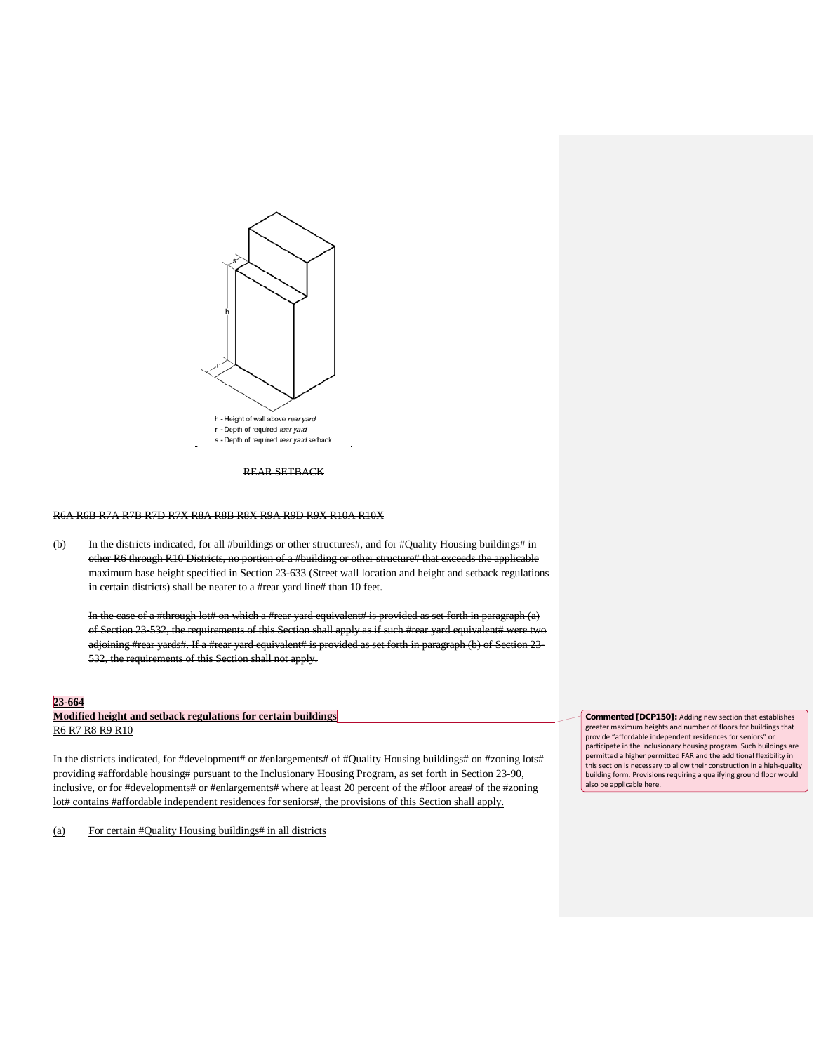h - Height of wall above *rear yard*
r - Depth of required *rear yard*
s - Depth of required *rear yard* setback

~~REAR SETBACK~~

~~R6A R6B R7A R7B R7D R7X R8A R8B R8X R9A R9D R9X R10A R10X~~

~~(b) In the districts indicated, for all #buildings or other structures#, and for #Quality Housing buildings# in other R6 through R10 Districts, no portion of a #building or other structure# that exceeds the applicable maximum base height specified in Section 23-633 (Street wall location and height and setback regulations in certain districts) shall be nearer to a #rear yard line# than 10 feet.~~

~~In the case of a #through lot# on which a #rear yard equivalent# is provided as set forth in paragraph (a) of Section 23-532, the requirements of this Section shall apply as if such #rear yard equivalent# were two adjoining #rear yards#. If a #rear yard equivalent# is provided as set forth in paragraph (b) of Section 23-532, the requirements of this Section shall not apply.~~

**23-664**

**Modified height and setback regulations for certain buildings**

R6 R7 R8 R9 R10

In the districts indicated, for #development# or #enlargements# of #Quality Housing buildings# on #zoning lots# providing #affordable housing# pursuant to the Inclusionary Housing Program, as set forth in Section 23-90, inclusive, or for #developments# or #enlargements# where at least 20 percent of the #floor area# of the #zoning lot# contains #affordable independent residences for seniors#, the provisions of this Section shall apply.

(a) For certain #Quality Housing buildings# in all districts

**Commented [DCP150]:** Adding new section that establishes greater maximum heights and number of floors for buildings that provide "affordable independent residences for seniors" or participate in the inclusionary housing program. Such buildings are permitted a higher permitted FAR and the additional flexibility in this section is necessary to allow their construction in a high-quality building form. Provisions requiring a qualifying ground floor would also be applicable here.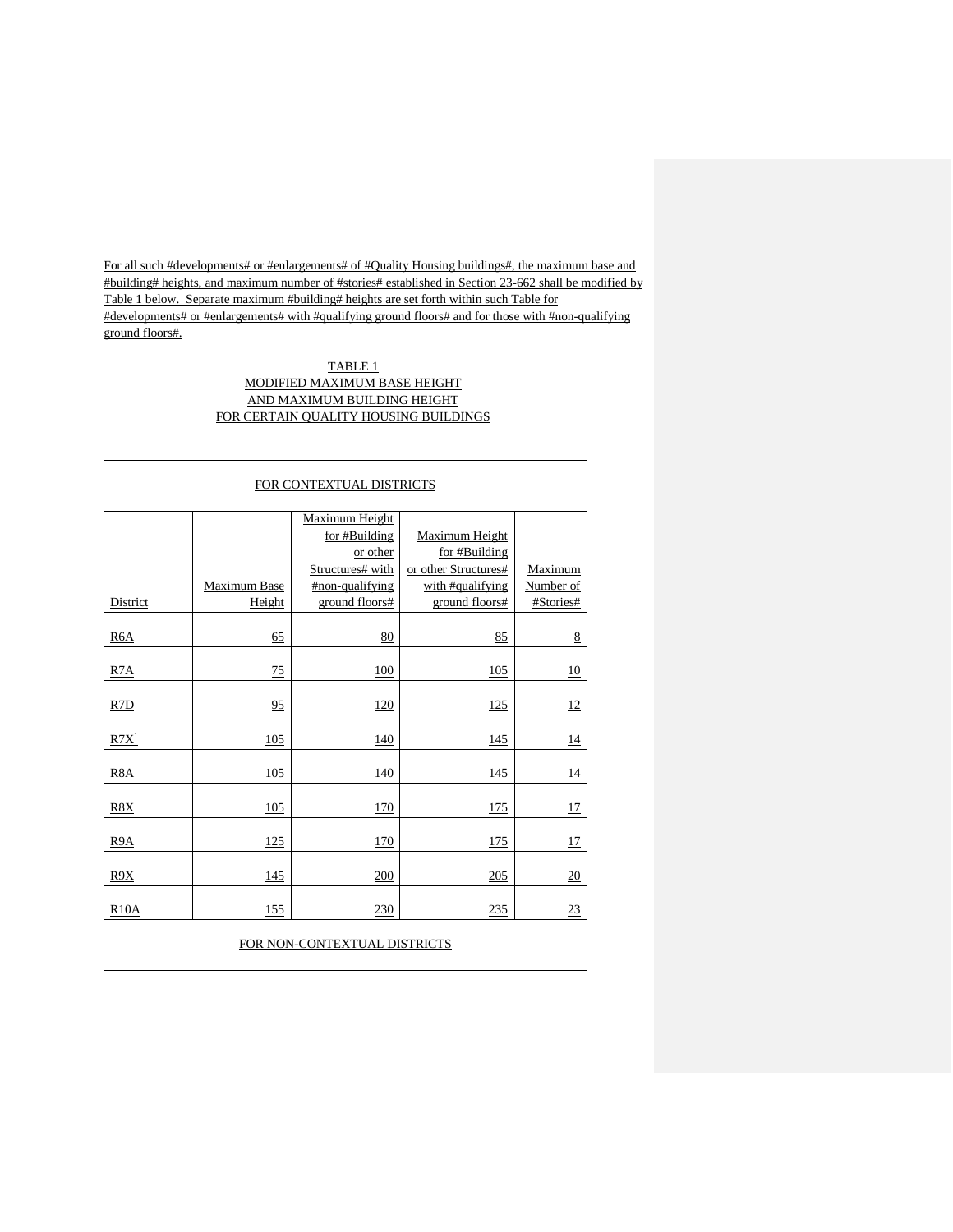For all such #developments# or #enlargements# of #Quality Housing buildings#, the maximum base and #building# heights, and maximum number of #stories# established in Section 23-662 shall be modified by Table 1 below. Separate maximum #building# heights are set forth within such Table for #developments# or #enlargements# with #qualifying ground floors# and for those with #non-qualifying ground floors#.

TABLE 1
MODIFIED MAXIMUM BASE HEIGHT
AND MAXIMUM BUILDING HEIGHT
FOR CERTAIN QUALITY HOUSING BUILDINGS

| FOR CONTEXTUAL DISTRICTS | | | | |
|---|---|---|---|---|
| District | Maximum Base Height | Maximum Height for #Building or other Structures# with #non-qualifying ground floors# | Maximum Height for #Building or other Structures# with #qualifying ground floors# | Maximum Number of #Stories# |
| R6A | 65 | 80 | 85 | 8 |
| R7A | 75 | 100 | 105 | 10 |
| R7D | 95 | 120 | 125 | 12 |
| R7X[1] | 105 | 140 | 145 | 14 |
| R8A | 105 | 140 | 145 | 14 |
| R8X | 105 | 170 | 175 | 17 |
| R9A | 125 | 170 | 175 | 17 |
| R9X | 145 | 200 | 205 | 20 |
| R10A | 155 | 230 | 235 | 23 |
| FOR NON-CONTEXTUAL DISTRICTS | | | | |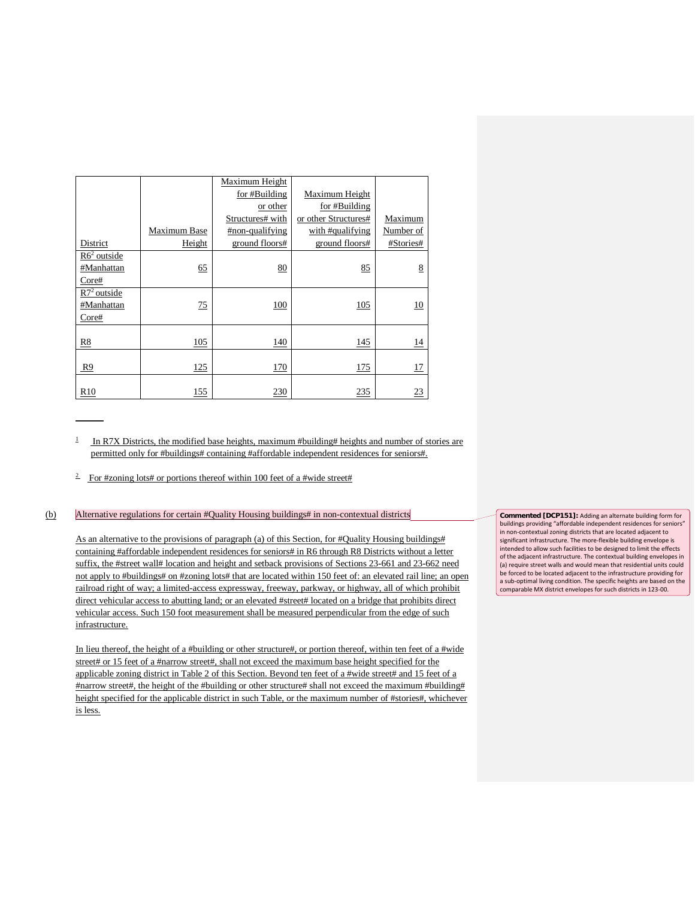| District | Maximum Base Height | Maximum Height for #Building or other Structures# with #non-qualifying ground floors# | Maximum Height for #Building or other Structures# with #qualifying ground floors# | Maximum Number of #Stories# |
|---|---|---|---|---|
| R6[2] outside #Manhattan Core# | 65 | 80 | 85 | 8 |
| R7[2] outside #Manhattan Core# | 75 | 100 | 105 | 10 |
| R8 | 105 | 140 | 145 | 14 |
| R9 | 125 | 170 | 175 | 17 |
| R10 | 155 | 230 | 235 | 23 |

---

[1] In R7X Districts, the modified base heights, maximum #building# heights and number of stories are permitted only for #buildings# containing #affordable independent residences for seniors#.

[2] For #zoning lots# or portions thereof within 100 feet of a #wide street#

(b) Alternative regulations for certain #Quality Housing buildings# in non-contextual districts

As an alternative to the provisions of paragraph (a) of this Section, for #Quality Housing buildings# containing #affordable independent residences for seniors# in R6 through R8 Districts without a letter suffix, the #street wall# location and height and setback provisions of Sections 23-661 and 23-662 need not apply to #buildings# on #zoning lots# that are located within 150 feet of: an elevated rail line; an open railroad right of way; a limited-access expressway, freeway, parkway, or highway, all of which prohibit direct vehicular access to abutting land; or an elevated #street# located on a bridge that prohibits direct vehicular access. Such 150 foot measurement shall be measured perpendicular from the edge of such infrastructure.

In lieu thereof, the height of a #building or other structure#, or portion thereof, within ten feet of a #wide street# or 15 feet of a #narrow street#, shall not exceed the maximum base height specified for the applicable zoning district in Table 2 of this Section. Beyond ten feet of a #wide street# and 15 feet of a #narrow street#, the height of the #building or other structure# shall not exceed the maximum #building# height specified for the applicable district in such Table, or the maximum number of #stories#, whichever is less.

**Commented [DCP151]:** Adding an alternate building form for buildings providing "affordable independent residences for seniors" in non-contextual zoning districts that are located adjacent to significant infrastructure. The more-flexible building envelope is intended to allow such facilities to be designed to limit the effects of the adjacent infrastructure. The contextual building envelopes in (a) require street walls and would mean that residential units could be forced to be located adjacent to the infrastructure providing for a sub-optimal living condition. The specific heights are based on the comparable MX district envelopes for such districts in 123-00.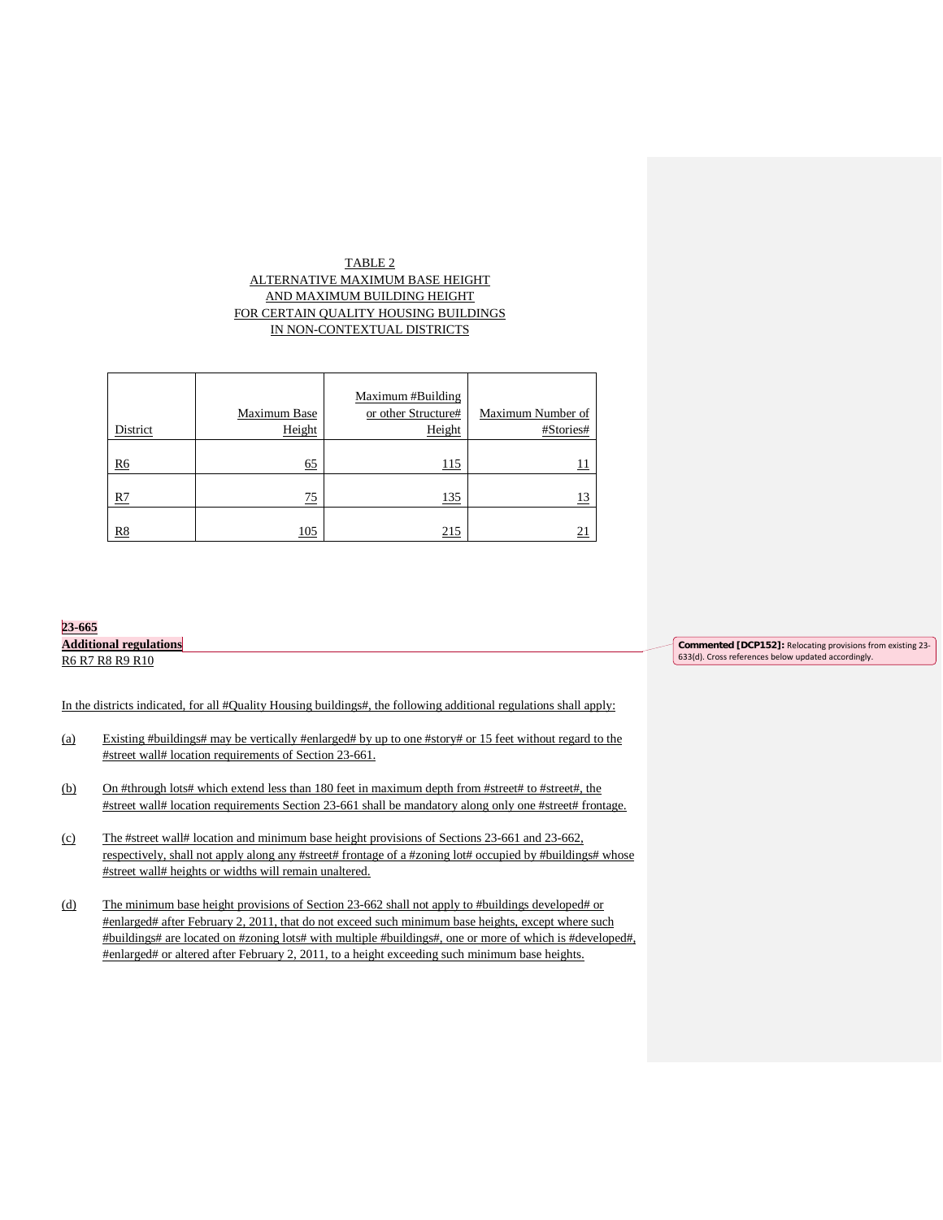TABLE 2
ALTERNATIVE MAXIMUM BASE HEIGHT
AND MAXIMUM BUILDING HEIGHT
FOR CERTAIN QUALITY HOUSING BUILDINGS
IN NON-CONTEXTUAL DISTRICTS

| District | Maximum Base Height | Maximum #Building or other Structure# Height | Maximum Number of #Stories# |
|---|---|---|---|
| R6 | 65 | 115 | 11 |
| R7 | 75 | 135 | 13 |
| R8 | 105 | 215 | 21 |

**23-665**
**Additional regulations**
R6 R7 R8 R9 R10

Commented [DCP152]: Relocating provisions from existing 23-633(d). Cross references below updated accordingly.

In the districts indicated, for all #Quality Housing buildings#, the following additional regulations shall apply:

(a) Existing #buildings# may be vertically #enlarged# by up to one #story# or 15 feet without regard to the #street wall# location requirements of Section 23-661.

(b) On #through lots# which extend less than 180 feet in maximum depth from #street# to #street#, the #street wall# location requirements Section 23-661 shall be mandatory along only one #street# frontage.

(c) The #street wall# location and minimum base height provisions of Sections 23-661 and 23-662, respectively, shall not apply along any #street# frontage of a #zoning lot# occupied by #buildings# whose #street wall# heights or widths will remain unaltered.

(d) The minimum base height provisions of Section 23-662 shall not apply to #buildings developed# or #enlarged# after February 2, 2011, that do not exceed such minimum base heights, except where such #buildings# are located on #zoning lots# with multiple #buildings#, one or more of which is #developed#, #enlarged# or altered after February 2, 2011, to a height exceeding such minimum base heights.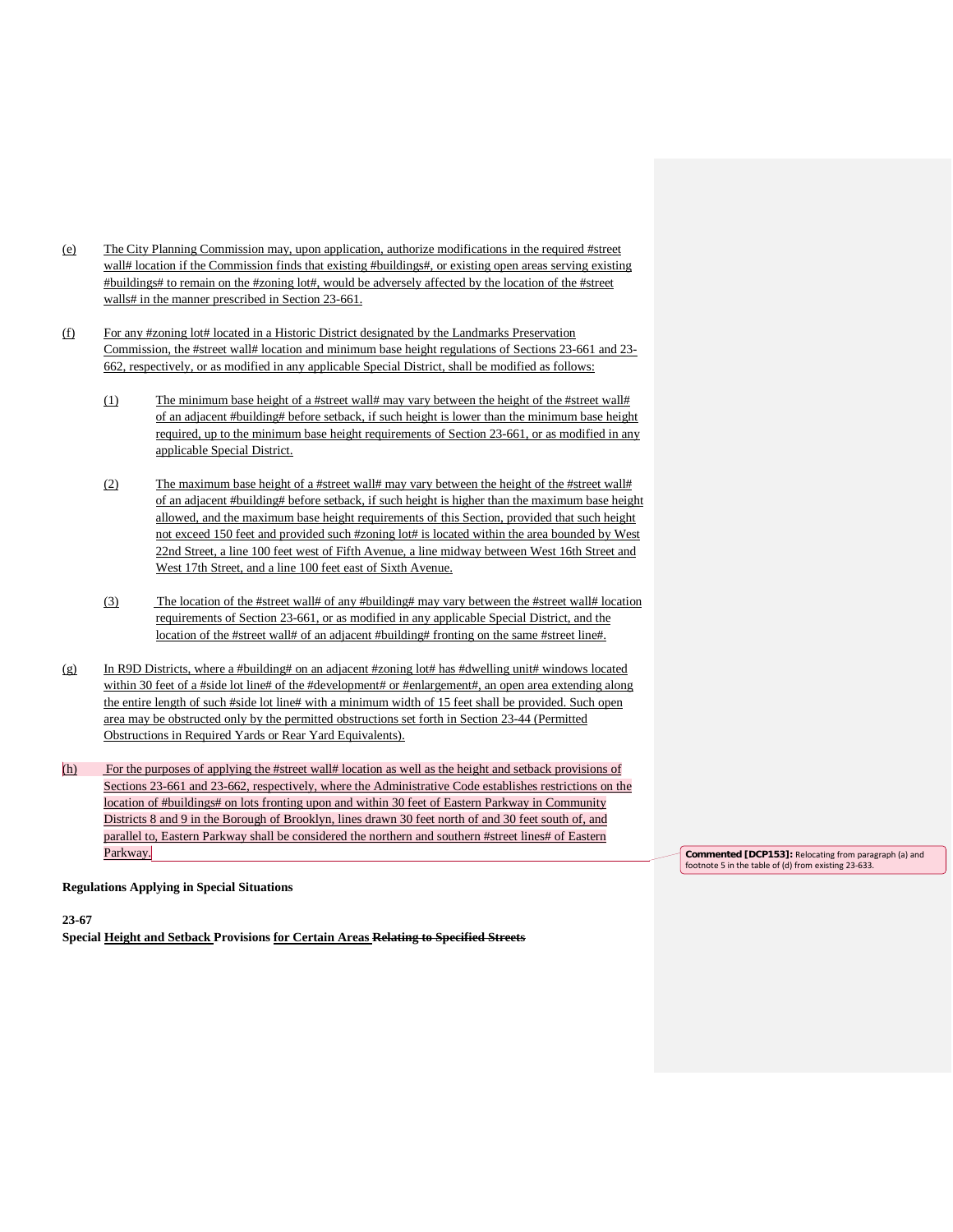(e) The City Planning Commission may, upon application, authorize modifications in the required #street wall# location if the Commission finds that existing #buildings#, or existing open areas serving existing #buildings# to remain on the #zoning lot#, would be adversely affected by the location of the #street walls# in the manner prescribed in Section 23-661.

(f) For any #zoning lot# located in a Historic District designated by the Landmarks Preservation Commission, the #street wall# location and minimum base height regulations of Sections 23-661 and 23-662, respectively, or as modified in any applicable Special District, shall be modified as follows:

(1) The minimum base height of a #street wall# may vary between the height of the #street wall# of an adjacent #building# before setback, if such height is lower than the minimum base height required, up to the minimum base height requirements of Section 23-661, or as modified in any applicable Special District.

(2) The maximum base height of a #street wall# may vary between the height of the #street wall# of an adjacent #building# before setback, if such height is higher than the maximum base height allowed, and the maximum base height requirements of this Section, provided that such height not exceed 150 feet and provided such #zoning lot# is located within the area bounded by West 22nd Street, a line 100 feet west of Fifth Avenue, a line midway between West 16th Street and West 17th Street, and a line 100 feet east of Sixth Avenue.

(3) The location of the #street wall# of any #building# may vary between the #street wall# location requirements of Section 23-661, or as modified in any applicable Special District, and the location of the #street wall# of an adjacent #building# fronting on the same #street line#.

(g) In R9D Districts, where a #building# on an adjacent #zoning lot# has #dwelling unit# windows located within 30 feet of a #side lot line# of the #development# or #enlargement#, an open area extending along the entire length of such #side lot line# with a minimum width of 15 feet shall be provided. Such open area may be obstructed only by the permitted obstructions set forth in Section 23-44 (Permitted Obstructions in Required Yards or Rear Yard Equivalents).

(h) For the purposes of applying the #street wall# location as well as the height and setback provisions of Sections 23-661 and 23-662, respectively, where the Administrative Code establishes restrictions on the location of #buildings# on lots fronting upon and within 30 feet of Eastern Parkway in Community Districts 8 and 9 in the Borough of Brooklyn, lines drawn 30 feet north of and 30 feet south of, and parallel to, Eastern Parkway shall be considered the northern and southern #street lines# of Eastern Parkway.

**Commented [DCP153]:** Relocating from paragraph (a) and footnote 5 in the table of (d) from existing 23-633.

**Regulations Applying in Special Situations**

**23-67**
**Special Height and Setback Provisions for Certain Areas ~~Relating to Specified Streets~~**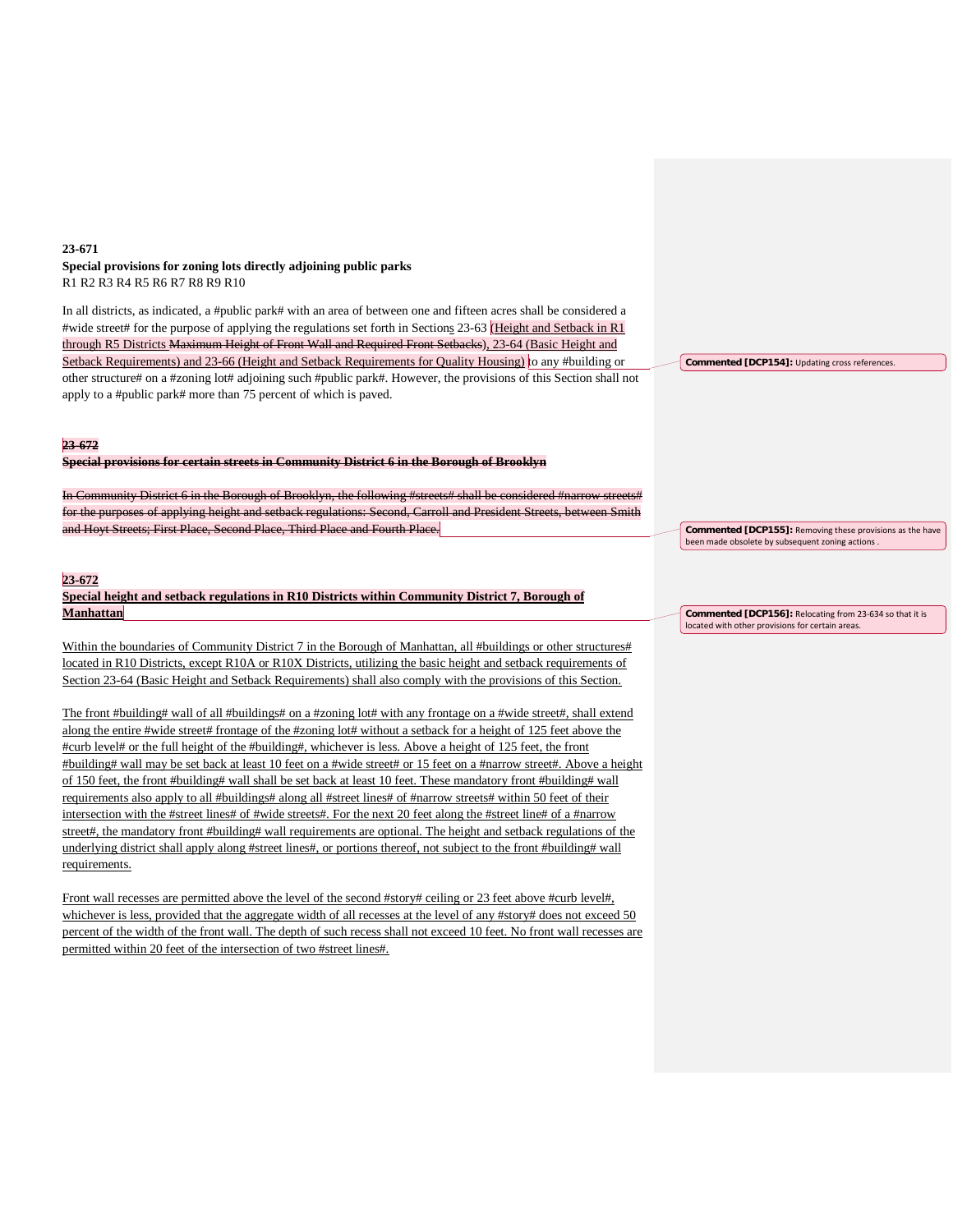**23-671**
**Special provisions for zoning lots directly adjoining public parks**
R1 R2 R3 R4 R5 R6 R7 R8 R9 R10

In all districts, as indicated, a #public park# with an area of between one and fifteen acres shall be considered a #wide street# for the purpose of applying the regulations set forth in Sections 23-63 (Height and Setback in R1 through R5 Districts ~~Maximum Height of Front Wall and Required Front Setbacks~~), 23-64 (Basic Height and Setback Requirements) and 23-66 (Height and Setback Requirements for Quality Housing) to any #building or other structure# on a #zoning lot# adjoining such #public park#. However, the provisions of this Section shall not apply to a #public park# more than 75 percent of which is paved.

> **Commented [DCP154]:** Updating cross references.

~~**23-672**~~
~~**Special provisions for certain streets in Community District 6 in the Borough of Brooklyn**~~

~~In Community District 6 in the Borough of Brooklyn, the following #streets# shall be considered #narrow streets# for the purposes of applying height and setback regulations: Second, Carroll and President Streets, between Smith and Hoyt Streets; First Place, Second Place, Third Place and Fourth Place.~~

> **Commented [DCP155]:** Removing these provisions as the have been made obsolete by subsequent zoning actions .

**23-672**
**Special height and setback regulations in R10 Districts within Community District 7, Borough of Manhattan**

> **Commented [DCP156]:** Relocating from 23-634 so that it is located with other provisions for certain areas.

Within the boundaries of Community District 7 in the Borough of Manhattan, all #buildings or other structures# located in R10 Districts, except R10A or R10X Districts, utilizing the basic height and setback requirements of Section 23-64 (Basic Height and Setback Requirements) shall also comply with the provisions of this Section.

The front #building# wall of all #buildings# on a #zoning lot# with any frontage on a #wide street#, shall extend along the entire #wide street# frontage of the #zoning lot# without a setback for a height of 125 feet above the #curb level# or the full height of the #building#, whichever is less. Above a height of 125 feet, the front #building# wall may be set back at least 10 feet on a #wide street# or 15 feet on a #narrow street#. Above a height of 150 feet, the front #building# wall shall be set back at least 10 feet. These mandatory front #building# wall requirements also apply to all #buildings# along all #street lines# of #narrow streets# within 50 feet of their intersection with the #street lines# of #wide streets#. For the next 20 feet along the #street line# of a #narrow street#, the mandatory front #building# wall requirements are optional. The height and setback regulations of the underlying district shall apply along #street lines#, or portions thereof, not subject to the front #building# wall requirements.

Front wall recesses are permitted above the level of the second #story# ceiling or 23 feet above #curb level#, whichever is less, provided that the aggregate width of all recesses at the level of any #story# does not exceed 50 percent of the width of the front wall. The depth of such recess shall not exceed 10 feet. No front wall recesses are permitted within 20 feet of the intersection of two #street lines#.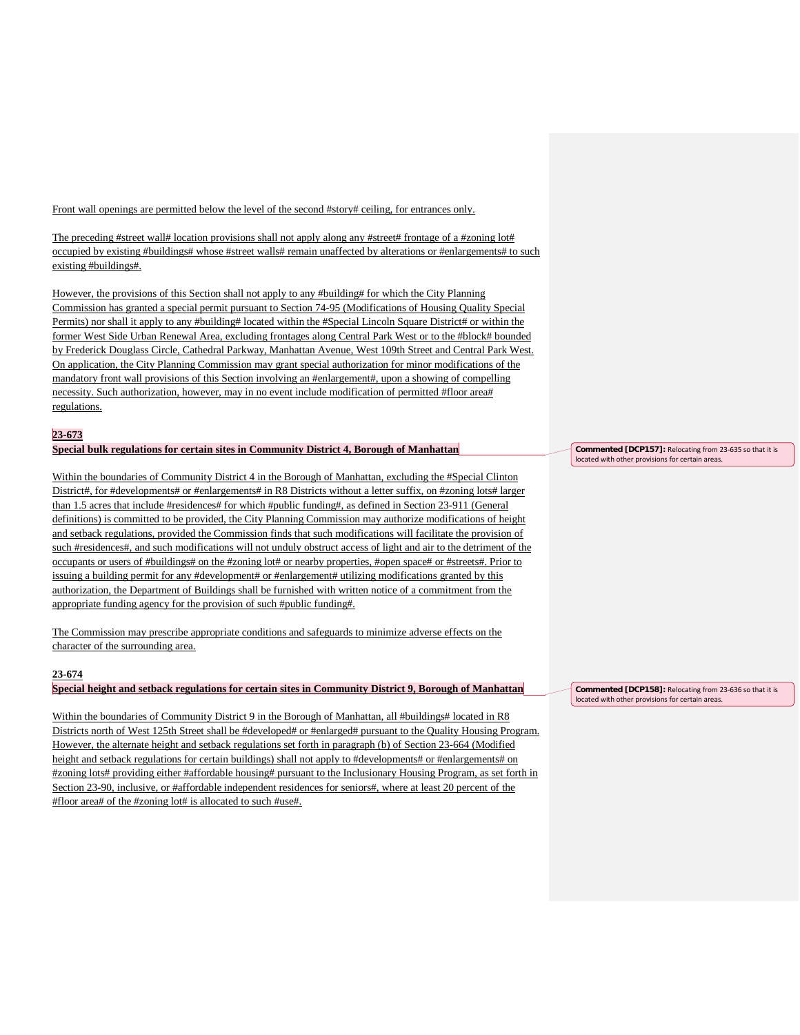Front wall openings are permitted below the level of the second #story# ceiling, for entrances only.

The preceding #street wall# location provisions shall not apply along any #street# frontage of a #zoning lot# occupied by existing #buildings# whose #street walls# remain unaffected by alterations or #enlargements# to such existing #buildings#.

However, the provisions of this Section shall not apply to any #building# for which the City Planning Commission has granted a special permit pursuant to Section 74-95 (Modifications of Housing Quality Special Permits) nor shall it apply to any #building# located within the #Special Lincoln Square District# or within the former West Side Urban Renewal Area, excluding frontages along Central Park West or to the #block# bounded by Frederick Douglass Circle, Cathedral Parkway, Manhattan Avenue, West 109th Street and Central Park West. On application, the City Planning Commission may grant special authorization for minor modifications of the mandatory front wall provisions of this Section involving an #enlargement#, upon a showing of compelling necessity. Such authorization, however, may in no event include modification of permitted #floor area# regulations.

**23-673**
**Special bulk regulations for certain sites in Community District 4, Borough of Manhattan**

> **Commented [DCP157]:** Relocating from 23-635 so that it is located with other provisions for certain areas.

Within the boundaries of Community District 4 in the Borough of Manhattan, excluding the #Special Clinton District#, for #developments# or #enlargements# in R8 Districts without a letter suffix, on #zoning lots# larger than 1.5 acres that include #residences# for which #public funding#, as defined in Section 23-911 (General definitions) is committed to be provided, the City Planning Commission may authorize modifications of height and setback regulations, provided the Commission finds that such modifications will facilitate the provision of such #residences#, and such modifications will not unduly obstruct access of light and air to the detriment of the occupants or users of #buildings# on the #zoning lot# or nearby properties, #open space# or #streets#. Prior to issuing a building permit for any #development# or #enlargement# utilizing modifications granted by this authorization, the Department of Buildings shall be furnished with written notice of a commitment from the appropriate funding agency for the provision of such #public funding#.

The Commission may prescribe appropriate conditions and safeguards to minimize adverse effects on the character of the surrounding area.

**23-674**
**Special height and setback regulations for certain sites in Community District 9, Borough of Manhattan**

> **Commented [DCP158]:** Relocating from 23-636 so that it is located with other provisions for certain areas.

Within the boundaries of Community District 9 in the Borough of Manhattan, all #buildings# located in R8 Districts north of West 125th Street shall be #developed# or #enlarged# pursuant to the Quality Housing Program. However, the alternate height and setback regulations set forth in paragraph (b) of Section 23-664 (Modified height and setback regulations for certain buildings) shall not apply to #developments# or #enlargements# on #zoning lots# providing either #affordable housing# pursuant to the Inclusionary Housing Program, as set forth in Section 23-90, inclusive, or #affordable independent residences for seniors#, where at least 20 percent of the #floor area# of the #zoning lot# is allocated to such #use#.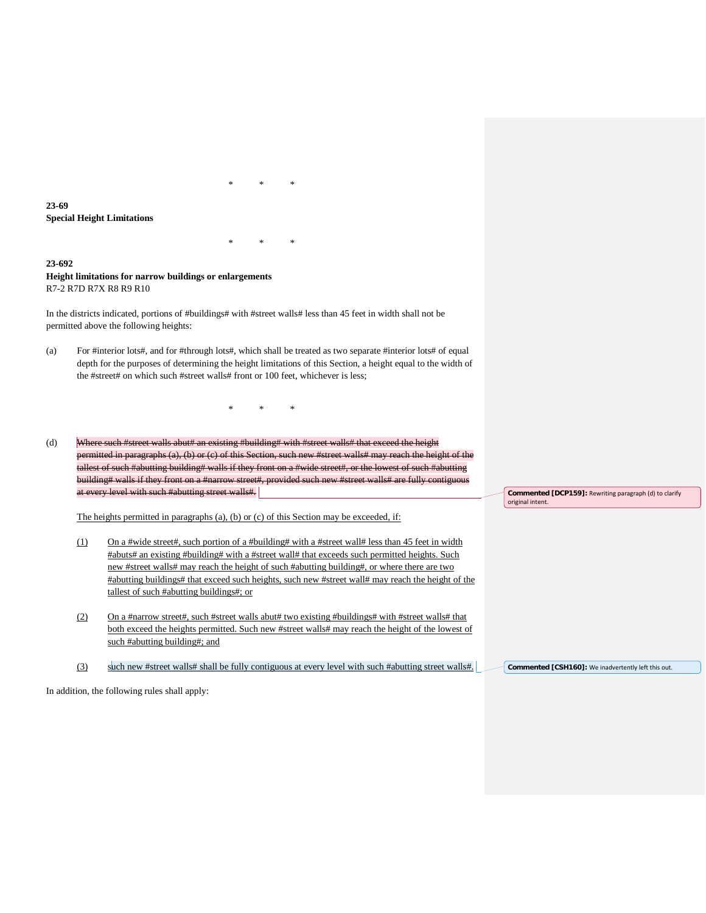\*　　\*　　\*

**23-69**
**Special Height Limitations**

\*　　\*　　\*

**23-692**
**Height limitations for narrow buildings or enlargements**
R7-2 R7D R7X R8 R9 R10

In the districts indicated, portions of #buildings# with #street walls# less than 45 feet in width shall not be permitted above the following heights:

(a) For #interior lots#, and for #through lots#, which shall be treated as two separate #interior lots# of equal depth for the purposes of determining the height limitations of this Section, a height equal to the width of the #street# on which such #street walls# front or 100 feet, whichever is less;

\*　　\*　　\*

(d) ~~Where such #street walls abut# an existing #building# with #street walls# that exceed the height permitted in paragraphs (a), (b) or (c) of this Section, such new #street walls# may reach the height of the tallest of such #abutting building# walls if they front on a #wide street#, or the lowest of such #abutting building# walls if they front on a #narrow street#, provided such new #street walls# are fully contiguous at every level with such #abutting street walls#.~~

**Commented [DCP159]:** Rewriting paragraph (d) to clarify original intent.

<u>The heights permitted in paragraphs (a), (b) or (c) of this Section may be exceeded, if:</u>

<u>(1)</u> <u>On a #wide street#, such portion of a #building# with a #street wall# less than 45 feet in width #abuts# an existing #building# with a #street wall# that exceeds such permitted heights. Such new #street walls# may reach the height of such #abutting building#, or where there are two #abutting buildings# that exceed such heights, such new #street wall# may reach the height of the tallest of such #abutting buildings#; or</u>

<u>(2)</u> <u>On a #narrow street#, such #street walls abut# two existing #buildings# with #street walls# that both exceed the heights permitted. Such new #street walls# may reach the height of the lowest of such #abutting building#; and</u>

<u>(3)</u> <u>such new #street walls# shall be fully contiguous at every level with such #abutting street walls#.</u>

**Commented [CSH160]:** We inadvertently left this out.

In addition, the following rules shall apply: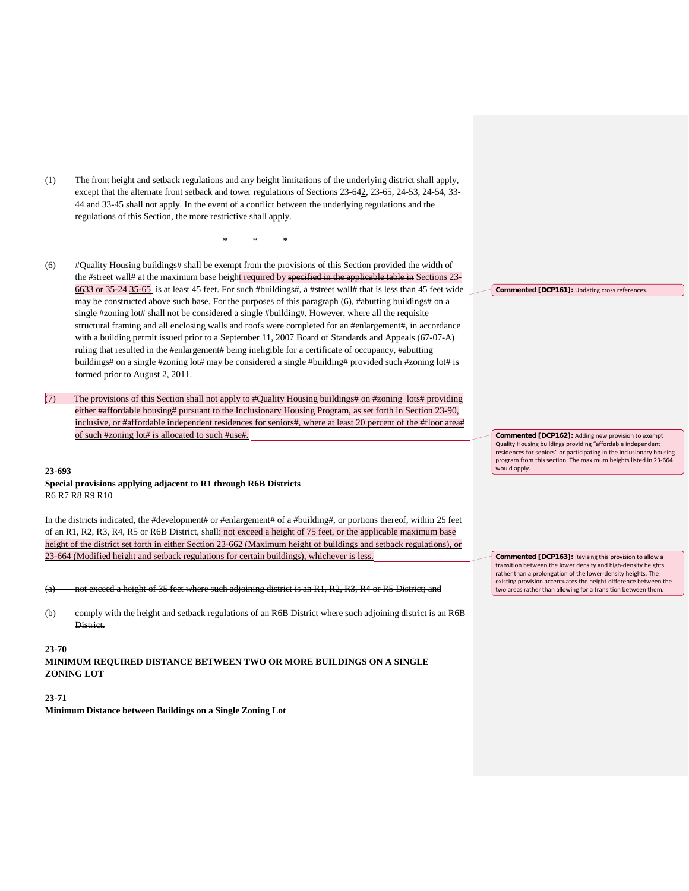(1) The front height and setback regulations and any height limitations of the underlying district shall apply, except that the alternate front setback and tower regulations of Sections 23-642, 23-65, 24-53, 24-54, 33-44 and 33-45 shall not apply. In the event of a conflict between the underlying regulations and the regulations of this Section, the more restrictive shall apply.

\* \* \*

(6) #Quality Housing buildings# shall be exempt from the provisions of this Section provided the width of the #street wall# at the maximum base height required by ~~specified in the applicable table in~~ Sections 23-66~~33~~ or ~~35-24~~ 35-65 is at least 45 feet. For such #buildings#, a #street wall# that is less than 45 feet wide may be constructed above such base. For the purposes of this paragraph (6), #abutting buildings# on a single #zoning lot# shall not be considered a single #building#. However, where all the requisite structural framing and all enclosing walls and roofs were completed for an #enlargement#, in accordance with a building permit issued prior to a September 11, 2007 Board of Standards and Appeals (67-07-A) ruling that resulted in the #enlargement# being ineligible for a certificate of occupancy, #abutting buildings# on a single #zoning lot# may be considered a single #building# provided such #zoning lot# is formed prior to August 2, 2011.

(7) The provisions of this Section shall not apply to #Quality Housing buildings# on #zoning lots# providing either #affordable housing# pursuant to the Inclusionary Housing Program, as set forth in Section 23-90, inclusive, or #affordable independent residences for seniors#, where at least 20 percent of the #floor area# of such #zoning lot# is allocated to such #use#.

**23-693**
**Special provisions applying adjacent to R1 through R6B Districts**
R6 R7 R8 R9 R10

In the districts indicated, the #development# or #enlargement# of a #building#, or portions thereof, within 25 feet of an R1, R2, R3, R4, R5 or R6B District, shall~~:~~ not exceed a height of 75 feet, or the applicable maximum base height of the district set forth in either Section 23-662 (Maximum height of buildings and setback regulations), or 23-664 (Modified height and setback regulations for certain buildings), whichever is less.

~~(a) not exceed a height of 35 feet where such adjoining district is an R1, R2, R3, R4 or R5 District; and~~

~~(b) comply with the height and setback regulations of an R6B District where such adjoining district is an R6B District.~~

**23-70**
**MINIMUM REQUIRED DISTANCE BETWEEN TWO OR MORE BUILDINGS ON A SINGLE ZONING LOT**

**23-71**
**Minimum Distance between Buildings on a Single Zoning Lot**

**Commented [DCP161]:** Updating cross references.

**Commented [DCP162]:** Adding new provision to exempt Quality Housing buildings providing "affordable independent residences for seniors" or participating in the inclusionary housing program from this section. The maximum heights listed in 23-664 would apply.

**Commented [DCP163]:** Revising this provision to allow a transition between the lower density and high-density heights rather than a prolongation of the lower-density heights. The existing provision accentuates the height difference between the two areas rather than allowing for a transition between them.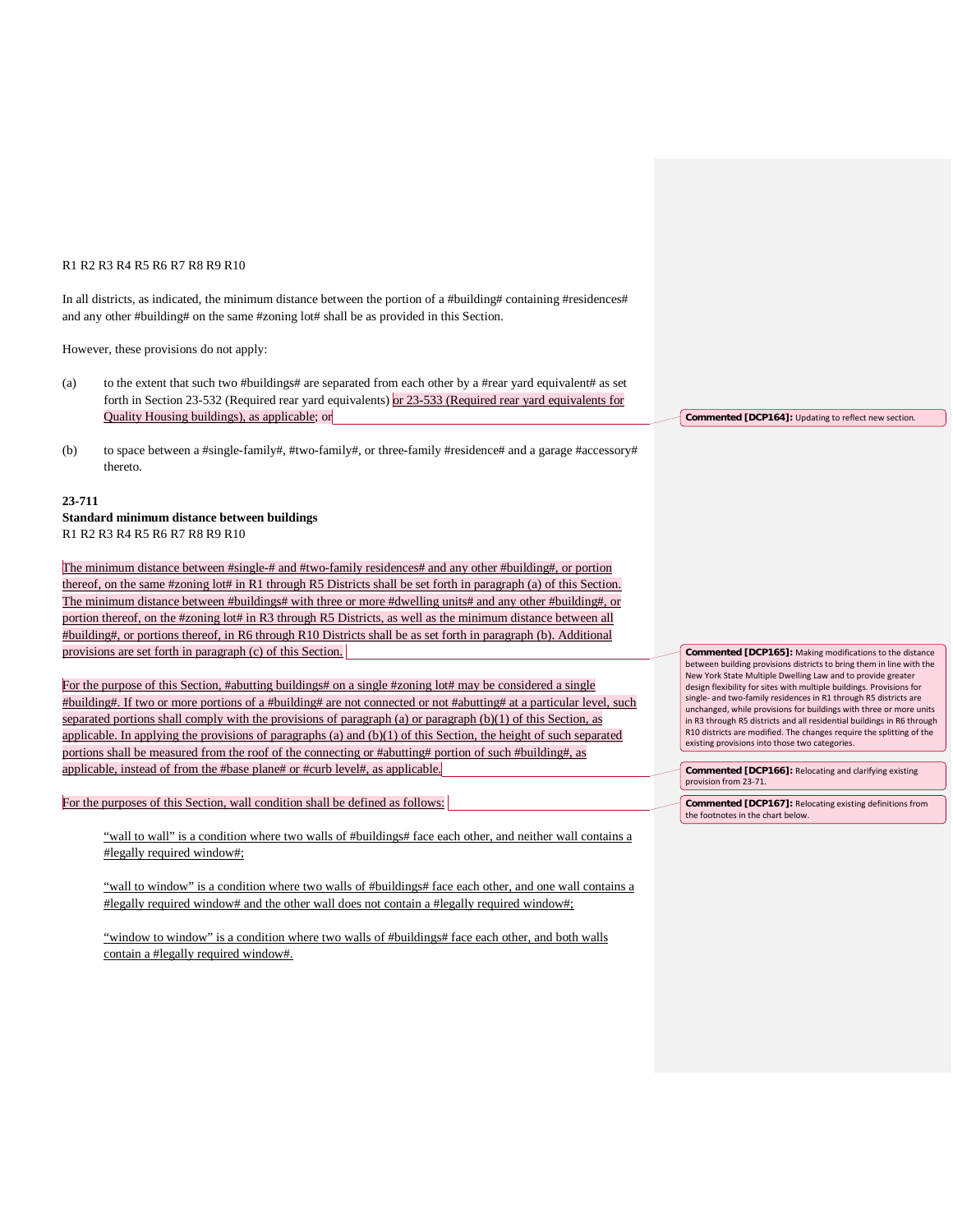R1 R2 R3 R4 R5 R6 R7 R8 R9 R10

In all districts, as indicated, the minimum distance between the portion of a #building# containing #residences# and any other #building# on the same #zoning lot# shall be as provided in this Section.

However, these provisions do not apply:

(a) to the extent that such two #buildings# are separated from each other by a #rear yard equivalent# as set forth in Section 23-532 (Required rear yard equivalents) or 23-533 (Required rear yard equivalents for Quality Housing buildings), as applicable; or

(b) to space between a #single-family#, #two-family#, or three-family #residence# and a garage #accessory# thereto.

**23-711**
**Standard minimum distance between buildings**
R1 R2 R3 R4 R5 R6 R7 R8 R9 R10

The minimum distance between #single-# and #two-family residences# and any other #building#, or portion thereof, on the same #zoning lot# in R1 through R5 Districts shall be set forth in paragraph (a) of this Section. The minimum distance between #buildings# with three or more #dwelling units# and any other #building#, or portion thereof, on the #zoning lot# in R3 through R5 Districts, as well as the minimum distance between all #building#, or portions thereof, in R6 through R10 Districts shall be as set forth in paragraph (b). Additional provisions are set forth in paragraph (c) of this Section.

For the purpose of this Section, #abutting buildings# on a single #zoning lot# may be considered a single #building#. If two or more portions of a #building# are not connected or not #abutting# at a particular level, such separated portions shall comply with the provisions of paragraph (a) or paragraph (b)(1) of this Section, as applicable. In applying the provisions of paragraphs (a) and (b)(1) of this Section, the height of such separated portions shall be measured from the roof of the connecting or #abutting# portion of such #building#, as applicable, instead of from the #base plane# or #curb level#, as applicable.

For the purposes of this Section, wall condition shall be defined as follows:

"wall to wall" is a condition where two walls of #buildings# face each other, and neither wall contains a #legally required window#;

"wall to window" is a condition where two walls of #buildings# face each other, and one wall contains a #legally required window# and the other wall does not contain a #legally required window#;

"window to window" is a condition where two walls of #buildings# face each other, and both walls contain a #legally required window#.

**Commented [DCP164]:** Updating to reflect new section.

**Commented [DCP165]:** Making modifications to the distance between building provisions districts to bring them in line with the New York State Multiple Dwelling Law and to provide greater design flexibility for sites with multiple buildings. Provisions for single- and two-family residences in R1 through R5 districts are unchanged, while provisions for buildings with three or more units in R3 through R5 districts and all residential buildings in R6 through R10 districts are modified. The changes require the splitting of the existing provisions into those two categories.

**Commented [DCP166]:** Relocating and clarifying existing provision from 23-71.

**Commented [DCP167]:** Relocating existing definitions from the footnotes in the chart below.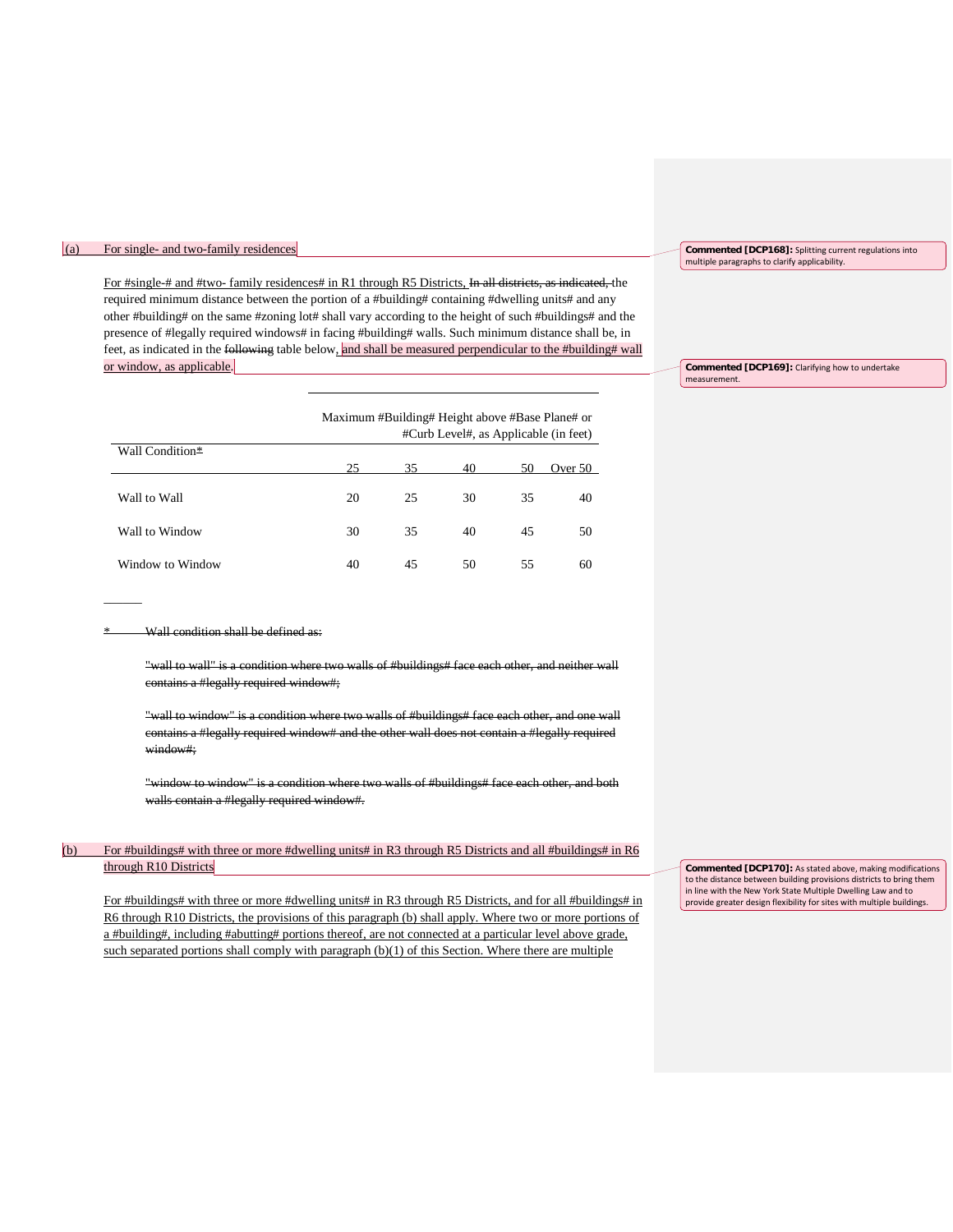(a) For single- and two-family residences

For #single-# and #two- family residences# in R1 through R5 Districts, ~~In all districts, as indicated,~~ the required minimum distance between the portion of a #building# containing #dwelling units# and any other #building# on the same #zoning lot# shall vary according to the height of such #buildings# and the presence of #legally required windows# in facing #building# walls. Such minimum distance shall be, in feet, as indicated in the ~~following~~ table below, and shall be measured perpendicular to the #building# wall or window, as applicable.

| Wall Condition~~*~~ | Maximum #Building# Height above #Base Plane# or #Curb Level#, as Applicable (in feet) | | | | |
|---|---|---|---|---|---|
| | 25 | 35 | 40 | 50 | Over 50 |
| Wall to Wall | 20 | 25 | 30 | 35 | 40 |
| Wall to Window | 30 | 35 | 40 | 45 | 50 |
| Window to Window | 40 | 45 | 50 | 55 | 60 |

---

~~* Wall condition shall be defined as:~~

~~"wall to wall" is a condition where two walls of #buildings# face each other, and neither wall contains a #legally required window#;~~

~~"wall to window" is a condition where two walls of #buildings# face each other, and one wall contains a #legally required window# and the other wall does not contain a #legally required window#;~~

~~"window to window" is a condition where two walls of #buildings# face each other, and both walls contain a #legally required window#.~~

(b) For #buildings# with three or more #dwelling units# in R3 through R5 Districts and all #buildings# in R6 through R10 Districts

For #buildings# with three or more #dwelling units# in R3 through R5 Districts, and for all #buildings# in R6 through R10 Districts, the provisions of this paragraph (b) shall apply. Where two or more portions of a #building#, including #abutting# portions thereof, are not connected at a particular level above grade, such separated portions shall comply with paragraph (b)(1) of this Section. Where there are multiple

**Commented [DCP168]:** Splitting current regulations into multiple paragraphs to clarify applicability.

**Commented [DCP169]:** Clarifying how to undertake measurement.

**Commented [DCP170]:** As stated above, making modifications to the distance between building provisions districts to bring them in line with the New York State Multiple Dwelling Law and to provide greater design flexibility for sites with multiple buildings.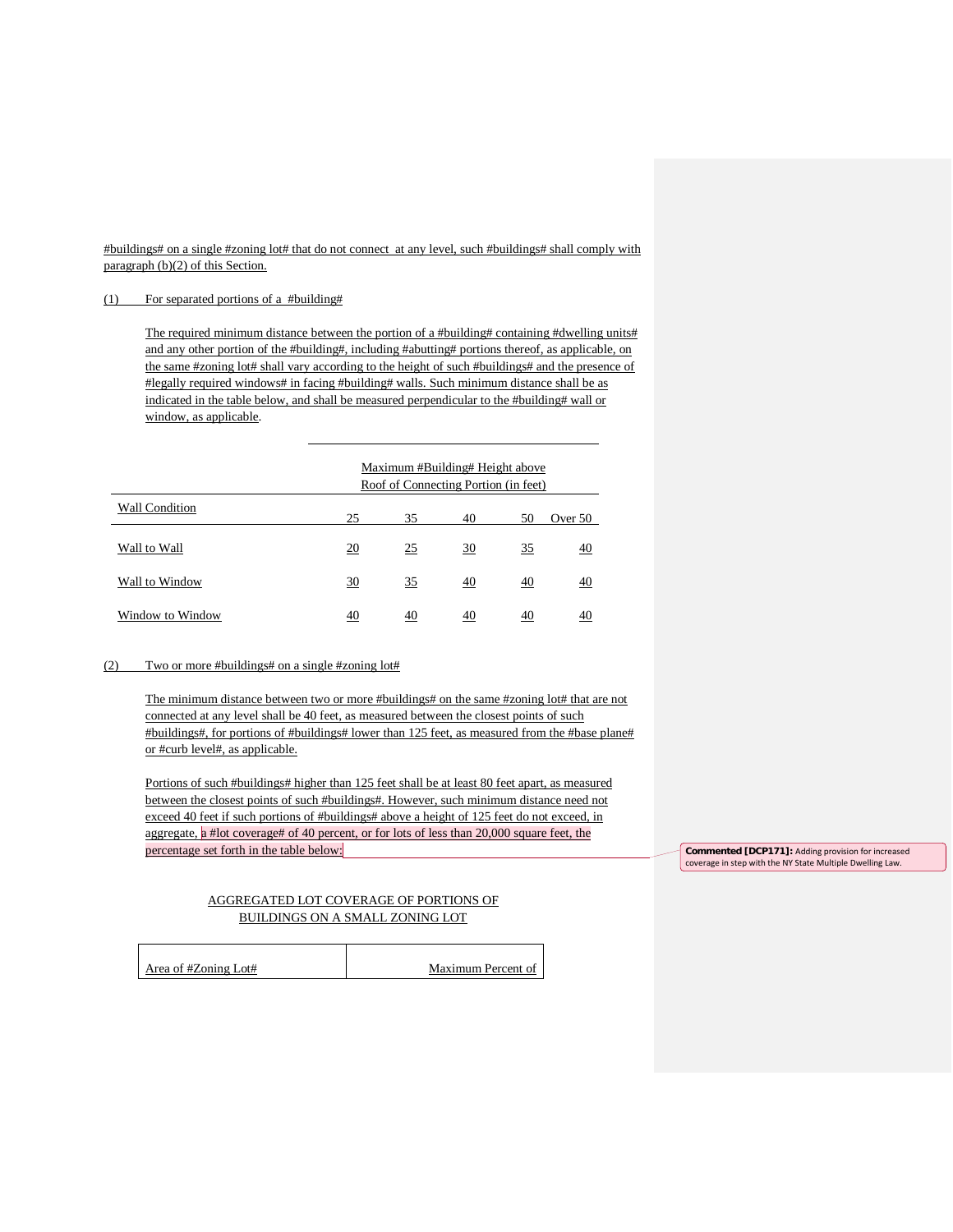#buildings# on a single #zoning lot# that do not connect at any level, such #buildings# shall comply with paragraph (b)(2) of this Section.

(1) For separated portions of a #building#

The required minimum distance between the portion of a #building# containing #dwelling units# and any other portion of the #building#, including #abutting# portions thereof, as applicable, on the same #zoning lot# shall vary according to the height of such #buildings# and the presence of #legally required windows# in facing #building# walls. Such minimum distance shall be as indicated in the table below, and shall be measured perpendicular to the #building# wall or window, as applicable.

| Wall Condition | Maximum #Building# Height above Roof of Connecting Portion (in feet) | | | | |
|---|---|---|---|---|---|
| | 25 | 35 | 40 | 50 | Over 50 |
| Wall to Wall | 20 | 25 | 30 | 35 | 40 |
| Wall to Window | 30 | 35 | 40 | 40 | 40 |
| Window to Window | 40 | 40 | 40 | 40 | 40 |

(2) Two or more #buildings# on a single #zoning lot#

The minimum distance between two or more #buildings# on the same #zoning lot# that are not connected at any level shall be 40 feet, as measured between the closest points of such #buildings#, for portions of #buildings# lower than 125 feet, as measured from the #base plane# or #curb level#, as applicable.

Portions of such #buildings# higher than 125 feet shall be at least 80 feet apart, as measured between the closest points of such #buildings#. However, such minimum distance need not exceed 40 feet if such portions of #buildings# above a height of 125 feet do not exceed, in aggregate, a #lot coverage# of 40 percent, or for lots of less than 20,000 square feet, the percentage set forth in the table below:

**Commented [DCP171]:** Adding provision for increased coverage in step with the NY State Multiple Dwelling Law.

AGGREGATED LOT COVERAGE OF PORTIONS OF BUILDINGS ON A SMALL ZONING LOT

| Area of #Zoning Lot# | Maximum Percent of |
|---|---|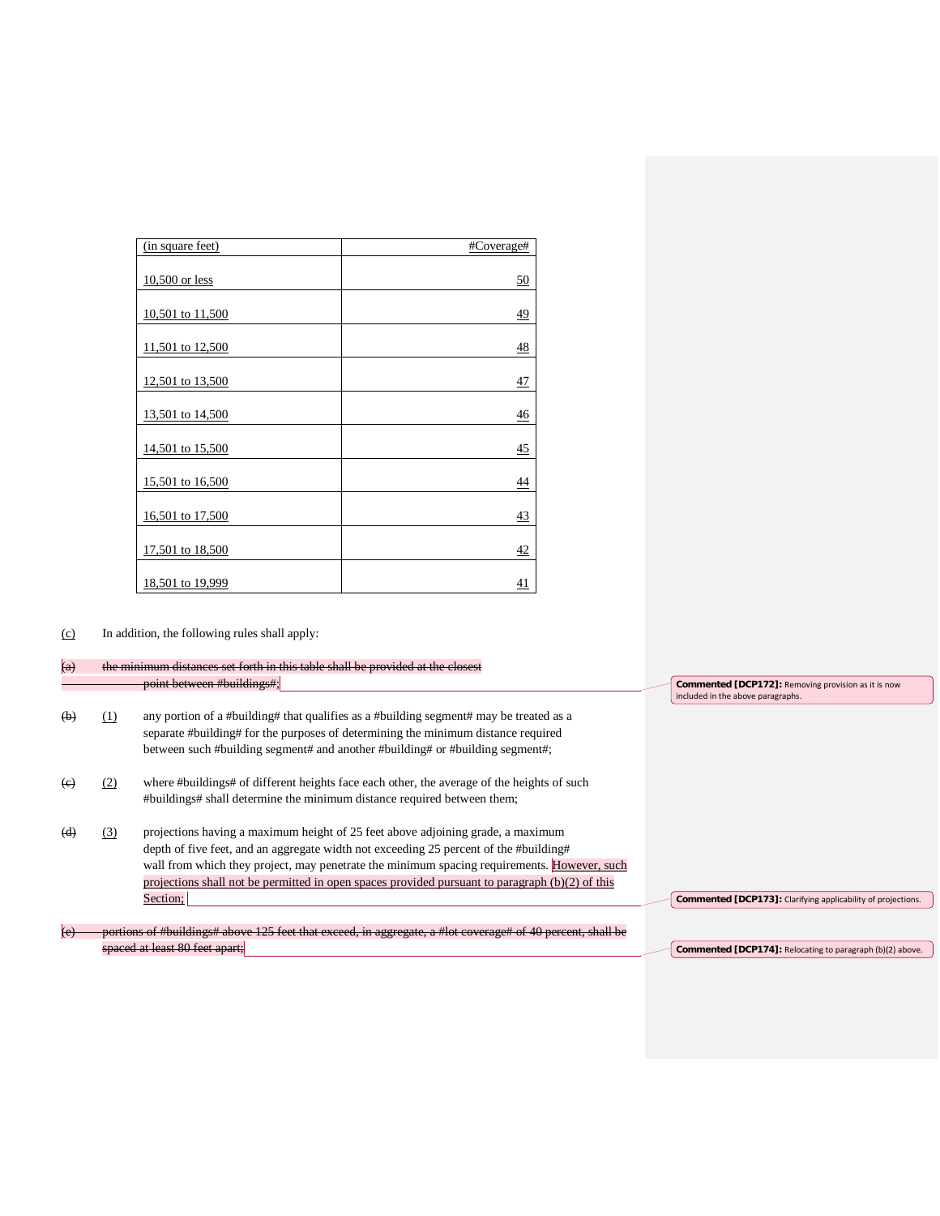| (in square feet) | #Coverage# |
| --- | ---: |
| 10,500 or less | 50 |
| 10,501 to 11,500 | 49 |
| 11,501 to 12,500 | 48 |
| 12,501 to 13,500 | 47 |
| 13,501 to 14,500 | 46 |
| 14,501 to 15,500 | 45 |
| 15,501 to 16,500 | 44 |
| 16,501 to 17,500 | 43 |
| 17,501 to 18,500 | 42 |
| 18,501 to 19,999 | 41 |

(c) In addition, the following rules shall apply:

~~(a) the minimum distances set forth in this table shall be provided at the closest point between #buildings#;~~

> Commented [DCP172]: Removing provision as it is now included in the above paragraphs.

~~(b)~~ (1) any portion of a #building# that qualifies as a #building segment# may be treated as a separate #building# for the purposes of determining the minimum distance required between such #building segment# and another #building# or #building segment#;

~~(c)~~ (2) where #buildings# of different heights face each other, the average of the heights of such #buildings# shall determine the minimum distance required between them;

~~(d)~~ (3) projections having a maximum height of 25 feet above adjoining grade, a maximum depth of five feet, and an aggregate width not exceeding 25 percent of the #building# wall from which they project, may penetrate the minimum spacing requirements. However, such projections shall not be permitted in open spaces provided pursuant to paragraph (b)(2) of this Section;

> Commented [DCP173]: Clarifying applicability of projections.

~~(e) portions of #buildings# above 125 feet that exceed, in aggregate, a #lot coverage# of 40 percent, shall be spaced at least 80 feet apart;~~

> Commented [DCP174]: Relocating to paragraph (b)(2) above.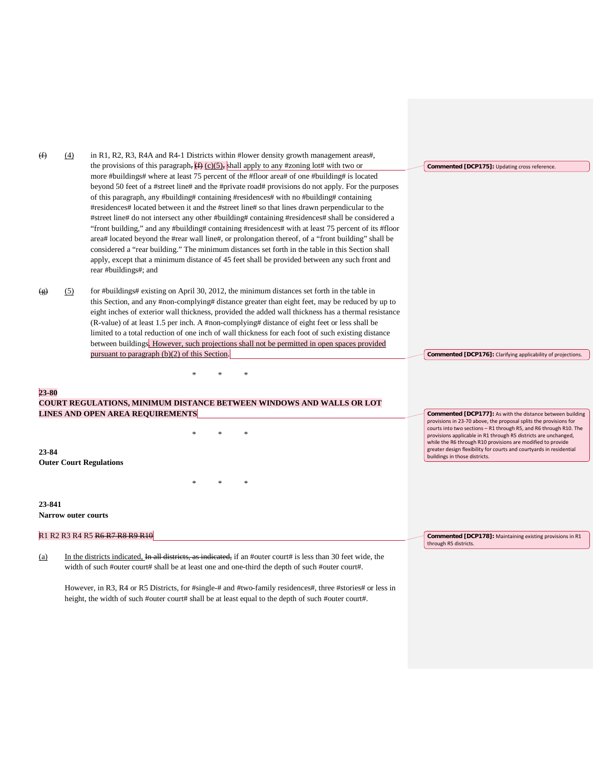~~(f)~~ (4) in R1, R2, R3, R4A and R4-1 Districts within #lower density growth management areas#, the provisions of this paragraph, ~~(f)~~ (c)(5), shall apply to any #zoning lot# with two or more #buildings# where at least 75 percent of the #floor area# of one #building# is located beyond 50 feet of a #street line# and the #private road# provisions do not apply. For the purposes of this paragraph, any #building# containing #residences# with no #building# containing #residences# located between it and the #street line# so that lines drawn perpendicular to the #street line# do not intersect any other #building# containing #residences# shall be considered a "front building," and any #building# containing #residences# with at least 75 percent of its #floor area# located beyond the #rear wall line#, or prolongation thereof, of a "front building" shall be considered a "rear building." The minimum distances set forth in the table in this Section shall apply, except that a minimum distance of 45 feet shall be provided between any such front and rear #buildings#; and

> **Commented [DCP175]:** Updating cross reference.

~~(g)~~ (5) for #buildings# existing on April 30, 2012, the minimum distances set forth in the table in this Section, and any #non-complying# distance greater than eight feet, may be reduced by up to eight inches of exterior wall thickness, provided the added wall thickness has a thermal resistance (R-value) of at least 1.5 per inch. A #non-complying# distance of eight feet or less shall be limited to a total reduction of one inch of wall thickness for each foot of such existing distance between buildings. However, such projections shall not be permitted in open spaces provided pursuant to paragraph (b)(2) of this Section.

> **Commented [DCP176]:** Clarifying applicability of projections.

\* \* \*

**23-80**
**COURT REGULATIONS, MINIMUM DISTANCE BETWEEN WINDOWS AND WALLS OR LOT LINES AND OPEN AREA REQUIREMENTS**

> **Commented [DCP177]:** As with the distance between building provisions in 23-70 above, the proposal splits the provisions for courts into two sections – R1 through R5, and R6 through R10. The provisions applicable in R1 through R5 districts are unchanged, while the R6 through R10 provisions are modified to provide greater design flexibility for courts and courtyards in residential buildings in those districts.

\* \* \*

**23-84**
**Outer Court Regulations**

\* \* \*

**23-841**
**Narrow outer courts**

R1 R2 R3 R4 R5 ~~R6 R7 R8 R9 R10~~

> **Commented [DCP178]:** Maintaining existing provisions in R1 through R5 districts.

(a) In the districts indicated, ~~In all districts, as indicated,~~ if an #outer court# is less than 30 feet wide, the width of such #outer court# shall be at least one and one-third the depth of such #outer court#.

However, in R3, R4 or R5 Districts, for #single-# and #two-family residences#, three #stories# or less in height, the width of such #outer court# shall be at least equal to the depth of such #outer court#.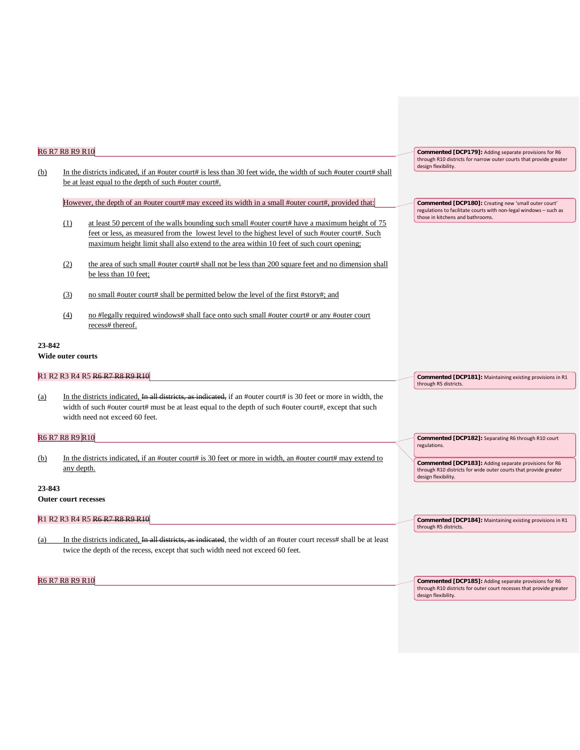R6 R7 R8 R9 R10

(b) In the districts indicated, if an #outer court# is less than 30 feet wide, the width of such #outer court# shall be at least equal to the depth of such #outer court#.

However, the depth of an #outer court# may exceed its width in a small #outer court#, provided that:

(1) at least 50 percent of the walls bounding such small #outer court# have a maximum height of 75 feet or less, as measured from the lowest level to the highest level of such #outer court#. Such maximum height limit shall also extend to the area within 10 feet of such court opening;

(2) the area of such small #outer court# shall not be less than 200 square feet and no dimension shall be less than 10 feet;

(3) no small #outer court# shall be permitted below the level of the first #story#; and

(4) no #legally required windows# shall face onto such small #outer court# or any #outer court recess# thereof.

**23-842**
**Wide outer courts**

R1 R2 R3 R4 R5 ~~R6 R7 R8 R9 R10~~

(a) In the districts indicated, ~~In all districts, as indicated,~~ if an #outer court# is 30 feet or more in width, the width of such #outer court# must be at least equal to the depth of such #outer court#, except that such width need not exceed 60 feet.

R6 R7 R8 R9 R10

(b) In the districts indicated, if an #outer court# is 30 feet or more in width, an #outer court# may extend to any depth.

**23-843**
**Outer court recesses**

R1 R2 R3 R4 R5 ~~R6 R7 R8 R9 R10~~

(a) In the districts indicated, ~~In all districts, as indicated~~, the width of an #outer court recess# shall be at least twice the depth of the recess, except that such width need not exceed 60 feet.

R6 R7 R8 R9 R10

**Commented [DCP179]:** Adding separate provisions for R6 through R10 districts for narrow outer courts that provide greater design flexibility.

**Commented [DCP180]:** Creating new 'small outer court' regulations to facilitate courts with non-legal windows – such as those in kitchens and bathrooms.

**Commented [DCP181]:** Maintaining existing provisions in R1 through R5 districts.

**Commented [DCP182]:** Separating R6 through R10 court regulations.

**Commented [DCP183]:** Adding separate provisions for R6 through R10 districts for wide outer courts that provide greater design flexibility.

**Commented [DCP184]:** Maintaining existing provisions in R1 through R5 districts.

**Commented [DCP185]:** Adding separate provisions for R6 through R10 districts for outer court recesses that provide greater design flexibility.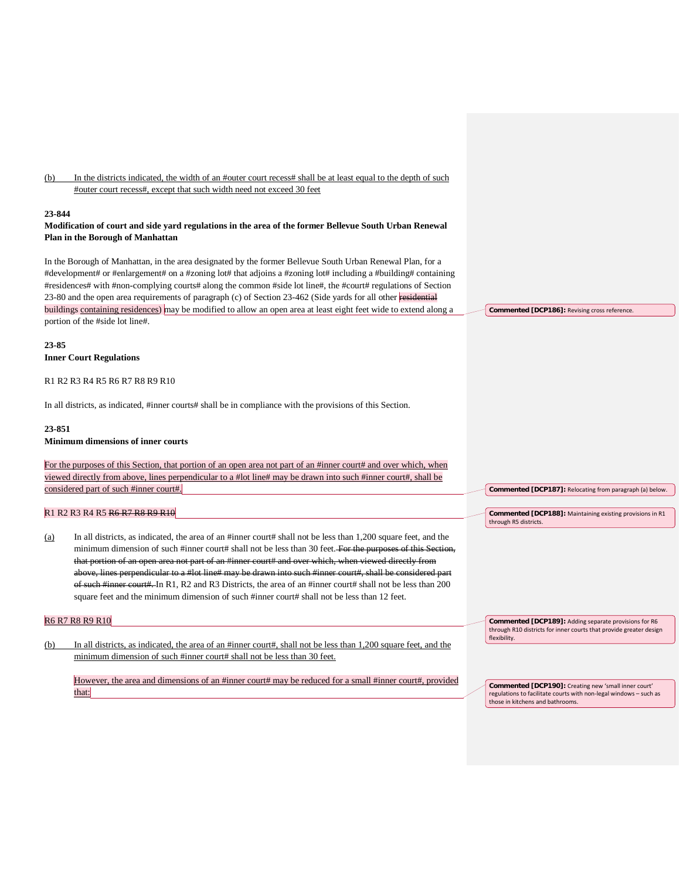(b) In the districts indicated, the width of an #outer court recess# shall be at least equal to the depth of such #outer court recess#, except that such width need not exceed 30 feet

**23-844**

**Modification of court and side yard regulations in the area of the former Bellevue South Urban Renewal Plan in the Borough of Manhattan**

In the Borough of Manhattan, in the area designated by the former Bellevue South Urban Renewal Plan, for a #development# or #enlargement# on a #zoning lot# that adjoins a #zoning lot# including a #building# containing #residences# with #non-complying courts# along the common #side lot line#, the #court# regulations of Section 23-80 and the open area requirements of paragraph (c) of Section 23-462 (Side yards for all other ~~residential buildings~~ buildings containing residences) may be modified to allow an open area at least eight feet wide to extend along a portion of the #side lot line#.

**23-85**

**Inner Court Regulations**

R1 R2 R3 R4 R5 R6 R7 R8 R9 R10

In all districts, as indicated, #inner courts# shall be in compliance with the provisions of this Section.

**23-851**

**Minimum dimensions of inner courts**

For the purposes of this Section, that portion of an open area not part of an #inner court# and over which, when viewed directly from above, lines perpendicular to a #lot line# may be drawn into such #inner court#, shall be considered part of such #inner court#.

R1 R2 R3 R4 R5 ~~R6 R7 R8 R9 R10~~

(a) In all districts, as indicated, the area of an #inner court# shall not be less than 1,200 square feet, and the minimum dimension of such #inner court# shall not be less than 30 feet. ~~For the purposes of this Section, that portion of an open area not part of an #inner court# and over which, when viewed directly from above, lines perpendicular to a #lot line# may be drawn into such #inner court#, shall be considered part of such #inner court#.~~ In R1, R2 and R3 Districts, the area of an #inner court# shall not be less than 200 square feet and the minimum dimension of such #inner court# shall not be less than 12 feet.

R6 R7 R8 R9 R10

(b) In all districts, as indicated, the area of an #inner court#, shall not be less than 1,200 square feet, and the minimum dimension of such #inner court# shall not be less than 30 feet.

However, the area and dimensions of an #inner court# may be reduced for a small #inner court#, provided that:

**Commented [DCP186]:** Revising cross reference.

**Commented [DCP187]:** Relocating from paragraph (a) below.

**Commented [DCP188]:** Maintaining existing provisions in R1 through R5 districts.

**Commented [DCP189]:** Adding separate provisions for R6 through R10 districts for inner courts that provide greater design flexibility.

**Commented [DCP190]:** Creating new 'small inner court' regulations to facilitate courts with non-legal windows – such as those in kitchens and bathrooms.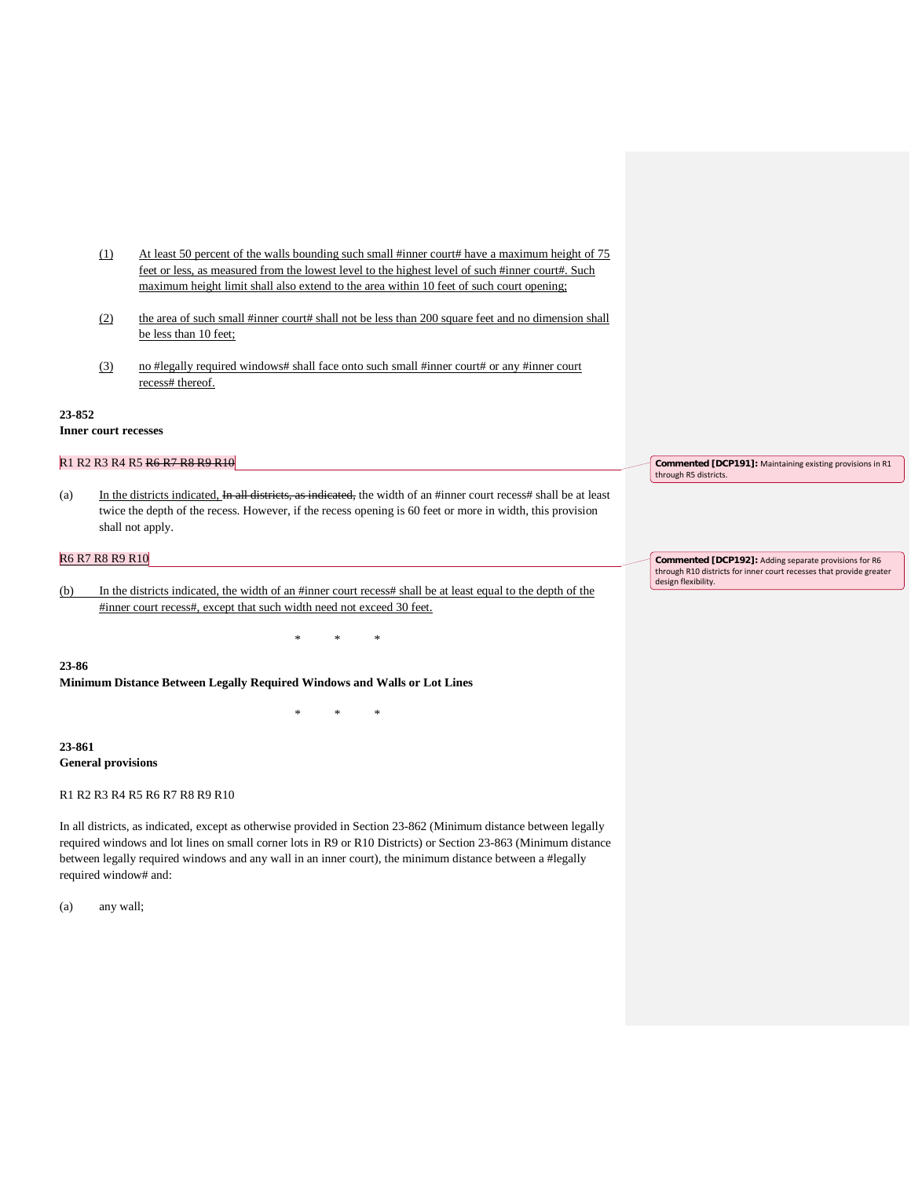(1) At least 50 percent of the walls bounding such small #inner court# have a maximum height of 75 feet or less, as measured from the lowest level to the highest level of such #inner court#. Such maximum height limit shall also extend to the area within 10 feet of such court opening;

(2) the area of such small #inner court# shall not be less than 200 square feet and no dimension shall be less than 10 feet;

(3) no #legally required windows# shall face onto such small #inner court# or any #inner court recess# thereof.

**23-852**
**Inner court recesses**

R1 R2 R3 R4 R5 ~~R6 R7 R8 R9 R10~~

> **Commented [DCP191]:** Maintaining existing provisions in R1 through R5 districts.

(a) In the districts indicated, ~~In all districts, as indicated,~~ the width of an #inner court recess# shall be at least twice the depth of the recess. However, if the recess opening is 60 feet or more in width, this provision shall not apply.

R6 R7 R8 R9 R10

> **Commented [DCP192]:** Adding separate provisions for R6 through R10 districts for inner court recesses that provide greater design flexibility.

(b) In the districts indicated, the width of an #inner court recess# shall be at least equal to the depth of the #inner court recess#, except that such width need not exceed 30 feet.

\* \* \*

**23-86**
**Minimum Distance Between Legally Required Windows and Walls or Lot Lines**

\* \* \*

**23-861**
**General provisions**

R1 R2 R3 R4 R5 R6 R7 R8 R9 R10

In all districts, as indicated, except as otherwise provided in Section 23-862 (Minimum distance between legally required windows and lot lines on small corner lots in R9 or R10 Districts) or Section 23-863 (Minimum distance between legally required windows and any wall in an inner court), the minimum distance between a #legally required window# and:

(a) any wall;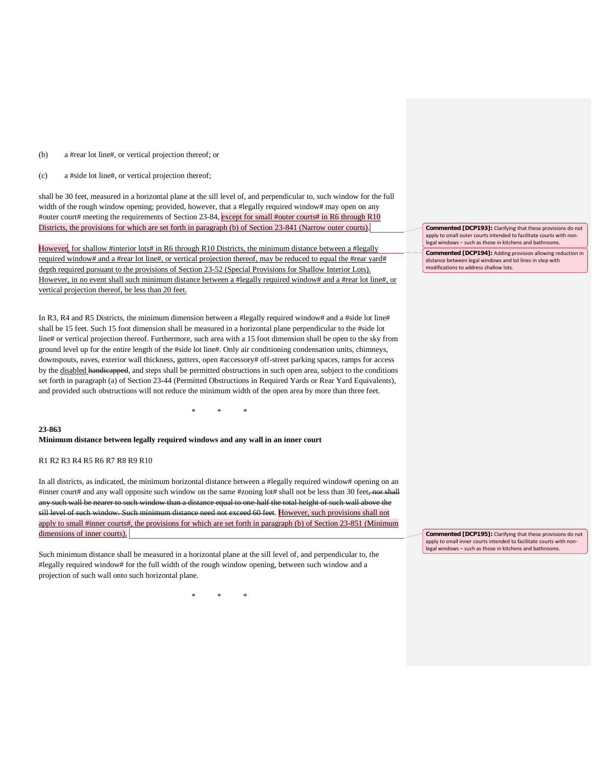(b) a #rear lot line#, or vertical projection thereof; or

(c) a #side lot line#, or vertical projection thereof;

shall be 30 feet, measured in a horizontal plane at the sill level of, and perpendicular to, such window for the full width of the rough window opening; provided, however, that a #legally required window# may open on any #outer court# meeting the requirements of Section 23-84, except for small #outer courts# in R6 through R10 Districts, the provisions for which are set forth in paragraph (b) of Section 23-841 (Narrow outer courts).

However, for shallow #interior lots# in R6 through R10 Districts, the minimum distance between a #legally required window# and a #rear lot line#, or vertical projection thereof, may be reduced to equal the #rear yard# depth required pursuant to the provisions of Section 23-52 (Special Provisions for Shallow Interior Lots). However, in no event shall such minimum distance between a #legally required window# and a #rear lot line#, or vertical projection thereof, be less than 20 feet.

In R3, R4 and R5 Districts, the minimum dimension between a #legally required window# and a #side lot line# shall be 15 feet. Such 15 foot dimension shall be measured in a horizontal plane perpendicular to the #side lot line# or vertical projection thereof. Furthermore, such area with a 15 foot dimension shall be open to the sky from ground level up for the entire length of the #side lot line#. Only air conditioning condensation units, chimneys, downspouts, eaves, exterior wall thickness, gutters, open #accessory# off-street parking spaces, ramps for access by the disabled ~~handicapped~~, and steps shall be permitted obstructions in such open area, subject to the conditions set forth in paragraph (a) of Section 23-44 (Permitted Obstructions in Required Yards or Rear Yard Equivalents), and provided such obstructions will not reduce the minimum width of the open area by more than three feet.

\*      \*      \*

**23-863**
**Minimum distance between legally required windows and any wall in an inner court**

R1 R2 R3 R4 R5 R6 R7 R8 R9 R10

In all districts, as indicated, the minimum horizontal distance between a #legally required window# opening on an #inner court# and any wall opposite such window on the same #zoning lot# shall not be less than 30 feet~~, nor shall any such wall be nearer to such window than a distance equal to one-half the total height of such wall above the sill level of such window. Such minimum distance need not exceed 60 feet~~. However, such provisions shall not apply to small #inner courts#, the provisions for which are set forth in paragraph (b) of Section 23-851 (Minimum dimensions of inner courts).

Such minimum distance shall be measured in a horizontal plane at the sill level of, and perpendicular to, the #legally required window# for the full width of the rough window opening, between such window and a projection of such wall onto such horizontal plane.

\*      \*      \*

**Commented [DCP193]:** Clarifying that these provisions do not apply to small outer courts intended to facilitate courts with non-legal windows – such as those in kitchens and bathrooms.

**Commented [DCP194]:** Adding provision allowing reduction in distance between legal windows and lot lines in step with modifications to address shallow lots.

**Commented [DCP195]:** Clarifying that these provisions do not apply to small inner courts intended to facilitate courts with non-legal windows – such as those in kitchens and bathrooms.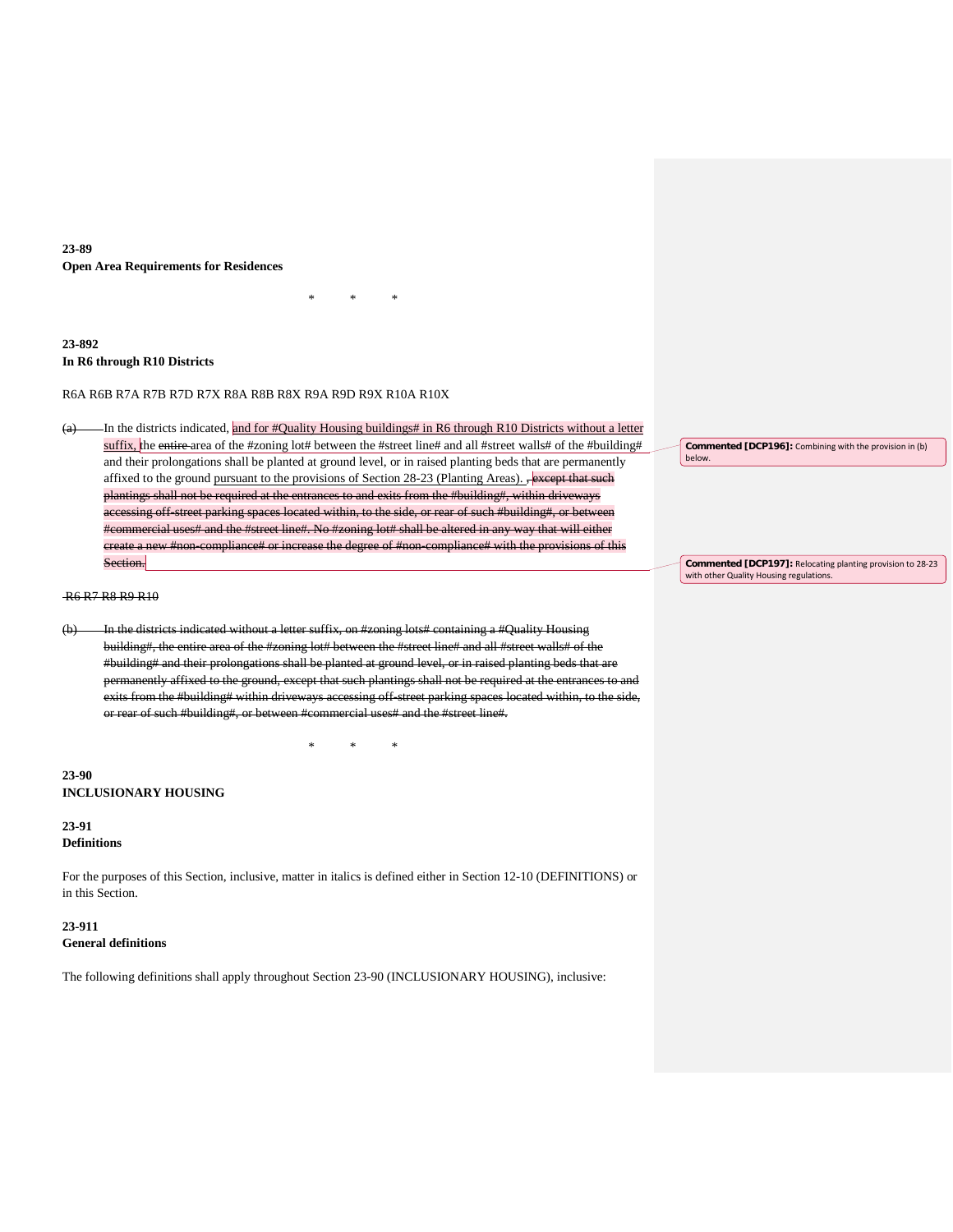**23-89**
**Open Area Requirements for Residences**

\* \* \*

**23-892**
**In R6 through R10 Districts**

R6A R6B R7A R7B R7D R7X R8A R8B R8X R9A R9D R9X R10A R10X

~~(a)~~ In the districts indicated, <u>and for #Quality Housing buildings# in R6 through R10 Districts without a letter suffix,</u> the ~~entire~~ area of the #zoning lot# between the #street line# and all #street walls# of the #building# and their prolongations shall be planted at ground level, or in raised planting beds that are permanently affixed to the ground <u>pursuant to the provisions of Section 28-23 (Planting Areas).</u> ~~, except that such plantings shall not be required at the entrances to and exits from the #building#, within driveways accessing off-street parking spaces located within, to the side, or rear of such #building#, or between #commercial uses# and the #street line#. No #zoning lot# shall be altered in any way that will either create a new #non-compliance# or increase the degree of #non-compliance# with the provisions of this Section.~~

> **Commented [DCP196]:** Combining with the provision in (b) below.

> **Commented [DCP197]:** Relocating planting provision to 28-23 with other Quality Housing regulations.

~~R6 R7 R8 R9 R10~~

~~(b) In the districts indicated without a letter suffix, on #zoning lots# containing a #Quality Housing building#, the entire area of the #zoning lot# between the #street line# and all #street walls# of the #building# and their prolongations shall be planted at ground level, or in raised planting beds that are permanently affixed to the ground, except that such plantings shall not be required at the entrances to and exits from the #building# within driveways accessing off-street parking spaces located within, to the side, or rear of such #building#, or between #commercial uses# and the #street line#.~~

\* \* \*

**23-90**
**INCLUSIONARY HOUSING**

**23-91**
**Definitions**

For the purposes of this Section, inclusive, matter in italics is defined either in Section 12-10 (DEFINITIONS) or in this Section.

**23-911**
**General definitions**

The following definitions shall apply throughout Section 23-90 (INCLUSIONARY HOUSING), inclusive: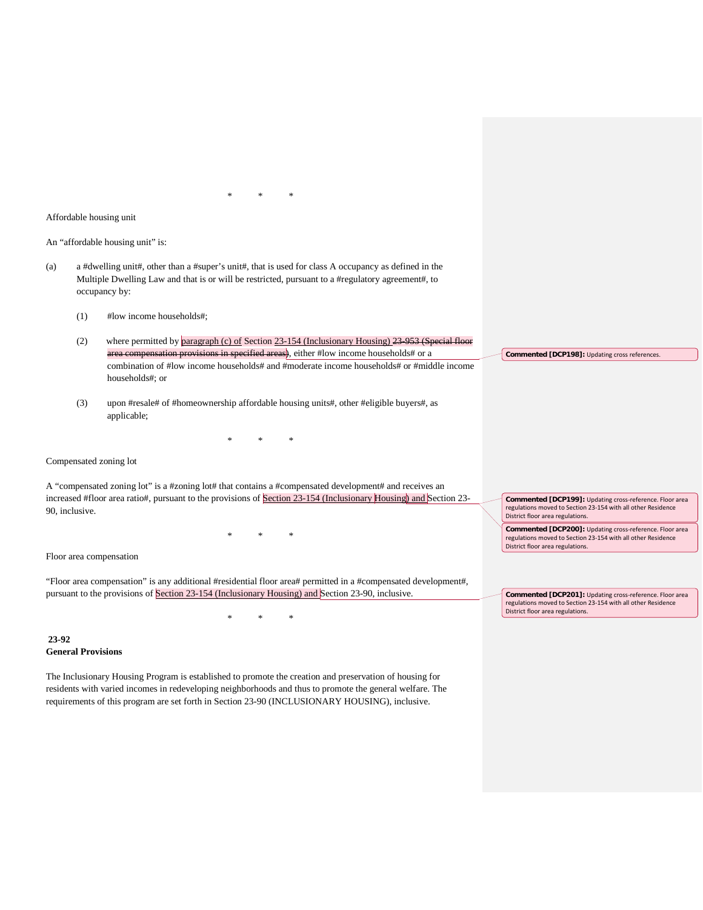\*   \*   \*

Affordable housing unit

An "affordable housing unit" is:

(a) a #dwelling unit#, other than a #super's unit#, that is used for class A occupancy as defined in the Multiple Dwelling Law and that is or will be restricted, pursuant to a #regulatory agreement#, to occupancy by:

   (1) #low income households#;

   (2) where permitted by paragraph (c) of Section 23-154 (Inclusionary Housing) ~~23-953 (Special floor area compensation provisions in specified areas)~~, either #low income households# or a combination of #low income households# and #moderate income households# or #middle income households#; or

   (3) upon #resale# of #homeownership affordable housing units#, other #eligible buyers#, as applicable;

\*   \*   \*

Compensated zoning lot

A "compensated zoning lot" is a #zoning lot# that contains a #compensated development# and receives an increased #floor area ratio#, pursuant to the provisions of Section 23-154 (Inclusionary Housing) and Section 23-90, inclusive.

\*   \*   \*

Floor area compensation

"Floor area compensation" is any additional #residential floor area# permitted in a #compensated development#, pursuant to the provisions of Section 23-154 (Inclusionary Housing) and Section 23-90, inclusive.

\*   \*   \*

**23-92**
**General Provisions**

The Inclusionary Housing Program is established to promote the creation and preservation of housing for residents with varied incomes in redeveloping neighborhoods and thus to promote the general welfare. The requirements of this program are set forth in Section 23-90 (INCLUSIONARY HOUSING), inclusive.

**Commented [DCP198]:** Updating cross references.

**Commented [DCP199]:** Updating cross-reference. Floor area regulations moved to Section 23-154 with all other Residence District floor area regulations.

**Commented [DCP200]:** Updating cross-reference. Floor area regulations moved to Section 23-154 with all other Residence District floor area regulations.

**Commented [DCP201]:** Updating cross-reference. Floor area regulations moved to Section 23-154 with all other Residence District floor area regulations.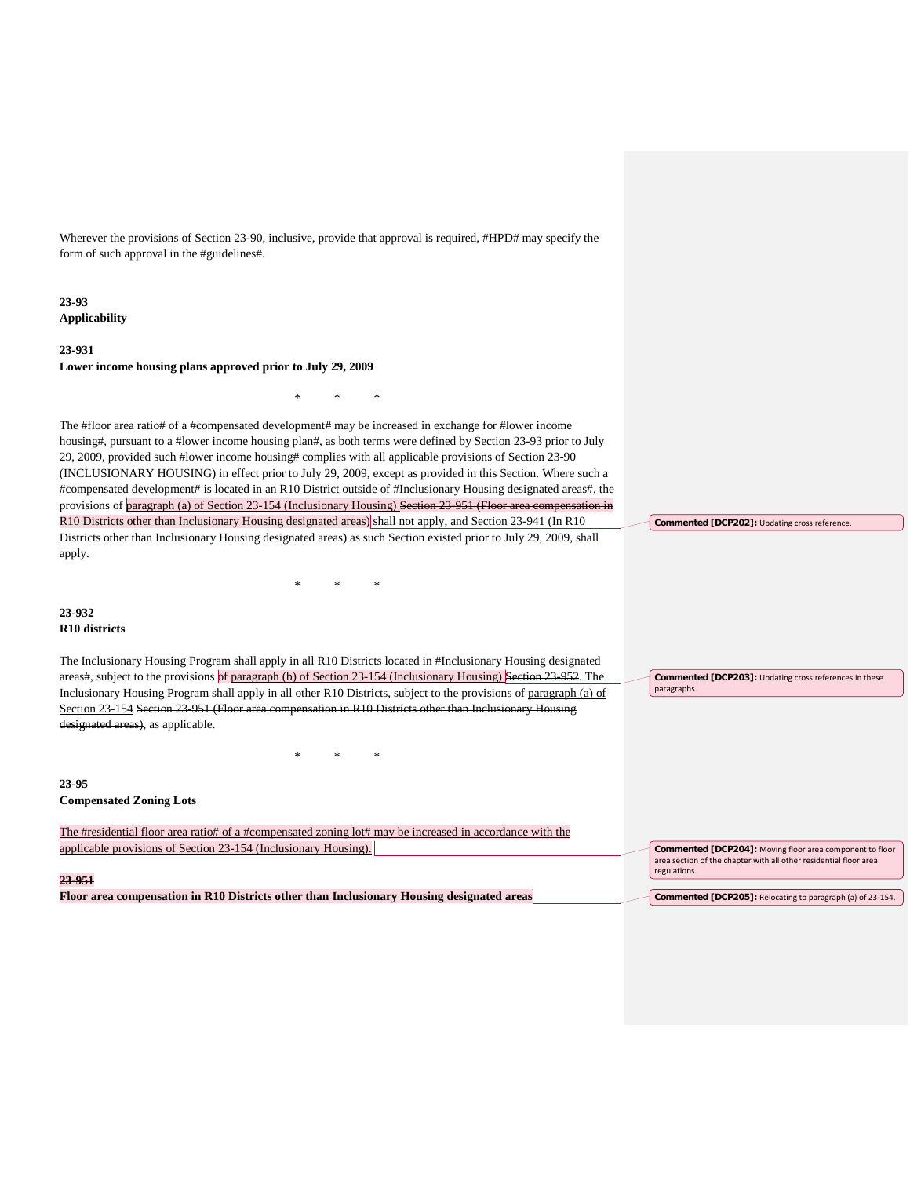Wherever the provisions of Section 23-90, inclusive, provide that approval is required, #HPD# may specify the form of such approval in the #guidelines#.

**23-93**
**Applicability**

**23-931**
**Lower income housing plans approved prior to July 29, 2009**

\*   \*   \*

The #floor area ratio# of a #compensated development# may be increased in exchange for #lower income housing#, pursuant to a #lower income housing plan#, as both terms were defined by Section 23-93 prior to July 29, 2009, provided such #lower income housing# complies with all applicable provisions of Section 23-90 (INCLUSIONARY HOUSING) in effect prior to July 29, 2009, except as provided in this Section. Where such a #compensated development# is located in an R10 District outside of #Inclusionary Housing designated areas#, the provisions of <u>paragraph (a) of Section 23-154 (Inclusionary Housing)</u> ~~Section 23-951 (Floor area compensation in R10 Districts other than Inclusionary Housing designated areas)~~ shall not apply, and Section 23-941 (In R10 Districts other than Inclusionary Housing designated areas) as such Section existed prior to July 29, 2009, shall apply.

> **Commented [DCP202]:** Updating cross reference.

\*   \*   \*

**23-932**
**R10 districts**

The Inclusionary Housing Program shall apply in all R10 Districts located in #Inclusionary Housing designated areas#, subject to the provisions <u>of paragraph (b) of Section 23-154 (Inclusionary Housing)</u> ~~Section 23-952~~. The Inclusionary Housing Program shall apply in all other R10 Districts, subject to the provisions of <u>paragraph (a) of Section 23-154</u> ~~Section 23-951 (Floor area compensation in R10 Districts other than Inclusionary Housing designated areas)~~, as applicable.

> **Commented [DCP203]:** Updating cross references in these paragraphs.

\*   \*   \*

**23-95**
**Compensated Zoning Lots**

<u>The #residential floor area ratio# of a #compensated zoning lot# may be increased in accordance with the applicable provisions of Section 23-154 (Inclusionary Housing).</u>

> **Commented [DCP204]:** Moving floor area component to floor area section of the chapter with all other residential floor area regulations.

~~**23-951**~~
~~**Floor area compensation in R10 Districts other than Inclusionary Housing designated areas**~~

> **Commented [DCP205]:** Relocating to paragraph (a) of 23-154.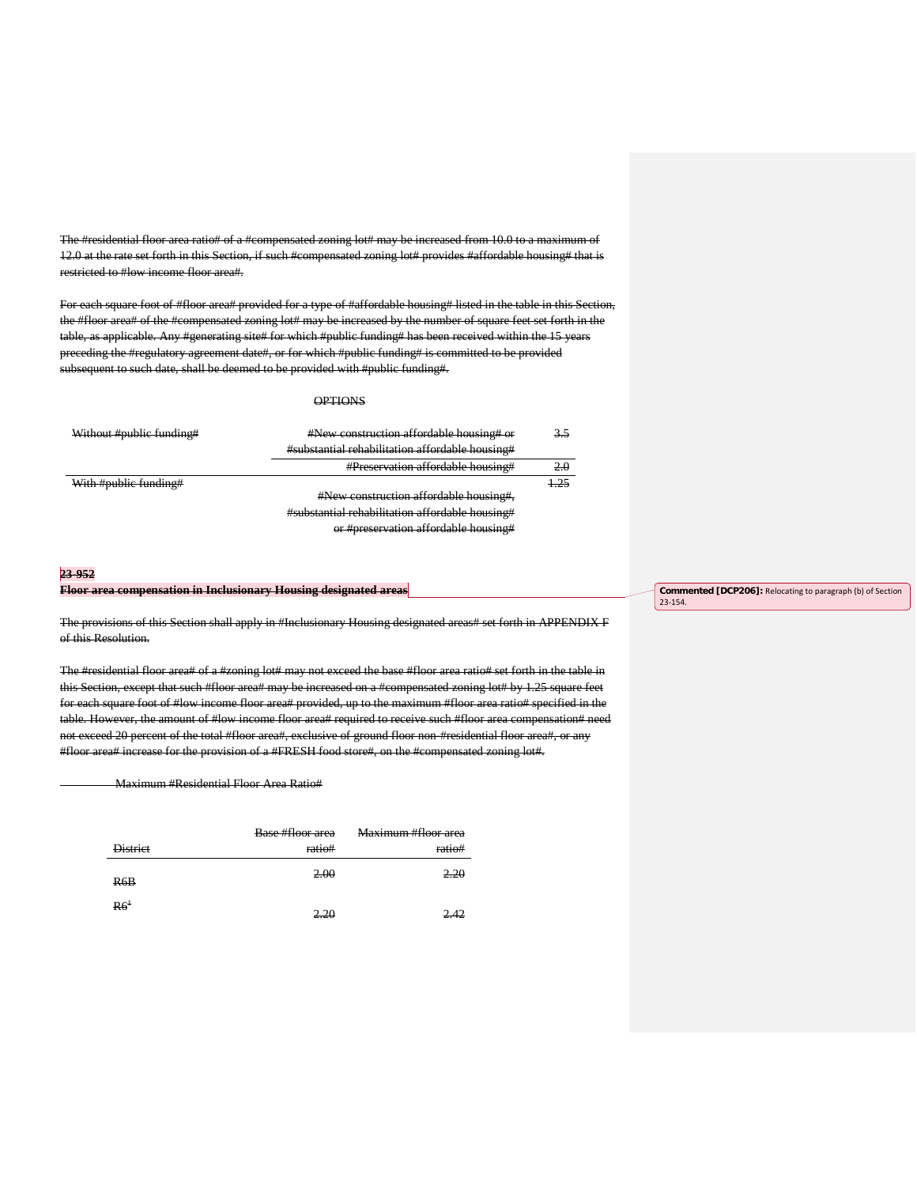~~The #residential floor area ratio# of a #compensated zoning lot# may be increased from 10.0 to a maximum of 12.0 at the rate set forth in this Section, if such #compensated zoning lot# provides #affordable housing# that is restricted to #low income floor area#.~~

~~For each square foot of #floor area# provided for a type of #affordable housing# listed in the table in this Section, the #floor area# of the #compensated zoning lot# may be increased by the number of square feet set forth in the table, as applicable. Any #generating site# for which #public funding# has been received within the 15 years preceding the #regulatory agreement date#, or for which #public funding# is committed to be provided subsequent to such date, shall be deemed to be provided with #public funding#.~~

~~OPTIONS~~

| | | |
|---|---|---|
| ~~Without #public funding#~~ | ~~#New construction affordable housing# or #substantial rehabilitation affordable housing#~~ | ~~3.5~~ |
| | ~~#Preservation affordable housing#~~ | ~~2.0~~ |
| ~~With #public funding#~~ | ~~#New construction affordable housing#, #substantial rehabilitation affordable housing# or #preservation affordable housing#~~ | ~~1.25~~ |

**~~23-952~~**
**~~Floor area compensation in Inclusionary Housing designated areas~~**

Commented [DCP206]: Relocating to paragraph (b) of Section 23-154.

~~The provisions of this Section shall apply in #Inclusionary Housing designated areas# set forth in APPENDIX F of this Resolution.~~

~~The #residential floor area# of a #zoning lot# may not exceed the base #floor area ratio# set forth in the table in this Section, except that such #floor area# may be increased on a #compensated zoning lot# by 1.25 square feet for each square foot of #low income floor area# provided, up to the maximum #floor area ratio# specified in the table. However, the amount of #low income floor area# required to receive such #floor area compensation# need not exceed 20 percent of the total #floor area#, exclusive of ground floor non-#residential floor area#, or any #floor area# increase for the provision of a #FRESH food store#, on the #compensated zoning lot#.~~

~~Maximum #Residential Floor Area Ratio#~~

| ~~District~~ | ~~Base #floor area ratio#~~ | ~~Maximum #floor area ratio#~~ |
|---|---|---|
| ~~R6B~~ | ~~2.00~~ | ~~2.20~~ |
| ~~R6[1]~~ | ~~2.20~~ | ~~2.42~~ |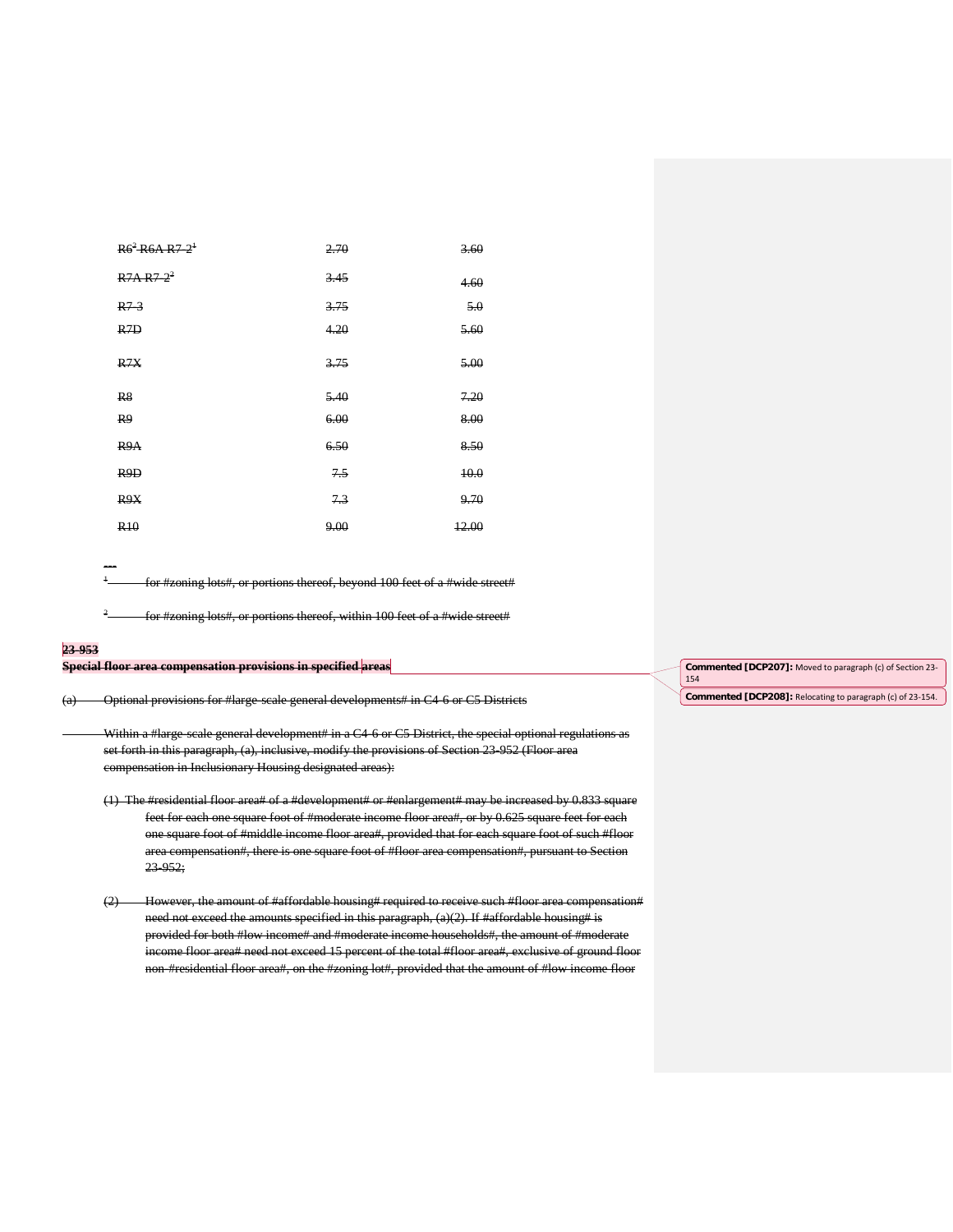| | | |
|---|---|---|
| R6[2] R6A R7-2[1] | 2.70 | 3.60 |
| R7A R7-2[2] | 3.45 | 4.60 |
| R7-3 | 3.75 | 5.0 |
| R7D | 4.20 | 5.60 |
| R7X | 3.75 | 5.00 |
| R8 | 5.40 | 7.20 |
| R9 | 6.00 | 8.00 |
| R9A | 6.50 | 8.50 |
| R9D | 7.5 | 10.0 |
| R9X | 7.3 | 9.70 |
| R10 | 9.00 | 12.00 |

---

[1] for #zoning lots#, or portions thereof, beyond 100 feet of a #wide street#

[2] for #zoning lots#, or portions thereof, within 100 feet of a #wide street#

**23-953**

**Special floor area compensation provisions in specified areas**

Commented [DCP207]: Moved to paragraph (c) of Section 23-154

Commented [DCP208]: Relocating to paragraph (c) of 23-154.

(a) Optional provisions for #large-scale general developments# in C4-6 or C5 Districts

Within a #large-scale general development# in a C4-6 or C5 District, the special optional regulations as set forth in this paragraph, (a), inclusive, modify the provisions of Section 23-952 (Floor area compensation in Inclusionary Housing designated areas):

(1) The #residential floor area# of a #development# or #enlargement# may be increased by 0.833 square feet for each one square foot of #moderate income floor area#, or by 0.625 square feet for each one square foot of #middle income floor area#, provided that for each square foot of such #floor area compensation#, there is one square foot of #floor area compensation#, pursuant to Section 23-952;

(2) However, the amount of #affordable housing# required to receive such #floor area compensation# need not exceed the amounts specified in this paragraph, (a)(2). If #affordable housing# is provided for both #low income# and #moderate income households#, the amount of #moderate income floor area# need not exceed 15 percent of the total #floor area#, exclusive of ground floor non-#residential floor area#, on the #zoning lot#, provided that the amount of #low income floor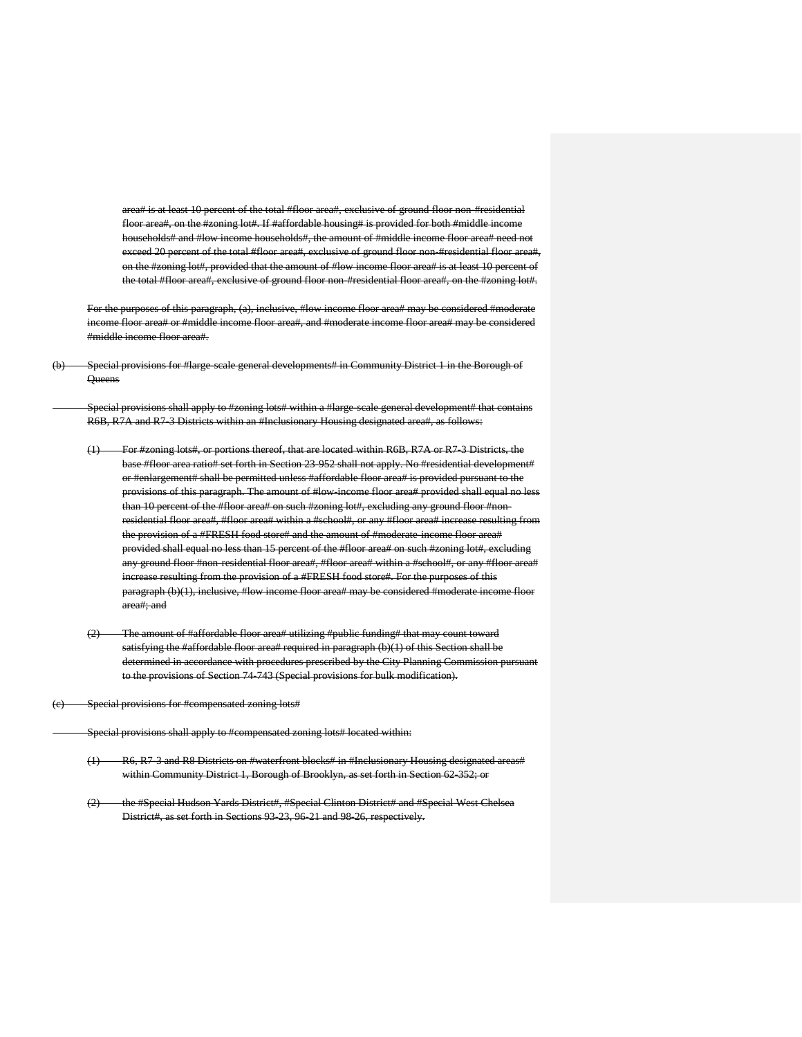~~area# is at least 10 percent of the total #floor area#, exclusive of ground floor non-#residential floor area#, on the #zoning lot#. If #affordable housing# is provided for both #middle income households# and #low income households#, the amount of #middle income floor area# need not exceed 20 percent of the total #floor area#, exclusive of ground floor non-#residential floor area#, on the #zoning lot#, provided that the amount of #low income floor area# is at least 10 percent of the total #floor area#, exclusive of ground floor non-#residential floor area#, on the #zoning lot#.~~

~~For the purposes of this paragraph, (a), inclusive, #low income floor area# may be considered #moderate income floor area# or #middle income floor area#, and #moderate income floor area# may be considered #middle income floor area#.~~

~~(b) Special provisions for #large-scale general developments# in Community District 1 in the Borough of Queens~~

~~Special provisions shall apply to #zoning lots# within a #large-scale general development# that contains R6B, R7A and R7-3 Districts within an #Inclusionary Housing designated area#, as follows:~~

~~(1) For #zoning lots#, or portions thereof, that are located within R6B, R7A or R7-3 Districts, the base #floor area ratio# set forth in Section 23-952 shall not apply. No #residential development# or #enlargement# shall be permitted unless #affordable floor area# is provided pursuant to the provisions of this paragraph. The amount of #low-income floor area# provided shall equal no less than 10 percent of the #floor area# on such #zoning lot#, excluding any ground floor #non-residential floor area#, #floor area# within a #school#, or any #floor area# increase resulting from the provision of a #FRESH food store# and the amount of #moderate-income floor area# provided shall equal no less than 15 percent of the #floor area# on such #zoning lot#, excluding any ground floor #non-residential floor area#, #floor area# within a #school#, or any #floor area# increase resulting from the provision of a #FRESH food store#. For the purposes of this paragraph (b)(1), inclusive, #low income floor area# may be considered #moderate income floor area#; and~~

~~(2) The amount of #affordable floor area# utilizing #public funding# that may count toward satisfying the #affordable floor area# required in paragraph (b)(1) of this Section shall be determined in accordance with procedures prescribed by the City Planning Commission pursuant to the provisions of Section 74-743 (Special provisions for bulk modification).~~

~~(c) Special provisions for #compensated zoning lots#~~

~~Special provisions shall apply to #compensated zoning lots# located within:~~

~~(1) R6, R7-3 and R8 Districts on #waterfront blocks# in #Inclusionary Housing designated areas# within Community District 1, Borough of Brooklyn, as set forth in Section 62-352; or~~

~~(2) the #Special Hudson Yards District#, #Special Clinton District# and #Special West Chelsea District#, as set forth in Sections 93-23, 96-21 and 98-26, respectively.~~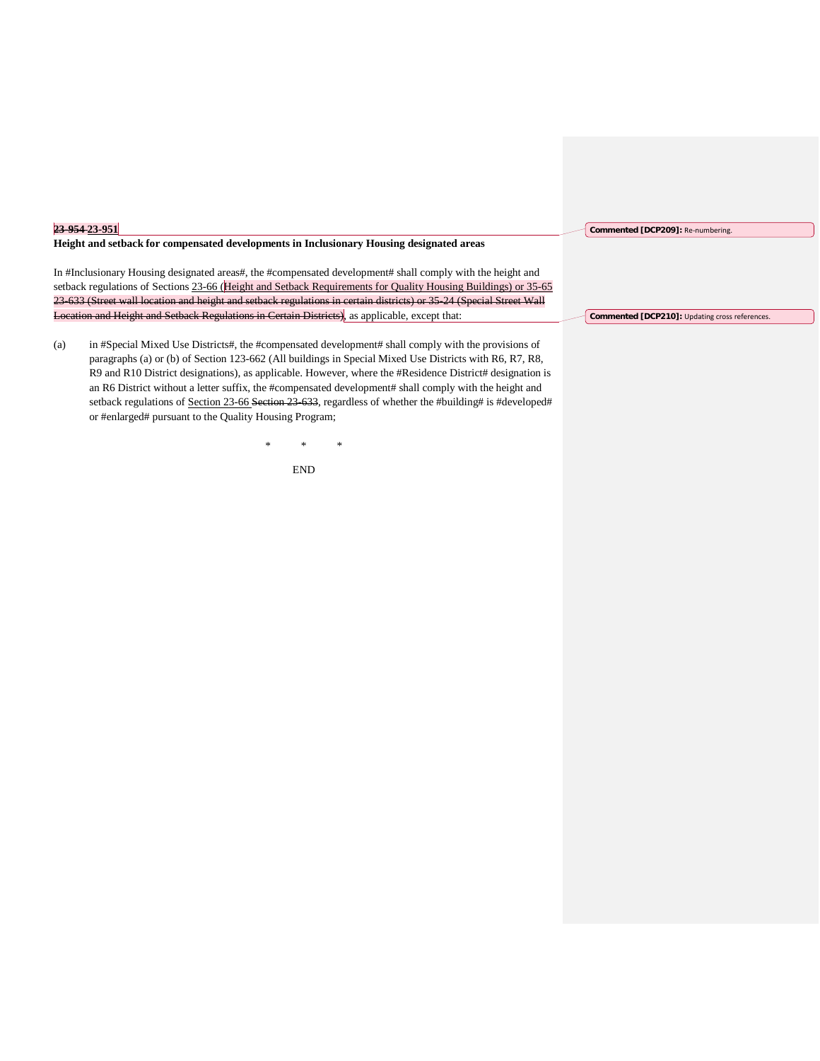~~23-954~~ 23-951

**Height and setback for compensated developments in Inclusionary Housing designated areas**

In #Inclusionary Housing designated areas#, the #compensated development# shall comply with the height and setback regulations of Sections 23-66 (Height and Setback Requirements for Quality Housing Buildings) or 35-65 ~~23-633 (Street wall location and height and setback regulations in certain districts) or 35-24 (Special Street Wall Location and Height and Setback Regulations in Certain Districts)~~, as applicable, except that:

(a) in #Special Mixed Use Districts#, the #compensated development# shall comply with the provisions of paragraphs (a) or (b) of Section 123-662 (All buildings in Special Mixed Use Districts with R6, R7, R8, R9 and R10 District designations), as applicable. However, where the #Residence District# designation is an R6 District without a letter suffix, the #compensated development# shall comply with the height and setback regulations of Section 23-66 ~~Section 23-633~~, regardless of whether the #building# is #developed# or #enlarged# pursuant to the Quality Housing Program;

\* \* \*

END

**Commented [DCP209]:** Re-numbering.

**Commented [DCP210]:** Updating cross references.